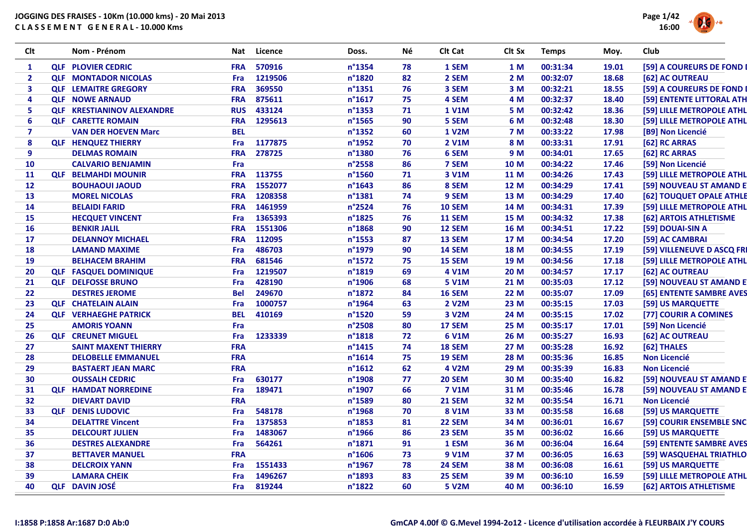# JOGGING DES FRAISES - 10Km (10.000 kms) - 20 Mai 2013

## CLASSEMENT GENERAL - 10.000 Kms

| Clt | | Nom - Prénom | Nat | Licence | Doss. | Né | Clt Cat | Clt Sx | Temps | Moy. | Club |
|---|---|---|---|---|---|---|---|---|---|---|---|
| 1 | QLF | PLOVIER CEDRIC | FRA | 570916 | n°1354 | 78 | 1 SEM | 1 M | 00:31:34 | 19.01 | [59] A COUREURS DE FOND I |
| 2 | QLF | MONTADOR NICOLAS | Fra | 1219506 | n°1820 | 82 | 2 SEM | 2 M | 00:32:07 | 18.68 | [62] AC OUTREAU |
| 3 | QLF | LEMAITRE GREGORY | FRA | 369550 | n°1351 | 76 | 3 SEM | 3 M | 00:32:21 | 18.55 | [59] A COUREURS DE FOND I |
| 4 | QLF | NOWE ARNAUD | FRA | 875611 | n°1617 | 75 | 4 SEM | 4 M | 00:32:37 | 18.40 | [59] ENTENTE LITTORAL ATH |
| 5 | QLF | KRESTIANINOV ALEXANDRE | RUS | 433124 | n°1353 | 71 | 1 V1M | 5 M | 00:32:42 | 18.36 | [59] LILLE METROPOLE ATHL |
| 6 | QLF | CARETTE ROMAIN | FRA | 1295613 | n°1565 | 90 | 5 SEM | 6 M | 00:32:48 | 18.30 | [59] LILLE METROPOLE ATHL |
| 7 | | VAN DER HOEVEN Marc | BEL | | n°1352 | 60 | 1 V2M | 7 M | 00:33:22 | 17.98 | [B9] Non Licencié |
| 8 | QLF | HENQUEZ THIERRY | Fra | 1177875 | n°1952 | 70 | 2 V1M | 8 M | 00:33:31 | 17.91 | [62] RC ARRAS |
| 9 | | DELMAS ROMAIN | FRA | 278725 | n°1380 | 76 | 6 SEM | 9 M | 00:34:01 | 17.65 | [62] RC ARRAS |
| 10 | | CALVARIO BENJAMIN | Fra | | n°2558 | 86 | 7 SEM | 10 M | 00:34:22 | 17.46 | [59] Non Licencié |
| 11 | QLF | BELMAHDI MOUNIR | FRA | 113755 | n°1560 | 71 | 3 V1M | 11 M | 00:34:26 | 17.43 | [59] LILLE METROPOLE ATHL |
| 12 | | BOUHAOUI JAOUD | FRA | 1552077 | n°1643 | 86 | 8 SEM | 12 M | 00:34:29 | 17.41 | [59] NOUVEAU ST AMAND E |
| 13 | | MOREL NICOLAS | FRA | 1208358 | n°1381 | 74 | 9 SEM | 13 M | 00:34:29 | 17.40 | [62] TOUQUET OPALE ATHLE |
| 14 | | BELAIDI FARID | FRA | 1461959 | n°2524 | 76 | 10 SEM | 14 M | 00:34:31 | 17.39 | [59] LILLE METROPOLE ATHL |
| 15 | | HECQUET VINCENT | Fra | 1365393 | n°1825 | 76 | 11 SEM | 15 M | 00:34:32 | 17.38 | [62] ARTOIS ATHLETISME |
| 16 | | BENKIR JALIL | FRA | 1551306 | n°1868 | 90 | 12 SEM | 16 M | 00:34:51 | 17.22 | [59] DOUAI-SIN A |
| 17 | | DELANNOY MICHAEL | FRA | 112095 | n°1553 | 87 | 13 SEM | 17 M | 00:34:54 | 17.20 | [59] AC CAMBRAI |
| 18 | | LAMAND MAXIME | Fra | 486703 | n°1979 | 90 | 14 SEM | 18 M | 00:34:55 | 17.19 | [59] VILLENEUVE D ASCQ FRI |
| 19 | | BELHACEM BRAHIM | FRA | 681546 | n°1572 | 75 | 15 SEM | 19 M | 00:34:56 | 17.18 | [59] LILLE METROPOLE ATHL |
| 20 | QLF | FASQUEL DOMINIQUE | Fra | 1219507 | n°1819 | 69 | 4 V1M | 20 M | 00:34:57 | 17.17 | [62] AC OUTREAU |
| 21 | QLF | DELFOSSE BRUNO | Fra | 428190 | n°1906 | 68 | 5 V1M | 21 M | 00:35:03 | 17.12 | [59] NOUVEAU ST AMAND E |
| 22 | | DESTRES JEROME | Bel | 249670 | n°1872 | 84 | 16 SEM | 22 M | 00:35:07 | 17.09 | [65] ENTENTE SAMBRE AVES |
| 23 | QLF | CHATELAIN ALAIN | Fra | 1000757 | n°1964 | 63 | 2 V2M | 23 M | 00:35:15 | 17.03 | [59] US MARQUETTE |
| 24 | QLF | VERHAEGHE PATRICK | BEL | 410169 | n°1520 | 59 | 3 V2M | 24 M | 00:35:15 | 17.02 | [77] COURIR A COMINES |
| 25 | | AMORIS YOANN | Fra | | n°2508 | 80 | 17 SEM | 25 M | 00:35:17 | 17.01 | [59] Non Licencié |
| 26 | QLF | CREUNET MIGUEL | Fra | 1233339 | n°1818 | 72 | 6 V1M | 26 M | 00:35:27 | 16.93 | [62] AC OUTREAU |
| 27 | | SAINT MAXENT THIERRY | FRA | | n°1415 | 74 | 18 SEM | 27 M | 00:35:28 | 16.92 | [62] THALES |
| 28 | | DELOBELLE EMMANUEL | FRA | | n°1614 | 75 | 19 SEM | 28 M | 00:35:36 | 16.85 | Non Licencié |
| 29 | | BASTAERT JEAN MARC | FRA | | n°1612 | 62 | 4 V2M | 29 M | 00:35:39 | 16.83 | Non Licencié |
| 30 | | OUSSALH CEDRIC | Fra | 630177 | n°1908 | 77 | 20 SEM | 30 M | 00:35:40 | 16.82 | [59] NOUVEAU ST AMAND E |
| 31 | QLF | HAMDAT NORREDINE | Fra | 189471 | n°1907 | 66 | 7 V1M | 31 M | 00:35:46 | 16.78 | [59] NOUVEAU ST AMAND E |
| 32 | | DIEVART DAVID | FRA | | n°1589 | 80 | 21 SEM | 32 M | 00:35:54 | 16.71 | Non Licencié |
| 33 | QLF | DENIS LUDOVIC | Fra | 548178 | n°1968 | 70 | 8 V1M | 33 M | 00:35:58 | 16.68 | [59] US MARQUETTE |
| 34 | | DELATTRE Vincent | Fra | 1375853 | n°1853 | 81 | 22 SEM | 34 M | 00:36:01 | 16.67 | [59] COURIR ENSEMBLE SNC |
| 35 | | DELCOURT JULIEN | Fra | 1483067 | n°1966 | 86 | 23 SEM | 35 M | 00:36:02 | 16.66 | [59] US MARQUETTE |
| 36 | | DESTRES ALEXANDRE | Fra | 564261 | n°1871 | 91 | 1 ESM | 36 M | 00:36:04 | 16.64 | [59] ENTENTE SAMBRE AVES |
| 37 | | BETTAVER MANUEL | FRA | | n°1606 | 73 | 9 V1M | 37 M | 00:36:05 | 16.63 | [59] WASQUEHAL TRIATHLO |
| 38 | | DELCROIX YANN | Fra | 1551433 | n°1967 | 78 | 24 SEM | 38 M | 00:36:08 | 16.61 | [59] US MARQUETTE |
| 39 | | LAMARA CHEIK | Fra | 1496267 | n°1893 | 83 | 25 SEM | 39 M | 00:36:10 | 16.59 | [59] LILLE METROPOLE ATHL |
| 40 | QLF | DAVIN JOSÉ | Fra | 819244 | n°1822 | 60 | 5 V2M | 40 M | 00:36:10 | 16.59 | [62] ARTOIS ATHLETISME |

I:1858 P:1858 Ar:1687 D:0 Ab:0

GmCAP 4.00f © G.Mevel 1994-2o12 - Licence d'utilisation accordée à FLEURBAIX J'Y COURS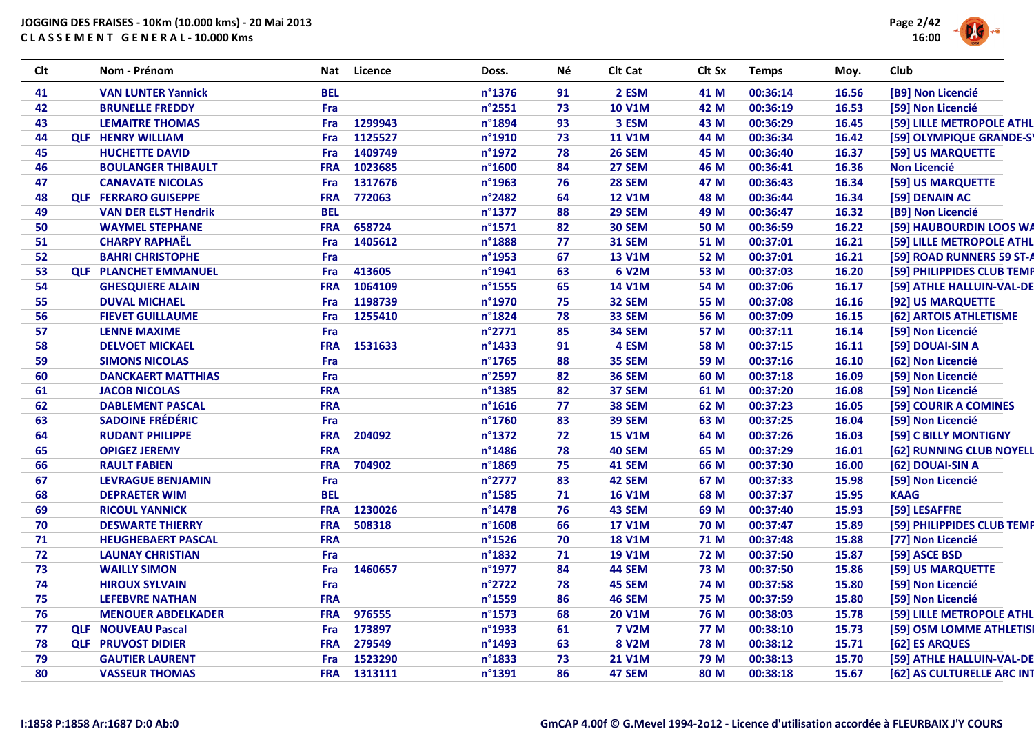JOGGING DES FRAISES - 10Km (10.000 kms) - 20 Mai 2013
CLASSEMENT GENERAL - 10.000 Kms

| Clt | | Nom - Prénom | Nat | Licence | Doss. | Né | Clt Cat | Clt Sx | Temps | Moy. | Club |
|---|---|---|---|---|---|---|---|---|---|---|---|
| 41 | | VAN LUNTER Yannick | BEL | | n°1376 | 91 | 2 ESM | 41 M | 00:36:14 | 16.56 | [B9] Non Licencié |
| 42 | | BRUNELLE FREDDY | Fra | | n°2551 | 73 | 10 V1M | 42 M | 00:36:19 | 16.53 | [59] Non Licencié |
| 43 | | LEMAITRE THOMAS | Fra | 1299943 | n°1894 | 93 | 3 ESM | 43 M | 00:36:29 | 16.45 | [59] LILLE METROPOLE ATHL |
| 44 | QLF | HENRY WILLIAM | Fra | 1125527 | n°1910 | 73 | 11 V1M | 44 M | 00:36:34 | 16.42 | [59] OLYMPIQUE GRANDE-S' |
| 45 | | HUCHETTE DAVID | Fra | 1409749 | n°1972 | 78 | 26 SEM | 45 M | 00:36:40 | 16.37 | [59] US MARQUETTE |
| 46 | | BOULANGER THIBAULT | FRA | 1023685 | n°1600 | 84 | 27 SEM | 46 M | 00:36:41 | 16.36 | Non Licencié |
| 47 | | CANAVATE NICOLAS | Fra | 1317676 | n°1963 | 76 | 28 SEM | 47 M | 00:36:43 | 16.34 | [59] US MARQUETTE |
| 48 | QLF | FERRARO GUISEPPE | FRA | 772063 | n°2482 | 64 | 12 V1M | 48 M | 00:36:44 | 16.34 | [59] DENAIN AC |
| 49 | | VAN DER ELST Hendrik | BEL | | n°1377 | 88 | 29 SEM | 49 M | 00:36:47 | 16.32 | [B9] Non Licencié |
| 50 | | WAYMEL STEPHANE | FRA | 658724 | n°1571 | 82 | 30 SEM | 50 M | 00:36:59 | 16.22 | [59] HAUBOURDIN LOOS WA |
| 51 | | CHARPY RAPHAËL | Fra | 1405612 | n°1888 | 77 | 31 SEM | 51 M | 00:37:01 | 16.21 | [59] LILLE METROPOLE ATHL |
| 52 | | BAHRI CHRISTOPHE | Fra | | n°1953 | 67 | 13 V1M | 52 M | 00:37:01 | 16.21 | [59] ROAD RUNNERS 59 ST-A |
| 53 | QLF | PLANCHET EMMANUEL | Fra | 413605 | n°1941 | 63 | 6 V2M | 53 M | 00:37:03 | 16.20 | [59] PHILIPPIDES CLUB TEMP |
| 54 | | GHESQUIERE ALAIN | FRA | 1064109 | n°1555 | 65 | 14 V1M | 54 M | 00:37:06 | 16.17 | [59] ATHLE HALLUIN-VAL-DE |
| 55 | | DUVAL MICHAEL | Fra | 1198739 | n°1970 | 75 | 32 SEM | 55 M | 00:37:08 | 16.16 | [92] US MARQUETTE |
| 56 | | FIEVET GUILLAUME | Fra | 1255410 | n°1824 | 78 | 33 SEM | 56 M | 00:37:09 | 16.15 | [62] ARTOIS ATHLETISME |
| 57 | | LENNE MAXIME | Fra | | n°2771 | 85 | 34 SEM | 57 M | 00:37:11 | 16.14 | [59] Non Licencié |
| 58 | | DELVOET MICKAEL | FRA | 1531633 | n°1433 | 91 | 4 ESM | 58 M | 00:37:15 | 16.11 | [59] DOUAI-SIN A |
| 59 | | SIMONS NICOLAS | Fra | | n°1765 | 88 | 35 SEM | 59 M | 00:37:16 | 16.10 | [62] Non Licencié |
| 60 | | DANCKAERT MATTHIAS | Fra | | n°2597 | 82 | 36 SEM | 60 M | 00:37:18 | 16.09 | [59] Non Licencié |
| 61 | | JACOB NICOLAS | FRA | | n°1385 | 82 | 37 SEM | 61 M | 00:37:20 | 16.08 | [59] Non Licencié |
| 62 | | DABLEMENT PASCAL | FRA | | n°1616 | 77 | 38 SEM | 62 M | 00:37:23 | 16.05 | [59] COURIR A COMINES |
| 63 | | SADOINE FRÉDÉRIC | Fra | | n°1760 | 83 | 39 SEM | 63 M | 00:37:25 | 16.04 | [59] Non Licencié |
| 64 | | RUDANT PHILIPPE | FRA | 204092 | n°1372 | 72 | 15 V1M | 64 M | 00:37:26 | 16.03 | [59] C BILLY MONTIGNY |
| 65 | | OPIGEZ JEREMY | FRA | | n°1486 | 78 | 40 SEM | 65 M | 00:37:29 | 16.01 | [62] RUNNING CLUB NOYELL |
| 66 | | RAULT FABIEN | FRA | 704902 | n°1869 | 75 | 41 SEM | 66 M | 00:37:30 | 16.00 | [62] DOUAI-SIN A |
| 67 | | LEVRAGUE BENJAMIN | Fra | | n°2777 | 83 | 42 SEM | 67 M | 00:37:33 | 15.98 | [59] Non Licencié |
| 68 | | DEPRAETER WIM | BEL | | n°1585 | 71 | 16 V1M | 68 M | 00:37:37 | 15.95 | KAAG |
| 69 | | RICOUL YANNICK | FRA | 1230026 | n°1478 | 76 | 43 SEM | 69 M | 00:37:40 | 15.93 | [59] LESAFFRE |
| 70 | | DESWARTE THIERRY | FRA | 508318 | n°1608 | 66 | 17 V1M | 70 M | 00:37:47 | 15.89 | [59] PHILIPPIDES CLUB TEMP |
| 71 | | HEUGHEBAERT PASCAL | FRA | | n°1526 | 70 | 18 V1M | 71 M | 00:37:48 | 15.88 | [77] Non Licencié |
| 72 | | LAUNAY CHRISTIAN | Fra | | n°1832 | 71 | 19 V1M | 72 M | 00:37:50 | 15.87 | [59] ASCE BSD |
| 73 | | WAILLY SIMON | Fra | 1460657 | n°1977 | 84 | 44 SEM | 73 M | 00:37:50 | 15.86 | [59] US MARQUETTE |
| 74 | | HIROUX SYLVAIN | Fra | | n°2722 | 78 | 45 SEM | 74 M | 00:37:58 | 15.80 | [59] Non Licencié |
| 75 | | LEFEBVRE NATHAN | FRA | | n°1559 | 86 | 46 SEM | 75 M | 00:37:59 | 15.80 | [59] Non Licencié |
| 76 | | MENOUER ABDELKADER | FRA | 976555 | n°1573 | 68 | 20 V1M | 76 M | 00:38:03 | 15.78 | [59] LILLE METROPOLE ATHL |
| 77 | QLF | NOUVEAU Pascal | Fra | 173897 | n°1933 | 61 | 7 V2M | 77 M | 00:38:10 | 15.73 | [59] OSM LOMME ATHLETISI |
| 78 | QLF | PRUVOST DIDIER | FRA | 279549 | n°1493 | 63 | 8 V2M | 78 M | 00:38:12 | 15.71 | [62] ES ARQUES |
| 79 | | GAUTIER LAURENT | Fra | 1523290 | n°1833 | 73 | 21 V1M | 79 M | 00:38:13 | 15.70 | [59] ATHLE HALLUIN-VAL-DE |
| 80 | | VASSEUR THOMAS | FRA | 1313111 | n°1391 | 86 | 47 SEM | 80 M | 00:38:18 | 15.67 | [62] AS CULTURELLE ARC INT |

I:1858 P:1858 Ar:1687 D:0 Ab:0

GmCAP 4.00f © G.Mevel 1994-2o12 - Licence d'utilisation accordée à FLEURBAIX J'Y COURS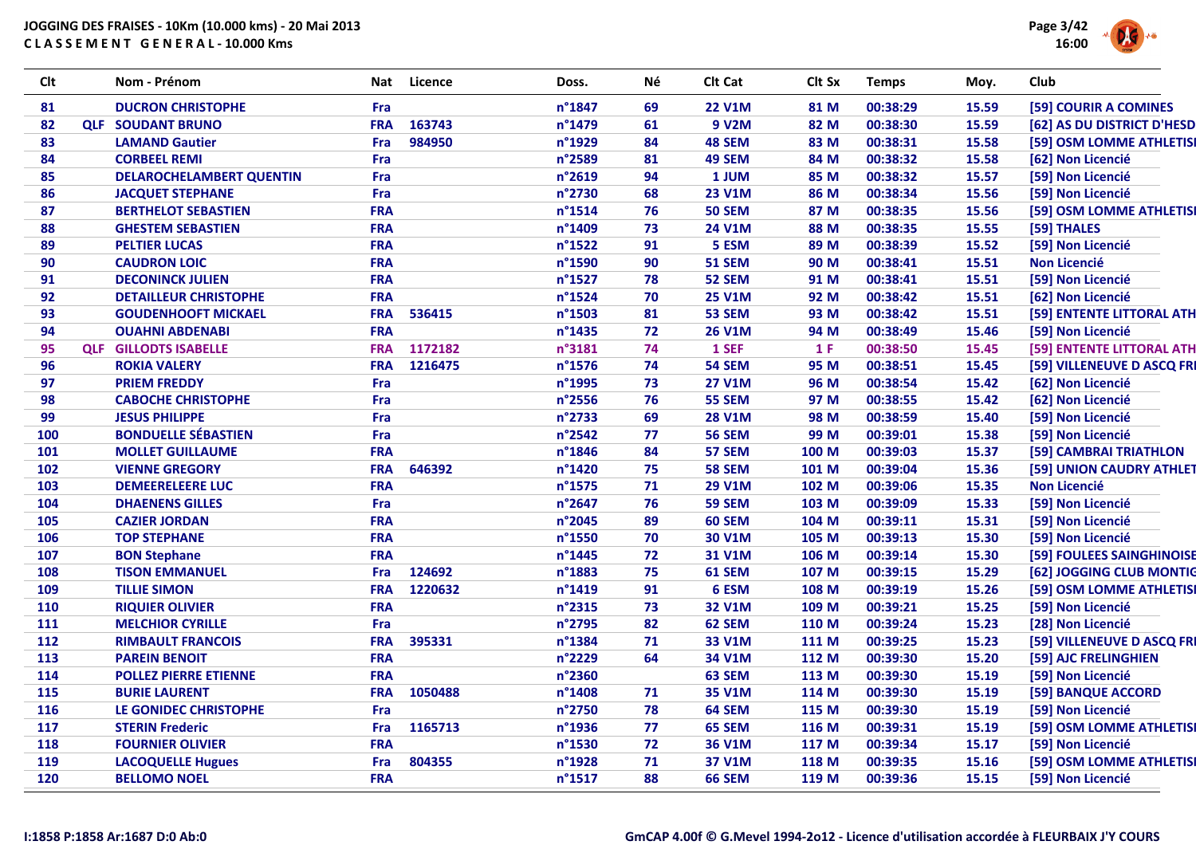JOGGING DES FRAISES - 10Km (10.000 kms) - 20 Mai 2013
C L A S S E M E N T   G E N E R A L - 10.000 Kms

| Clt | | Nom - Prénom | Nat | Licence | Doss. | Né | Clt Cat | Clt Sx | Temps | Moy. | Club |
|---|---|---|---|---|---|---|---|---|---|---|---|
| 81 | | DUCRON CHRISTOPHE | Fra | | n°1847 | 69 | 22 V1M | 81 M | 00:38:29 | 15.59 | [59] COURIR A COMINES |
| 82 | QLF | SOUDANT BRUNO | FRA | 163743 | n°1479 | 61 | 9 V2M | 82 M | 00:38:30 | 15.59 | [62] AS DU DISTRICT D'HESD |
| 83 | | LAMAND Gautier | Fra | 984950 | n°1929 | 84 | 48 SEM | 83 M | 00:38:31 | 15.58 | [59] OSM LOMME ATHLETISI |
| 84 | | CORBEEL REMI | Fra | | n°2589 | 81 | 49 SEM | 84 M | 00:38:32 | 15.58 | [62] Non Licencié |
| 85 | | DELAROCHELAMBERT QUENTIN | Fra | | n°2619 | 94 | 1 JUM | 85 M | 00:38:32 | 15.57 | [59] Non Licencié |
| 86 | | JACQUET STEPHANE | Fra | | n°2730 | 68 | 23 V1M | 86 M | 00:38:34 | 15.56 | [59] Non Licencié |
| 87 | | BERTHELOT SEBASTIEN | FRA | | n°1514 | 76 | 50 SEM | 87 M | 00:38:35 | 15.56 | [59] OSM LOMME ATHLETISI |
| 88 | | GHESTEM SEBASTIEN | FRA | | n°1409 | 73 | 24 V1M | 88 M | 00:38:35 | 15.55 | [59] THALES |
| 89 | | PELTIER LUCAS | FRA | | n°1522 | 91 | 5 ESM | 89 M | 00:38:39 | 15.52 | [59] Non Licencié |
| 90 | | CAUDRON LOIC | FRA | | n°1590 | 90 | 51 SEM | 90 M | 00:38:41 | 15.51 | Non Licencié |
| 91 | | DECONINCK JULIEN | FRA | | n°1527 | 78 | 52 SEM | 91 M | 00:38:41 | 15.51 | [59] Non Licencié |
| 92 | | DETAILLEUR CHRISTOPHE | FRA | | n°1524 | 70 | 25 V1M | 92 M | 00:38:42 | 15.51 | [62] Non Licencié |
| 93 | | GOUDENHOOFT MICKAEL | FRA | 536415 | n°1503 | 81 | 53 SEM | 93 M | 00:38:42 | 15.51 | [59] ENTENTE LITTORAL ATH |
| 94 | | OUAHNI ABDENABI | FRA | | n°1435 | 72 | 26 V1M | 94 M | 00:38:49 | 15.46 | [59] Non Licencié |
| 95 | QLF | GILLODTS ISABELLE | FRA | 1172182 | n°3181 | 74 | 1 SEF | 1 F | 00:38:50 | 15.45 | [59] ENTENTE LITTORAL ATH |
| 96 | | ROKIA VALERY | FRA | 1216475 | n°1576 | 74 | 54 SEM | 95 M | 00:38:51 | 15.45 | [59] VILLENEUVE D ASCQ FRI |
| 97 | | PRIEM FREDDY | Fra | | n°1995 | 73 | 27 V1M | 96 M | 00:38:54 | 15.42 | [62] Non Licencié |
| 98 | | CABOCHE CHRISTOPHE | Fra | | n°2556 | 76 | 55 SEM | 97 M | 00:38:55 | 15.42 | [62] Non Licencié |
| 99 | | JESUS PHILIPPE | Fra | | n°2733 | 69 | 28 V1M | 98 M | 00:38:59 | 15.40 | [59] Non Licencié |
| 100 | | BONDUELLE SÉBASTIEN | Fra | | n°2542 | 77 | 56 SEM | 99 M | 00:39:01 | 15.38 | [59] Non Licencié |
| 101 | | MOLLET GUILLAUME | FRA | | n°1846 | 84 | 57 SEM | 100 M | 00:39:03 | 15.37 | [59] CAMBRAI TRIATHLON |
| 102 | | VIENNE GREGORY | FRA | 646392 | n°1420 | 75 | 58 SEM | 101 M | 00:39:04 | 15.36 | [59] UNION CAUDRY ATHLET |
| 103 | | DEMEERELEERE LUC | FRA | | n°1575 | 71 | 29 V1M | 102 M | 00:39:06 | 15.35 | Non Licencié |
| 104 | | DHAENENS GILLES | Fra | | n°2647 | 76 | 59 SEM | 103 M | 00:39:09 | 15.33 | [59] Non Licencié |
| 105 | | CAZIER JORDAN | FRA | | n°2045 | 89 | 60 SEM | 104 M | 00:39:11 | 15.31 | [59] Non Licencié |
| 106 | | TOP STEPHANE | FRA | | n°1550 | 70 | 30 V1M | 105 M | 00:39:13 | 15.30 | [59] Non Licencié |
| 107 | | BON Stephane | FRA | | n°1445 | 72 | 31 V1M | 106 M | 00:39:14 | 15.30 | [59] FOULEES SAINGHINOISE |
| 108 | | TISON EMMANUEL | Fra | 124692 | n°1883 | 75 | 61 SEM | 107 M | 00:39:15 | 15.29 | [62] JOGGING CLUB MONTIG |
| 109 | | TILLIE SIMON | FRA | 1220632 | n°1419 | 91 | 6 ESM | 108 M | 00:39:19 | 15.26 | [59] OSM LOMME ATHLETISI |
| 110 | | RIQUIER OLIVIER | FRA | | n°2315 | 73 | 32 V1M | 109 M | 00:39:21 | 15.25 | [59] Non Licencié |
| 111 | | MELCHIOR CYRILLE | Fra | | n°2795 | 82 | 62 SEM | 110 M | 00:39:24 | 15.23 | [28] Non Licencié |
| 112 | | RIMBAULT FRANCOIS | FRA | 395331 | n°1384 | 71 | 33 V1M | 111 M | 00:39:25 | 15.23 | [59] VILLENEUVE D ASCQ FRI |
| 113 | | PAREIN BENOIT | FRA | | n°2229 | 64 | 34 V1M | 112 M | 00:39:30 | 15.20 | [59] AJC FRELINGHIEN |
| 114 | | POLLEZ PIERRE ETIENNE | FRA | | n°2360 | | 63 SEM | 113 M | 00:39:30 | 15.19 | [59] Non Licencié |
| 115 | | BURIE LAURENT | FRA | 1050488 | n°1408 | 71 | 35 V1M | 114 M | 00:39:30 | 15.19 | [59] BANQUE ACCORD |
| 116 | | LE GONIDEC CHRISTOPHE | Fra | | n°2750 | 78 | 64 SEM | 115 M | 00:39:30 | 15.19 | [59] Non Licencié |
| 117 | | STERIN Frederic | Fra | 1165713 | n°1936 | 77 | 65 SEM | 116 M | 00:39:31 | 15.19 | [59] OSM LOMME ATHLETISI |
| 118 | | FOURNIER OLIVIER | FRA | | n°1530 | 72 | 36 V1M | 117 M | 00:39:34 | 15.17 | [59] Non Licencié |
| 119 | | LACOQUELLE Hugues | Fra | 804355 | n°1928 | 71 | 37 V1M | 118 M | 00:39:35 | 15.16 | [59] OSM LOMME ATHLETISI |
| 120 | | BELLOMO NOEL | FRA | | n°1517 | 88 | 66 SEM | 119 M | 00:39:36 | 15.15 | [59] Non Licencié |

I:1858 P:1858 Ar:1687 D:0 Ab:0

GmCAP 4.00f © G.Mevel 1994-2o12 - Licence d'utilisation accordée à FLEURBAIX J'Y COURS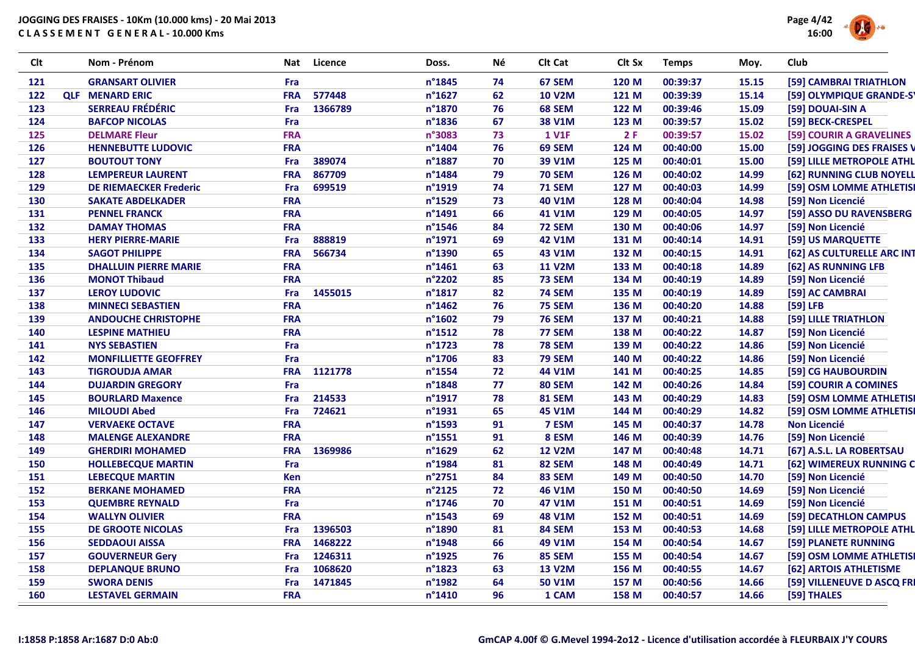**JOGGING DES FRAISES - 10Km (10.000 kms) - 20 Mai 2013**
**C L A S S E M E N T G E N E R A L - 10.000 Kms**

| Clt | | Nom - Prénom | Nat | Licence | Doss. | Né | Clt Cat | Clt Sx | Temps | Moy. | Club |
|---|---|---|---|---|---|---|---|---|---|---|---|
| 121 | | GRANSART OLIVIER | Fra | | n°1845 | 74 | 67 SEM | 120 M | 00:39:37 | 15.15 | [59] CAMBRAI TRIATHLON |
| 122 | QLF | MENARD ERIC | FRA | 577448 | n°1627 | 62 | 10 V2M | 121 M | 00:39:39 | 15.14 | [59] OLYMPIQUE GRANDE-S |
| 123 | | SERREAU FRÉDÉRIC | Fra | 1366789 | n°1870 | 76 | 68 SEM | 122 M | 00:39:46 | 15.09 | [59] DOUAI-SIN A |
| 124 | | BAFCOP NICOLAS | Fra | | n°1836 | 67 | 38 V1M | 123 M | 00:39:57 | 15.02 | [59] BECK-CRESPEL |
| 125 | | DELMARE Fleur | FRA | | n°3083 | 73 | 1 V1F | 2 F | 00:39:57 | 15.02 | [59] COURIR A GRAVELINES |
| 126 | | HENNEBUTTE LUDOVIC | FRA | | n°1404 | 76 | 69 SEM | 124 M | 00:40:00 | 15.00 | [59] JOGGING DES FRAISES V |
| 127 | | BOUTOUT TONY | Fra | 389074 | n°1887 | 70 | 39 V1M | 125 M | 00:40:01 | 15.00 | [59] LILLE METROPOLE ATHL |
| 128 | | LEMPEREUR LAURENT | FRA | 867709 | n°1484 | 79 | 70 SEM | 126 M | 00:40:02 | 14.99 | [62] RUNNING CLUB NOYELL |
| 129 | | DE RIEMAECKER Frederic | Fra | 699519 | n°1919 | 74 | 71 SEM | 127 M | 00:40:03 | 14.99 | [59] OSM LOMME ATHLETISI |
| 130 | | SAKATE ABDELKADER | FRA | | n°1529 | 73 | 40 V1M | 128 M | 00:40:04 | 14.98 | [59] Non Licencié |
| 131 | | PENNEL FRANCK | FRA | | n°1491 | 66 | 41 V1M | 129 M | 00:40:05 | 14.97 | [59] ASSO DU RAVENSBERG |
| 132 | | DAMAY THOMAS | FRA | | n°1546 | 84 | 72 SEM | 130 M | 00:40:06 | 14.97 | [59] Non Licencié |
| 133 | | HERY PIERRE-MARIE | Fra | 888819 | n°1971 | 69 | 42 V1M | 131 M | 00:40:14 | 14.91 | [59] US MARQUETTE |
| 134 | | SAGOT PHILIPPE | FRA | 566734 | n°1390 | 65 | 43 V1M | 132 M | 00:40:15 | 14.91 | [62] AS CULTURELLE ARC INT |
| 135 | | DHALLUIN PIERRE MARIE | FRA | | n°1461 | 63 | 11 V2M | 133 M | 00:40:18 | 14.89 | [62] AS RUNNING LFB |
| 136 | | MONOT Thibaud | FRA | | n°2202 | 85 | 73 SEM | 134 M | 00:40:19 | 14.89 | [59] Non Licencié |
| 137 | | LEROY LUDOVIC | Fra | 1455015 | n°1817 | 82 | 74 SEM | 135 M | 00:40:19 | 14.89 | [59] AC CAMBRAI |
| 138 | | MINNECI SEBASTIEN | FRA | | n°1462 | 76 | 75 SEM | 136 M | 00:40:20 | 14.88 | [59] LFB |
| 139 | | ANDOUCHE CHRISTOPHE | FRA | | n°1602 | 79 | 76 SEM | 137 M | 00:40:21 | 14.88 | [59] LILLE TRIATHLON |
| 140 | | LESPINE MATHIEU | FRA | | n°1512 | 78 | 77 SEM | 138 M | 00:40:22 | 14.87 | [59] Non Licencié |
| 141 | | NYS SEBASTIEN | Fra | | n°1723 | 78 | 78 SEM | 139 M | 00:40:22 | 14.86 | [59] Non Licencié |
| 142 | | MONFILLIETTE GEOFFREY | Fra | | n°1706 | 83 | 79 SEM | 140 M | 00:40:22 | 14.86 | [59] Non Licencié |
| 143 | | TIGROUDJA AMAR | FRA | 1121778 | n°1554 | 72 | 44 V1M | 141 M | 00:40:25 | 14.85 | [59] CG HAUBOURDIN |
| 144 | | DUJARDIN GREGORY | Fra | | n°1848 | 77 | 80 SEM | 142 M | 00:40:26 | 14.84 | [59] COURIR A COMINES |
| 145 | | BOURLARD Maxence | Fra | 214533 | n°1917 | 78 | 81 SEM | 143 M | 00:40:29 | 14.83 | [59] OSM LOMME ATHLETISI |
| 146 | | MILOUDI Abed | Fra | 724621 | n°1931 | 65 | 45 V1M | 144 M | 00:40:29 | 14.82 | [59] OSM LOMME ATHLETISI |
| 147 | | VERVAEKE OCTAVE | FRA | | n°1593 | 91 | 7 ESM | 145 M | 00:40:37 | 14.78 | Non Licencié |
| 148 | | MALENGE ALEXANDRE | FRA | | n°1551 | 91 | 8 ESM | 146 M | 00:40:39 | 14.76 | [59] Non Licencié |
| 149 | | GHERDIRI MOHAMED | FRA | 1369986 | n°1629 | 62 | 12 V2M | 147 M | 00:40:48 | 14.71 | [67] A.S.L. LA ROBERTSAU |
| 150 | | HOLLEBECQUE MARTIN | Fra | | n°1984 | 81 | 82 SEM | 148 M | 00:40:49 | 14.71 | [62] WIMEREUX RUNNING C |
| 151 | | LEBECQUE MARTIN | Ken | | n°2751 | 84 | 83 SEM | 149 M | 00:40:50 | 14.70 | [59] Non Licencié |
| 152 | | BERKANE MOHAMED | FRA | | n°2125 | 72 | 46 V1M | 150 M | 00:40:50 | 14.69 | [59] Non Licencié |
| 153 | | QUEMBRE REYNALD | Fra | | n°1746 | 70 | 47 V1M | 151 M | 00:40:51 | 14.69 | [59] Non Licencié |
| 154 | | WALLYN OLIVIER | FRA | | n°1543 | 69 | 48 V1M | 152 M | 00:40:51 | 14.69 | [59] DECATHLON CAMPUS |
| 155 | | DE GROOTE NICOLAS | Fra | 1396503 | n°1890 | 81 | 84 SEM | 153 M | 00:40:53 | 14.68 | [59] LILLE METROPOLE ATHL |
| 156 | | SEDDAOUI AISSA | FRA | 1468222 | n°1948 | 66 | 49 V1M | 154 M | 00:40:54 | 14.67 | [59] PLANETE RUNNING |
| 157 | | GOUVERNEUR Gery | Fra | 1246311 | n°1925 | 76 | 85 SEM | 155 M | 00:40:54 | 14.67 | [59] OSM LOMME ATHLETISI |
| 158 | | DEPLANQUE BRUNO | Fra | 1068620 | n°1823 | 63 | 13 V2M | 156 M | 00:40:55 | 14.67 | [62] ARTOIS ATHLETISME |
| 159 | | SWORA DENIS | Fra | 1471845 | n°1982 | 64 | 50 V1M | 157 M | 00:40:56 | 14.66 | [59] VILLENEUVE D ASCQ FRI |
| 160 | | LESTAVEL GERMAIN | FRA | | n°1410 | 96 | 1 CAM | 158 M | 00:40:57 | 14.66 | [59] THALES |

I:1858 P:1858 Ar:1687 D:0 Ab:0

GmCAP 4.00f © G.Mevel 1994-2o12 - Licence d'utilisation accordée à FLEURBAIX J'Y COURS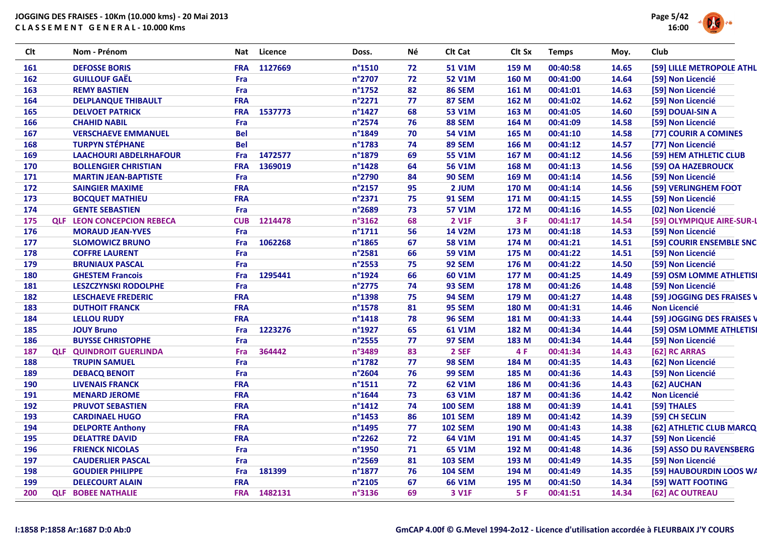# JOGGING DES FRAISES - 10Km (10.000 kms) - 20 Mai 2013

## CLASSEMENT GENERAL - 10.000 Kms

| Clt | | Nom - Prénom | Nat | Licence | Doss. | Né | Clt Cat | Clt Sx | Temps | Moy. | Club |
|---|---|---|---|---|---|---|---|---|---|---|---|
| 161 | | DEFOSSE BORIS | FRA | 1127669 | n°1510 | 72 | 51 V1M | 159 M | 00:40:58 | 14.65 | [59] LILLE METROPOLE ATHL |
| 162 | | GUILLOUF GAËL | Fra | | n°2707 | 72 | 52 V1M | 160 M | 00:41:00 | 14.64 | [59] Non Licencié |
| 163 | | REMY BASTIEN | Fra | | n°1752 | 82 | 86 SEM | 161 M | 00:41:01 | 14.63 | [59] Non Licencié |
| 164 | | DELPLANQUE THIBAULT | FRA | | n°2271 | 77 | 87 SEM | 162 M | 00:41:02 | 14.62 | [59] Non Licencié |
| 165 | | DELVOET PATRICK | FRA | 1537773 | n°1427 | 68 | 53 V1M | 163 M | 00:41:05 | 14.60 | [59] DOUAI-SIN A |
| 166 | | CHAHID NABIL | Fra | | n°2574 | 76 | 88 SEM | 164 M | 00:41:09 | 14.58 | [59] Non Licencié |
| 167 | | VERSCHAEVE EMMANUEL | Bel | | n°1849 | 70 | 54 V1M | 165 M | 00:41:10 | 14.58 | [77] COURIR A COMINES |
| 168 | | TURPYN STÉPHANE | Bel | | n°1783 | 74 | 89 SEM | 166 M | 00:41:12 | 14.57 | [77] Non Licencié |
| 169 | | LAACHOURI ABDELRHAFOUR | Fra | 1472577 | n°1879 | 69 | 55 V1M | 167 M | 00:41:12 | 14.56 | [59] HEM ATHLETIC CLUB |
| 170 | | BOLLENGIER CHRISTIAN | FRA | 1369019 | n°1428 | 64 | 56 V1M | 168 M | 00:41:13 | 14.56 | [59] OA HAZEBROUCK |
| 171 | | MARTIN JEAN-BAPTISTE | Fra | | n°2790 | 84 | 90 SEM | 169 M | 00:41:14 | 14.56 | [59] Non Licencié |
| 172 | | SAINGIER MAXIME | FRA | | n°2157 | 95 | 2 JUM | 170 M | 00:41:14 | 14.56 | [59] VERLINGHEM FOOT |
| 173 | | BOCQUET MATHIEU | FRA | | n°2371 | 75 | 91 SEM | 171 M | 00:41:15 | 14.55 | [59] Non Licencié |
| 174 | | GENTE SEBASTIEN | Fra | | n°2689 | 73 | 57 V1M | 172 M | 00:41:16 | 14.55 | [02] Non Licencié |
| 175 | QLF | LEON CONCEPCION REBECA | CUB | 1214478 | n°3162 | 68 | 2 V1F | 3 F | 00:41:17 | 14.54 | [59] OLYMPIQUE AIRE-SUR-L |
| 176 | | MORAUD JEAN-YVES | Fra | | n°1711 | 56 | 14 V2M | 173 M | 00:41:18 | 14.53 | [59] Non Licencié |
| 177 | | SLOMOWICZ BRUNO | Fra | 1062268 | n°1865 | 67 | 58 V1M | 174 M | 00:41:21 | 14.51 | [59] COURIR ENSEMBLE SNC |
| 178 | | COFFRE LAURENT | Fra | | n°2581 | 66 | 59 V1M | 175 M | 00:41:22 | 14.51 | [59] Non Licencié |
| 179 | | BRUNIAUX PASCAL | Fra | | n°2553 | 75 | 92 SEM | 176 M | 00:41:22 | 14.50 | [59] Non Licencié |
| 180 | | GHESTEM Francois | Fra | 1295441 | n°1924 | 66 | 60 V1M | 177 M | 00:41:25 | 14.49 | [59] OSM LOMME ATHLETISI |
| 181 | | LESZCZYNSKI RODOLPHE | Fra | | n°2775 | 74 | 93 SEM | 178 M | 00:41:26 | 14.48 | [59] Non Licencié |
| 182 | | LESCHAEVE FREDERIC | FRA | | n°1398 | 75 | 94 SEM | 179 M | 00:41:27 | 14.48 | [59] JOGGING DES FRAISES V |
| 183 | | DUTHOIT FRANCK | FRA | | n°1578 | 81 | 95 SEM | 180 M | 00:41:31 | 14.46 | Non Licencié |
| 184 | | LELLOU RUDY | FRA | | n°1418 | 78 | 96 SEM | 181 M | 00:41:33 | 14.44 | [59] JOGGING DES FRAISES V |
| 185 | | JOUY Bruno | Fra | 1223276 | n°1927 | 65 | 61 V1M | 182 M | 00:41:34 | 14.44 | [59] OSM LOMME ATHLETISI |
| 186 | | BUYSSE CHRISTOPHE | Fra | | n°2555 | 77 | 97 SEM | 183 M | 00:41:34 | 14.44 | [59] Non Licencié |
| 187 | QLF | QUINDROIT GUERLINDA | Fra | 364442 | n°3489 | 83 | 2 SEF | 4 F | 00:41:34 | 14.43 | [62] RC ARRAS |
| 188 | | TRUPIN SAMUEL | Fra | | n°1782 | 77 | 98 SEM | 184 M | 00:41:35 | 14.43 | [62] Non Licencié |
| 189 | | DEBACQ BENOIT | Fra | | n°2604 | 76 | 99 SEM | 185 M | 00:41:36 | 14.43 | [59] Non Licencié |
| 190 | | LIVENAIS FRANCK | FRA | | n°1511 | 72 | 62 V1M | 186 M | 00:41:36 | 14.43 | [62] AUCHAN |
| 191 | | MENARD JEROME | FRA | | n°1644 | 73 | 63 V1M | 187 M | 00:41:36 | 14.42 | Non Licencié |
| 192 | | PRUVOT SEBASTIEN | FRA | | n°1412 | 74 | 100 SEM | 188 M | 00:41:39 | 14.41 | [59] THALES |
| 193 | | CARDINAEL HUGO | FRA | | n°1453 | 86 | 101 SEM | 189 M | 00:41:42 | 14.39 | [59] CH SECLIN |
| 194 | | DELPORTE Anthony | FRA | | n°1495 | 77 | 102 SEM | 190 M | 00:41:43 | 14.38 | [62] ATHLETIC CLUB MARCQ |
| 195 | | DELATTRE DAVID | FRA | | n°2262 | 72 | 64 V1M | 191 M | 00:41:45 | 14.37 | [59] Non Licencié |
| 196 | | FRIENCK NICOLAS | Fra | | n°1950 | 71 | 65 V1M | 192 M | 00:41:48 | 14.36 | [59] ASSO DU RAVENSBERG |
| 197 | | CAUDERLIER PASCAL | Fra | | n°2569 | 81 | 103 SEM | 193 M | 00:41:49 | 14.35 | [59] Non Licencié |
| 198 | | GOUDIER PHILIPPE | Fra | 181399 | n°1877 | 76 | 104 SEM | 194 M | 00:41:49 | 14.35 | [59] HAUBOURDIN LOOS WA |
| 199 | | DELECOURT ALAIN | FRA | | n°2105 | 67 | 66 V1M | 195 M | 00:41:50 | 14.34 | [59] WATT FOOTING |
| 200 | QLF | BOBEE NATHALIE | FRA | 1482131 | n°3136 | 69 | 3 V1F | 5 F | 00:41:51 | 14.34 | [62] AC OUTREAU |

I:1858 P:1858 Ar:1687 D:0 Ab:0

GmCAP 4.00f © G.Mevel 1994-2o12 - Licence d'utilisation accordée à FLEURBAIX J'Y COURS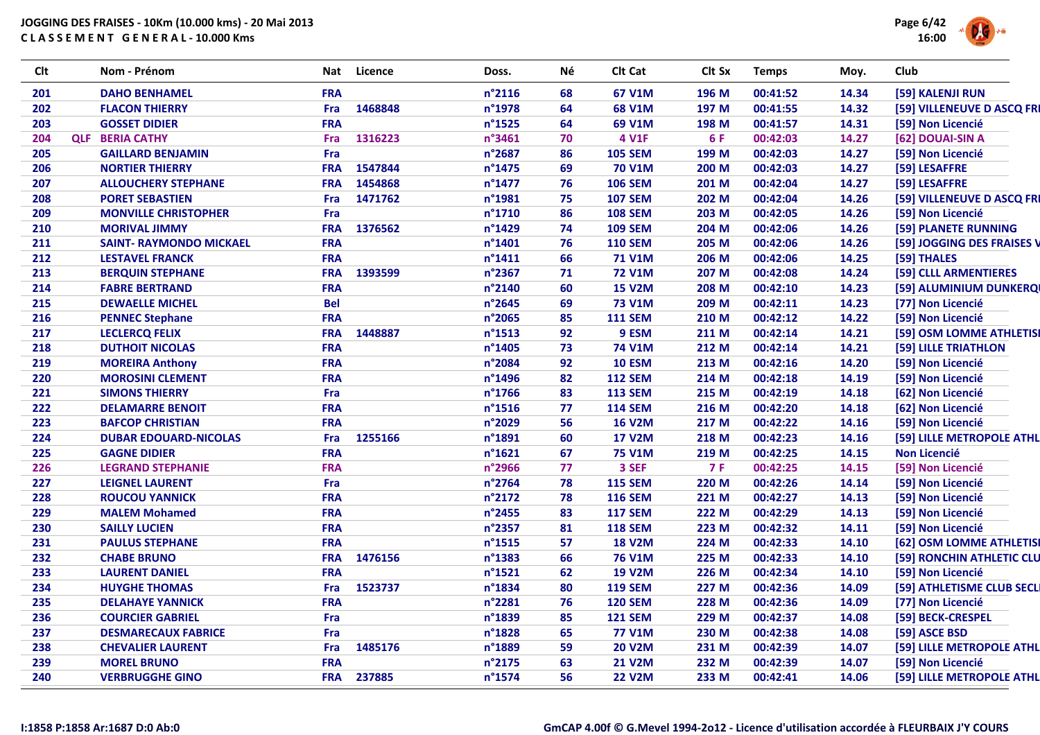JOGGING DES FRAISES - 10Km (10.000 kms) - 20 Mai 2013

CLASSEMENT GENERAL - 10.000 Kms

| Clt | | Nom - Prénom | Nat | Licence | Doss. | Né | Clt Cat | Clt Sx | Temps | Moy. | Club |
|---|---|---|---|---|---|---|---|---|---|---|---|
| 201 | | DAHO BENHAMEL | FRA | | n°2116 | 68 | 67 V1M | 196 M | 00:41:52 | 14.34 | [59] KALENJI RUN |
| 202 | | FLACON THIERRY | Fra | 1468848 | n°1978 | 64 | 68 V1M | 197 M | 00:41:55 | 14.32 | [59] VILLENEUVE D ASCQ FRI |
| 203 | | GOSSET DIDIER | FRA | | n°1525 | 64 | 69 V1M | 198 M | 00:41:57 | 14.31 | [59] Non Licencié |
| 204 | QLF | BERIA CATHY | Fra | 1316223 | n°3461 | 70 | 4 V1F | 6 F | 00:42:03 | 14.27 | [62] DOUAI-SIN A |
| 205 | | GAILLARD BENJAMIN | Fra | | n°2687 | 86 | 105 SEM | 199 M | 00:42:03 | 14.27 | [59] Non Licencié |
| 206 | | NORTIER THIERRY | FRA | 1547844 | n°1475 | 69 | 70 V1M | 200 M | 00:42:03 | 14.27 | [59] LESAFFRE |
| 207 | | ALLOUCHERY STEPHANE | FRA | 1454868 | n°1477 | 76 | 106 SEM | 201 M | 00:42:04 | 14.27 | [59] LESAFFRE |
| 208 | | PORET SEBASTIEN | Fra | 1471762 | n°1981 | 75 | 107 SEM | 202 M | 00:42:04 | 14.26 | [59] VILLENEUVE D ASCQ FRI |
| 209 | | MONVILLE CHRISTOPHER | Fra | | n°1710 | 86 | 108 SEM | 203 M | 00:42:05 | 14.26 | [59] Non Licencié |
| 210 | | MORIVAL JIMMY | FRA | 1376562 | n°1429 | 74 | 109 SEM | 204 M | 00:42:06 | 14.26 | [59] PLANETE RUNNING |
| 211 | | SAINT- RAYMONDO MICKAEL | FRA | | n°1401 | 76 | 110 SEM | 205 M | 00:42:06 | 14.26 | [59] JOGGING DES FRAISES V |
| 212 | | LESTAVEL FRANCK | FRA | | n°1411 | 66 | 71 V1M | 206 M | 00:42:06 | 14.25 | [59] THALES |
| 213 | | BERQUIN STEPHANE | FRA | 1393599 | n°2367 | 71 | 72 V1M | 207 M | 00:42:08 | 14.24 | [59] CLLL ARMENTIERES |
| 214 | | FABRE BERTRAND | FRA | | n°2140 | 60 | 15 V2M | 208 M | 00:42:10 | 14.23 | [59] ALUMINIUM DUNKERQU |
| 215 | | DEWAELLE MICHEL | Bel | | n°2645 | 69 | 73 V1M | 209 M | 00:42:11 | 14.23 | [77] Non Licencié |
| 216 | | PENNEC Stephane | FRA | | n°2065 | 85 | 111 SEM | 210 M | 00:42:12 | 14.22 | [59] Non Licencié |
| 217 | | LECLERCQ FELIX | FRA | 1448887 | n°1513 | 92 | 9 ESM | 211 M | 00:42:14 | 14.21 | [59] OSM LOMME ATHLETISI |
| 218 | | DUTHOIT NICOLAS | FRA | | n°1405 | 73 | 74 V1M | 212 M | 00:42:14 | 14.21 | [59] LILLE TRIATHLON |
| 219 | | MOREIRA Anthony | FRA | | n°2084 | 92 | 10 ESM | 213 M | 00:42:16 | 14.20 | [59] Non Licencié |
| 220 | | MOROSINI CLEMENT | FRA | | n°1496 | 82 | 112 SEM | 214 M | 00:42:18 | 14.19 | [59] Non Licencié |
| 221 | | SIMONS THIERRY | Fra | | n°1766 | 83 | 113 SEM | 215 M | 00:42:19 | 14.18 | [62] Non Licencié |
| 222 | | DELAMARRE BENOIT | FRA | | n°1516 | 77 | 114 SEM | 216 M | 00:42:20 | 14.18 | [62] Non Licencié |
| 223 | | BAFCOP CHRISTIAN | FRA | | n°2029 | 56 | 16 V2M | 217 M | 00:42:22 | 14.16 | [59] Non Licencié |
| 224 | | DUBAR EDOUARD-NICOLAS | Fra | 1255166 | n°1891 | 60 | 17 V2M | 218 M | 00:42:23 | 14.16 | [59] LILLE METROPOLE ATHL |
| 225 | | GAGNE DIDIER | FRA | | n°1621 | 67 | 75 V1M | 219 M | 00:42:25 | 14.15 | Non Licencié |
| 226 | | LEGRAND STEPHANIE | FRA | | n°2966 | 77 | 3 SEF | 7 F | 00:42:25 | 14.15 | [59] Non Licencié |
| 227 | | LEIGNEL LAURENT | Fra | | n°2764 | 78 | 115 SEM | 220 M | 00:42:26 | 14.14 | [59] Non Licencié |
| 228 | | ROUCOU YANNICK | FRA | | n°2172 | 78 | 116 SEM | 221 M | 00:42:27 | 14.13 | [59] Non Licencié |
| 229 | | MALEM Mohamed | FRA | | n°2455 | 83 | 117 SEM | 222 M | 00:42:29 | 14.13 | [59] Non Licencié |
| 230 | | SAILLY LUCIEN | FRA | | n°2357 | 81 | 118 SEM | 223 M | 00:42:32 | 14.11 | [59] Non Licencié |
| 231 | | PAULUS STEPHANE | FRA | | n°1515 | 57 | 18 V2M | 224 M | 00:42:33 | 14.10 | [62] OSM LOMME ATHLETISI |
| 232 | | CHABE BRUNO | FRA | 1476156 | n°1383 | 66 | 76 V1M | 225 M | 00:42:33 | 14.10 | [59] RONCHIN ATHLETIC CLU |
| 233 | | LAURENT DANIEL | FRA | | n°1521 | 62 | 19 V2M | 226 M | 00:42:34 | 14.10 | [59] Non Licencié |
| 234 | | HUYGHE THOMAS | Fra | 1523737 | n°1834 | 80 | 119 SEM | 227 M | 00:42:36 | 14.09 | [59] ATHLETISME CLUB SECL |
| 235 | | DELAHAYE YANNICK | FRA | | n°2281 | 76 | 120 SEM | 228 M | 00:42:36 | 14.09 | [77] Non Licencié |
| 236 | | COURCIER GABRIEL | Fra | | n°1839 | 85 | 121 SEM | 229 M | 00:42:37 | 14.08 | [59] BECK-CRESPEL |
| 237 | | DESMARECAUX FABRICE | Fra | | n°1828 | 65 | 77 V1M | 230 M | 00:42:38 | 14.08 | [59] ASCE BSD |
| 238 | | CHEVALIER LAURENT | Fra | 1485176 | n°1889 | 59 | 20 V2M | 231 M | 00:42:39 | 14.07 | [59] LILLE METROPOLE ATHL |
| 239 | | MOREL BRUNO | FRA | | n°2175 | 63 | 21 V2M | 232 M | 00:42:39 | 14.07 | [59] Non Licencié |
| 240 | | VERBRUGGHE GINO | FRA | 237885 | n°1574 | 56 | 22 V2M | 233 M | 00:42:41 | 14.06 | [59] LILLE METROPOLE ATHL |

I:1858 P:1858 Ar:1687 D:0 Ab:0

GmCAP 4.00f © G.Mevel 1994-2o12 - Licence d'utilisation accordée à FLEURBAIX J'Y COURS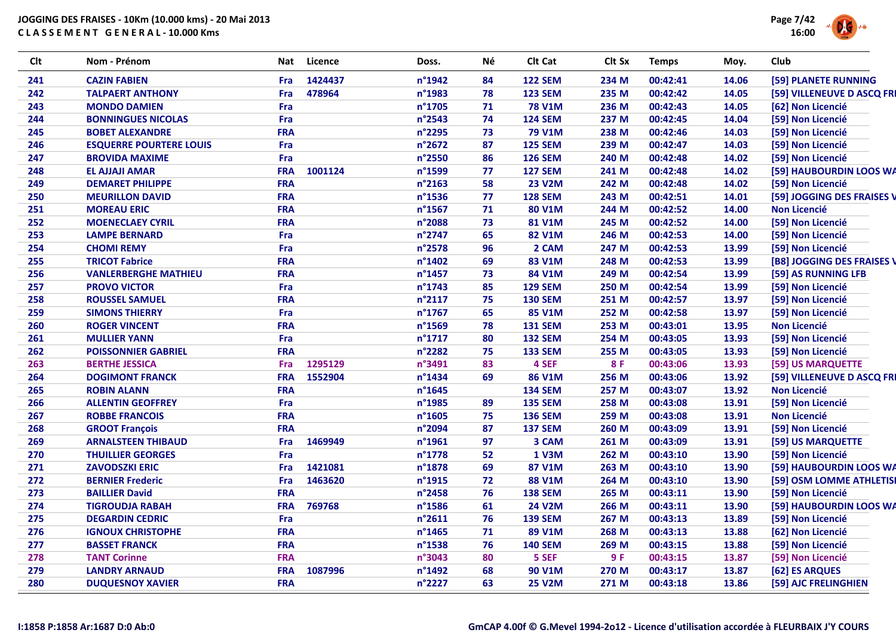JOGGING DES FRAISES - 10Km (10.000 kms) - 20 Mai 2013

CLASSEMENT GENERAL - 10.000 Kms

| Clt | Nom - Prénom | Nat | Licence | Doss. | Né | Clt Cat | Clt Sx | Temps | Moy. | Club |
|---|---|---|---|---|---|---|---|---|---|---|
| 241 | CAZIN FABIEN | Fra | 1424437 | n°1942 | 84 | 122 SEM | 234 M | 00:42:41 | 14.06 | [59] PLANETE RUNNING |
| 242 | TALPAERT ANTHONY | Fra | 478964 | n°1983 | 78 | 123 SEM | 235 M | 00:42:42 | 14.05 | [59] VILLENEUVE D ASCQ FRI |
| 243 | MONDO DAMIEN | Fra | | n°1705 | 71 | 78 V1M | 236 M | 00:42:43 | 14.05 | [62] Non Licencié |
| 244 | BONNINGUES NICOLAS | Fra | | n°2543 | 74 | 124 SEM | 237 M | 00:42:45 | 14.04 | [59] Non Licencié |
| 245 | BOBET ALEXANDRE | FRA | | n°2295 | 73 | 79 V1M | 238 M | 00:42:46 | 14.03 | [59] Non Licencié |
| 246 | ESQUERRE POURTER LOUIS | Fra | | n°2672 | 87 | 125 SEM | 239 M | 00:42:47 | 14.03 | [59] Non Licencié |
| 247 | BROVIDA MAXIME | Fra | | n°2550 | 86 | 126 SEM | 240 M | 00:42:48 | 14.02 | [59] Non Licencié |
| 248 | EL AJJAJI AMAR | FRA | 1001124 | n°1599 | 77 | 127 SEM | 241 M | 00:42:48 | 14.02 | [59] HAUBOURDIN LOOS WA |
| 249 | DEMARET PHILIPPE | FRA | | n°2163 | 58 | 23 V2M | 242 M | 00:42:48 | 14.02 | [59] Non Licencié |
| 250 | MEURILLON DAVID | FRA | | n°1536 | 77 | 128 SEM | 243 M | 00:42:51 | 14.01 | [59] JOGGING DES FRAISES V |
| 251 | MOREAU ERIC | FRA | | n°1567 | 71 | 80 V1M | 244 M | 00:42:52 | 14.00 | Non Licencié |
| 252 | MOENECLAEY CYRIL | FRA | | n°2088 | 73 | 81 V1M | 245 M | 00:42:52 | 14.00 | [59] Non Licencié |
| 253 | LAMPE BERNARD | Fra | | n°2747 | 65 | 82 V1M | 246 M | 00:42:53 | 14.00 | [59] Non Licencié |
| 254 | CHOMI REMY | Fra | | n°2578 | 96 | 2 CAM | 247 M | 00:42:53 | 13.99 | [59] Non Licencié |
| 255 | TRICOT Fabrice | FRA | | n°1402 | 69 | 83 V1M | 248 M | 00:42:53 | 13.99 | [B8] JOGGING DES FRAISES V |
| 256 | VANLERBERGHE MATHIEU | FRA | | n°1457 | 73 | 84 V1M | 249 M | 00:42:54 | 13.99 | [59] AS RUNNING LFB |
| 257 | PROVO VICTOR | Fra | | n°1743 | 85 | 129 SEM | 250 M | 00:42:54 | 13.99 | [59] Non Licencié |
| 258 | ROUSSEL SAMUEL | FRA | | n°2117 | 75 | 130 SEM | 251 M | 00:42:57 | 13.97 | [59] Non Licencié |
| 259 | SIMONS THIERRY | Fra | | n°1767 | 65 | 85 V1M | 252 M | 00:42:58 | 13.97 | [59] Non Licencié |
| 260 | ROGER VINCENT | FRA | | n°1569 | 78 | 131 SEM | 253 M | 00:43:01 | 13.95 | Non Licencié |
| 261 | MULLIER YANN | Fra | | n°1717 | 80 | 132 SEM | 254 M | 00:43:05 | 13.93 | [59] Non Licencié |
| 262 | POISSONNIER GABRIEL | FRA | | n°2282 | 75 | 133 SEM | 255 M | 00:43:05 | 13.93 | [59] Non Licencié |
| 263 | BERTHE JESSICA | Fra | 1295129 | n°3491 | 83 | 4 SEF | 8 F | 00:43:06 | 13.93 | [59] US MARQUETTE |
| 264 | DOGIMONT FRANCK | FRA | 1552904 | n°1434 | 69 | 86 V1M | 256 M | 00:43:06 | 13.92 | [59] VILLENEUVE D ASCQ FRI |
| 265 | ROBIN ALANN | FRA | | n°1645 | | 134 SEM | 257 M | 00:43:07 | 13.92 | Non Licencié |
| 266 | ALLENTIN GEOFFREY | Fra | | n°1985 | 89 | 135 SEM | 258 M | 00:43:08 | 13.91 | [59] Non Licencié |
| 267 | ROBBE FRANCOIS | FRA | | n°1605 | 75 | 136 SEM | 259 M | 00:43:08 | 13.91 | Non Licencié |
| 268 | GROOT François | FRA | | n°2094 | 87 | 137 SEM | 260 M | 00:43:09 | 13.91 | [59] Non Licencié |
| 269 | ARNALSTEEN THIBAUD | Fra | 1469949 | n°1961 | 97 | 3 CAM | 261 M | 00:43:09 | 13.91 | [59] US MARQUETTE |
| 270 | THUILLIER GEORGES | Fra | | n°1778 | 52 | 1 V3M | 262 M | 00:43:10 | 13.90 | [59] Non Licencié |
| 271 | ZAVODSZKI ERIC | Fra | 1421081 | n°1878 | 69 | 87 V1M | 263 M | 00:43:10 | 13.90 | [59] HAUBOURDIN LOOS WA |
| 272 | BERNIER Frederic | Fra | 1463620 | n°1915 | 72 | 88 V1M | 264 M | 00:43:10 | 13.90 | [59] OSM LOMME ATHLETISI |
| 273 | BAILLIER David | FRA | | n°2458 | 76 | 138 SEM | 265 M | 00:43:11 | 13.90 | [59] Non Licencié |
| 274 | TIGROUDJA RABAH | FRA | 769768 | n°1586 | 61 | 24 V2M | 266 M | 00:43:11 | 13.90 | [59] HAUBOURDIN LOOS WA |
| 275 | DEGARDIN CEDRIC | Fra | | n°2611 | 76 | 139 SEM | 267 M | 00:43:13 | 13.89 | [59] Non Licencié |
| 276 | IGNOUX CHRISTOPHE | FRA | | n°1465 | 71 | 89 V1M | 268 M | 00:43:13 | 13.88 | [62] Non Licencié |
| 277 | BASSET FRANCK | FRA | | n°1538 | 76 | 140 SEM | 269 M | 00:43:15 | 13.88 | [59] Non Licencié |
| 278 | TANT Corinne | FRA | | n°3043 | 80 | 5 SEF | 9 F | 00:43:15 | 13.87 | [59] Non Licencié |
| 279 | LANDRY ARNAUD | FRA | 1087996 | n°1492 | 68 | 90 V1M | 270 M | 00:43:17 | 13.87 | [62] ES ARQUES |
| 280 | DUQUESNOY XAVIER | FRA | | n°2227 | 63 | 25 V2M | 271 M | 00:43:18 | 13.86 | [59] AJC FRELINGHIEN |

I:1858 P:1858 Ar:1687 D:0 Ab:0

GmCAP 4.00f © G.Mevel 1994-2o12 - Licence d'utilisation accordée à FLEURBAIX J'Y COURS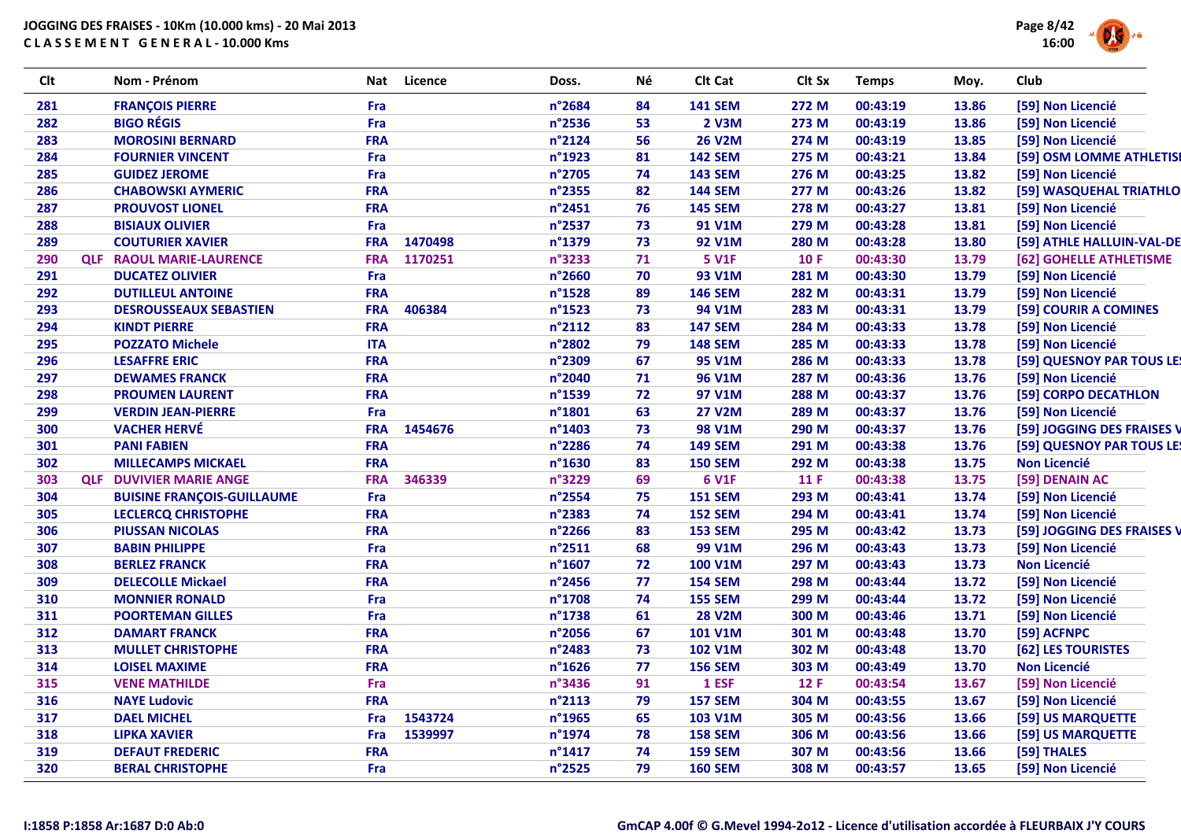JOGGING DES FRAISES - 10Km (10.000 kms) - 20 Mai 2013
C L A S S E M E N T   G E N E R A L - 10.000 Kms

| Clt | | Nom - Prénom | Nat | Licence | Doss. | Né | Clt Cat | Clt Sx | Temps | Moy. | Club |
|---|---|---|---|---|---|---|---|---|---|---|---|
| 281 | | FRANÇOIS PIERRE | Fra | | n°2684 | 84 | 141 SEM | 272 M | 00:43:19 | 13.86 | [59] Non Licencié |
| 282 | | BIGO RÉGIS | Fra | | n°2536 | 53 | 2 V3M | 273 M | 00:43:19 | 13.86 | [59] Non Licencié |
| 283 | | MOROSINI BERNARD | FRA | | n°2124 | 56 | 26 V2M | 274 M | 00:43:19 | 13.85 | [59] Non Licencié |
| 284 | | FOURNIER VINCENT | Fra | | n°1923 | 81 | 142 SEM | 275 M | 00:43:21 | 13.84 | [59] OSM LOMME ATHLETISI |
| 285 | | GUIDEZ JEROME | Fra | | n°2705 | 74 | 143 SEM | 276 M | 00:43:25 | 13.82 | [59] Non Licencié |
| 286 | | CHABOWSKI AYMERIC | FRA | | n°2355 | 82 | 144 SEM | 277 M | 00:43:26 | 13.82 | [59] WASQUEHAL TRIATHLO |
| 287 | | PROUVOST LIONEL | FRA | | n°2451 | 76 | 145 SEM | 278 M | 00:43:27 | 13.81 | [59] Non Licencié |
| 288 | | BISIAUX OLIVIER | Fra | | n°2537 | 73 | 91 V1M | 279 M | 00:43:28 | 13.81 | [59] Non Licencié |
| 289 | | COUTURIER XAVIER | FRA | 1470498 | n°1379 | 73 | 92 V1M | 280 M | 00:43:28 | 13.80 | [59] ATHLE HALLUIN-VAL-DE |
| 290 | QLF | RAOUL MARIE-LAURENCE | FRA | 1170251 | n°3233 | 71 | 5 V1F | 10 F | 00:43:30 | 13.79 | [62] GOHELLE ATHLETISME |
| 291 | | DUCATEZ OLIVIER | Fra | | n°2660 | 70 | 93 V1M | 281 M | 00:43:30 | 13.79 | [59] Non Licencié |
| 292 | | DUTILLEUL ANTOINE | FRA | | n°1528 | 89 | 146 SEM | 282 M | 00:43:31 | 13.79 | [59] Non Licencié |
| 293 | | DESROUSSEAUX SEBASTIEN | FRA | 406384 | n°1523 | 73 | 94 V1M | 283 M | 00:43:31 | 13.79 | [59] COURIR A COMINES |
| 294 | | KINDT PIERRE | FRA | | n°2112 | 83 | 147 SEM | 284 M | 00:43:33 | 13.78 | [59] Non Licencié |
| 295 | | POZZATO Michele | ITA | | n°2802 | 79 | 148 SEM | 285 M | 00:43:33 | 13.78 | [59] Non Licencié |
| 296 | | LESAFFRE ERIC | FRA | | n°2309 | 67 | 95 V1M | 286 M | 00:43:33 | 13.78 | [59] QUESNOY PAR TOUS LES |
| 297 | | DEWAMES FRANCK | FRA | | n°2040 | 71 | 96 V1M | 287 M | 00:43:36 | 13.76 | [59] Non Licencié |
| 298 | | PROUMEN LAURENT | FRA | | n°1539 | 72 | 97 V1M | 288 M | 00:43:37 | 13.76 | [59] CORPO DECATHLON |
| 299 | | VERDIN JEAN-PIERRE | Fra | | n°1801 | 63 | 27 V2M | 289 M | 00:43:37 | 13.76 | [59] Non Licencié |
| 300 | | VACHER HERVÉ | FRA | 1454676 | n°1403 | 73 | 98 V1M | 290 M | 00:43:37 | 13.76 | [59] JOGGING DES FRAISES V |
| 301 | | PANI FABIEN | FRA | | n°2286 | 74 | 149 SEM | 291 M | 00:43:38 | 13.76 | [59] QUESNOY PAR TOUS LES |
| 302 | | MILLECAMPS MICKAEL | FRA | | n°1630 | 83 | 150 SEM | 292 M | 00:43:38 | 13.75 | Non Licencié |
| 303 | QLF | DUVIVIER MARIE ANGE | FRA | 346339 | n°3229 | 69 | 6 V1F | 11 F | 00:43:38 | 13.75 | [59] DENAIN AC |
| 304 | | BUISINE FRANÇOIS-GUILLAUME | Fra | | n°2554 | 75 | 151 SEM | 293 M | 00:43:41 | 13.74 | [59] Non Licencié |
| 305 | | LECLERCQ CHRISTOPHE | FRA | | n°2383 | 74 | 152 SEM | 294 M | 00:43:41 | 13.74 | [59] Non Licencié |
| 306 | | PIUSSAN NICOLAS | FRA | | n°2266 | 83 | 153 SEM | 295 M | 00:43:42 | 13.73 | [59] JOGGING DES FRAISES V |
| 307 | | BABIN PHILIPPE | Fra | | n°2511 | 68 | 99 V1M | 296 M | 00:43:43 | 13.73 | [59] Non Licencié |
| 308 | | BERLEZ FRANCK | FRA | | n°1607 | 72 | 100 V1M | 297 M | 00:43:43 | 13.73 | Non Licencié |
| 309 | | DELECOLLE Mickael | FRA | | n°2456 | 77 | 154 SEM | 298 M | 00:43:44 | 13.72 | [59] Non Licencié |
| 310 | | MONNIER RONALD | Fra | | n°1708 | 74 | 155 SEM | 299 M | 00:43:44 | 13.72 | [59] Non Licencié |
| 311 | | POORTEMAN GILLES | Fra | | n°1738 | 61 | 28 V2M | 300 M | 00:43:46 | 13.71 | [59] Non Licencié |
| 312 | | DAMART FRANCK | FRA | | n°2056 | 67 | 101 V1M | 301 M | 00:43:48 | 13.70 | [59] ACFNPC |
| 313 | | MULLET CHRISTOPHE | FRA | | n°2483 | 73 | 102 V1M | 302 M | 00:43:48 | 13.70 | [62] LES TOURISTES |
| 314 | | LOISEL MAXIME | FRA | | n°1626 | 77 | 156 SEM | 303 M | 00:43:49 | 13.70 | Non Licencié |
| 315 | | VENE MATHILDE | Fra | | n°3436 | 91 | 1 ESF | 12 F | 00:43:54 | 13.67 | [59] Non Licencié |
| 316 | | NAYE Ludovic | FRA | | n°2113 | 79 | 157 SEM | 304 M | 00:43:55 | 13.67 | [59] Non Licencié |
| 317 | | DAEL MICHEL | Fra | 1543724 | n°1965 | 65 | 103 V1M | 305 M | 00:43:56 | 13.66 | [59] US MARQUETTE |
| 318 | | LIPKA XAVIER | Fra | 1539997 | n°1974 | 78 | 158 SEM | 306 M | 00:43:56 | 13.66 | [59] US MARQUETTE |
| 319 | | DEFAUT FREDERIC | FRA | | n°1417 | 74 | 159 SEM | 307 M | 00:43:56 | 13.66 | [59] THALES |
| 320 | | BERAL CHRISTOPHE | Fra | | n°2525 | 79 | 160 SEM | 308 M | 00:43:57 | 13.65 | [59] Non Licencié |

I:1858 P:1858 Ar:1687 D:0 Ab:0

GmCAP 4.00f © G.Mevel 1994-2o12 - Licence d'utilisation accordée à FLEURBAIX J'Y COURS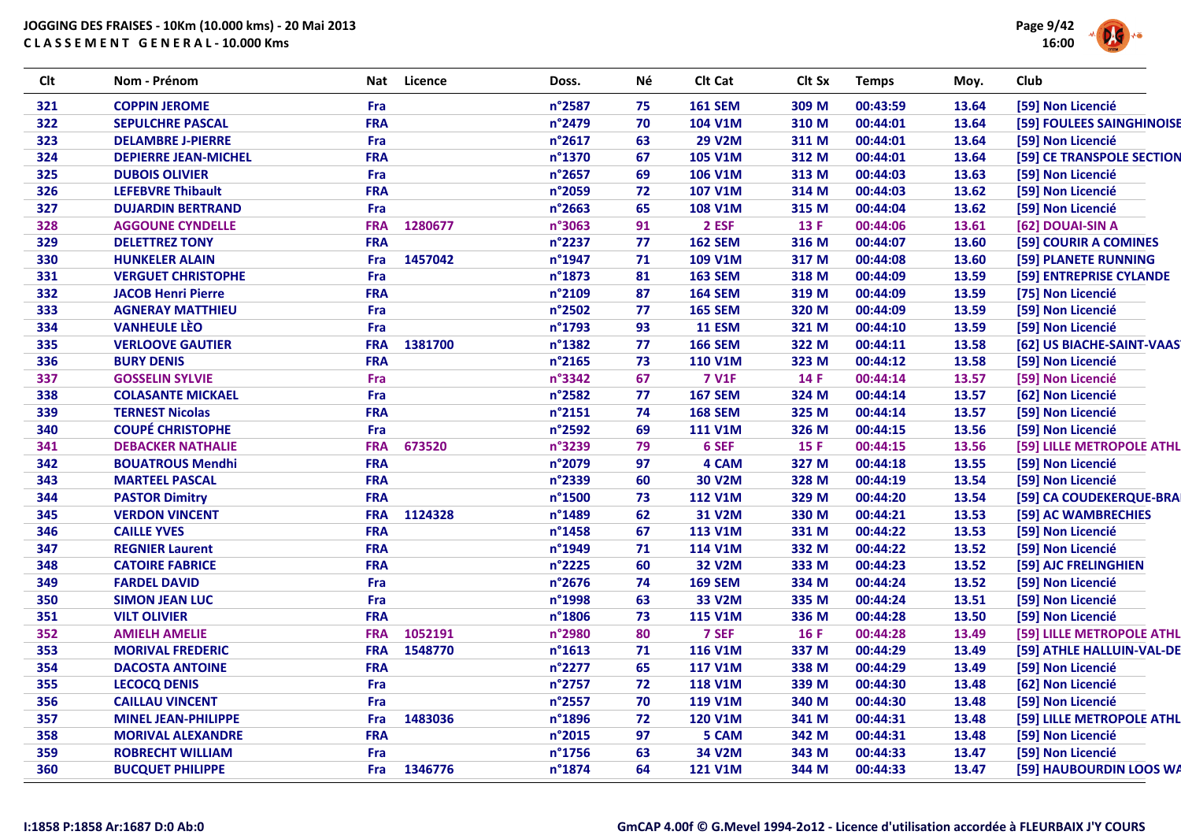JOGGING DES FRAISES - 10Km (10.000 kms) - 20 Mai 2013
C L A S S E M E N T   G E N E R A L - 10.000 Kms

| Clt | Nom - Prénom | Nat | Licence | Doss. | Né | Clt Cat | Clt Sx | Temps | Moy. | Club |
|---|---|---|---|---|---|---|---|---|---|---|
| 321 | COPPIN JEROME | Fra | | n°2587 | 75 | 161 SEM | 309 M | 00:43:59 | 13.64 | [59] Non Licencié |
| 322 | SEPULCHRE PASCAL | FRA | | n°2479 | 70 | 104 V1M | 310 M | 00:44:01 | 13.64 | [59] FOULEES SAINGHINOISE |
| 323 | DELAMBRE J-PIERRE | Fra | | n°2617 | 63 | 29 V2M | 311 M | 00:44:01 | 13.64 | [59] Non Licencié |
| 324 | DEPIERRE JEAN-MICHEL | FRA | | n°1370 | 67 | 105 V1M | 312 M | 00:44:01 | 13.64 | [59] CE TRANSPOSE SECTION |
| 325 | DUBOIS OLIVIER | Fra | | n°2657 | 69 | 106 V1M | 313 M | 00:44:03 | 13.63 | [59] Non Licencié |
| 326 | LEFEBVRE Thibault | FRA | | n°2059 | 72 | 107 V1M | 314 M | 00:44:03 | 13.62 | [59] Non Licencié |
| 327 | DUJARDIN BERTRAND | Fra | | n°2663 | 65 | 108 V1M | 315 M | 00:44:04 | 13.62 | [59] Non Licencié |
| 328 | AGGOUNE CYNDELLE | FRA | 1280677 | n°3063 | 91 | 2 ESF | 13 F | 00:44:06 | 13.61 | [62] DOUAI-SIN A |
| 329 | DELETTREZ TONY | FRA | | n°2237 | 77 | 162 SEM | 316 M | 00:44:07 | 13.60 | [59] COURIR A COMINES |
| 330 | HUNKELER ALAIN | Fra | 1457042 | n°1947 | 71 | 109 V1M | 317 M | 00:44:08 | 13.60 | [59] PLANETE RUNNING |
| 331 | VERGUET CHRISTOPHE | Fra | | n°1873 | 81 | 163 SEM | 318 M | 00:44:09 | 13.59 | [59] ENTREPRISE CYLANDE |
| 332 | JACOB Henri Pierre | FRA | | n°2109 | 87 | 164 SEM | 319 M | 00:44:09 | 13.59 | [75] Non Licencié |
| 333 | AGNERAY MATTHIEU | Fra | | n°2502 | 77 | 165 SEM | 320 M | 00:44:09 | 13.59 | [59] Non Licencié |
| 334 | VANHEULE LÈO | Fra | | n°1793 | 93 | 11 ESM | 321 M | 00:44:10 | 13.59 | [59] Non Licencié |
| 335 | VERLOOVE GAUTIER | FRA | 1381700 | n°1382 | 77 | 166 SEM | 322 M | 00:44:11 | 13.58 | [62] US BIACHE-SAINT-VAAS |
| 336 | BURY DENIS | FRA | | n°2165 | 73 | 110 V1M | 323 M | 00:44:12 | 13.58 | [59] Non Licencié |
| 337 | GOSSELIN SYLVIE | Fra | | n°3342 | 67 | 7 V1F | 14 F | 00:44:14 | 13.57 | [59] Non Licencié |
| 338 | COLASANTE MICKAEL | Fra | | n°2582 | 77 | 167 SEM | 324 M | 00:44:14 | 13.57 | [62] Non Licencié |
| 339 | TERNEST Nicolas | FRA | | n°2151 | 74 | 168 SEM | 325 M | 00:44:14 | 13.57 | [59] Non Licencié |
| 340 | COUPÉ CHRISTOPHE | Fra | | n°2592 | 69 | 111 V1M | 326 M | 00:44:15 | 13.56 | [59] Non Licencié |
| 341 | DEBACKER NATHALIE | FRA | 673520 | n°3239 | 79 | 6 SEF | 15 F | 00:44:15 | 13.56 | [59] LILLE METROPOLE ATHL |
| 342 | BOUATROUS Mendhi | FRA | | n°2079 | 97 | 4 CAM | 327 M | 00:44:18 | 13.55 | [59] Non Licencié |
| 343 | MARTEEL PASCAL | FRA | | n°2339 | 60 | 30 V2M | 328 M | 00:44:19 | 13.54 | [59] Non Licencié |
| 344 | PASTOR Dimitry | FRA | | n°1500 | 73 | 112 V1M | 329 M | 00:44:20 | 13.54 | [59] CA COUDEKERQUE-BRA |
| 345 | VERDON VINCENT | FRA | 1124328 | n°1489 | 62 | 31 V2M | 330 M | 00:44:21 | 13.53 | [59] AC WAMBRECHIES |
| 346 | CAILLE YVES | FRA | | n°1458 | 67 | 113 V1M | 331 M | 00:44:22 | 13.53 | [59] Non Licencié |
| 347 | REGNIER Laurent | FRA | | n°1949 | 71 | 114 V1M | 332 M | 00:44:22 | 13.52 | [59] Non Licencié |
| 348 | CATOIRE FABRICE | FRA | | n°2225 | 60 | 32 V2M | 333 M | 00:44:23 | 13.52 | [59] AJC FRELINGHIEN |
| 349 | FARDEL DAVID | Fra | | n°2676 | 74 | 169 SEM | 334 M | 00:44:24 | 13.52 | [59] Non Licencié |
| 350 | SIMON JEAN LUC | Fra | | n°1998 | 63 | 33 V2M | 335 M | 00:44:24 | 13.51 | [59] Non Licencié |
| 351 | VILT OLIVIER | FRA | | n°1806 | 73 | 115 V1M | 336 M | 00:44:28 | 13.50 | [59] Non Licencié |
| 352 | AMIELH AMELIE | FRA | 1052191 | n°2980 | 80 | 7 SEF | 16 F | 00:44:28 | 13.49 | [59] LILLE METROPOLE ATHL |
| 353 | MORIVAL FREDERIC | FRA | 1548770 | n°1613 | 71 | 116 V1M | 337 M | 00:44:29 | 13.49 | [59] ATHLE HALLUIN-VAL-DE |
| 354 | DACOSTA ANTOINE | FRA | | n°2277 | 65 | 117 V1M | 338 M | 00:44:29 | 13.49 | [59] Non Licencié |
| 355 | LECOCQ DENIS | Fra | | n°2757 | 72 | 118 V1M | 339 M | 00:44:30 | 13.48 | [62] Non Licencié |
| 356 | CAILLAU VINCENT | Fra | | n°2557 | 70 | 119 V1M | 340 M | 00:44:30 | 13.48 | [59] Non Licencié |
| 357 | MINEL JEAN-PHILIPPE | Fra | 1483036 | n°1896 | 72 | 120 V1M | 341 M | 00:44:31 | 13.48 | [59] LILLE METROPOLE ATHL |
| 358 | MORIVAL ALEXANDRE | FRA | | n°2015 | 97 | 5 CAM | 342 M | 00:44:31 | 13.48 | [59] Non Licencié |
| 359 | ROBRECHT WILLIAM | Fra | | n°1756 | 63 | 34 V2M | 343 M | 00:44:33 | 13.47 | [59] Non Licencié |
| 360 | BUCQUET PHILIPPE | Fra | 1346776 | n°1874 | 64 | 121 V1M | 344 M | 00:44:33 | 13.47 | [59] HAUBOURDIN LOOS WA |

I:1858 P:1858 Ar:1687 D:0 Ab:0

GmCAP 4.00f © G.Mevel 1994-2o12 - Licence d'utilisation accordée à FLEURBAIX J'Y COURS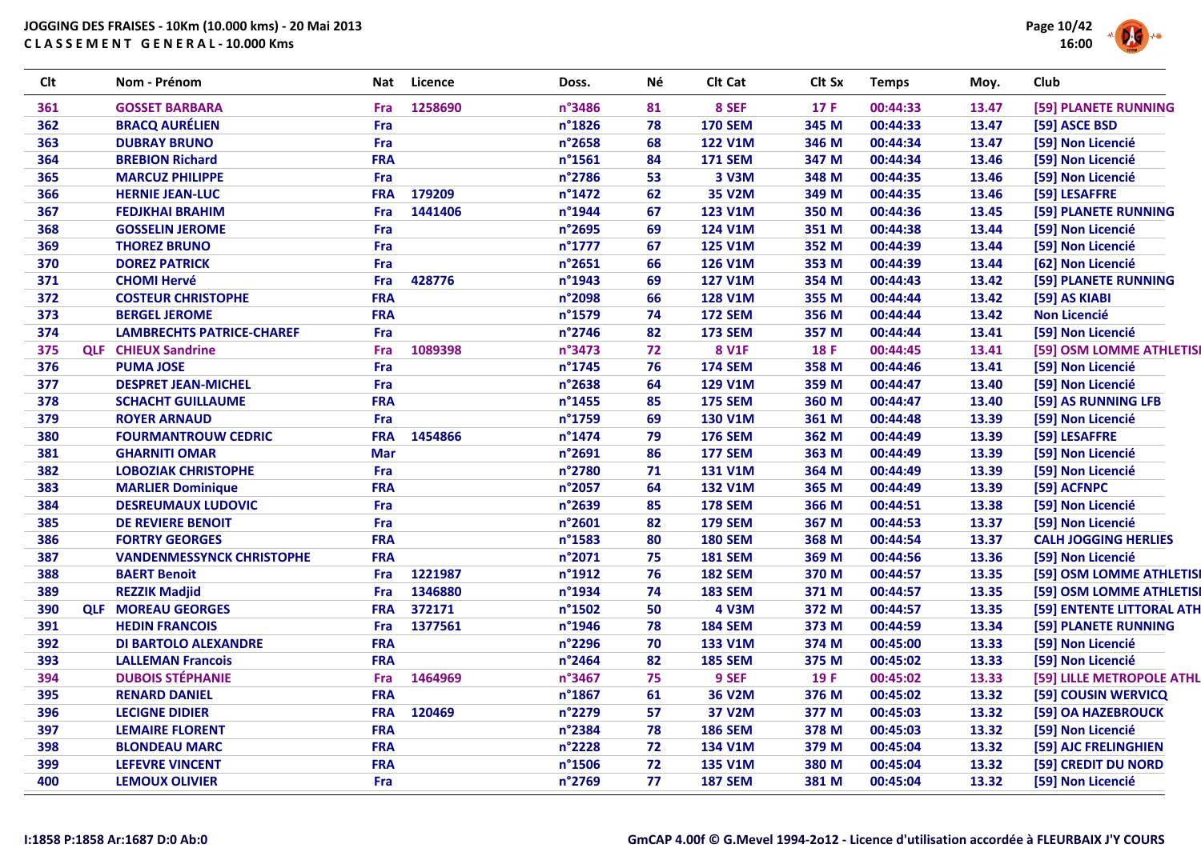# JOGGING DES FRAISES - 10Km (10.000 kms) - 20 Mai 2013

## CLASSEMENT GENERAL - 10.000 Kms

| Clt | | Nom - Prénom | Nat | Licence | Doss. | Né | Clt Cat | Clt Sx | Temps | Moy. | Club |
|---|---|---|---|---|---|---|---|---|---|---|---|
| 361 | | GOSSET BARBARA | Fra | 1258690 | n°3486 | 81 | 8 SEF | 17 F | 00:44:33 | 13.47 | [59] PLANETE RUNNING |
| 362 | | BRACQ AURÉLIEN | Fra | | n°1826 | 78 | 170 SEM | 345 M | 00:44:33 | 13.47 | [59] ASCE BSD |
| 363 | | DUBRAY BRUNO | Fra | | n°2658 | 68 | 122 V1M | 346 M | 00:44:34 | 13.47 | [59] Non Licencié |
| 364 | | BREBION Richard | FRA | | n°1561 | 84 | 171 SEM | 347 M | 00:44:34 | 13.46 | [59] Non Licencié |
| 365 | | MARCUZ PHILIPPE | Fra | | n°2786 | 53 | 3 V3M | 348 M | 00:44:35 | 13.46 | [59] Non Licencié |
| 366 | | HERNIE JEAN-LUC | FRA | 179209 | n°1472 | 62 | 35 V2M | 349 M | 00:44:35 | 13.46 | [59] LESAFFRE |
| 367 | | FEDJKHAI BRAHIM | Fra | 1441406 | n°1944 | 67 | 123 V1M | 350 M | 00:44:36 | 13.45 | [59] PLANETE RUNNING |
| 368 | | GOSSELIN JEROME | Fra | | n°2695 | 69 | 124 V1M | 351 M | 00:44:38 | 13.44 | [59] Non Licencié |
| 369 | | THOREZ BRUNO | Fra | | n°1777 | 67 | 125 V1M | 352 M | 00:44:39 | 13.44 | [59] Non Licencié |
| 370 | | DOREZ PATRICK | Fra | | n°2651 | 66 | 126 V1M | 353 M | 00:44:39 | 13.44 | [62] Non Licencié |
| 371 | | CHOMI Hervé | Fra | 428776 | n°1943 | 69 | 127 V1M | 354 M | 00:44:43 | 13.42 | [59] PLANETE RUNNING |
| 372 | | COSTEUR CHRISTOPHE | FRA | | n°2098 | 66 | 128 V1M | 355 M | 00:44:44 | 13.42 | [59] AS KIABI |
| 373 | | BERGEL JEROME | FRA | | n°1579 | 74 | 172 SEM | 356 M | 00:44:44 | 13.42 | Non Licencié |
| 374 | | LAMBRECHTS PATRICE-CHAREF | Fra | | n°2746 | 82 | 173 SEM | 357 M | 00:44:44 | 13.41 | [59] Non Licencié |
| 375 | QLF | CHIEUX Sandrine | Fra | 1089398 | n°3473 | 72 | 8 V1F | 18 F | 00:44:45 | 13.41 | [59] OSM LOMME ATHLETISI |
| 376 | | PUMA JOSE | Fra | | n°1745 | 76 | 174 SEM | 358 M | 00:44:46 | 13.41 | [59] Non Licencié |
| 377 | | DESPRET JEAN-MICHEL | Fra | | n°2638 | 64 | 129 V1M | 359 M | 00:44:47 | 13.40 | [59] Non Licencié |
| 378 | | SCHACHT GUILLAUME | FRA | | n°1455 | 85 | 175 SEM | 360 M | 00:44:47 | 13.40 | [59] AS RUNNING LFB |
| 379 | | ROYER ARNAUD | Fra | | n°1759 | 69 | 130 V1M | 361 M | 00:44:48 | 13.39 | [59] Non Licencié |
| 380 | | FOURMANTROUW CEDRIC | FRA | 1454866 | n°1474 | 79 | 176 SEM | 362 M | 00:44:49 | 13.39 | [59] LESAFFRE |
| 381 | | GHARNITI OMAR | Mar | | n°2691 | 86 | 177 SEM | 363 M | 00:44:49 | 13.39 | [59] Non Licencié |
| 382 | | LOBOZIAK CHRISTOPHE | Fra | | n°2780 | 71 | 131 V1M | 364 M | 00:44:49 | 13.39 | [59] Non Licencié |
| 383 | | MARLIER Dominique | FRA | | n°2057 | 64 | 132 V1M | 365 M | 00:44:49 | 13.39 | [59] ACFNPC |
| 384 | | DESREUMAUX LUDOVIC | Fra | | n°2639 | 85 | 178 SEM | 366 M | 00:44:51 | 13.38 | [59] Non Licencié |
| 385 | | DE REVIERE BENOIT | Fra | | n°2601 | 82 | 179 SEM | 367 M | 00:44:53 | 13.37 | [59] Non Licencié |
| 386 | | FORTRY GEORGES | FRA | | n°1583 | 80 | 180 SEM | 368 M | 00:44:54 | 13.37 | CALH JOGGING HERLIES |
| 387 | | VANDENMESSYNCK CHRISTOPHE | FRA | | n°2071 | 75 | 181 SEM | 369 M | 00:44:56 | 13.36 | [59] Non Licencié |
| 388 | | BAERT Benoit | Fra | 1221987 | n°1912 | 76 | 182 SEM | 370 M | 00:44:57 | 13.35 | [59] OSM LOMME ATHLETISI |
| 389 | | REZZIK Madjid | Fra | 1346880 | n°1934 | 74 | 183 SEM | 371 M | 00:44:57 | 13.35 | [59] OSM LOMME ATHLETISI |
| 390 | QLF | MOREAU GEORGES | FRA | 372171 | n°1502 | 50 | 4 V3M | 372 M | 00:44:57 | 13.35 | [59] ENTENTE LITTORAL ATH |
| 391 | | HEDIN FRANCOIS | Fra | 1377561 | n°1946 | 78 | 184 SEM | 373 M | 00:44:59 | 13.34 | [59] PLANETE RUNNING |
| 392 | | DI BARTOLO ALEXANDRE | FRA | | n°2296 | 70 | 133 V1M | 374 M | 00:45:00 | 13.33 | [59] Non Licencié |
| 393 | | LALLEMAN Francois | FRA | | n°2464 | 82 | 185 SEM | 375 M | 00:45:02 | 13.33 | [59] Non Licencié |
| 394 | | DUBOIS STÉPHANIE | Fra | 1464969 | n°3467 | 75 | 9 SEF | 19 F | 00:45:02 | 13.33 | [59] LILLE METROPOLE ATHL |
| 395 | | RENARD DANIEL | FRA | | n°1867 | 61 | 36 V2M | 376 M | 00:45:02 | 13.32 | [59] COUSIN WERVICQ |
| 396 | | LECIGNE DIDIER | FRA | 120469 | n°2279 | 57 | 37 V2M | 377 M | 00:45:03 | 13.32 | [59] OA HAZEBROUCK |
| 397 | | LEMAIRE FLORENT | FRA | | n°2384 | 78 | 186 SEM | 378 M | 00:45:03 | 13.32 | [59] Non Licencié |
| 398 | | BLONDEAU MARC | FRA | | n°2228 | 72 | 134 V1M | 379 M | 00:45:04 | 13.32 | [59] AJC FRELINGHIEN |
| 399 | | LEFEVRE VINCENT | FRA | | n°1506 | 72 | 135 V1M | 380 M | 00:45:04 | 13.32 | [59] CREDIT DU NORD |
| 400 | | LEMOUX OLIVIER | Fra | | n°2769 | 77 | 187 SEM | 381 M | 00:45:04 | 13.32 | [59] Non Licencié |

I:1858 P:1858 Ar:1687 D:0 Ab:0

GmCAP 4.00f © G.Mevel 1994-2o12 - Licence d'utilisation accordée à FLEURBAIX J'Y COURS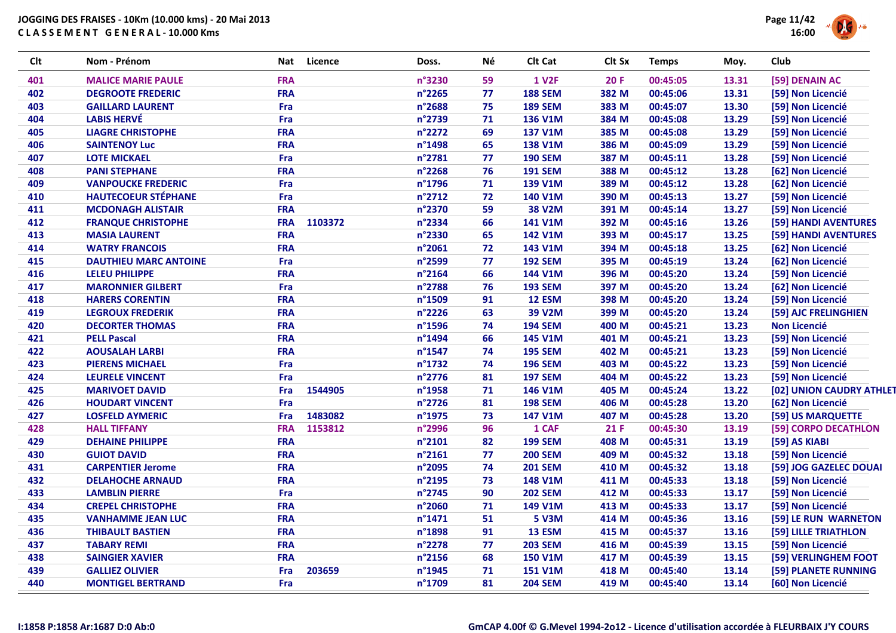**JOGGING DES FRAISES - 10Km (10.000 kms) - 20 Mai 2013**
**C L A S S E M E N T G E N E R A L - 10.000 Kms**

| Clt | Nom - Prénom | Nat | Licence | Doss. | Né | Clt Cat | Clt Sx | Temps | Moy. | Club |
|---|---|---|---|---|---|---|---|---|---|---|
| 401 | MALICE MARIE PAULE | FRA | | n°3230 | 59 | 1 V2F | 20 F | 00:45:05 | 13.31 | [59] DENAIN AC |
| 402 | DEGROOTE FREDERIC | FRA | | n°2265 | 77 | 188 SEM | 382 M | 00:45:06 | 13.31 | [59] Non Licencié |
| 403 | GAILLARD LAURENT | Fra | | n°2688 | 75 | 189 SEM | 383 M | 00:45:07 | 13.30 | [59] Non Licencié |
| 404 | LABIS HERVÉ | Fra | | n°2739 | 71 | 136 V1M | 384 M | 00:45:08 | 13.29 | [59] Non Licencié |
| 405 | LIAGRE CHRISTOPHE | FRA | | n°2272 | 69 | 137 V1M | 385 M | 00:45:08 | 13.29 | [59] Non Licencié |
| 406 | SAINTENOY Luc | FRA | | n°1498 | 65 | 138 V1M | 386 M | 00:45:09 | 13.29 | [59] Non Licencié |
| 407 | LOTE MICKAEL | Fra | | n°2781 | 77 | 190 SEM | 387 M | 00:45:11 | 13.28 | [59] Non Licencié |
| 408 | PANI STEPHANE | FRA | | n°2268 | 76 | 191 SEM | 388 M | 00:45:12 | 13.28 | [62] Non Licencié |
| 409 | VANPOUCKE FREDERIC | Fra | | n°1796 | 71 | 139 V1M | 389 M | 00:45:12 | 13.28 | [62] Non Licencié |
| 410 | HAUTECOEUR STÉPHANE | Fra | | n°2712 | 72 | 140 V1M | 390 M | 00:45:13 | 13.27 | [59] Non Licencié |
| 411 | MCDONAGH ALISTAIR | FRA | | n°2370 | 59 | 38 V2M | 391 M | 00:45:14 | 13.27 | [59] Non Licencié |
| 412 | FRANQUE CHRISTOPHE | FRA | 1103372 | n°2334 | 66 | 141 V1M | 392 M | 00:45:16 | 13.26 | [59] HANDI AVENTURES |
| 413 | MASIA LAURENT | FRA | | n°2330 | 65 | 142 V1M | 393 M | 00:45:17 | 13.25 | [59] HANDI AVENTURES |
| 414 | WATRY FRANCOIS | FRA | | n°2061 | 72 | 143 V1M | 394 M | 00:45:18 | 13.25 | [62] Non Licencié |
| 415 | DAUTHIEU MARC ANTOINE | Fra | | n°2599 | 77 | 192 SEM | 395 M | 00:45:19 | 13.24 | [62] Non Licencié |
| 416 | LELEU PHILIPPE | FRA | | n°2164 | 66 | 144 V1M | 396 M | 00:45:20 | 13.24 | [59] Non Licencié |
| 417 | MARONNIER GILBERT | Fra | | n°2788 | 76 | 193 SEM | 397 M | 00:45:20 | 13.24 | [62] Non Licencié |
| 418 | HARERS CORENTIN | FRA | | n°1509 | 91 | 12 ESM | 398 M | 00:45:20 | 13.24 | [59] Non Licencié |
| 419 | LEGROUX FREDERIK | FRA | | n°2226 | 63 | 39 V2M | 399 M | 00:45:20 | 13.24 | [59] AJC FRELINGHIEN |
| 420 | DECORTER THOMAS | FRA | | n°1596 | 74 | 194 SEM | 400 M | 00:45:21 | 13.23 | Non Licencié |
| 421 | PELL Pascal | FRA | | n°1494 | 66 | 145 V1M | 401 M | 00:45:21 | 13.23 | [59] Non Licencié |
| 422 | AOUSALAH LARBI | FRA | | n°1547 | 74 | 195 SEM | 402 M | 00:45:21 | 13.23 | [59] Non Licencié |
| 423 | PIERENS MICHAEL | Fra | | n°1732 | 74 | 196 SEM | 403 M | 00:45:22 | 13.23 | [59] Non Licencié |
| 424 | LEURELE VINCENT | Fra | | n°2776 | 81 | 197 SEM | 404 M | 00:45:22 | 13.23 | [59] Non Licencié |
| 425 | MARIVOET DAVID | Fra | 1544905 | n°1958 | 71 | 146 V1M | 405 M | 00:45:24 | 13.22 | [02] UNION CAUDRY ATHLET |
| 426 | HOUDART VINCENT | Fra | | n°2726 | 81 | 198 SEM | 406 M | 00:45:28 | 13.20 | [62] Non Licencié |
| 427 | LOSFELD AYMERIC | Fra | 1483082 | n°1975 | 73 | 147 V1M | 407 M | 00:45:28 | 13.20 | [59] US MARQUETTE |
| 428 | HALL TIFFANY | FRA | 1153812 | n°2996 | 96 | 1 CAF | 21 F | 00:45:30 | 13.19 | [59] CORPO DECATHLON |
| 429 | DEHAINE PHILIPPE | FRA | | n°2101 | 82 | 199 SEM | 408 M | 00:45:31 | 13.19 | [59] AS KIABI |
| 430 | GUIOT DAVID | FRA | | n°2161 | 77 | 200 SEM | 409 M | 00:45:32 | 13.18 | [59] Non Licencié |
| 431 | CARPENTIER Jerome | FRA | | n°2095 | 74 | 201 SEM | 410 M | 00:45:32 | 13.18 | [59] JOG GAZELEC DOUAI |
| 432 | DELAHOCHE ARNAUD | FRA | | n°2195 | 73 | 148 V1M | 411 M | 00:45:33 | 13.18 | [59] Non Licencié |
| 433 | LAMBLIN PIERRE | Fra | | n°2745 | 90 | 202 SEM | 412 M | 00:45:33 | 13.17 | [59] Non Licencié |
| 434 | CREPEL CHRISTOPHE | FRA | | n°2060 | 71 | 149 V1M | 413 M | 00:45:33 | 13.17 | [59] Non Licencié |
| 435 | VANHAMME JEAN LUC | FRA | | n°1471 | 51 | 5 V3M | 414 M | 00:45:36 | 13.16 | [59] LE RUN WARNETON |
| 436 | THIBAULT BASTIEN | FRA | | n°1898 | 91 | 13 ESM | 415 M | 00:45:37 | 13.16 | [59] LILLE TRIATHLON |
| 437 | TABARY REMI | FRA | | n°2278 | 77 | 203 SEM | 416 M | 00:45:39 | 13.15 | [59] Non Licencié |
| 438 | SAINGIER XAVIER | FRA | | n°2156 | 68 | 150 V1M | 417 M | 00:45:39 | 13.15 | [59] VERLINGHEM FOOT |
| 439 | GALLIEZ OLIVIER | Fra | 203659 | n°1945 | 71 | 151 V1M | 418 M | 00:45:40 | 13.14 | [59] PLANETE RUNNING |
| 440 | MONTIGEL BERTRAND | Fra | | n°1709 | 81 | 204 SEM | 419 M | 00:45:40 | 13.14 | [60] Non Licencié |

I:1858 P:1858 Ar:1687 D:0 Ab:0

GmCAP 4.00f © G.Mevel 1994-2o12 - Licence d'utilisation accordée à FLEURBAIX J'Y COURS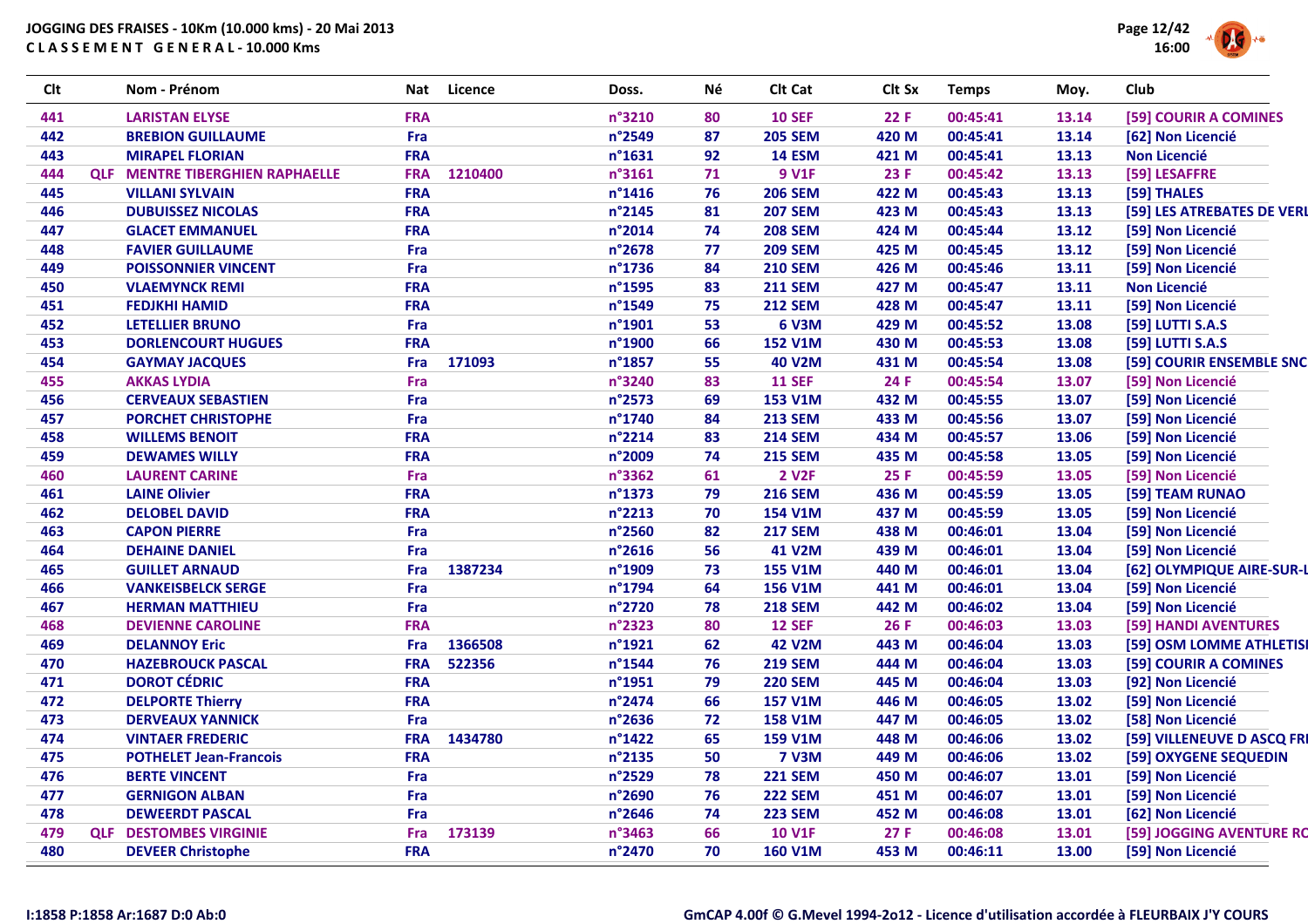JOGGING DES FRAISES - 10Km (10.000 kms) - 20 Mai 2013
CLASSEMENT GENERAL - 10.000 Kms

| Clt | | Nom - Prénom | Nat | Licence | Doss. | Né | Clt Cat | Clt Sx | Temps | Moy. | Club |
|---|---|---|---|---|---|---|---|---|---|---|---|
| 441 | | LARISTAN ELYSE | FRA | | n°3210 | 80 | 10 SEF | 22 F | 00:45:41 | 13.14 | [59] COURIR A COMINES |
| 442 | | BREBION GUILLAUME | Fra | | n°2549 | 87 | 205 SEM | 420 M | 00:45:41 | 13.14 | [62] Non Licencié |
| 443 | | MIRAPEL FLORIAN | FRA | | n°1631 | 92 | 14 ESM | 421 M | 00:45:41 | 13.13 | Non Licencié |
| 444 | QLF | MENTRE TIBERGHIEN RAPHAELLE | FRA | 1210400 | n°3161 | 71 | 9 V1F | 23 F | 00:45:42 | 13.13 | [59] LESAFFRE |
| 445 | | VILLANI SYLVAIN | FRA | | n°1416 | 76 | 206 SEM | 422 M | 00:45:43 | 13.13 | [59] THALES |
| 446 | | DUBUISSEZ NICOLAS | FRA | | n°2145 | 81 | 207 SEM | 423 M | 00:45:43 | 13.13 | [59] LES ATREBATES DE VERL |
| 447 | | GLACET EMMANUEL | FRA | | n°2014 | 74 | 208 SEM | 424 M | 00:45:44 | 13.12 | [59] Non Licencié |
| 448 | | FAVIER GUILLAUME | Fra | | n°2678 | 77 | 209 SEM | 425 M | 00:45:45 | 13.12 | [59] Non Licencié |
| 449 | | POISSONNIER VINCENT | Fra | | n°1736 | 84 | 210 SEM | 426 M | 00:45:46 | 13.11 | [59] Non Licencié |
| 450 | | VLAEMYNCK REMI | FRA | | n°1595 | 83 | 211 SEM | 427 M | 00:45:47 | 13.11 | Non Licencié |
| 451 | | FEDJKHI HAMID | FRA | | n°1549 | 75 | 212 SEM | 428 M | 00:45:47 | 13.11 | [59] Non Licencié |
| 452 | | LETELLIER BRUNO | Fra | | n°1901 | 53 | 6 V3M | 429 M | 00:45:52 | 13.08 | [59] LUTTI S.A.S |
| 453 | | DORLENCOURT HUGUES | FRA | | n°1900 | 66 | 152 V1M | 430 M | 00:45:53 | 13.08 | [59] LUTTI S.A.S |
| 454 | | GAYMAY JACQUES | Fra | 171093 | n°1857 | 55 | 40 V2M | 431 M | 00:45:54 | 13.08 | [59] COURIR ENSEMBLE SNC |
| 455 | | AKKAS LYDIA | Fra | | n°3240 | 83 | 11 SEF | 24 F | 00:45:54 | 13.07 | [59] Non Licencié |
| 456 | | CERVEAUX SEBASTIEN | Fra | | n°2573 | 69 | 153 V1M | 432 M | 00:45:55 | 13.07 | [59] Non Licencié |
| 457 | | PORCHET CHRISTOPHE | Fra | | n°1740 | 84 | 213 SEM | 433 M | 00:45:56 | 13.07 | [59] Non Licencié |
| 458 | | WILLEMS BENOIT | FRA | | n°2214 | 83 | 214 SEM | 434 M | 00:45:57 | 13.06 | [59] Non Licencié |
| 459 | | DEWAMES WILLY | FRA | | n°2009 | 74 | 215 SEM | 435 M | 00:45:58 | 13.05 | [59] Non Licencié |
| 460 | | LAURENT CARINE | Fra | | n°3362 | 61 | 2 V2F | 25 F | 00:45:59 | 13.05 | [59] Non Licencié |
| 461 | | LAINE Olivier | FRA | | n°1373 | 79 | 216 SEM | 436 M | 00:45:59 | 13.05 | [59] TEAM RUNAO |
| 462 | | DELOBEL DAVID | FRA | | n°2213 | 70 | 154 V1M | 437 M | 00:45:59 | 13.05 | [59] Non Licencié |
| 463 | | CAPON PIERRE | Fra | | n°2560 | 82 | 217 SEM | 438 M | 00:46:01 | 13.04 | [59] Non Licencié |
| 464 | | DEHAINE DANIEL | Fra | | n°2616 | 56 | 41 V2M | 439 M | 00:46:01 | 13.04 | [59] Non Licencié |
| 465 | | GUILLET ARNAUD | Fra | 1387234 | n°1909 | 73 | 155 V1M | 440 M | 00:46:01 | 13.04 | [62] OLYMPIQUE AIRE-SUR-L |
| 466 | | VANKEISBELCK SERGE | Fra | | n°1794 | 64 | 156 V1M | 441 M | 00:46:01 | 13.04 | [59] Non Licencié |
| 467 | | HERMAN MATTHIEU | Fra | | n°2720 | 78 | 218 SEM | 442 M | 00:46:02 | 13.04 | [59] Non Licencié |
| 468 | | DEVIENNE CAROLINE | FRA | | n°2323 | 80 | 12 SEF | 26 F | 00:46:03 | 13.03 | [59] HANDI AVENTURES |
| 469 | | DELANNOY Eric | Fra | 1366508 | n°1921 | 62 | 42 V2M | 443 M | 00:46:04 | 13.03 | [59] OSM LOMME ATHLETISI |
| 470 | | HAZEBROUCK PASCAL | FRA | 522356 | n°1544 | 76 | 219 SEM | 444 M | 00:46:04 | 13.03 | [59] COURIR A COMINES |
| 471 | | DOROT CÉDRIC | FRA | | n°1951 | 79 | 220 SEM | 445 M | 00:46:04 | 13.03 | [92] Non Licencié |
| 472 | | DELPORTE Thierry | FRA | | n°2474 | 66 | 157 V1M | 446 M | 00:46:05 | 13.02 | [59] Non Licencié |
| 473 | | DERVEAUX YANNICK | Fra | | n°2636 | 72 | 158 V1M | 447 M | 00:46:05 | 13.02 | [58] Non Licencié |
| 474 | | VINTAER FREDERIC | FRA | 1434780 | n°1422 | 65 | 159 V1M | 448 M | 00:46:06 | 13.02 | [59] VILLENEUVE D ASCQ FRI |
| 475 | | POTHELET Jean-Francois | FRA | | n°2135 | 50 | 7 V3M | 449 M | 00:46:06 | 13.02 | [59] OXYGENE SEQUEDIN |
| 476 | | BERTE VINCENT | Fra | | n°2529 | 78 | 221 SEM | 450 M | 00:46:07 | 13.01 | [59] Non Licencié |
| 477 | | GERNIGON ALBAN | Fra | | n°2690 | 76 | 222 SEM | 451 M | 00:46:07 | 13.01 | [59] Non Licencié |
| 478 | | DEWEERDT PASCAL | Fra | | n°2646 | 74 | 223 SEM | 452 M | 00:46:08 | 13.01 | [62] Non Licencié |
| 479 | QLF | DESTOMBES VIRGINIE | Fra | 173139 | n°3463 | 66 | 10 V1F | 27 F | 00:46:08 | 13.01 | [59] JOGGING AVENTURE RC |
| 480 | | DEVEER Christophe | FRA | | n°2470 | 70 | 160 V1M | 453 M | 00:46:11 | 13.00 | [59] Non Licencié |

I:1858 P:1858 Ar:1687 D:0 Ab:0

GmCAP 4.00f © G.Mevel 1994-2o12 - Licence d'utilisation accordée à FLEURBAIX J'Y COURS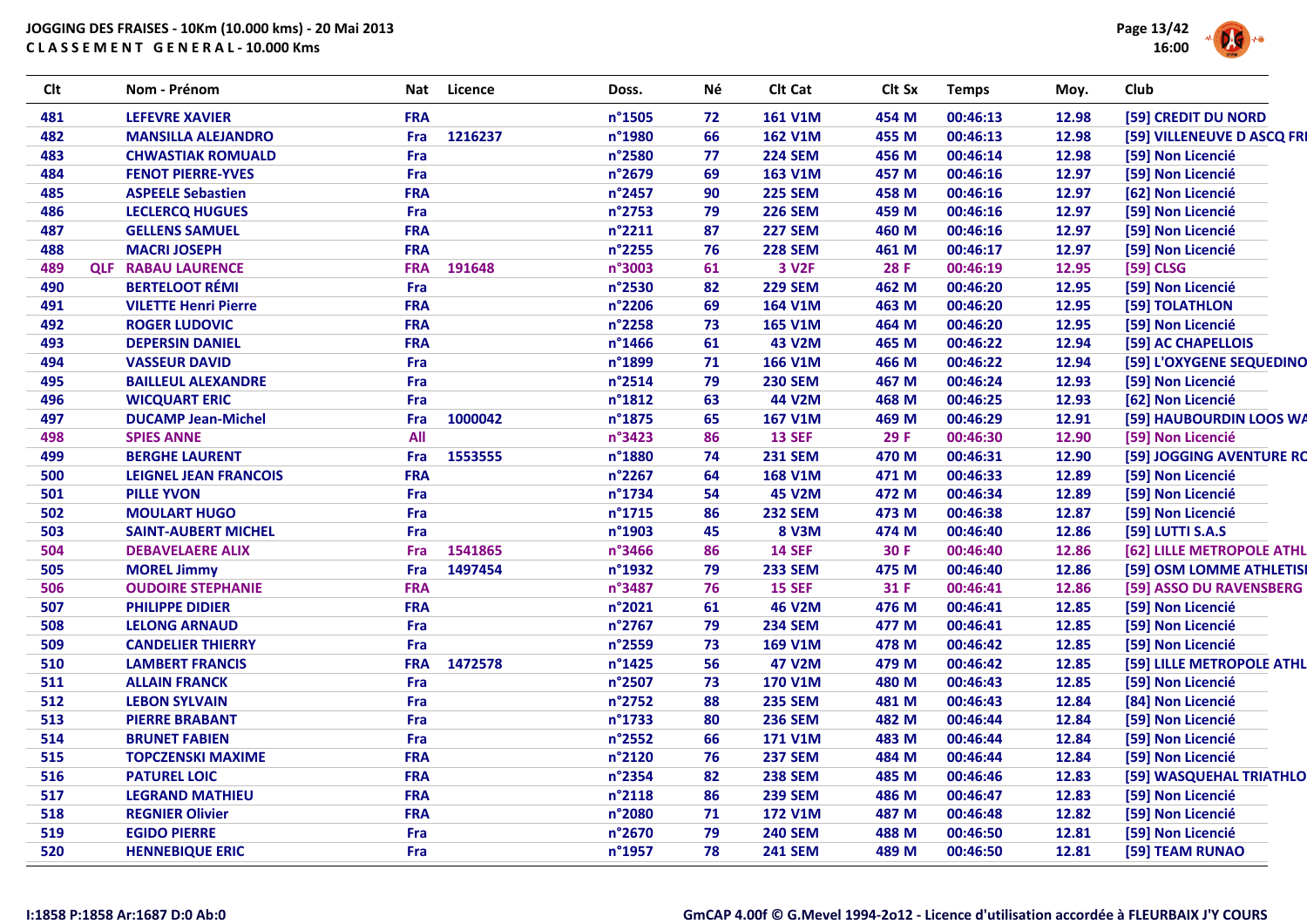JOGGING DES FRAISES - 10Km (10.000 kms) - 20 Mai 2013

CLASSEMENT GENERAL - 10.000 Kms

| Clt | | Nom - Prénom | Nat | Licence | Doss. | Né | Clt Cat | Clt Sx | Temps | Moy. | Club |
|---|---|---|---|---|---|---|---|---|---|---|---|
| 481 | | LEFEVRE XAVIER | FRA | | n°1505 | 72 | 161 V1M | 454 M | 00:46:13 | 12.98 | [59] CREDIT DU NORD |
| 482 | | MANSILLA ALEJANDRO | Fra | 1216237 | n°1980 | 66 | 162 V1M | 455 M | 00:46:13 | 12.98 | [59] VILLENEUVE D ASCQ FRI |
| 483 | | CHWASTIAK ROMUALD | Fra | | n°2580 | 77 | 224 SEM | 456 M | 00:46:14 | 12.98 | [59] Non Licencié |
| 484 | | FENOT PIERRE-YVES | Fra | | n°2679 | 69 | 163 V1M | 457 M | 00:46:16 | 12.97 | [59] Non Licencié |
| 485 | | ASPEELE Sebastien | FRA | | n°2457 | 90 | 225 SEM | 458 M | 00:46:16 | 12.97 | [62] Non Licencié |
| 486 | | LECLERCQ HUGUES | Fra | | n°2753 | 79 | 226 SEM | 459 M | 00:46:16 | 12.97 | [59] Non Licencié |
| 487 | | GELLENS SAMUEL | FRA | | n°2211 | 87 | 227 SEM | 460 M | 00:46:16 | 12.97 | [59] Non Licencié |
| 488 | | MACRI JOSEPH | FRA | | n°2255 | 76 | 228 SEM | 461 M | 00:46:17 | 12.97 | [59] Non Licencié |
| 489 | QLF | RABAU LAURENCE | FRA | 191648 | n°3003 | 61 | 3 V2F | 28 F | 00:46:19 | 12.95 | [59] CLSG |
| 490 | | BERTELOOT RÉMI | Fra | | n°2530 | 82 | 229 SEM | 462 M | 00:46:20 | 12.95 | [59] Non Licencié |
| 491 | | VILETTE Henri Pierre | FRA | | n°2206 | 69 | 164 V1M | 463 M | 00:46:20 | 12.95 | [59] TOLATHLON |
| 492 | | ROGER LUDOVIC | FRA | | n°2258 | 73 | 165 V1M | 464 M | 00:46:20 | 12.95 | [59] Non Licencié |
| 493 | | DEPERSIN DANIEL | FRA | | n°1466 | 61 | 43 V2M | 465 M | 00:46:22 | 12.94 | [59] AC CHAPELLOIS |
| 494 | | VASSEUR DAVID | Fra | | n°1899 | 71 | 166 V1M | 466 M | 00:46:22 | 12.94 | [59] L'OXYGENE SEQUEDINO |
| 495 | | BAILLEUL ALEXANDRE | Fra | | n°2514 | 79 | 230 SEM | 467 M | 00:46:24 | 12.93 | [59] Non Licencié |
| 496 | | WICQUART ERIC | Fra | | n°1812 | 63 | 44 V2M | 468 M | 00:46:25 | 12.93 | [62] Non Licencié |
| 497 | | DUCAMP Jean-Michel | Fra | 1000042 | n°1875 | 65 | 167 V1M | 469 M | 00:46:29 | 12.91 | [59] HAUBOURDIN LOOS WA |
| 498 | | SPIES ANNE | All | | n°3423 | 86 | 13 SEF | 29 F | 00:46:30 | 12.90 | [59] Non Licencié |
| 499 | | BERGHE LAURENT | Fra | 1553555 | n°1880 | 74 | 231 SEM | 470 M | 00:46:31 | 12.90 | [59] JOGGING AVENTURE RC |
| 500 | | LEIGNEL JEAN FRANCOIS | FRA | | n°2267 | 64 | 168 V1M | 471 M | 00:46:33 | 12.89 | [59] Non Licencié |
| 501 | | PILLE YVON | Fra | | n°1734 | 54 | 45 V2M | 472 M | 00:46:34 | 12.89 | [59] Non Licencié |
| 502 | | MOULART HUGO | Fra | | n°1715 | 86 | 232 SEM | 473 M | 00:46:38 | 12.87 | [59] Non Licencié |
| 503 | | SAINT-AUBERT MICHEL | Fra | | n°1903 | 45 | 8 V3M | 474 M | 00:46:40 | 12.86 | [59] LUTTI S.A.S |
| 504 | | DEBAVELAERE ALIX | Fra | 1541865 | n°3466 | 86 | 14 SEF | 30 F | 00:46:40 | 12.86 | [62] LILLE METROPOLE ATHL |
| 505 | | MOREL Jimmy | Fra | 1497454 | n°1932 | 79 | 233 SEM | 475 M | 00:46:40 | 12.86 | [59] OSM LOMME ATHLETISI |
| 506 | | OUDOIRE STEPHANIE | FRA | | n°3487 | 76 | 15 SEF | 31 F | 00:46:41 | 12.86 | [59] ASSO DU RAVENSBERG |
| 507 | | PHILIPPE DIDIER | FRA | | n°2021 | 61 | 46 V2M | 476 M | 00:46:41 | 12.85 | [59] Non Licencié |
| 508 | | LELONG ARNAUD | Fra | | n°2767 | 79 | 234 SEM | 477 M | 00:46:41 | 12.85 | [59] Non Licencié |
| 509 | | CANDELIER THIERRY | Fra | | n°2559 | 73 | 169 V1M | 478 M | 00:46:42 | 12.85 | [59] Non Licencié |
| 510 | | LAMBERT FRANCIS | FRA | 1472578 | n°1425 | 56 | 47 V2M | 479 M | 00:46:42 | 12.85 | [59] LILLE METROPOLE ATHL |
| 511 | | ALLAIN FRANCK | Fra | | n°2507 | 73 | 170 V1M | 480 M | 00:46:43 | 12.85 | [59] Non Licencié |
| 512 | | LEBON SYLVAIN | Fra | | n°2752 | 88 | 235 SEM | 481 M | 00:46:43 | 12.84 | [84] Non Licencié |
| 513 | | PIERRE BRABANT | Fra | | n°1733 | 80 | 236 SEM | 482 M | 00:46:44 | 12.84 | [59] Non Licencié |
| 514 | | BRUNET FABIEN | Fra | | n°2552 | 66 | 171 V1M | 483 M | 00:46:44 | 12.84 | [59] Non Licencié |
| 515 | | TOPCZENSKI MAXIME | FRA | | n°2120 | 76 | 237 SEM | 484 M | 00:46:44 | 12.84 | [59] Non Licencié |
| 516 | | PATUREL LOIC | FRA | | n°2354 | 82 | 238 SEM | 485 M | 00:46:46 | 12.83 | [59] WASQUEHAL TRIATHLO |
| 517 | | LEGRAND MATHIEU | FRA | | n°2118 | 86 | 239 SEM | 486 M | 00:46:47 | 12.83 | [59] Non Licencié |
| 518 | | REGNIER Olivier | FRA | | n°2080 | 71 | 172 V1M | 487 M | 00:46:48 | 12.82 | [59] Non Licencié |
| 519 | | EGIDO PIERRE | Fra | | n°2670 | 79 | 240 SEM | 488 M | 00:46:50 | 12.81 | [59] Non Licencié |
| 520 | | HENNEBIQUE ERIC | Fra | | n°1957 | 78 | 241 SEM | 489 M | 00:46:50 | 12.81 | [59] TEAM RUNAO |

I:1858 P:1858 Ar:1687 D:0 Ab:0

GmCAP 4.00f © G.Mevel 1994-2o12 - Licence d'utilisation accordée à FLEURBAIX J'Y COURS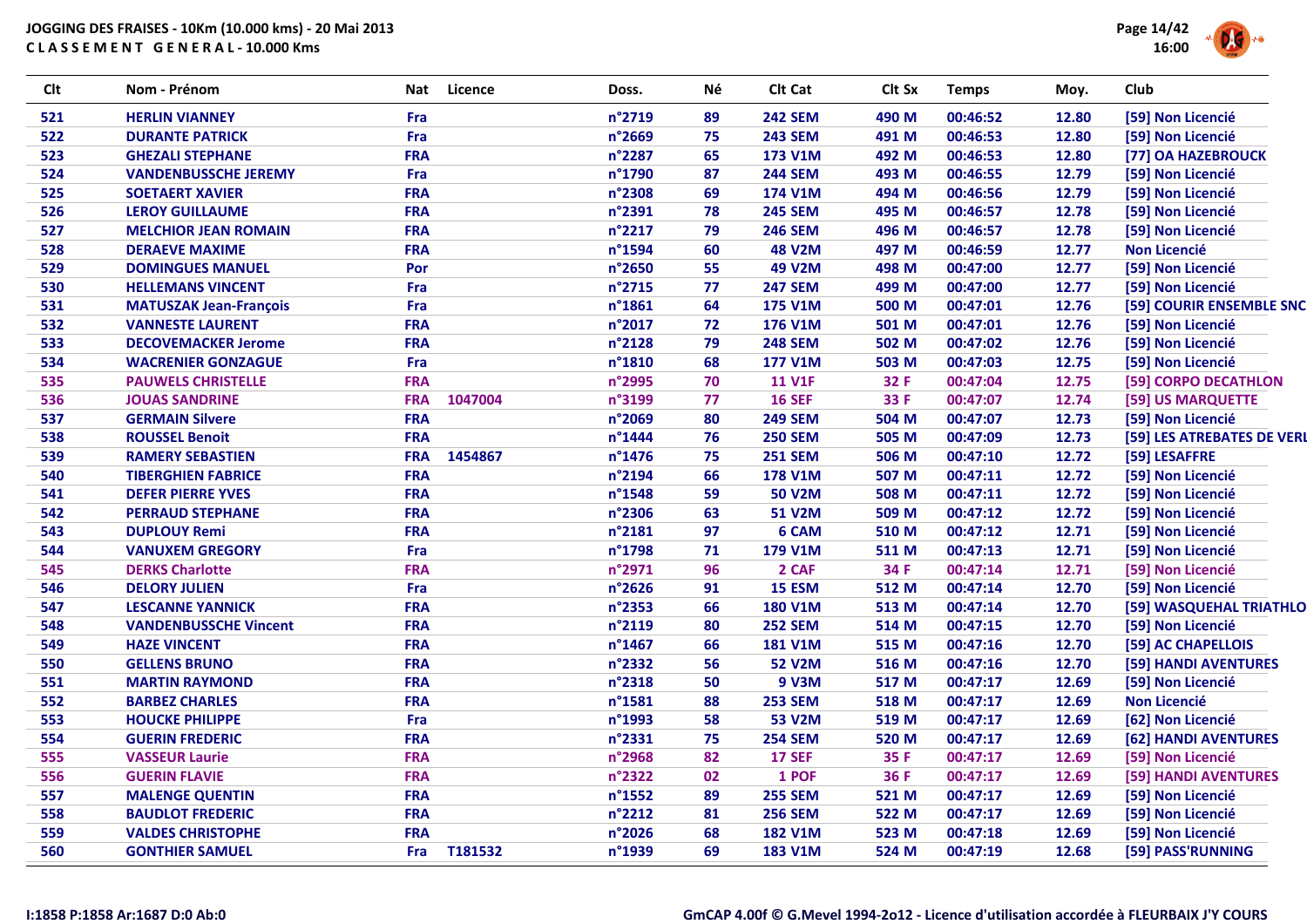JOGGING DES FRAISES - 10Km (10.000 kms) - 20 Mai 2013
C L A S S E M E N T   G E N E R A L - 10.000 Kms

| Clt | Nom - Prénom | Nat | Licence | Doss. | Né | Clt Cat | Clt Sx | Temps | Moy. | Club |
|---|---|---|---|---|---|---|---|---|---|---|
| 521 | HERLIN VIANNEY | Fra | | n°2719 | 89 | 242 SEM | 490 M | 00:46:52 | 12.80 | [59] Non Licencié |
| 522 | DURANTE PATRICK | Fra | | n°2669 | 75 | 243 SEM | 491 M | 00:46:53 | 12.80 | [59] Non Licencié |
| 523 | GHEZALI STEPHANE | FRA | | n°2287 | 65 | 173 V1M | 492 M | 00:46:53 | 12.80 | [77] OA HAZEBROUCK |
| 524 | VANDENBUSSCHE JEREMY | Fra | | n°1790 | 87 | 244 SEM | 493 M | 00:46:55 | 12.79 | [59] Non Licencié |
| 525 | SOETAERT XAVIER | FRA | | n°2308 | 69 | 174 V1M | 494 M | 00:46:56 | 12.79 | [59] Non Licencié |
| 526 | LEROY GUILLAUME | FRA | | n°2391 | 78 | 245 SEM | 495 M | 00:46:57 | 12.78 | [59] Non Licencié |
| 527 | MELCHIOR JEAN ROMAIN | FRA | | n°2217 | 79 | 246 SEM | 496 M | 00:46:57 | 12.78 | [59] Non Licencié |
| 528 | DERAEVE MAXIME | FRA | | n°1594 | 60 | 48 V2M | 497 M | 00:46:59 | 12.77 | Non Licencié |
| 529 | DOMINGUES MANUEL | Por | | n°2650 | 55 | 49 V2M | 498 M | 00:47:00 | 12.77 | [59] Non Licencié |
| 530 | HELLEMANS VINCENT | Fra | | n°2715 | 77 | 247 SEM | 499 M | 00:47:00 | 12.77 | [59] Non Licencié |
| 531 | MATUSZAK Jean-François | Fra | | n°1861 | 64 | 175 V1M | 500 M | 00:47:01 | 12.76 | [59] COURIR ENSEMBLE SNC |
| 532 | VANNESTE LAURENT | FRA | | n°2017 | 72 | 176 V1M | 501 M | 00:47:01 | 12.76 | [59] Non Licencié |
| 533 | DECOVEMACKER Jerome | FRA | | n°2128 | 79 | 248 SEM | 502 M | 00:47:02 | 12.76 | [59] Non Licencié |
| 534 | WACRENIER GONZAGUE | Fra | | n°1810 | 68 | 177 V1M | 503 M | 00:47:03 | 12.75 | [59] Non Licencié |
| 535 | PAUWELS CHRISTELLE | FRA | | n°2995 | 70 | 11 V1F | 32 F | 00:47:04 | 12.75 | [59] CORPO DECATHLON |
| 536 | JOUAS SANDRINE | FRA | 1047004 | n°3199 | 77 | 16 SEF | 33 F | 00:47:07 | 12.74 | [59] US MARQUETTE |
| 537 | GERMAIN Silvere | FRA | | n°2069 | 80 | 249 SEM | 504 M | 00:47:07 | 12.73 | [59] Non Licencié |
| 538 | ROUSSEL Benoit | FRA | | n°1444 | 76 | 250 SEM | 505 M | 00:47:09 | 12.73 | [59] LES ATREBATES DE VERI |
| 539 | RAMERY SEBASTIEN | FRA | 1454867 | n°1476 | 75 | 251 SEM | 506 M | 00:47:10 | 12.72 | [59] LESAFFRE |
| 540 | TIBERGHIEN FABRICE | FRA | | n°2194 | 66 | 178 V1M | 507 M | 00:47:11 | 12.72 | [59] Non Licencié |
| 541 | DEFER PIERRE YVES | FRA | | n°1548 | 59 | 50 V2M | 508 M | 00:47:11 | 12.72 | [59] Non Licencié |
| 542 | PERRAUD STEPHANE | FRA | | n°2306 | 63 | 51 V2M | 509 M | 00:47:12 | 12.72 | [59] Non Licencié |
| 543 | DUPLOUY Remi | FRA | | n°2181 | 97 | 6 CAM | 510 M | 00:47:12 | 12.71 | [59] Non Licencié |
| 544 | VANUXEM GREGORY | Fra | | n°1798 | 71 | 179 V1M | 511 M | 00:47:13 | 12.71 | [59] Non Licencié |
| 545 | DERKS Charlotte | FRA | | n°2971 | 96 | 2 CAF | 34 F | 00:47:14 | 12.71 | [59] Non Licencié |
| 546 | DELORY JULIEN | Fra | | n°2626 | 91 | 15 ESM | 512 M | 00:47:14 | 12.70 | [59] Non Licencié |
| 547 | LESCANNE YANNICK | FRA | | n°2353 | 66 | 180 V1M | 513 M | 00:47:14 | 12.70 | [59] WASQUEHAL TRIATHLO |
| 548 | VANDENBUSSCHE Vincent | FRA | | n°2119 | 80 | 252 SEM | 514 M | 00:47:15 | 12.70 | [59] Non Licencié |
| 549 | HAZE VINCENT | FRA | | n°1467 | 66 | 181 V1M | 515 M | 00:47:16 | 12.70 | [59] AC CHAPELLOIS |
| 550 | GELLENS BRUNO | FRA | | n°2332 | 56 | 52 V2M | 516 M | 00:47:16 | 12.70 | [59] HANDI AVENTURES |
| 551 | MARTIN RAYMOND | FRA | | n°2318 | 50 | 9 V3M | 517 M | 00:47:17 | 12.69 | [59] Non Licencié |
| 552 | BARBEZ CHARLES | FRA | | n°1581 | 88 | 253 SEM | 518 M | 00:47:17 | 12.69 | Non Licencié |
| 553 | HOUCKE PHILIPPE | Fra | | n°1993 | 58 | 53 V2M | 519 M | 00:47:17 | 12.69 | [62] Non Licencié |
| 554 | GUERIN FREDERIC | FRA | | n°2331 | 75 | 254 SEM | 520 M | 00:47:17 | 12.69 | [62] HANDI AVENTURES |
| 555 | VASSEUR Laurie | FRA | | n°2968 | 82 | 17 SEF | 35 F | 00:47:17 | 12.69 | [59] Non Licencié |
| 556 | GUERIN FLAVIE | FRA | | n°2322 | 02 | 1 POF | 36 F | 00:47:17 | 12.69 | [59] HANDI AVENTURES |
| 557 | MALENGE QUENTIN | FRA | | n°1552 | 89 | 255 SEM | 521 M | 00:47:17 | 12.69 | [59] Non Licencié |
| 558 | BAUDLOT FREDERIC | FRA | | n°2212 | 81 | 256 SEM | 522 M | 00:47:17 | 12.69 | [59] Non Licencié |
| 559 | VALDES CHRISTOPHE | FRA | | n°2026 | 68 | 182 V1M | 523 M | 00:47:18 | 12.69 | [59] Non Licencié |
| 560 | GONTHIER SAMUEL | Fra | T181532 | n°1939 | 69 | 183 V1M | 524 M | 00:47:19 | 12.68 | [59] PASS'RUNNING |

I:1858 P:1858 Ar:1687 D:0 Ab:0

GmCAP 4.00f © G.Mevel 1994-2o12 - Licence d'utilisation accordée à FLEURBAIX J'Y COURS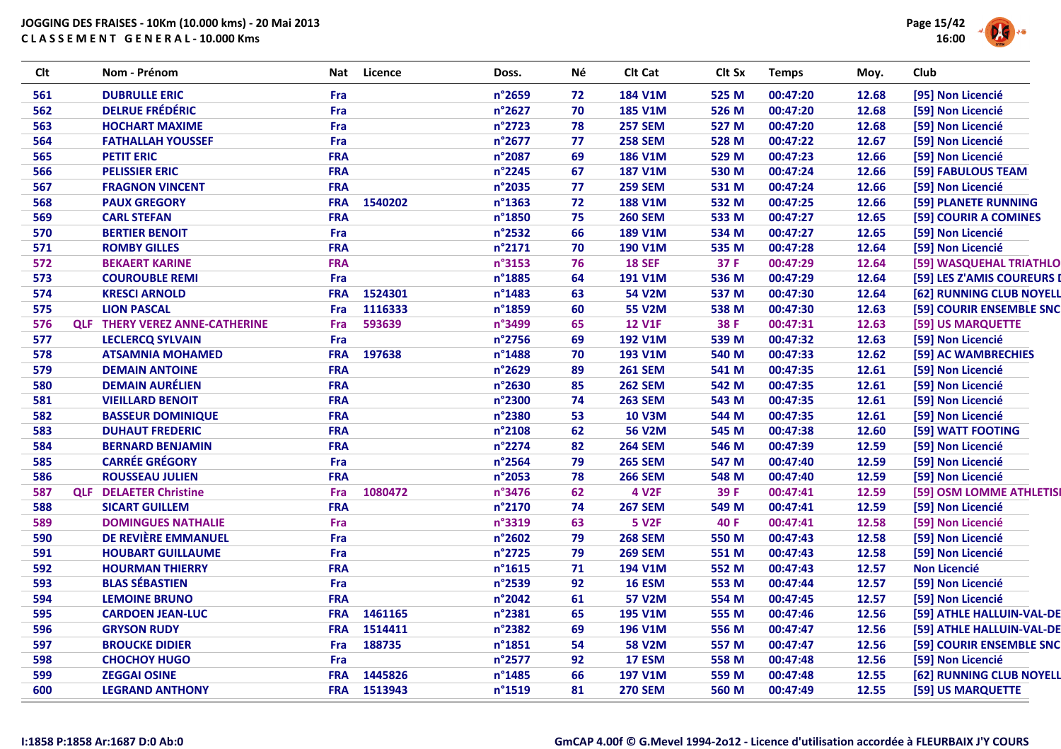**JOGGING DES FRAISES - 10Km (10.000 kms) - 20 Mai 2013**
**C L A S S E M E N T G E N E R A L - 10.000 Kms**

| Clt | | Nom - Prénom | Nat | Licence | Doss. | Né | Clt Cat | Clt Sx | Temps | Moy. | Club |
|---|---|---|---|---|---|---|---|---|---|---|---|
| 561 | | DUBRULLE ERIC | Fra | | n°2659 | 72 | 184 V1M | 525 M | 00:47:20 | 12.68 | [95] Non Licencié |
| 562 | | DELRUE FRÉDÉRIC | Fra | | n°2627 | 70 | 185 V1M | 526 M | 00:47:20 | 12.68 | [59] Non Licencié |
| 563 | | HOCHART MAXIME | Fra | | n°2723 | 78 | 257 SEM | 527 M | 00:47:20 | 12.68 | [59] Non Licencié |
| 564 | | FATHALLAH YOUSSEF | Fra | | n°2677 | 77 | 258 SEM | 528 M | 00:47:22 | 12.67 | [59] Non Licencié |
| 565 | | PETIT ERIC | FRA | | n°2087 | 69 | 186 V1M | 529 M | 00:47:23 | 12.66 | [59] Non Licencié |
| 566 | | PELISSIER ERIC | FRA | | n°2245 | 67 | 187 V1M | 530 M | 00:47:24 | 12.66 | [59] FABULOUS TEAM |
| 567 | | FRAGNON VINCENT | FRA | | n°2035 | 77 | 259 SEM | 531 M | 00:47:24 | 12.66 | [59] Non Licencié |
| 568 | | PAUX GREGORY | FRA | 1540202 | n°1363 | 72 | 188 V1M | 532 M | 00:47:25 | 12.66 | [59] PLANETE RUNNING |
| 569 | | CARL STEFAN | FRA | | n°1850 | 75 | 260 SEM | 533 M | 00:47:27 | 12.65 | [59] COURIR A COMINES |
| 570 | | BERTIER BENOIT | Fra | | n°2532 | 66 | 189 V1M | 534 M | 00:47:27 | 12.65 | [59] Non Licencié |
| 571 | | ROMBY GILLES | FRA | | n°2171 | 70 | 190 V1M | 535 M | 00:47:28 | 12.64 | [59] Non Licencié |
| 572 | | BEKAERT KARINE | FRA | | n°3153 | 76 | 18 SEF | 37 F | 00:47:29 | 12.64 | [59] WASQUEHAL TRIATHLO |
| 573 | | COUROUBLE REMI | Fra | | n°1885 | 64 | 191 V1M | 536 M | 00:47:29 | 12.64 | [59] LES Z'AMIS COUREURS I |
| 574 | | KRESCI ARNOLD | FRA | 1524301 | n°1483 | 63 | 54 V2M | 537 M | 00:47:30 | 12.64 | [62] RUNNING CLUB NOYELL |
| 575 | | LION PASCAL | Fra | 1116333 | n°1859 | 60 | 55 V2M | 538 M | 00:47:30 | 12.63 | [59] COURIR ENSEMBLE SNC |
| 576 | QLF | THERY VEREZ ANNE-CATHERINE | Fra | 593639 | n°3499 | 65 | 12 V1F | 38 F | 00:47:31 | 12.63 | [59] US MARQUETTE |
| 577 | | LECLERCQ SYLVAIN | Fra | | n°2756 | 69 | 192 V1M | 539 M | 00:47:32 | 12.63 | [59] Non Licencié |
| 578 | | ATSAMNIA MOHAMED | FRA | 197638 | n°1488 | 70 | 193 V1M | 540 M | 00:47:33 | 12.62 | [59] AC WAMBRECHIES |
| 579 | | DEMAIN ANTOINE | FRA | | n°2629 | 89 | 261 SEM | 541 M | 00:47:35 | 12.61 | [59] Non Licencié |
| 580 | | DEMAIN AURÉLIEN | FRA | | n°2630 | 85 | 262 SEM | 542 M | 00:47:35 | 12.61 | [59] Non Licencié |
| 581 | | VIEILLARD BENOIT | FRA | | n°2300 | 74 | 263 SEM | 543 M | 00:47:35 | 12.61 | [59] Non Licencié |
| 582 | | BASSEUR DOMINIQUE | FRA | | n°2380 | 53 | 10 V3M | 544 M | 00:47:35 | 12.61 | [59] Non Licencié |
| 583 | | DUHAUT FREDERIC | FRA | | n°2108 | 62 | 56 V2M | 545 M | 00:47:38 | 12.60 | [59] WATT FOOTING |
| 584 | | BERNARD BENJAMIN | FRA | | n°2274 | 82 | 264 SEM | 546 M | 00:47:39 | 12.59 | [59] Non Licencié |
| 585 | | CARRÉE GRÉGORY | Fra | | n°2564 | 79 | 265 SEM | 547 M | 00:47:40 | 12.59 | [59] Non Licencié |
| 586 | | ROUSSEAU JULIEN | FRA | | n°2053 | 78 | 266 SEM | 548 M | 00:47:40 | 12.59 | [59] Non Licencié |
| 587 | QLF | DELAETER Christine | Fra | 1080472 | n°3476 | 62 | 4 V2F | 39 F | 00:47:41 | 12.59 | [59] OSM LOMME ATHLETISI |
| 588 | | SICART GUILLEM | FRA | | n°2170 | 74 | 267 SEM | 549 M | 00:47:41 | 12.59 | [59] Non Licencié |
| 589 | | DOMINGUES NATHALIE | Fra | | n°3319 | 63 | 5 V2F | 40 F | 00:47:41 | 12.58 | [59] Non Licencié |
| 590 | | DE REVIÈRE EMMANUEL | Fra | | n°2602 | 79 | 268 SEM | 550 M | 00:47:43 | 12.58 | [59] Non Licencié |
| 591 | | HOUBART GUILLAUME | Fra | | n°2725 | 79 | 269 SEM | 551 M | 00:47:43 | 12.58 | [59] Non Licencié |
| 592 | | HOURMAN THIERRY | FRA | | n°1615 | 71 | 194 V1M | 552 M | 00:47:43 | 12.57 | Non Licencié |
| 593 | | BLAS SÉBASTIEN | Fra | | n°2539 | 92 | 16 ESM | 553 M | 00:47:44 | 12.57 | [59] Non Licencié |
| 594 | | LEMOINE BRUNO | FRA | | n°2042 | 61 | 57 V2M | 554 M | 00:47:45 | 12.57 | [59] Non Licencié |
| 595 | | CARDOEN JEAN-LUC | FRA | 1461165 | n°2381 | 65 | 195 V1M | 555 M | 00:47:46 | 12.56 | [59] ATHLE HALLUIN-VAL-DE |
| 596 | | GRYSON RUDY | FRA | 1514411 | n°2382 | 69 | 196 V1M | 556 M | 00:47:47 | 12.56 | [59] ATHLE HALLUIN-VAL-DE |
| 597 | | BROUCKE DIDIER | Fra | 188735 | n°1851 | 54 | 58 V2M | 557 M | 00:47:47 | 12.56 | [59] COURIR ENSEMBLE SNC |
| 598 | | CHOCHOY HUGO | Fra | | n°2577 | 92 | 17 ESM | 558 M | 00:47:48 | 12.56 | [59] Non Licencié |
| 599 | | ZEGGAI OSINE | FRA | 1445826 | n°1485 | 66 | 197 V1M | 559 M | 00:47:48 | 12.55 | [62] RUNNING CLUB NOYELL |
| 600 | | LEGRAND ANTHONY | FRA | 1513943 | n°1519 | 81 | 270 SEM | 560 M | 00:47:49 | 12.55 | [59] US MARQUETTE |

I:1858 P:1858 Ar:1687 D:0 Ab:0

GmCAP 4.00f © G.Mevel 1994-2o12 - Licence d'utilisation accordée à FLEURBAIX J'Y COURS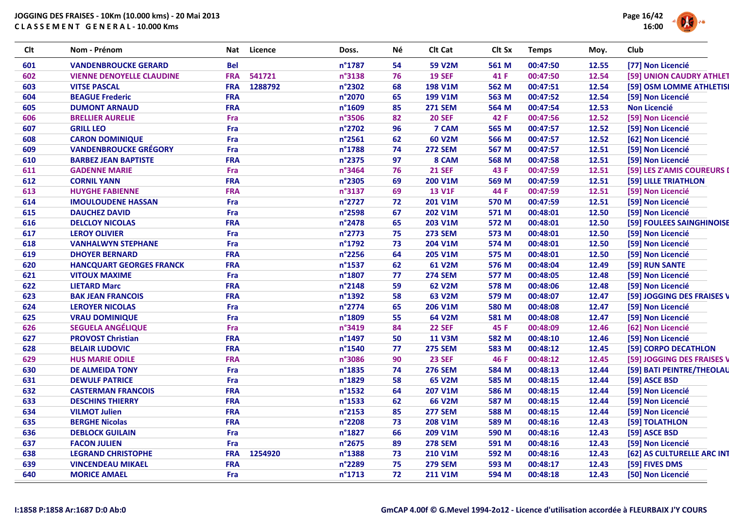**JOGGING DES FRAISES - 10Km (10.000 kms) - 20 Mai 2013**
**C L A S S E M E N T  G E N E R A L - 10.000 Kms**

| Clt | Nom - Prénom | Nat | Licence | Doss. | Né | Clt Cat | Clt Sx | Temps | Moy. | Club |
|---|---|---|---|---|---|---|---|---|---|---|
| 601 | VANDENBROUCKE GERARD | Bel | | n°1787 | 54 | 59 V2M | 561 M | 00:47:50 | 12.55 | [77] Non Licencié |
| 602 | VIENNE DENOYELLE CLAUDINE | FRA | 541721 | n°3138 | 76 | 19 SEF | 41 F | 00:47:50 | 12.54 | [59] UNION CAUDRY ATHLET |
| 603 | VITSE PASCAL | FRA | 1288792 | n°2302 | 68 | 198 V1M | 562 M | 00:47:51 | 12.54 | [59] OSM LOMME ATHLETISI |
| 604 | BEAGUE Frederic | FRA | | n°2070 | 65 | 199 V1M | 563 M | 00:47:52 | 12.54 | [59] Non Licencié |
| 605 | DUMONT ARNAUD | FRA | | n°1609 | 85 | 271 SEM | 564 M | 00:47:54 | 12.53 | Non Licencié |
| 606 | BRELLIER AURELIE | Fra | | n°3506 | 82 | 20 SEF | 42 F | 00:47:56 | 12.52 | [59] Non Licencié |
| 607 | GRILL LEO | Fra | | n°2702 | 96 | 7 CAM | 565 M | 00:47:57 | 12.52 | [59] Non Licencié |
| 608 | CARON DOMINIQUE | Fra | | n°2561 | 62 | 60 V2M | 566 M | 00:47:57 | 12.52 | [62] Non Licencié |
| 609 | VANDENBROUCKE GRÉGORY | Fra | | n°1788 | 74 | 272 SEM | 567 M | 00:47:57 | 12.51 | [59] Non Licencié |
| 610 | BARBEZ JEAN BAPTISTE | FRA | | n°2375 | 97 | 8 CAM | 568 M | 00:47:58 | 12.51 | [59] Non Licencié |
| 611 | GADENNE MARIE | Fra | | n°3464 | 76 | 21 SEF | 43 F | 00:47:59 | 12.51 | [59] LES Z'AMIS COUREURS I |
| 612 | CORNIL YANN | FRA | | n°2305 | 69 | 200 V1M | 569 M | 00:47:59 | 12.51 | [59] LILLE TRIATHLON |
| 613 | HUYGHE FABIENNE | FRA | | n°3137 | 69 | 13 V1F | 44 F | 00:47:59 | 12.51 | [59] Non Licencié |
| 614 | IMOULOUDENE HASSAN | Fra | | n°2727 | 72 | 201 V1M | 570 M | 00:47:59 | 12.51 | [59] Non Licencié |
| 615 | DAUCHEZ DAVID | Fra | | n°2598 | 67 | 202 V1M | 571 M | 00:48:01 | 12.50 | [59] Non Licencié |
| 616 | DELCLOY NICOLAS | FRA | | n°2478 | 65 | 203 V1M | 572 M | 00:48:01 | 12.50 | [59] FOULEES SAINGHINOISE |
| 617 | LEROY OLIVIER | Fra | | n°2773 | 75 | 273 SEM | 573 M | 00:48:01 | 12.50 | [59] Non Licencié |
| 618 | VANHALWYN STEPHANE | Fra | | n°1792 | 73 | 204 V1M | 574 M | 00:48:01 | 12.50 | [59] Non Licencié |
| 619 | DHOYER BERNARD | FRA | | n°2256 | 64 | 205 V1M | 575 M | 00:48:01 | 12.50 | [59] Non Licencié |
| 620 | HANCQUART GEORGES FRANCK | FRA | | n°1537 | 62 | 61 V2M | 576 M | 00:48:04 | 12.49 | [59] RUN SANTE |
| 621 | VITOUX MAXIME | Fra | | n°1807 | 77 | 274 SEM | 577 M | 00:48:05 | 12.48 | [59] Non Licencié |
| 622 | LIETARD Marc | FRA | | n°2148 | 59 | 62 V2M | 578 M | 00:48:06 | 12.48 | [59] Non Licencié |
| 623 | BAK JEAN FRANCOIS | FRA | | n°1392 | 58 | 63 V2M | 579 M | 00:48:07 | 12.47 | [59] JOGGING DES FRAISES V |
| 624 | LEROYER NICOLAS | Fra | | n°2774 | 65 | 206 V1M | 580 M | 00:48:08 | 12.47 | [59] Non Licencié |
| 625 | VRAU DOMINIQUE | Fra | | n°1809 | 55 | 64 V2M | 581 M | 00:48:08 | 12.47 | [59] Non Licencié |
| 626 | SEGUELA ANGÉLIQUE | Fra | | n°3419 | 84 | 22 SEF | 45 F | 00:48:09 | 12.46 | [62] Non Licencié |
| 627 | PROVOST Christian | FRA | | n°1497 | 50 | 11 V3M | 582 M | 00:48:10 | 12.46 | [59] Non Licencié |
| 628 | BELAIR LUDOVIC | FRA | | n°1540 | 77 | 275 SEM | 583 M | 00:48:12 | 12.45 | [59] CORPO DECATHLON |
| 629 | HUS MARIE ODILE | FRA | | n°3086 | 90 | 23 SEF | 46 F | 00:48:12 | 12.45 | [59] JOGGING DES FRAISES V |
| 630 | DE ALMEIDA TONY | Fra | | n°1835 | 74 | 276 SEM | 584 M | 00:48:13 | 12.44 | [59] BATI PEINTRE/THEOLAU |
| 631 | DEWULF PATRICE | Fra | | n°1829 | 58 | 65 V2M | 585 M | 00:48:15 | 12.44 | [59] ASCE BSD |
| 632 | CASTERMAN FRANCOIS | FRA | | n°1532 | 64 | 207 V1M | 586 M | 00:48:15 | 12.44 | [59] Non Licencié |
| 633 | DESCHINS THIERRY | FRA | | n°1533 | 62 | 66 V2M | 587 M | 00:48:15 | 12.44 | [59] Non Licencié |
| 634 | VILMOT Julien | FRA | | n°2153 | 85 | 277 SEM | 588 M | 00:48:15 | 12.44 | [59] Non Licencié |
| 635 | BERGHE Nicolas | FRA | | n°2208 | 73 | 208 V1M | 589 M | 00:48:16 | 12.43 | [59] TOLATHLON |
| 636 | DEBLOCK GUILAIN | Fra | | n°1827 | 66 | 209 V1M | 590 M | 00:48:16 | 12.43 | [59] ASCE BSD |
| 637 | FACON JULIEN | Fra | | n°2675 | 89 | 278 SEM | 591 M | 00:48:16 | 12.43 | [59] Non Licencié |
| 638 | LEGRAND CHRISTOPHE | FRA | 1254920 | n°1388 | 73 | 210 V1M | 592 M | 00:48:16 | 12.43 | [62] AS CULTURELLE ARC INT |
| 639 | VINCENDEAU MIKAEL | FRA | | n°2289 | 75 | 279 SEM | 593 M | 00:48:17 | 12.43 | [59] FIVES DMS |
| 640 | MORICE AMAEL | Fra | | n°1713 | 72 | 211 V1M | 594 M | 00:48:18 | 12.43 | [50] Non Licencié |

I:1858 P:1858 Ar:1687 D:0 Ab:0

GmCAP 4.00f © G.Mevel 1994-2o12 - Licence d'utilisation accordée à FLEURBAIX J'Y COURS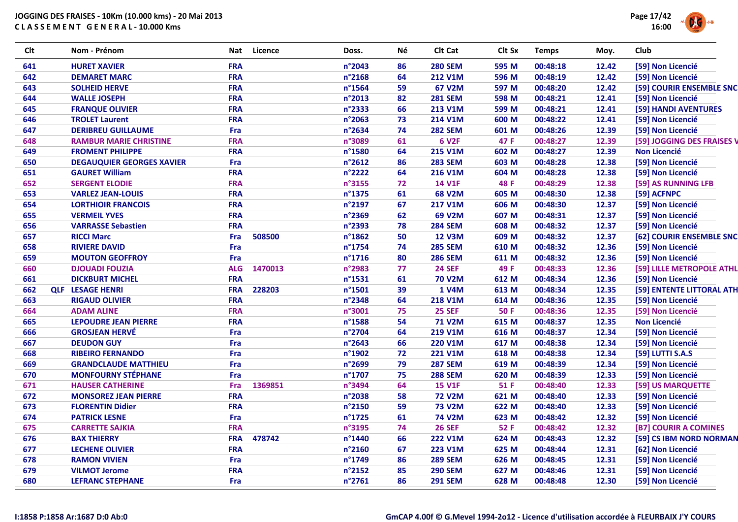**JOGGING DES FRAISES - 10Km (10.000 kms) - 20 Mai 2013**
**C L A S S E M E N T  G E N E R A L - 10.000 Kms**

| Clt | | Nom - Prénom | Nat | Licence | Doss. | Né | Clt Cat | Clt Sx | Temps | Moy. | Club |
|---|---|---|---|---|---|---|---|---|---|---|---|
| 641 | | HURET XAVIER | FRA | | n°2043 | 86 | 280 SEM | 595 M | 00:48:18 | 12.42 | [59] Non Licencié |
| 642 | | DEMARET MARC | FRA | | n°2168 | 64 | 212 V1M | 596 M | 00:48:19 | 12.42 | [59] Non Licencié |
| 643 | | SOLHEID HERVE | FRA | | n°1564 | 59 | 67 V2M | 597 M | 00:48:20 | 12.42 | [59] COURIR ENSEMBLE SNC |
| 644 | | WALLE JOSEPH | FRA | | n°2013 | 82 | 281 SEM | 598 M | 00:48:21 | 12.41 | [59] Non Licencié |
| 645 | | FRANQUE OLIVIER | FRA | | n°2333 | 66 | 213 V1M | 599 M | 00:48:21 | 12.41 | [59] HANDI AVENTURES |
| 646 | | TROLET Laurent | FRA | | n°2063 | 73 | 214 V1M | 600 M | 00:48:22 | 12.41 | [59] Non Licencié |
| 647 | | DERIBREU GUILLAUME | Fra | | n°2634 | 74 | 282 SEM | 601 M | 00:48:26 | 12.39 | [59] Non Licencié |
| 648 | | RAMBUR MARIE CHRISTINE | FRA | | n°3089 | 61 | 6 V2F | 47 F | 00:48:27 | 12.39 | [59] JOGGING DES FRAISES V |
| 649 | | FROMENT PHILIPPE | FRA | | n°1580 | 64 | 215 V1M | 602 M | 00:48:27 | 12.39 | Non Licencié |
| 650 | | DEGAUQUIER GEORGES XAVIER | Fra | | n°2612 | 86 | 283 SEM | 603 M | 00:48:28 | 12.38 | [59] Non Licencié |
| 651 | | GAURET William | FRA | | n°2222 | 64 | 216 V1M | 604 M | 00:48:28 | 12.38 | [59] Non Licencié |
| 652 | | SERGENT ELODIE | FRA | | n°3155 | 72 | 14 V1F | 48 F | 00:48:29 | 12.38 | [59] AS RUNNING LFB |
| 653 | | VARLEZ JEAN-LOUIS | FRA | | n°1375 | 61 | 68 V2M | 605 M | 00:48:30 | 12.38 | [59] ACFNPC |
| 654 | | LORTHIOIR FRANCOIS | FRA | | n°2197 | 67 | 217 V1M | 606 M | 00:48:30 | 12.37 | [59] Non Licencié |
| 655 | | VERMEIL YVES | FRA | | n°2369 | 62 | 69 V2M | 607 M | 00:48:31 | 12.37 | [59] Non Licencié |
| 656 | | VARRASSE Sebastien | FRA | | n°2393 | 78 | 284 SEM | 608 M | 00:48:32 | 12.37 | [59] Non Licencié |
| 657 | | RICCI Marc | Fra | 508500 | n°1862 | 50 | 12 V3M | 609 M | 00:48:32 | 12.37 | [62] COURIR ENSEMBLE SNC |
| 658 | | RIVIERE DAVID | Fra | | n°1754 | 74 | 285 SEM | 610 M | 00:48:32 | 12.36 | [59] Non Licencié |
| 659 | | MOUTON GEOFFROY | Fra | | n°1716 | 80 | 286 SEM | 611 M | 00:48:32 | 12.36 | [59] Non Licencié |
| 660 | | DJOUADI FOUZIA | ALG | 1470013 | n°2983 | 77 | 24 SEF | 49 F | 00:48:33 | 12.36 | [59] LILLE METROPOLE ATHL |
| 661 | | DICKBURT MICHEL | FRA | | n°1531 | 61 | 70 V2M | 612 M | 00:48:34 | 12.36 | [59] Non Licencié |
| 662 | QLF | LESAGE HENRI | FRA | 228203 | n°1501 | 39 | 1 V4M | 613 M | 00:48:34 | 12.35 | [59] ENTENTE LITTORAL ATH |
| 663 | | RIGAUD OLIVIER | FRA | | n°2348 | 64 | 218 V1M | 614 M | 00:48:36 | 12.35 | [59] Non Licencié |
| 664 | | ADAM ALINE | FRA | | n°3001 | 75 | 25 SEF | 50 F | 00:48:36 | 12.35 | [59] Non Licencié |
| 665 | | LEPOUDRE JEAN PIERRE | FRA | | n°1588 | 54 | 71 V2M | 615 M | 00:48:37 | 12.35 | Non Licencié |
| 666 | | GROSJEAN HERVÉ | Fra | | n°2704 | 64 | 219 V1M | 616 M | 00:48:37 | 12.34 | [59] Non Licencié |
| 667 | | DEUDON GUY | Fra | | n°2643 | 66 | 220 V1M | 617 M | 00:48:38 | 12.34 | [59] Non Licencié |
| 668 | | RIBEIRO FERNANDO | Fra | | n°1902 | 72 | 221 V1M | 618 M | 00:48:38 | 12.34 | [59] LUTTI S.A.S |
| 669 | | GRANDCLAUDE MATTHIEU | Fra | | n°2699 | 79 | 287 SEM | 619 M | 00:48:39 | 12.34 | [59] Non Licencié |
| 670 | | MONFOURNY STÉPHANE | Fra | | n°1707 | 75 | 288 SEM | 620 M | 00:48:39 | 12.33 | [59] Non Licencié |
| 671 | | HAUSER CATHERINE | Fra | 1369851 | n°3494 | 64 | 15 V1F | 51 F | 00:48:40 | 12.33 | [59] US MARQUETTE |
| 672 | | MONSOREZ JEAN PIERRE | FRA | | n°2038 | 58 | 72 V2M | 621 M | 00:48:40 | 12.33 | [59] Non Licencié |
| 673 | | FLORENTIN Didier | FRA | | n°2150 | 59 | 73 V2M | 622 M | 00:48:40 | 12.33 | [59] Non Licencié |
| 674 | | PATRICK LESNE | Fra | | n°1725 | 61 | 74 V2M | 623 M | 00:48:42 | 12.32 | [59] Non Licencié |
| 675 | | CARRETTE SAJKIA | FRA | | n°3195 | 74 | 26 SEF | 52 F | 00:48:42 | 12.32 | [B7] COURIR A COMINES |
| 676 | | BAX THIERRY | FRA | 478742 | n°1440 | 66 | 222 V1M | 624 M | 00:48:43 | 12.32 | [59] CS IBM NORD NORMAN |
| 677 | | LECHENE OLIVIER | FRA | | n°2160 | 67 | 223 V1M | 625 M | 00:48:44 | 12.31 | [62] Non Licencié |
| 678 | | RAMON VIVIEN | Fra | | n°1749 | 86 | 289 SEM | 626 M | 00:48:45 | 12.31 | [59] Non Licencié |
| 679 | | VILMOT Jerome | FRA | | n°2152 | 85 | 290 SEM | 627 M | 00:48:46 | 12.31 | [59] Non Licencié |
| 680 | | LEFRANC STEPHANE | Fra | | n°2761 | 86 | 291 SEM | 628 M | 00:48:48 | 12.30 | [59] Non Licencié |

I:1858 P:1858 Ar:1687 D:0 Ab:0

GmCAP 4.00f © G.Mevel 1994-2o12 - Licence d'utilisation accordée à FLEURBAIX J'Y COURS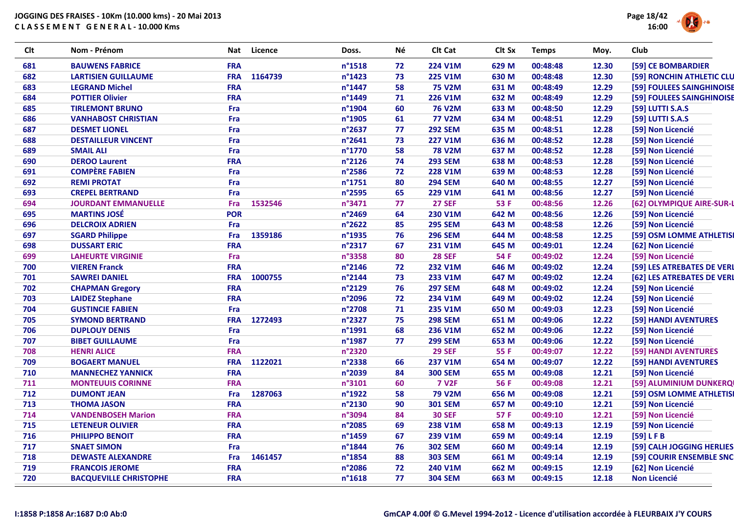# JOGGING DES FRAISES - 10Km (10.000 kms) - 20 Mai 2013

## CLASSEMENT GENERAL - 10.000 Kms

| Clt | Nom - Prénom | Nat | Licence | Doss. | Né | Clt Cat | Clt Sx | Temps | Moy. | Club |
|---|---|---|---|---|---|---|---|---|---|---|
| 681 | BAUWENS FABRICE | FRA | | n°1518 | 72 | 224 V1M | 629 M | 00:48:48 | 12.30 | [59] CE BOMBARDIER |
| 682 | LARTISIEN GUILLAUME | FRA | 1164739 | n°1423 | 73 | 225 V1M | 630 M | 00:48:48 | 12.30 | [59] RONCHIN ATHLETIC CLU |
| 683 | LEGRAND Michel | FRA | | n°1447 | 58 | 75 V2M | 631 M | 00:48:49 | 12.29 | [59] FOULEES SAINGHINOISE |
| 684 | POTTIER Olivier | FRA | | n°1449 | 71 | 226 V1M | 632 M | 00:48:49 | 12.29 | [59] FOULEES SAINGHINOISE |
| 685 | TIRLEMONT BRUNO | Fra | | n°1904 | 60 | 76 V2M | 633 M | 00:48:50 | 12.29 | [59] LUTTI S.A.S |
| 686 | VANHABOST CHRISTIAN | Fra | | n°1905 | 61 | 77 V2M | 634 M | 00:48:51 | 12.29 | [59] LUTTI S.A.S |
| 687 | DESMET LIONEL | Fra | | n°2637 | 77 | 292 SEM | 635 M | 00:48:51 | 12.28 | [59] Non Licencié |
| 688 | DESTAILLEUR VINCENT | Fra | | n°2641 | 73 | 227 V1M | 636 M | 00:48:52 | 12.28 | [59] Non Licencié |
| 689 | SMAIL ALI | Fra | | n°1770 | 58 | 78 V2M | 637 M | 00:48:52 | 12.28 | [59] Non Licencié |
| 690 | DEROO Laurent | FRA | | n°2126 | 74 | 293 SEM | 638 M | 00:48:53 | 12.28 | [59] Non Licencié |
| 691 | COMPÈRE FABIEN | Fra | | n°2586 | 72 | 228 V1M | 639 M | 00:48:53 | 12.28 | [59] Non Licencié |
| 692 | REMI PROTAT | Fra | | n°1751 | 80 | 294 SEM | 640 M | 00:48:55 | 12.27 | [59] Non Licencié |
| 693 | CREPEL BERTRAND | Fra | | n°2595 | 65 | 229 V1M | 641 M | 00:48:56 | 12.27 | [59] Non Licencié |
| 694 | JOURDANT EMMANUELLE | Fra | 1532546 | n°3471 | 77 | 27 SEF | 53 F | 00:48:56 | 12.26 | [62] OLYMPIQUE AIRE-SUR-L |
| 695 | MARTINS JOSÉ | POR | | n°2469 | 64 | 230 V1M | 642 M | 00:48:56 | 12.26 | [59] Non Licencié |
| 696 | DELCROIX ADRIEN | Fra | | n°2622 | 85 | 295 SEM | 643 M | 00:48:58 | 12.26 | [59] Non Licencié |
| 697 | SGARD Philippe | Fra | 1359186 | n°1935 | 76 | 296 SEM | 644 M | 00:48:58 | 12.25 | [59] OSM LOMME ATHLETISI |
| 698 | DUSSART ERIC | FRA | | n°2317 | 67 | 231 V1M | 645 M | 00:49:01 | 12.24 | [62] Non Licencié |
| 699 | LAHEURTE VIRGINIE | Fra | | n°3358 | 80 | 28 SEF | 54 F | 00:49:02 | 12.24 | [59] Non Licencié |
| 700 | VIEREN Franck | FRA | | n°2146 | 72 | 232 V1M | 646 M | 00:49:02 | 12.24 | [59] LES ATREBATES DE VERI |
| 701 | SAWREI DANIEL | FRA | 1000755 | n°2144 | 73 | 233 V1M | 647 M | 00:49:02 | 12.24 | [62] LES ATREBATES DE VERI |
| 702 | CHAPMAN Gregory | FRA | | n°2129 | 76 | 297 SEM | 648 M | 00:49:02 | 12.24 | [59] Non Licencié |
| 703 | LAIDEZ Stephane | FRA | | n°2096 | 72 | 234 V1M | 649 M | 00:49:02 | 12.24 | [59] Non Licencié |
| 704 | GUSTINCIE FABIEN | Fra | | n°2708 | 71 | 235 V1M | 650 M | 00:49:03 | 12.23 | [59] Non Licencié |
| 705 | SYMOND BERTRAND | FRA | 1272493 | n°2327 | 75 | 298 SEM | 651 M | 00:49:06 | 12.22 | [59] HANDI AVENTURES |
| 706 | DUPLOUY DENIS | Fra | | n°1991 | 68 | 236 V1M | 652 M | 00:49:06 | 12.22 | [59] Non Licencié |
| 707 | BIBET GUILLAUME | Fra | | n°1987 | 77 | 299 SEM | 653 M | 00:49:06 | 12.22 | [59] Non Licencié |
| 708 | HENRI ALICE | FRA | | n°2320 | | 29 SEF | 55 F | 00:49:07 | 12.22 | [59] HANDI AVENTURES |
| 709 | BOGAERT MANUEL | FRA | 1122021 | n°2338 | 66 | 237 V1M | 654 M | 00:49:07 | 12.22 | [59] HANDI AVENTURES |
| 710 | MANNECHEZ YANNICK | FRA | | n°2039 | 84 | 300 SEM | 655 M | 00:49:08 | 12.21 | [59] Non Licencié |
| 711 | MONTEUUIS CORINNE | FRA | | n°3101 | 60 | 7 V2F | 56 F | 00:49:08 | 12.21 | [59] ALUMINIUM DUNKERQI |
| 712 | DUMONT JEAN | Fra | 1287063 | n°1922 | 58 | 79 V2M | 656 M | 00:49:08 | 12.21 | [59] OSM LOMME ATHLETISI |
| 713 | THOMA JASON | FRA | | n°2130 | 90 | 301 SEM | 657 M | 00:49:10 | 12.21 | [59] Non Licencié |
| 714 | VANDENBOSEH Marion | FRA | | n°3094 | 84 | 30 SEF | 57 F | 00:49:10 | 12.21 | [59] Non Licencié |
| 715 | LETENEUR OLIVIER | FRA | | n°2085 | 69 | 238 V1M | 658 M | 00:49:13 | 12.19 | [59] Non Licencié |
| 716 | PHILIPPO BENOIT | FRA | | n°1459 | 67 | 239 V1M | 659 M | 00:49:14 | 12.19 | [59] L F B |
| 717 | SNAET SIMON | Fra | | n°1844 | 76 | 302 SEM | 660 M | 00:49:14 | 12.19 | [59] CALH JOGGING HERLIES |
| 718 | DEWASTE ALEXANDRE | Fra | 1461457 | n°1854 | 88 | 303 SEM | 661 M | 00:49:14 | 12.19 | [59] COURIR ENSEMBLE SNC |
| 719 | FRANCOIS JEROME | FRA | | n°2086 | 72 | 240 V1M | 662 M | 00:49:15 | 12.19 | [62] Non Licencié |
| 720 | BACQUEVILLE CHRISTOPHE | FRA | | n°1618 | 77 | 304 SEM | 663 M | 00:49:15 | 12.18 | Non Licencié |

I:1858 P:1858 Ar:1687 D:0 Ab:0

GmCAP 4.00f © G.Mevel 1994-2o12 - Licence d'utilisation accordée à FLEURBAIX J'Y COURS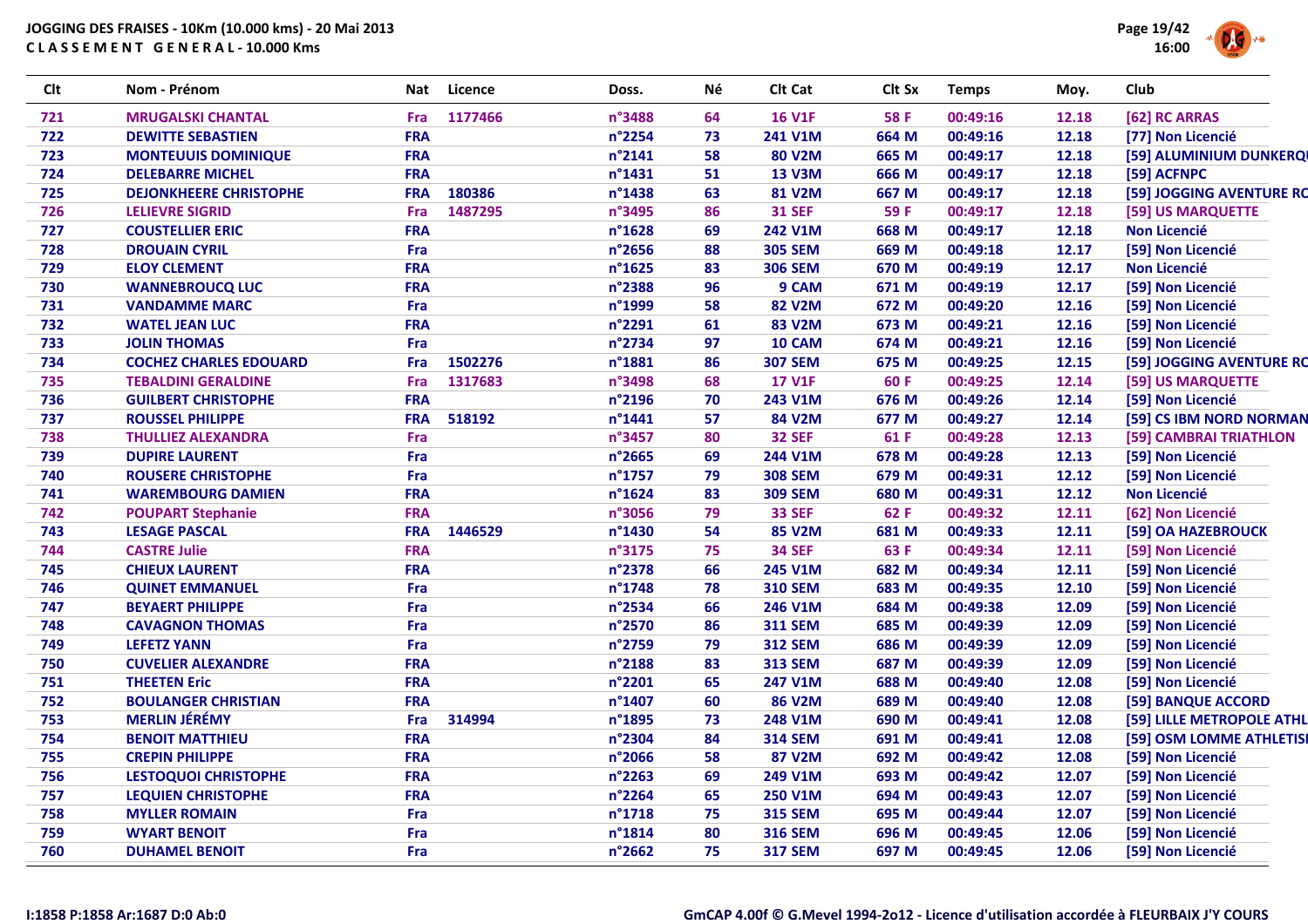JOGGING DES FRAISES - 10Km (10.000 kms) - 20 Mai 2013
CLASSEMENT GENERAL - 10.000 Kms

| Clt | Nom - Prénom | Nat | Licence | Doss. | Né | Clt Cat | Clt Sx | Temps | Moy. | Club |
|---|---|---|---|---|---|---|---|---|---|---|
| 721 | MRUGALSKI CHANTAL | Fra | 1177466 | n°3488 | 64 | 16 V1F | 58 F | 00:49:16 | 12.18 | [62] RC ARRAS |
| 722 | DEWITTE SEBASTIEN | FRA | | n°2254 | 73 | 241 V1M | 664 M | 00:49:16 | 12.18 | [77] Non Licencié |
| 723 | MONTEUUIS DOMINIQUE | FRA | | n°2141 | 58 | 80 V2M | 665 M | 00:49:17 | 12.18 | [59] ALUMINIUM DUNKERQU |
| 724 | DELEBARRE MICHEL | FRA | | n°1431 | 51 | 13 V3M | 666 M | 00:49:17 | 12.18 | [59] ACFNPC |
| 725 | DEJONKHEERE CHRISTOPHE | FRA | 180386 | n°1438 | 63 | 81 V2M | 667 M | 00:49:17 | 12.18 | [59] JOGGING AVENTURE RO |
| 726 | LELIEVRE SIGRID | Fra | 1487295 | n°3495 | 86 | 31 SEF | 59 F | 00:49:17 | 12.18 | [59] US MARQUETTE |
| 727 | COUSTELLIER ERIC | FRA | | n°1628 | 69 | 242 V1M | 668 M | 00:49:17 | 12.18 | Non Licencié |
| 728 | DROUAIN CYRIL | Fra | | n°2656 | 88 | 305 SEM | 669 M | 00:49:18 | 12.17 | [59] Non Licencié |
| 729 | ELOY CLEMENT | FRA | | n°1625 | 83 | 306 SEM | 670 M | 00:49:19 | 12.17 | Non Licencié |
| 730 | WANNEBROUCQ LUC | FRA | | n°2388 | 96 | 9 CAM | 671 M | 00:49:19 | 12.17 | [59] Non Licencié |
| 731 | VANDAMME MARC | Fra | | n°1999 | 58 | 82 V2M | 672 M | 00:49:20 | 12.16 | [59] Non Licencié |
| 732 | WATEL JEAN LUC | FRA | | n°2291 | 61 | 83 V2M | 673 M | 00:49:21 | 12.16 | [59] Non Licencié |
| 733 | JOLIN THOMAS | Fra | | n°2734 | 97 | 10 CAM | 674 M | 00:49:21 | 12.16 | [59] Non Licencié |
| 734 | COCHEZ CHARLES EDOUARD | Fra | 1502276 | n°1881 | 86 | 307 SEM | 675 M | 00:49:25 | 12.15 | [59] JOGGING AVENTURE RO |
| 735 | TEBALDINI GERALDINE | Fra | 1317683 | n°3498 | 68 | 17 V1F | 60 F | 00:49:25 | 12.14 | [59] US MARQUETTE |
| 736 | GUILBERT CHRISTOPHE | FRA | | n°2196 | 70 | 243 V1M | 676 M | 00:49:26 | 12.14 | [59] Non Licencié |
| 737 | ROUSSEL PHILIPPE | FRA | 518192 | n°1441 | 57 | 84 V2M | 677 M | 00:49:27 | 12.14 | [59] CS IBM NORD NORMAN |
| 738 | THULLIEZ ALEXANDRA | Fra | | n°3457 | 80 | 32 SEF | 61 F | 00:49:28 | 12.13 | [59] CAMBRAI TRIATHLON |
| 739 | DUPIRE LAURENT | Fra | | n°2665 | 69 | 244 V1M | 678 M | 00:49:28 | 12.13 | [59] Non Licencié |
| 740 | ROUSERE CHRISTOPHE | Fra | | n°1757 | 79 | 308 SEM | 679 M | 00:49:31 | 12.12 | [59] Non Licencié |
| 741 | WAREMBOURG DAMIEN | FRA | | n°1624 | 83 | 309 SEM | 680 M | 00:49:31 | 12.12 | Non Licencié |
| 742 | POUPART Stephanie | FRA | | n°3056 | 79 | 33 SEF | 62 F | 00:49:32 | 12.11 | [62] Non Licencié |
| 743 | LESAGE PASCAL | FRA | 1446529 | n°1430 | 54 | 85 V2M | 681 M | 00:49:33 | 12.11 | [59] OA HAZEBROUCK |
| 744 | CASTRE Julie | FRA | | n°3175 | 75 | 34 SEF | 63 F | 00:49:34 | 12.11 | [59] Non Licencié |
| 745 | CHIEUX LAURENT | FRA | | n°2378 | 66 | 245 V1M | 682 M | 00:49:34 | 12.11 | [59] Non Licencié |
| 746 | QUINET EMMANUEL | Fra | | n°1748 | 78 | 310 SEM | 683 M | 00:49:35 | 12.10 | [59] Non Licencié |
| 747 | BEYAERT PHILIPPE | Fra | | n°2534 | 66 | 246 V1M | 684 M | 00:49:38 | 12.09 | [59] Non Licencié |
| 748 | CAVAGNON THOMAS | Fra | | n°2570 | 86 | 311 SEM | 685 M | 00:49:39 | 12.09 | [59] Non Licencié |
| 749 | LEFETZ YANN | Fra | | n°2759 | 79 | 312 SEM | 686 M | 00:49:39 | 12.09 | [59] Non Licencié |
| 750 | CUVELIER ALEXANDRE | FRA | | n°2188 | 83 | 313 SEM | 687 M | 00:49:39 | 12.09 | [59] Non Licencié |
| 751 | THEETEN Eric | FRA | | n°2201 | 65 | 247 V1M | 688 M | 00:49:40 | 12.08 | [59] Non Licencié |
| 752 | BOULANGER CHRISTIAN | FRA | | n°1407 | 60 | 86 V2M | 689 M | 00:49:40 | 12.08 | [59] BANQUE ACCORD |
| 753 | MERLIN JÉRÉMY | Fra | 314994 | n°1895 | 73 | 248 V1M | 690 M | 00:49:41 | 12.08 | [59] LILLE METROPOLE ATHL |
| 754 | BENOIT MATTHIEU | FRA | | n°2304 | 84 | 314 SEM | 691 M | 00:49:41 | 12.08 | [59] OSM LOMME ATHLETISI |
| 755 | CREPIN PHILIPPE | FRA | | n°2066 | 58 | 87 V2M | 692 M | 00:49:42 | 12.08 | [59] Non Licencié |
| 756 | LESTOQUOI CHRISTOPHE | FRA | | n°2263 | 69 | 249 V1M | 693 M | 00:49:42 | 12.07 | [59] Non Licencié |
| 757 | LEQUIEN CHRISTOPHE | FRA | | n°2264 | 65 | 250 V1M | 694 M | 00:49:43 | 12.07 | [59] Non Licencié |
| 758 | MYLLER ROMAIN | Fra | | n°1718 | 75 | 315 SEM | 695 M | 00:49:44 | 12.07 | [59] Non Licencié |
| 759 | WYART BENOIT | Fra | | n°1814 | 80 | 316 SEM | 696 M | 00:49:45 | 12.06 | [59] Non Licencié |
| 760 | DUHAMEL BENOIT | Fra | | n°2662 | 75 | 317 SEM | 697 M | 00:49:45 | 12.06 | [59] Non Licencié |

I:1858 P:1858 Ar:1687 D:0 Ab:0

GmCAP 4.00f © G.Mevel 1994-2o12 - Licence d'utilisation accordée à FLEURBAIX J'Y COURS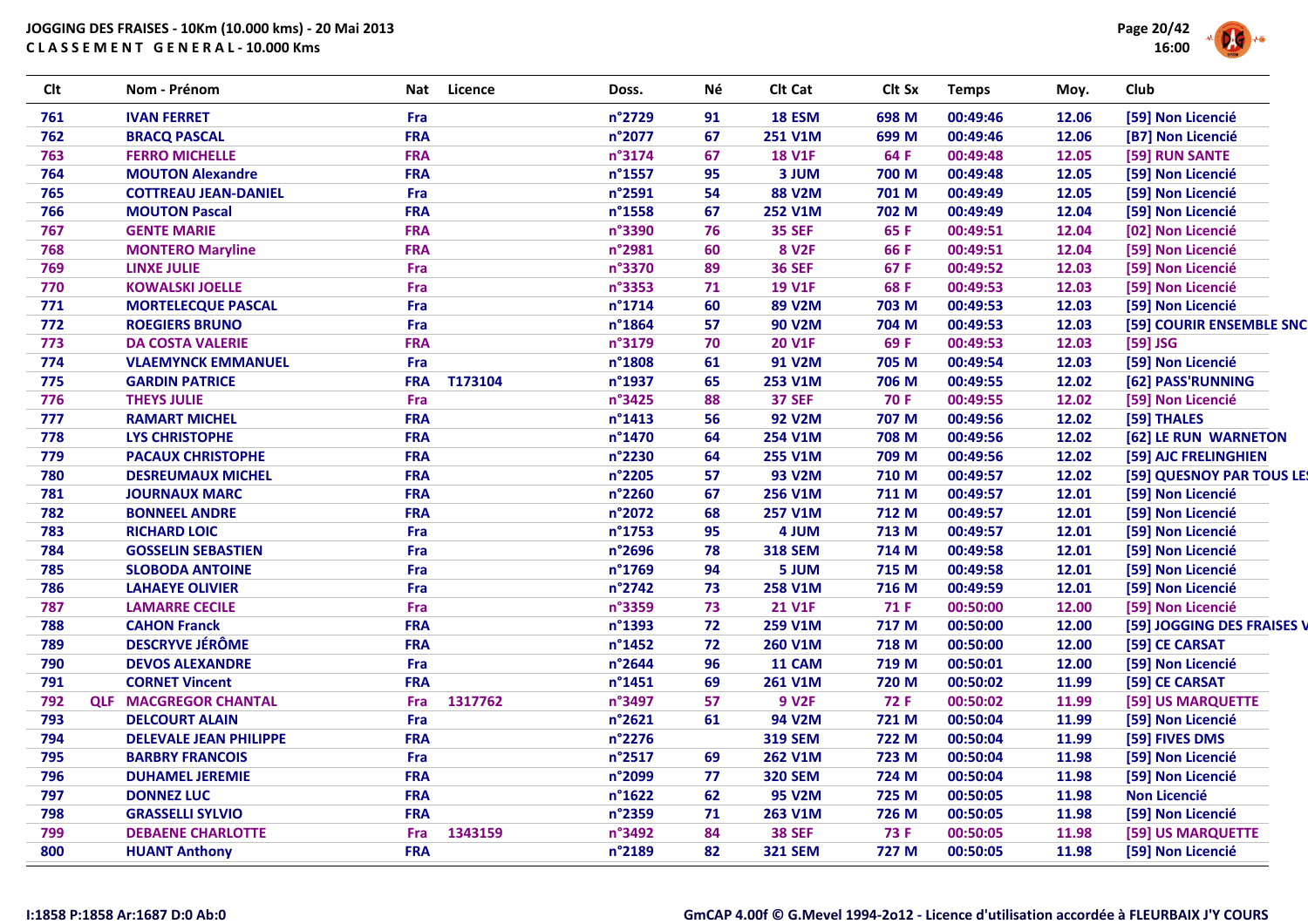JOGGING DES FRAISES - 10Km (10.000 kms) - 20 Mai 2013
CLASSEMENT GENERAL - 10.000 Kms

| Clt | | Nom - Prénom | Nat | Licence | Doss. | Né | Clt Cat | Clt Sx | Temps | Moy. | Club |
|---|---|---|---|---|---|---|---|---|---|---|---|
| 761 | | IVAN FERRET | Fra | | n°2729 | 91 | 18 ESM | 698 M | 00:49:46 | 12.06 | [59] Non Licencié |
| 762 | | BRACQ PASCAL | FRA | | n°2077 | 67 | 251 V1M | 699 M | 00:49:46 | 12.06 | [B7] Non Licencié |
| 763 | | FERRO MICHELLE | FRA | | n°3174 | 67 | 18 V1F | 64 F | 00:49:48 | 12.05 | [59] RUN SANTE |
| 764 | | MOUTON Alexandre | FRA | | n°1557 | 95 | 3 JUM | 700 M | 00:49:48 | 12.05 | [59] Non Licencié |
| 765 | | COTTREAU JEAN-DANIEL | Fra | | n°2591 | 54 | 88 V2M | 701 M | 00:49:49 | 12.05 | [59] Non Licencié |
| 766 | | MOUTON Pascal | FRA | | n°1558 | 67 | 252 V1M | 702 M | 00:49:49 | 12.04 | [59] Non Licencié |
| 767 | | GENTE MARIE | FRA | | n°3390 | 76 | 35 SEF | 65 F | 00:49:51 | 12.04 | [02] Non Licencié |
| 768 | | MONTERO Maryline | FRA | | n°2981 | 60 | 8 V2F | 66 F | 00:49:51 | 12.04 | [59] Non Licencié |
| 769 | | LINXE JULIE | Fra | | n°3370 | 89 | 36 SEF | 67 F | 00:49:52 | 12.03 | [59] Non Licencié |
| 770 | | KOWALSKI JOELLE | Fra | | n°3353 | 71 | 19 V1F | 68 F | 00:49:53 | 12.03 | [59] Non Licencié |
| 771 | | MORTELECQUE PASCAL | Fra | | n°1714 | 60 | 89 V2M | 703 M | 00:49:53 | 12.03 | [59] Non Licencié |
| 772 | | ROEGIERS BRUNO | Fra | | n°1864 | 57 | 90 V2M | 704 M | 00:49:53 | 12.03 | [59] COURIR ENSEMBLE SNC |
| 773 | | DA COSTA VALERIE | FRA | | n°3179 | 70 | 20 V1F | 69 F | 00:49:53 | 12.03 | [59] JSG |
| 774 | | VLAEMYNCK EMMANUEL | Fra | | n°1808 | 61 | 91 V2M | 705 M | 00:49:54 | 12.03 | [59] Non Licencié |
| 775 | | GARDIN PATRICE | FRA | T173104 | n°1937 | 65 | 253 V1M | 706 M | 00:49:55 | 12.02 | [62] PASS'RUNNING |
| 776 | | THEYS JULIE | Fra | | n°3425 | 88 | 37 SEF | 70 F | 00:49:55 | 12.02 | [59] Non Licencié |
| 777 | | RAMART MICHEL | FRA | | n°1413 | 56 | 92 V2M | 707 M | 00:49:56 | 12.02 | [59] THALES |
| 778 | | LYS CHRISTOPHE | FRA | | n°1470 | 64 | 254 V1M | 708 M | 00:49:56 | 12.02 | [62] LE RUN WARNETON |
| 779 | | PACAUX CHRISTOPHE | FRA | | n°2230 | 64 | 255 V1M | 709 M | 00:49:56 | 12.02 | [59] AJC FRELINGHIEN |
| 780 | | DESREUMAUX MICHEL | FRA | | n°2205 | 57 | 93 V2M | 710 M | 00:49:57 | 12.02 | [59] QUESNOY PAR TOUS LE |
| 781 | | JOURNAUX MARC | FRA | | n°2260 | 67 | 256 V1M | 711 M | 00:49:57 | 12.01 | [59] Non Licencié |
| 782 | | BONNEEL ANDRE | FRA | | n°2072 | 68 | 257 V1M | 712 M | 00:49:57 | 12.01 | [59] Non Licencié |
| 783 | | RICHARD LOIC | Fra | | n°1753 | 95 | 4 JUM | 713 M | 00:49:57 | 12.01 | [59] Non Licencié |
| 784 | | GOSSELIN SEBASTIEN | Fra | | n°2696 | 78 | 318 SEM | 714 M | 00:49:58 | 12.01 | [59] Non Licencié |
| 785 | | SLOBODA ANTOINE | Fra | | n°1769 | 94 | 5 JUM | 715 M | 00:49:58 | 12.01 | [59] Non Licencié |
| 786 | | LAHAEYE OLIVIER | Fra | | n°2742 | 73 | 258 V1M | 716 M | 00:49:59 | 12.01 | [59] Non Licencié |
| 787 | | LAMARRE CECILE | Fra | | n°3359 | 73 | 21 V1F | 71 F | 00:50:00 | 12.00 | [59] Non Licencié |
| 788 | | CAHON Franck | FRA | | n°1393 | 72 | 259 V1M | 717 M | 00:50:00 | 12.00 | [59] JOGGING DES FRAISES V |
| 789 | | DESCRYVE JÉRÔME | FRA | | n°1452 | 72 | 260 V1M | 718 M | 00:50:00 | 12.00 | [59] CE CARSAT |
| 790 | | DEVOS ALEXANDRE | Fra | | n°2644 | 96 | 11 CAM | 719 M | 00:50:01 | 12.00 | [59] Non Licencié |
| 791 | | CORNET Vincent | FRA | | n°1451 | 69 | 261 V1M | 720 M | 00:50:02 | 11.99 | [59] CE CARSAT |
| 792 | QLF | MACGREGOR CHANTAL | Fra | 1317762 | n°3497 | 57 | 9 V2F | 72 F | 00:50:02 | 11.99 | [59] US MARQUETTE |
| 793 | | DELCOURT ALAIN | Fra | | n°2621 | 61 | 94 V2M | 721 M | 00:50:04 | 11.99 | [59] Non Licencié |
| 794 | | DELEVALE JEAN PHILIPPE | FRA | | n°2276 | | 319 SEM | 722 M | 00:50:04 | 11.99 | [59] FIVES DMS |
| 795 | | BARBRY FRANCOIS | Fra | | n°2517 | 69 | 262 V1M | 723 M | 00:50:04 | 11.98 | [59] Non Licencié |
| 796 | | DUHAMEL JEREMIE | FRA | | n°2099 | 77 | 320 SEM | 724 M | 00:50:04 | 11.98 | [59] Non Licencié |
| 797 | | DONNEZ LUC | FRA | | n°1622 | 62 | 95 V2M | 725 M | 00:50:05 | 11.98 | Non Licencié |
| 798 | | GRASSELLI SYLVIO | FRA | | n°2359 | 71 | 263 V1M | 726 M | 00:50:05 | 11.98 | [59] Non Licencié |
| 799 | | DEBAENE CHARLOTTE | Fra | 1343159 | n°3492 | 84 | 38 SEF | 73 F | 00:50:05 | 11.98 | [59] US MARQUETTE |
| 800 | | HUANT Anthony | FRA | | n°2189 | 82 | 321 SEM | 727 M | 00:50:05 | 11.98 | [59] Non Licencié |

I:1858 P:1858 Ar:1687 D:0 Ab:0

GmCAP 4.00f © G.Mevel 1994-2o12 - Licence d'utilisation accordée à FLEURBAIX J'Y COURS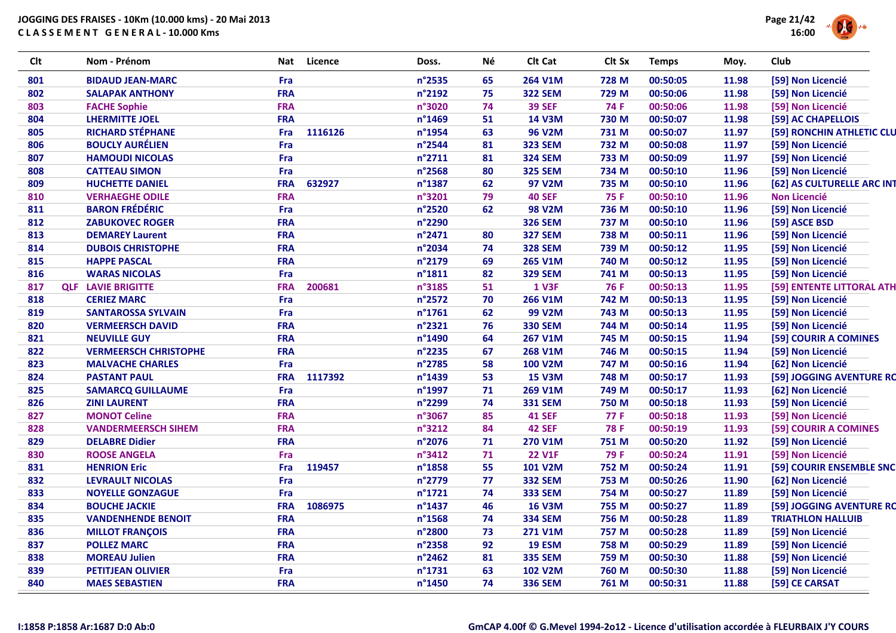JOGGING DES FRAISES - 10Km (10.000 kms) - 20 Mai 2013
C L A S S E M E N T   G E N E R A L - 10.000 Kms

| Clt | | Nom - Prénom | Nat | Licence | Doss. | Né | Clt Cat | Clt Sx | Temps | Moy. | Club |
|---|---|---|---|---|---|---|---|---|---|---|---|
| 801 | | BIDAUD JEAN-MARC | Fra | | n°2535 | 65 | 264 V1M | 728 M | 00:50:05 | 11.98 | [59] Non Licencié |
| 802 | | SALAPAK ANTHONY | FRA | | n°2192 | 75 | 322 SEM | 729 M | 00:50:06 | 11.98 | [59] Non Licencié |
| 803 | | FACHE Sophie | FRA | | n°3020 | 74 | 39 SEF | 74 F | 00:50:06 | 11.98 | [59] Non Licencié |
| 804 | | LHERMITTE JOEL | FRA | | n°1469 | 51 | 14 V3M | 730 M | 00:50:07 | 11.98 | [59] AC CHAPELLOIS |
| 805 | | RICHARD STÉPHANE | Fra | 1116126 | n°1954 | 63 | 96 V2M | 731 M | 00:50:07 | 11.97 | [59] RONCHIN ATHLETIC CLU |
| 806 | | BOUCLY AURÉLIEN | Fra | | n°2544 | 81 | 323 SEM | 732 M | 00:50:08 | 11.97 | [59] Non Licencié |
| 807 | | HAMOUDI NICOLAS | Fra | | n°2711 | 81 | 324 SEM | 733 M | 00:50:09 | 11.97 | [59] Non Licencié |
| 808 | | CATTEAU SIMON | Fra | | n°2568 | 80 | 325 SEM | 734 M | 00:50:10 | 11.96 | [59] Non Licencié |
| 809 | | HUCHETTE DANIEL | FRA | 632927 | n°1387 | 62 | 97 V2M | 735 M | 00:50:10 | 11.96 | [62] AS CULTURELLE ARC INT |
| 810 | | VERHAEGHE ODILE | FRA | | n°3201 | 79 | 40 SEF | 75 F | 00:50:10 | 11.96 | Non Licencié |
| 811 | | BARON FRÉDÉRIC | Fra | | n°2520 | 62 | 98 V2M | 736 M | 00:50:10 | 11.96 | [59] Non Licencié |
| 812 | | ZABUKOVEC ROGER | FRA | | n°2290 | | 326 SEM | 737 M | 00:50:10 | 11.96 | [59] ASCE BSD |
| 813 | | DEMAREY Laurent | FRA | | n°2471 | 80 | 327 SEM | 738 M | 00:50:11 | 11.96 | [59] Non Licencié |
| 814 | | DUBOIS CHRISTOPHE | FRA | | n°2034 | 74 | 328 SEM | 739 M | 00:50:12 | 11.95 | [59] Non Licencié |
| 815 | | HAPPE PASCAL | FRA | | n°2179 | 69 | 265 V1M | 740 M | 00:50:12 | 11.95 | [59] Non Licencié |
| 816 | | WARAS NICOLAS | Fra | | n°1811 | 82 | 329 SEM | 741 M | 00:50:13 | 11.95 | [59] Non Licencié |
| 817 | QLF | LAVIE BRIGITTE | FRA | 200681 | n°3185 | 51 | 1 V3F | 76 F | 00:50:13 | 11.95 | [59] ENTENTE LITTORAL ATH |
| 818 | | CERIEZ MARC | Fra | | n°2572 | 70 | 266 V1M | 742 M | 00:50:13 | 11.95 | [59] Non Licencié |
| 819 | | SANTAROSSA SYLVAIN | Fra | | n°1761 | 62 | 99 V2M | 743 M | 00:50:13 | 11.95 | [59] Non Licencié |
| 820 | | VERMEERSCH DAVID | FRA | | n°2321 | 76 | 330 SEM | 744 M | 00:50:14 | 11.95 | [59] Non Licencié |
| 821 | | NEUVILLE GUY | FRA | | n°1490 | 64 | 267 V1M | 745 M | 00:50:15 | 11.94 | [59] COURIR A COMINES |
| 822 | | VERMEERSCH CHRISTOPHE | FRA | | n°2235 | 67 | 268 V1M | 746 M | 00:50:15 | 11.94 | [59] Non Licencié |
| 823 | | MALVACHE CHARLES | Fra | | n°2785 | 58 | 100 V2M | 747 M | 00:50:16 | 11.94 | [62] Non Licencié |
| 824 | | PASTANT PAUL | FRA | 1117392 | n°1439 | 53 | 15 V3M | 748 M | 00:50:17 | 11.93 | [59] JOGGING AVENTURE RC |
| 825 | | SAMARCQ GUILLAUME | Fra | | n°1997 | 71 | 269 V1M | 749 M | 00:50:17 | 11.93 | [62] Non Licencié |
| 826 | | ZINI LAURENT | FRA | | n°2299 | 74 | 331 SEM | 750 M | 00:50:18 | 11.93 | [59] Non Licencié |
| 827 | | MONOT Celine | FRA | | n°3067 | 85 | 41 SEF | 77 F | 00:50:18 | 11.93 | [59] Non Licencié |
| 828 | | VANDERMEERSCH SIHEM | FRA | | n°3212 | 84 | 42 SEF | 78 F | 00:50:19 | 11.93 | [59] COURIR A COMINES |
| 829 | | DELABRE Didier | FRA | | n°2076 | 71 | 270 V1M | 751 M | 00:50:20 | 11.92 | [59] Non Licencié |
| 830 | | ROOSE ANGELA | Fra | | n°3412 | 71 | 22 V1F | 79 F | 00:50:24 | 11.91 | [59] Non Licencié |
| 831 | | HENRION Eric | Fra | 119457 | n°1858 | 55 | 101 V2M | 752 M | 00:50:24 | 11.91 | [59] COURIR ENSEMBLE SNC |
| 832 | | LEVRAULT NICOLAS | Fra | | n°2779 | 77 | 332 SEM | 753 M | 00:50:26 | 11.90 | [62] Non Licencié |
| 833 | | NOYELLE GONZAGUE | Fra | | n°1721 | 74 | 333 SEM | 754 M | 00:50:27 | 11.89 | [59] Non Licencié |
| 834 | | BOUCHE JACKIE | FRA | 1086975 | n°1437 | 46 | 16 V3M | 755 M | 00:50:27 | 11.89 | [59] JOGGING AVENTURE RC |
| 835 | | VANDENHENDE BENOIT | FRA | | n°1568 | 74 | 334 SEM | 756 M | 00:50:28 | 11.89 | TRIATHLON HALLUIB |
| 836 | | MILLOT FRANÇOIS | FRA | | n°2800 | 73 | 271 V1M | 757 M | 00:50:28 | 11.89 | [59] Non Licencié |
| 837 | | POLLEZ MARC | FRA | | n°2358 | 92 | 19 ESM | 758 M | 00:50:29 | 11.89 | [59] Non Licencié |
| 838 | | MOREAU Julien | FRA | | n°2462 | 81 | 335 SEM | 759 M | 00:50:30 | 11.88 | [59] Non Licencié |
| 839 | | PETITJEAN OLIVIER | Fra | | n°1731 | 63 | 102 V2M | 760 M | 00:50:30 | 11.88 | [59] Non Licencié |
| 840 | | MAES SEBASTIEN | FRA | | n°1450 | 74 | 336 SEM | 761 M | 00:50:31 | 11.88 | [59] CE CARSAT |

I:1858 P:1858 Ar:1687 D:0 Ab:0

GmCAP 4.00f © G.Mevel 1994-2o12 - Licence d'utilisation accordée à FLEURBAIX J'Y COURS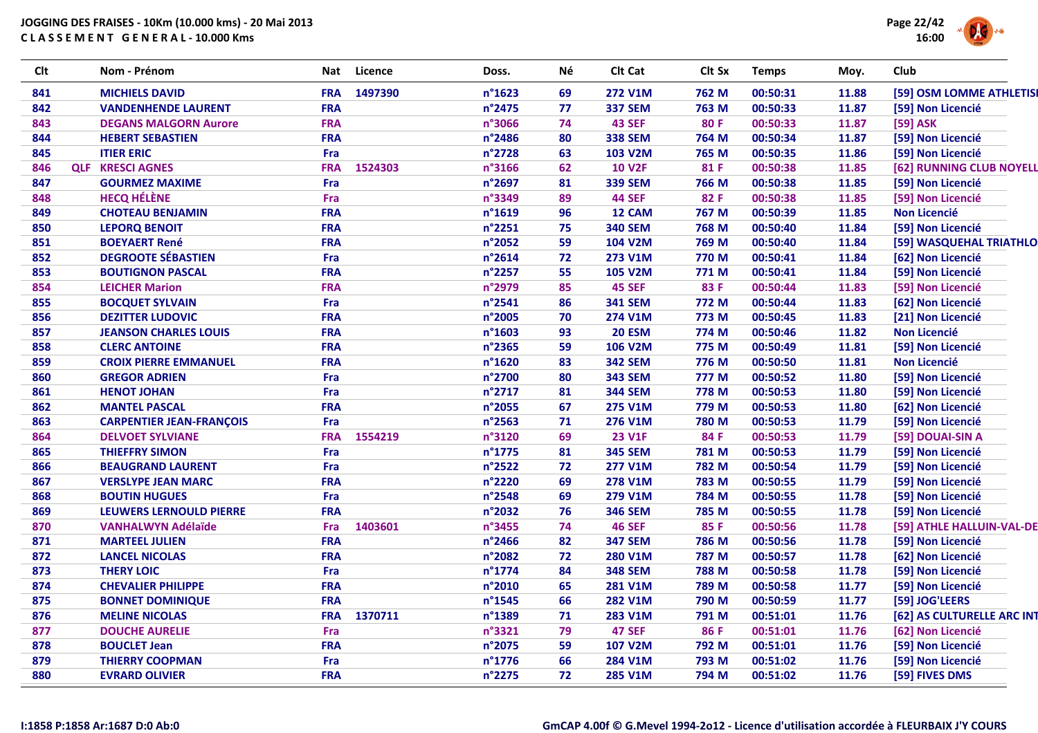**JOGGING DES FRAISES - 10Km (10.000 kms) - 20 Mai 2013**
**CLASSEMENT GENERAL - 10.000 Kms**

| Clt | | Nom - Prénom | Nat | Licence | Doss. | Né | Clt Cat | Clt Sx | Temps | Moy. | Club |
|---|---|---|---|---|---|---|---|---|---|---|---|
| 841 | | MICHIELS DAVID | FRA | 1497390 | n°1623 | 69 | 272 V1M | 762 M | 00:50:31 | 11.88 | [59] OSM LOMME ATHLETISI |
| 842 | | VANDENHENDE LAURENT | FRA | | n°2475 | 77 | 337 SEM | 763 M | 00:50:33 | 11.87 | [59] Non Licencié |
| 843 | | DEGANS MALGORN Aurore | FRA | | n°3066 | 74 | 43 SEF | 80 F | 00:50:33 | 11.87 | [59] ASK |
| 844 | | HEBERT SEBASTIEN | FRA | | n°2486 | 80 | 338 SEM | 764 M | 00:50:34 | 11.87 | [59] Non Licencié |
| 845 | | ITIER ERIC | Fra | | n°2728 | 63 | 103 V2M | 765 M | 00:50:35 | 11.86 | [59] Non Licencié |
| 846 | QLF | KRESCI AGNES | FRA | 1524303 | n°3166 | 62 | 10 V2F | 81 F | 00:50:38 | 11.85 | [62] RUNNING CLUB NOYELL |
| 847 | | GOURMEZ MAXIME | Fra | | n°2697 | 81 | 339 SEM | 766 M | 00:50:38 | 11.85 | [59] Non Licencié |
| 848 | | HECQ HÉLÈNE | Fra | | n°3349 | 89 | 44 SEF | 82 F | 00:50:38 | 11.85 | [59] Non Licencié |
| 849 | | CHOTEAU BENJAMIN | FRA | | n°1619 | 96 | 12 CAM | 767 M | 00:50:39 | 11.85 | Non Licencié |
| 850 | | LEPORQ BENOIT | FRA | | n°2251 | 75 | 340 SEM | 768 M | 00:50:40 | 11.84 | [59] Non Licencié |
| 851 | | BOEYAERT René | FRA | | n°2052 | 59 | 104 V2M | 769 M | 00:50:40 | 11.84 | [59] WASQUEHAL TRIATHLO |
| 852 | | DEGROOTE SÉBASTIEN | Fra | | n°2614 | 72 | 273 V1M | 770 M | 00:50:41 | 11.84 | [62] Non Licencié |
| 853 | | BOUTIGNON PASCAL | FRA | | n°2257 | 55 | 105 V2M | 771 M | 00:50:41 | 11.84 | [59] Non Licencié |
| 854 | | LEICHER Marion | FRA | | n°2979 | 85 | 45 SEF | 83 F | 00:50:44 | 11.83 | [59] Non Licencié |
| 855 | | BOCQUET SYLVAIN | Fra | | n°2541 | 86 | 341 SEM | 772 M | 00:50:44 | 11.83 | [62] Non Licencié |
| 856 | | DEZITTER LUDOVIC | FRA | | n°2005 | 70 | 274 V1M | 773 M | 00:50:45 | 11.83 | [21] Non Licencié |
| 857 | | JEANSON CHARLES LOUIS | FRA | | n°1603 | 93 | 20 ESM | 774 M | 00:50:46 | 11.82 | Non Licencié |
| 858 | | CLERC ANTOINE | FRA | | n°2365 | 59 | 106 V2M | 775 M | 00:50:49 | 11.81 | [59] Non Licencié |
| 859 | | CROIX PIERRE EMMANUEL | FRA | | n°1620 | 83 | 342 SEM | 776 M | 00:50:50 | 11.81 | Non Licencié |
| 860 | | GREGOR ADRIEN | Fra | | n°2700 | 80 | 343 SEM | 777 M | 00:50:52 | 11.80 | [59] Non Licencié |
| 861 | | HENOT JOHAN | Fra | | n°2717 | 81 | 344 SEM | 778 M | 00:50:53 | 11.80 | [59] Non Licencié |
| 862 | | MANTEL PASCAL | FRA | | n°2055 | 67 | 275 V1M | 779 M | 00:50:53 | 11.80 | [62] Non Licencié |
| 863 | | CARPENTIER JEAN-FRANÇOIS | Fra | | n°2563 | 71 | 276 V1M | 780 M | 00:50:53 | 11.79 | [59] Non Licencié |
| 864 | | DELVOET SYLVIANE | FRA | 1554219 | n°3120 | 69 | 23 V1F | 84 F | 00:50:53 | 11.79 | [59] DOUAI-SIN A |
| 865 | | THIEFFRY SIMON | Fra | | n°1775 | 81 | 345 SEM | 781 M | 00:50:53 | 11.79 | [59] Non Licencié |
| 866 | | BEAUGRAND LAURENT | Fra | | n°2522 | 72 | 277 V1M | 782 M | 00:50:54 | 11.79 | [59] Non Licencié |
| 867 | | VERSLYPE JEAN MARC | FRA | | n°2220 | 69 | 278 V1M | 783 M | 00:50:55 | 11.79 | [59] Non Licencié |
| 868 | | BOUTIN HUGUES | Fra | | n°2548 | 69 | 279 V1M | 784 M | 00:50:55 | 11.78 | [59] Non Licencié |
| 869 | | LEUWERS LERNOULD PIERRE | FRA | | n°2032 | 76 | 346 SEM | 785 M | 00:50:55 | 11.78 | [59] Non Licencié |
| 870 | | VANHALWYN Adélaïde | Fra | 1403601 | n°3455 | 74 | 46 SEF | 85 F | 00:50:56 | 11.78 | [59] ATHLE HALLUIN-VAL-DE |
| 871 | | MARTEEL JULIEN | FRA | | n°2466 | 82 | 347 SEM | 786 M | 00:50:56 | 11.78 | [59] Non Licencié |
| 872 | | LANCEL NICOLAS | FRA | | n°2082 | 72 | 280 V1M | 787 M | 00:50:57 | 11.78 | [62] Non Licencié |
| 873 | | THERY LOIC | Fra | | n°1774 | 84 | 348 SEM | 788 M | 00:50:58 | 11.78 | [59] Non Licencié |
| 874 | | CHEVALIER PHILIPPE | FRA | | n°2010 | 65 | 281 V1M | 789 M | 00:50:58 | 11.77 | [59] Non Licencié |
| 875 | | BONNET DOMINIQUE | FRA | | n°1545 | 66 | 282 V1M | 790 M | 00:50:59 | 11.77 | [59] JOG'LEERS |
| 876 | | MELINE NICOLAS | FRA | 1370711 | n°1389 | 71 | 283 V1M | 791 M | 00:51:01 | 11.76 | [62] AS CULTURELLE ARC INT |
| 877 | | DOUCHE AURELIE | Fra | | n°3321 | 79 | 47 SEF | 86 F | 00:51:01 | 11.76 | [62] Non Licencié |
| 878 | | BOUCLET Jean | FRA | | n°2075 | 59 | 107 V2M | 792 M | 00:51:01 | 11.76 | [59] Non Licencié |
| 879 | | THIERRY COOPMAN | Fra | | n°1776 | 66 | 284 V1M | 793 M | 00:51:02 | 11.76 | [59] Non Licencié |
| 880 | | EVRARD OLIVIER | FRA | | n°2275 | 72 | 285 V1M | 794 M | 00:51:02 | 11.76 | [59] FIVES DMS |

I:1858 P:1858 Ar:1687 D:0 Ab:0

GmCAP 4.00f © G.Mevel 1994-2o12 - Licence d'utilisation accordée à FLEURBAIX J'Y COURS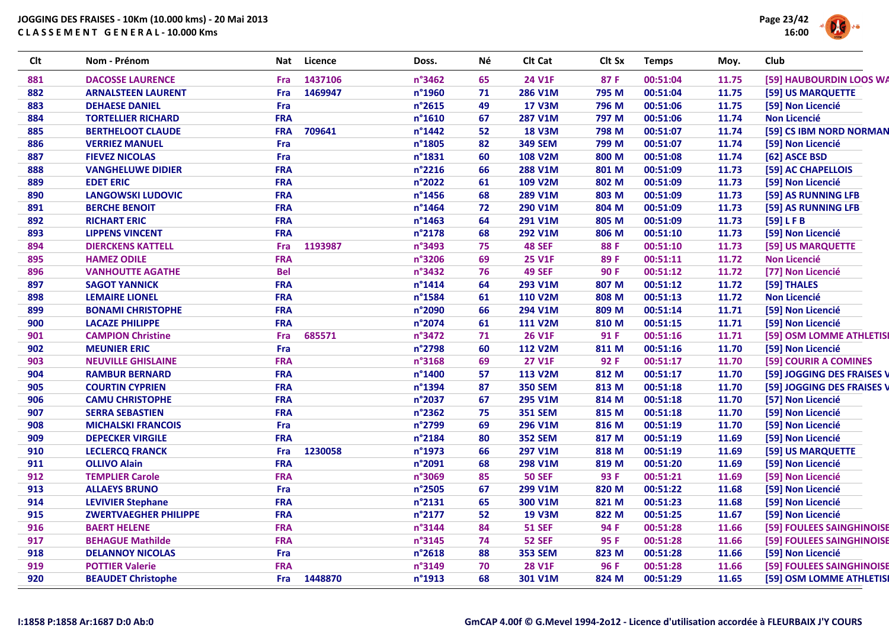**JOGGING DES FRAISES - 10Km (10.000 kms) - 20 Mai 2013**
**C L A S S E M E N T G E N E R A L - 10.000 Kms**

| Clt | Nom - Prénom | Nat | Licence | Doss. | Né | Clt Cat | Clt Sx | Temps | Moy. | Club |
|---|---|---|---|---|---|---|---|---|---|---|
| 881 | DACOSSE LAURENCE | Fra | 1437106 | n°3462 | 65 | 24 V1F | 87 F | 00:51:04 | 11.75 | [59] HAUBOURDIN LOOS WA |
| 882 | ARNALSTEEN LAURENT | Fra | 1469947 | n°1960 | 71 | 286 V1M | 795 M | 00:51:04 | 11.75 | [59] US MARQUETTE |
| 883 | DEHAESE DANIEL | Fra | | n°2615 | 49 | 17 V3M | 796 M | 00:51:06 | 11.75 | [59] Non Licencié |
| 884 | TORTELLIER RICHARD | FRA | | n°1610 | 67 | 287 V1M | 797 M | 00:51:06 | 11.74 | Non Licencié |
| 885 | BERTHELOOT CLAUDE | FRA | 709641 | n°1442 | 52 | 18 V3M | 798 M | 00:51:07 | 11.74 | [59] CS IBM NORD NORMAN |
| 886 | VERRIEZ MANUEL | Fra | | n°1805 | 82 | 349 SEM | 799 M | 00:51:07 | 11.74 | [59] Non Licencié |
| 887 | FIEVEZ NICOLAS | Fra | | n°1831 | 60 | 108 V2M | 800 M | 00:51:08 | 11.74 | [62] ASCE BSD |
| 888 | VANGHELUWE DIDIER | FRA | | n°2216 | 66 | 288 V1M | 801 M | 00:51:09 | 11.73 | [59] AC CHAPELLOIS |
| 889 | EDET ERIC | FRA | | n°2022 | 61 | 109 V2M | 802 M | 00:51:09 | 11.73 | [59] Non Licencié |
| 890 | LANGOWSKI LUDOVIC | FRA | | n°1456 | 68 | 289 V1M | 803 M | 00:51:09 | 11.73 | [59] AS RUNNING LFB |
| 891 | BERCHE BENOIT | FRA | | n°1464 | 72 | 290 V1M | 804 M | 00:51:09 | 11.73 | [59] AS RUNNING LFB |
| 892 | RICHART ERIC | FRA | | n°1463 | 64 | 291 V1M | 805 M | 00:51:09 | 11.73 | [59] L F B |
| 893 | LIPPENS VINCENT | FRA | | n°2178 | 68 | 292 V1M | 806 M | 00:51:10 | 11.73 | [59] Non Licencié |
| 894 | DIERCKENS KATTELL | Fra | 1193987 | n°3493 | 75 | 48 SEF | 88 F | 00:51:10 | 11.73 | [59] US MARQUETTE |
| 895 | HAMEZ ODILE | FRA | | n°3206 | 69 | 25 V1F | 89 F | 00:51:11 | 11.72 | Non Licencié |
| 896 | VANHOUTTE AGATHE | Bel | | n°3432 | 76 | 49 SEF | 90 F | 00:51:12 | 11.72 | [77] Non Licencié |
| 897 | SAGOT YANNICK | FRA | | n°1414 | 64 | 293 V1M | 807 M | 00:51:12 | 11.72 | [59] THALES |
| 898 | LEMAIRE LIONEL | FRA | | n°1584 | 61 | 110 V2M | 808 M | 00:51:13 | 11.72 | Non Licencié |
| 899 | BONAMI CHRISTOPHE | FRA | | n°2090 | 66 | 294 V1M | 809 M | 00:51:14 | 11.71 | [59] Non Licencié |
| 900 | LACAZE PHILIPPE | FRA | | n°2074 | 61 | 111 V2M | 810 M | 00:51:15 | 11.71 | [59] Non Licencié |
| 901 | CAMPION Christine | Fra | 685571 | n°3472 | 71 | 26 V1F | 91 F | 00:51:16 | 11.71 | [59] OSM LOMME ATHLETISI |
| 902 | MEUNIER ERIC | Fra | | n°2798 | 60 | 112 V2M | 811 M | 00:51:16 | 11.70 | [59] Non Licencié |
| 903 | NEUVILLE GHISLAINE | FRA | | n°3168 | 69 | 27 V1F | 92 F | 00:51:17 | 11.70 | [59] COURIR A COMINES |
| 904 | RAMBUR BERNARD | FRA | | n°1400 | 57 | 113 V2M | 812 M | 00:51:17 | 11.70 | [59] JOGGING DES FRAISES V |
| 905 | COURTIN CYPRIEN | FRA | | n°1394 | 87 | 350 SEM | 813 M | 00:51:18 | 11.70 | [59] JOGGING DES FRAISES V |
| 906 | CAMU CHRISTOPHE | FRA | | n°2037 | 67 | 295 V1M | 814 M | 00:51:18 | 11.70 | [57] Non Licencié |
| 907 | SERRA SEBASTIEN | FRA | | n°2362 | 75 | 351 SEM | 815 M | 00:51:18 | 11.70 | [59] Non Licencié |
| 908 | MICHALSKI FRANCOIS | Fra | | n°2799 | 69 | 296 V1M | 816 M | 00:51:19 | 11.70 | [59] Non Licencié |
| 909 | DEPECKER VIRGILE | FRA | | n°2184 | 80 | 352 SEM | 817 M | 00:51:19 | 11.69 | [59] Non Licencié |
| 910 | LECLERCQ FRANCK | Fra | 1230058 | n°1973 | 66 | 297 V1M | 818 M | 00:51:19 | 11.69 | [59] US MARQUETTE |
| 911 | OLLIVO Alain | FRA | | n°2091 | 68 | 298 V1M | 819 M | 00:51:20 | 11.69 | [59] Non Licencié |
| 912 | TEMPLIER Carole | FRA | | n°3069 | 85 | 50 SEF | 93 F | 00:51:21 | 11.69 | [59] Non Licencié |
| 913 | ALLAEYS BRUNO | Fra | | n°2505 | 67 | 299 V1M | 820 M | 00:51:22 | 11.68 | [59] Non Licencié |
| 914 | LEVIVIER Stephane | FRA | | n°2131 | 65 | 300 V1M | 821 M | 00:51:23 | 11.68 | [59] Non Licencié |
| 915 | ZWERTVAEGHER PHILIPPE | FRA | | n°2177 | 52 | 19 V3M | 822 M | 00:51:25 | 11.67 | [59] Non Licencié |
| 916 | BAERT HELENE | FRA | | n°3144 | 84 | 51 SEF | 94 F | 00:51:28 | 11.66 | [59] FOULEES SAINGHINOISE |
| 917 | BEHAGUE Mathilde | FRA | | n°3145 | 74 | 52 SEF | 95 F | 00:51:28 | 11.66 | [59] FOULEES SAINGHINOISE |
| 918 | DELANNOY NICOLAS | Fra | | n°2618 | 88 | 353 SEM | 823 M | 00:51:28 | 11.66 | [59] Non Licencié |
| 919 | POTTIER Valerie | FRA | | n°3149 | 70 | 28 V1F | 96 F | 00:51:28 | 11.66 | [59] FOULEES SAINGHINOISE |
| 920 | BEAUDET Christophe | Fra | 1448870 | n°1913 | 68 | 301 V1M | 824 M | 00:51:29 | 11.65 | [59] OSM LOMME ATHLETISI |

I:1858 P:1858 Ar:1687 D:0 Ab:0

GmCAP 4.00f © G.Mevel 1994-2o12 - Licence d'utilisation accordée à FLEURBAIX J'Y COURS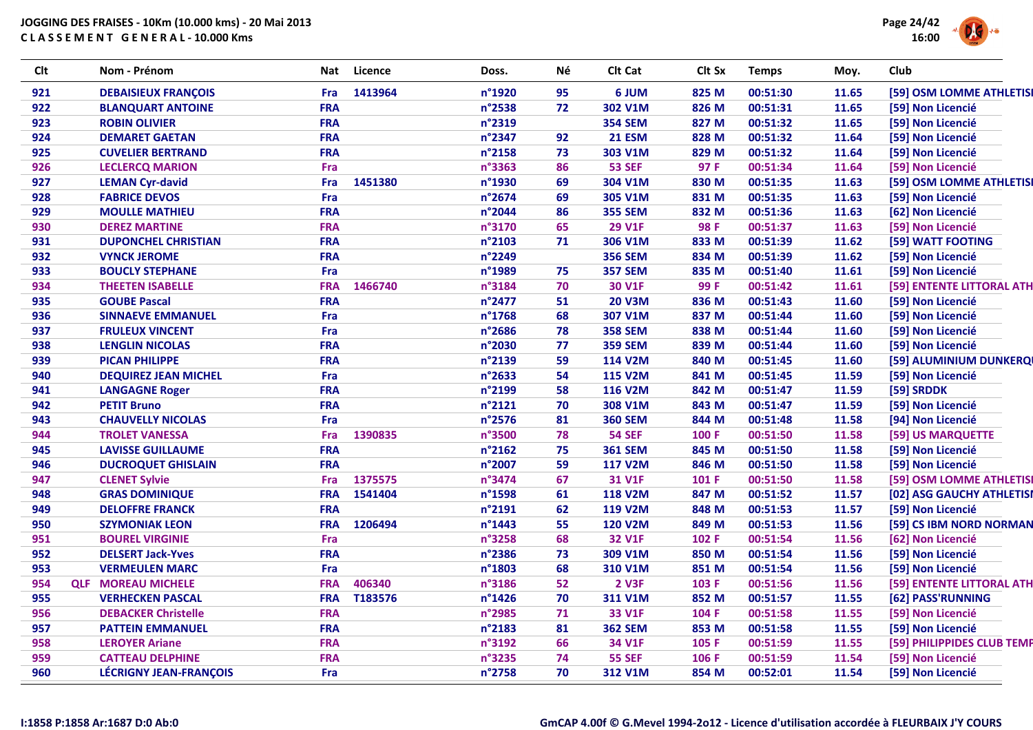**JOGGING DES FRAISES - 10Km (10.000 kms) - 20 Mai 2013**
**C L A S S E M E N T G E N E R A L - 10.000 Kms**

| Clt | | Nom - Prénom | Nat | Licence | Doss. | Né | Clt Cat | Clt Sx | Temps | Moy. | Club |
|---|---|---|---|---|---|---|---|---|---|---|---|
| 921 | | DEBAISIEUX FRANÇOIS | Fra | 1413964 | n°1920 | 95 | 6 JUM | 825 M | 00:51:30 | 11.65 | [59] OSM LOMME ATHLETISI |
| 922 | | BLANQUART ANTOINE | FRA | | n°2538 | 72 | 302 V1M | 826 M | 00:51:31 | 11.65 | [59] Non Licencié |
| 923 | | ROBIN OLIVIER | FRA | | n°2319 | | 354 SEM | 827 M | 00:51:32 | 11.65 | [59] Non Licencié |
| 924 | | DEMARET GAETAN | FRA | | n°2347 | 92 | 21 ESM | 828 M | 00:51:32 | 11.64 | [59] Non Licencié |
| 925 | | CUVELIER BERTRAND | FRA | | n°2158 | 73 | 303 V1M | 829 M | 00:51:32 | 11.64 | [59] Non Licencié |
| 926 | | LECLERCQ MARION | Fra | | n°3363 | 86 | 53 SEF | 97 F | 00:51:34 | 11.64 | [59] Non Licencié |
| 927 | | LEMAN Cyr-david | Fra | 1451380 | n°1930 | 69 | 304 V1M | 830 M | 00:51:35 | 11.63 | [59] OSM LOMME ATHLETISI |
| 928 | | FABRICE DEVOS | Fra | | n°2674 | 69 | 305 V1M | 831 M | 00:51:35 | 11.63 | [59] Non Licencié |
| 929 | | MOULLE MATHIEU | FRA | | n°2044 | 86 | 355 SEM | 832 M | 00:51:36 | 11.63 | [62] Non Licencié |
| 930 | | DEREZ MARTINE | FRA | | n°3170 | 65 | 29 V1F | 98 F | 00:51:37 | 11.63 | [59] Non Licencié |
| 931 | | DUPONCHEL CHRISTIAN | FRA | | n°2103 | 71 | 306 V1M | 833 M | 00:51:39 | 11.62 | [59] WATT FOOTING |
| 932 | | VYNCK JEROME | FRA | | n°2249 | | 356 SEM | 834 M | 00:51:39 | 11.62 | [59] Non Licencié |
| 933 | | BOUCLY STEPHANE | Fra | | n°1989 | 75 | 357 SEM | 835 M | 00:51:40 | 11.61 | [59] Non Licencié |
| 934 | | THEETEN ISABELLE | FRA | 1466740 | n°3184 | 70 | 30 V1F | 99 F | 00:51:42 | 11.61 | [59] ENTENTE LITTORAL ATH |
| 935 | | GOUBE Pascal | FRA | | n°2477 | 51 | 20 V3M | 836 M | 00:51:43 | 11.60 | [59] Non Licencié |
| 936 | | SINNAEVE EMMANUEL | Fra | | n°1768 | 68 | 307 V1M | 837 M | 00:51:44 | 11.60 | [59] Non Licencié |
| 937 | | FRULEUX VINCENT | Fra | | n°2686 | 78 | 358 SEM | 838 M | 00:51:44 | 11.60 | [59] Non Licencié |
| 938 | | LENGLIN NICOLAS | FRA | | n°2030 | 77 | 359 SEM | 839 M | 00:51:44 | 11.60 | [59] Non Licencié |
| 939 | | PICAN PHILIPPE | FRA | | n°2139 | 59 | 114 V2M | 840 M | 00:51:45 | 11.60 | [59] ALUMINIUM DUNKERQU |
| 940 | | DEQUIREZ JEAN MICHEL | Fra | | n°2633 | 54 | 115 V2M | 841 M | 00:51:45 | 11.59 | [59] Non Licencié |
| 941 | | LANGAGNE Roger | FRA | | n°2199 | 58 | 116 V2M | 842 M | 00:51:47 | 11.59 | [59] SRDDK |
| 942 | | PETIT Bruno | FRA | | n°2121 | 70 | 308 V1M | 843 M | 00:51:47 | 11.59 | [59] Non Licencié |
| 943 | | CHAUVELLY NICOLAS | Fra | | n°2576 | 81 | 360 SEM | 844 M | 00:51:48 | 11.58 | [94] Non Licencié |
| 944 | | TROLET VANESSA | Fra | 1390835 | n°3500 | 78 | 54 SEF | 100 F | 00:51:50 | 11.58 | [59] US MARQUETTE |
| 945 | | LAVISSE GUILLAUME | FRA | | n°2162 | 75 | 361 SEM | 845 M | 00:51:50 | 11.58 | [59] Non Licencié |
| 946 | | DUCROQUET GHISLAIN | FRA | | n°2007 | 59 | 117 V2M | 846 M | 00:51:50 | 11.58 | [59] Non Licencié |
| 947 | | CLENET Sylvie | Fra | 1375575 | n°3474 | 67 | 31 V1F | 101 F | 00:51:50 | 11.58 | [59] OSM LOMME ATHLETISI |
| 948 | | GRAS DOMINIQUE | FRA | 1541404 | n°1598 | 61 | 118 V2M | 847 M | 00:51:52 | 11.57 | [02] ASG GAUCHY ATHLETISI |
| 949 | | DELOFFRE FRANCK | FRA | | n°2191 | 62 | 119 V2M | 848 M | 00:51:53 | 11.57 | [59] Non Licencié |
| 950 | | SZYMONIAK LEON | FRA | 1206494 | n°1443 | 55 | 120 V2M | 849 M | 00:51:53 | 11.56 | [59] CS IBM NORD NORMAN |
| 951 | | BOUREL VIRGINIE | Fra | | n°3258 | 68 | 32 V1F | 102 F | 00:51:54 | 11.56 | [62] Non Licencié |
| 952 | | DELSERT Jack-Yves | FRA | | n°2386 | 73 | 309 V1M | 850 M | 00:51:54 | 11.56 | [59] Non Licencié |
| 953 | | VERMEULEN MARC | Fra | | n°1803 | 68 | 310 V1M | 851 M | 00:51:54 | 11.56 | [59] Non Licencié |
| 954 | QLF | MOREAU MICHELE | FRA | 406340 | n°3186 | 52 | 2 V3F | 103 F | 00:51:56 | 11.56 | [59] ENTENTE LITTORAL ATH |
| 955 | | VERHECKEN PASCAL | FRA | T183576 | n°1426 | 70 | 311 V1M | 852 M | 00:51:57 | 11.55 | [62] PASS'RUNNING |
| 956 | | DEBACKER Christelle | FRA | | n°2985 | 71 | 33 V1F | 104 F | 00:51:58 | 11.55 | [59] Non Licencié |
| 957 | | PATTEIN EMMANUEL | FRA | | n°2183 | 81 | 362 SEM | 853 M | 00:51:58 | 11.55 | [59] Non Licencié |
| 958 | | LEROYER Ariane | FRA | | n°3192 | 66 | 34 V1F | 105 F | 00:51:59 | 11.55 | [59] PHILIPPIDES CLUB TEMF |
| 959 | | CATTEAU DELPHINE | FRA | | n°3235 | 74 | 55 SEF | 106 F | 00:51:59 | 11.54 | [59] Non Licencié |
| 960 | | LÉCRIGNY JEAN-FRANÇOIS | Fra | | n°2758 | 70 | 312 V1M | 854 M | 00:52:01 | 11.54 | [59] Non Licencié |

I:1858 P:1858 Ar:1687 D:0 Ab:0

GmCAP 4.00f © G.Mevel 1994-2o12 - Licence d'utilisation accordée à FLEURBAIX J'Y COURS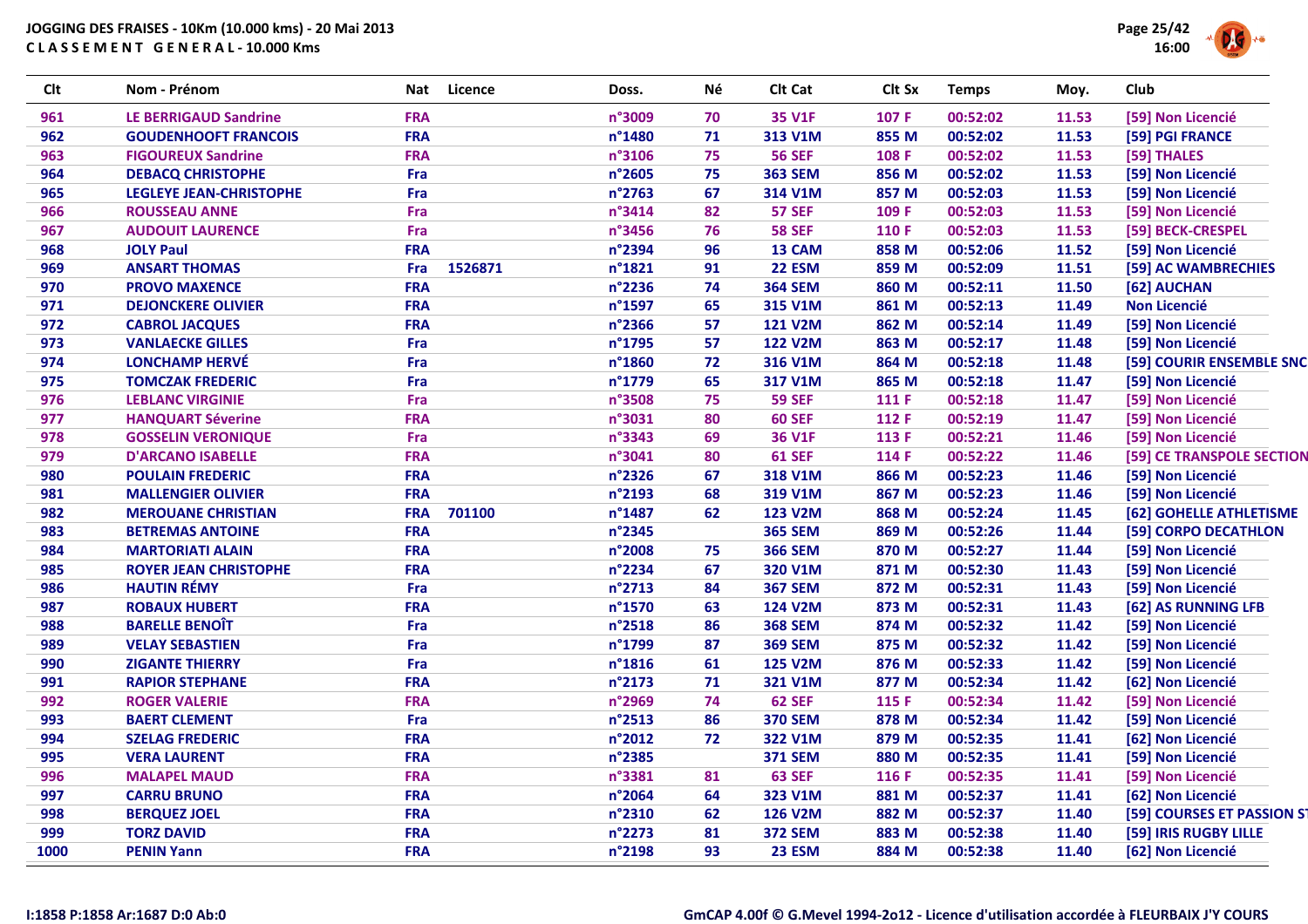**JOGGING DES FRAISES - 10Km (10.000 kms) - 20 Mai 2013**
**C L A S S E M E N T   G E N E R A L - 10.000 Kms**

| Clt | Nom - Prénom | Nat | Licence | Doss. | Né | Clt Cat | Clt Sx | Temps | Moy. | Club |
|---|---|---|---|---|---|---|---|---|---|---|
| 961 | LE BERRIGAUD Sandrine | FRA | | n°3009 | 70 | 35 V1F | 107 F | 00:52:02 | 11.53 | [59] Non Licencié |
| 962 | GOUDENHOOFT FRANCOIS | FRA | | n°1480 | 71 | 313 V1M | 855 M | 00:52:02 | 11.53 | [59] PGI FRANCE |
| 963 | FIGOUREUX Sandrine | FRA | | n°3106 | 75 | 56 SEF | 108 F | 00:52:02 | 11.53 | [59] THALES |
| 964 | DEBACQ CHRISTOPHE | Fra | | n°2605 | 75 | 363 SEM | 856 M | 00:52:02 | 11.53 | [59] Non Licencié |
| 965 | LEGLEYE JEAN-CHRISTOPHE | Fra | | n°2763 | 67 | 314 V1M | 857 M | 00:52:03 | 11.53 | [59] Non Licencié |
| 966 | ROUSSEAU ANNE | Fra | | n°3414 | 82 | 57 SEF | 109 F | 00:52:03 | 11.53 | [59] Non Licencié |
| 967 | AUDOUIT LAURENCE | Fra | | n°3456 | 76 | 58 SEF | 110 F | 00:52:03 | 11.53 | [59] BECK-CRESPEL |
| 968 | JOLY Paul | FRA | | n°2394 | 96 | 13 CAM | 858 M | 00:52:06 | 11.52 | [59] Non Licencié |
| 969 | ANSART THOMAS | Fra | 1526871 | n°1821 | 91 | 22 ESM | 859 M | 00:52:09 | 11.51 | [59] AC WAMBRECHIES |
| 970 | PROVO MAXENCE | FRA | | n°2236 | 74 | 364 SEM | 860 M | 00:52:11 | 11.50 | [62] AUCHAN |
| 971 | DEJONCKERE OLIVIER | FRA | | n°1597 | 65 | 315 V1M | 861 M | 00:52:13 | 11.49 | Non Licencié |
| 972 | CABROL JACQUES | FRA | | n°2366 | 57 | 121 V2M | 862 M | 00:52:14 | 11.49 | [59] Non Licencié |
| 973 | VANLAECKE GILLES | Fra | | n°1795 | 57 | 122 V2M | 863 M | 00:52:17 | 11.48 | [59] Non Licencié |
| 974 | LONCHAMP HERVÉ | Fra | | n°1860 | 72 | 316 V1M | 864 M | 00:52:18 | 11.48 | [59] COURIR ENSEMBLE SNC |
| 975 | TOMCZAK FREDERIC | Fra | | n°1779 | 65 | 317 V1M | 865 M | 00:52:18 | 11.47 | [59] Non Licencié |
| 976 | LEBLANC VIRGINIE | Fra | | n°3508 | 75 | 59 SEF | 111 F | 00:52:18 | 11.47 | [59] Non Licencié |
| 977 | HANQUART Séverine | FRA | | n°3031 | 80 | 60 SEF | 112 F | 00:52:19 | 11.47 | [59] Non Licencié |
| 978 | GOSSELIN VERONIQUE | Fra | | n°3343 | 69 | 36 V1F | 113 F | 00:52:21 | 11.46 | [59] Non Licencié |
| 979 | D'ARCANO ISABELLE | FRA | | n°3041 | 80 | 61 SEF | 114 F | 00:52:22 | 11.46 | [59] CE TRANSPOLE SECTION |
| 980 | POULAIN FREDERIC | FRA | | n°2326 | 67 | 318 V1M | 866 M | 00:52:23 | 11.46 | [59] Non Licencié |
| 981 | MALLENGIER OLIVIER | FRA | | n°2193 | 68 | 319 V1M | 867 M | 00:52:23 | 11.46 | [59] Non Licencié |
| 982 | MEROUANE CHRISTIAN | FRA | 701100 | n°1487 | 62 | 123 V2M | 868 M | 00:52:24 | 11.45 | [62] GOHELLE ATHLETISME |
| 983 | BETREMAS ANTOINE | FRA | | n°2345 | | 365 SEM | 869 M | 00:52:26 | 11.44 | [59] CORPO DECATHLON |
| 984 | MARTORIATI ALAIN | FRA | | n°2008 | 75 | 366 SEM | 870 M | 00:52:27 | 11.44 | [59] Non Licencié |
| 985 | ROYER JEAN CHRISTOPHE | FRA | | n°2234 | 67 | 320 V1M | 871 M | 00:52:30 | 11.43 | [59] Non Licencié |
| 986 | HAUTIN RÉMY | Fra | | n°2713 | 84 | 367 SEM | 872 M | 00:52:31 | 11.43 | [59] Non Licencié |
| 987 | ROBAUX HUBERT | FRA | | n°1570 | 63 | 124 V2M | 873 M | 00:52:31 | 11.43 | [62] AS RUNNING LFB |
| 988 | BARELLE BENOÎT | Fra | | n°2518 | 86 | 368 SEM | 874 M | 00:52:32 | 11.42 | [59] Non Licencié |
| 989 | VELAY SEBASTIEN | Fra | | n°1799 | 87 | 369 SEM | 875 M | 00:52:32 | 11.42 | [59] Non Licencié |
| 990 | ZIGANTE THIERRY | Fra | | n°1816 | 61 | 125 V2M | 876 M | 00:52:33 | 11.42 | [59] Non Licencié |
| 991 | RAPIOR STEPHANE | FRA | | n°2173 | 71 | 321 V1M | 877 M | 00:52:34 | 11.42 | [62] Non Licencié |
| 992 | ROGER VALERIE | FRA | | n°2969 | 74 | 62 SEF | 115 F | 00:52:34 | 11.42 | [59] Non Licencié |
| 993 | BAERT CLEMENT | Fra | | n°2513 | 86 | 370 SEM | 878 M | 00:52:34 | 11.42 | [59] Non Licencié |
| 994 | SZELAG FREDERIC | FRA | | n°2012 | 72 | 322 V1M | 879 M | 00:52:35 | 11.41 | [62] Non Licencié |
| 995 | VERA LAURENT | FRA | | n°2385 | | 371 SEM | 880 M | 00:52:35 | 11.41 | [59] Non Licencié |
| 996 | MALAPEL MAUD | FRA | | n°3381 | 81 | 63 SEF | 116 F | 00:52:35 | 11.41 | [59] Non Licencié |
| 997 | CARRU BRUNO | FRA | | n°2064 | 64 | 323 V1M | 881 M | 00:52:37 | 11.41 | [62] Non Licencié |
| 998 | BERQUEZ JOEL | FRA | | n°2310 | 62 | 126 V2M | 882 M | 00:52:37 | 11.40 | [59] COURSES ET PASSION ST |
| 999 | TORZ DAVID | FRA | | n°2273 | 81 | 372 SEM | 883 M | 00:52:38 | 11.40 | [59] IRIS RUGBY LILLE |
| 1000 | PENIN Yann | FRA | | n°2198 | 93 | 23 ESM | 884 M | 00:52:38 | 11.40 | [62] Non Licencié |

I:1858 P:1858 Ar:1687 D:0 Ab:0

GmCAP 4.00f © G.Mevel 1994-2o12 - Licence d'utilisation accordée à FLEURBAIX J'Y COURS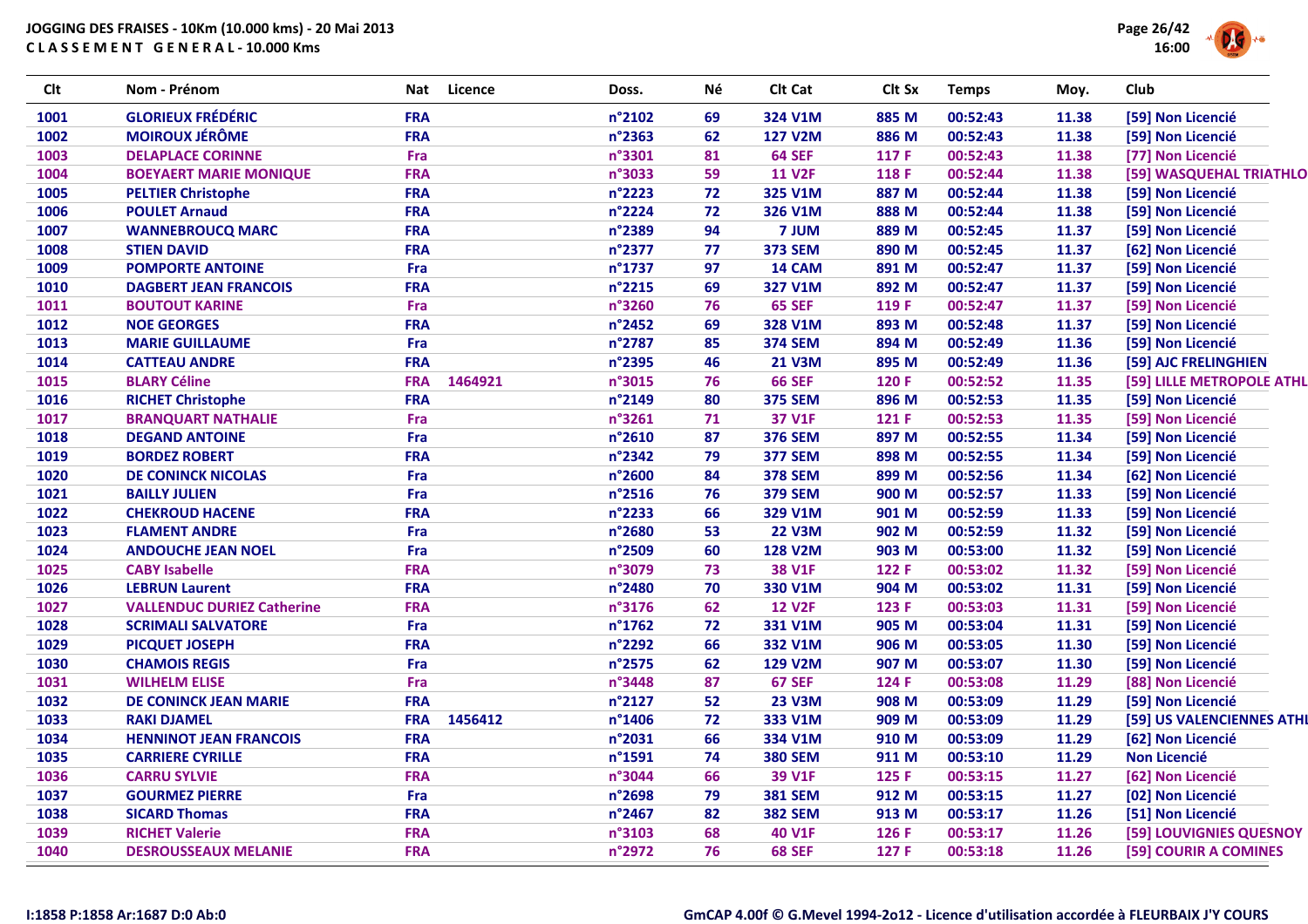**JOGGING DES FRAISES - 10Km (10.000 kms) - 20 Mai 2013**
**C L A S S E M E N T G E N E R A L - 10.000 Kms**

| Clt | Nom - Prénom | Nat | Licence | Doss. | Né | Clt Cat | Clt Sx | Temps | Moy. | Club |
|---|---|---|---|---|---|---|---|---|---|---|
| 1001 | GLORIEUX FRÉDÉRIC | FRA | | n°2102 | 69 | 324 V1M | 885 M | 00:52:43 | 11.38 | [59] Non Licencié |
| 1002 | MOIROUX JÉRÔME | FRA | | n°2363 | 62 | 127 V2M | 886 M | 00:52:43 | 11.38 | [59] Non Licencié |
| 1003 | DELAPLACE CORINNE | Fra | | n°3301 | 81 | 64 SEF | 117 F | 00:52:43 | 11.38 | [77] Non Licencié |
| 1004 | BOEYAERT MARIE MONIQUE | FRA | | n°3033 | 59 | 11 V2F | 118 F | 00:52:44 | 11.38 | [59] WASQUEHAL TRIATHLO |
| 1005 | PELTIER Christophe | FRA | | n°2223 | 72 | 325 V1M | 887 M | 00:52:44 | 11.38 | [59] Non Licencié |
| 1006 | POULET Arnaud | FRA | | n°2224 | 72 | 326 V1M | 888 M | 00:52:44 | 11.38 | [59] Non Licencié |
| 1007 | WANNEBROUCQ MARC | FRA | | n°2389 | 94 | 7 JUM | 889 M | 00:52:45 | 11.37 | [59] Non Licencié |
| 1008 | STIEN DAVID | FRA | | n°2377 | 77 | 373 SEM | 890 M | 00:52:45 | 11.37 | [62] Non Licencié |
| 1009 | POMPORTE ANTOINE | Fra | | n°1737 | 97 | 14 CAM | 891 M | 00:52:47 | 11.37 | [59] Non Licencié |
| 1010 | DAGBERT JEAN FRANCOIS | FRA | | n°2215 | 69 | 327 V1M | 892 M | 00:52:47 | 11.37 | [59] Non Licencié |
| 1011 | BOUTOUT KARINE | Fra | | n°3260 | 76 | 65 SEF | 119 F | 00:52:47 | 11.37 | [59] Non Licencié |
| 1012 | NOE GEORGES | FRA | | n°2452 | 69 | 328 V1M | 893 M | 00:52:48 | 11.37 | [59] Non Licencié |
| 1013 | MARIE GUILLAUME | Fra | | n°2787 | 85 | 374 SEM | 894 M | 00:52:49 | 11.36 | [59] Non Licencié |
| 1014 | CATTEAU ANDRE | FRA | | n°2395 | 46 | 21 V3M | 895 M | 00:52:49 | 11.36 | [59] AJC FRELINGHIEN |
| 1015 | BLARY Céline | FRA | 1464921 | n°3015 | 76 | 66 SEF | 120 F | 00:52:52 | 11.35 | [59] LILLE METROPOLE ATHL |
| 1016 | RICHET Christophe | FRA | | n°2149 | 80 | 375 SEM | 896 M | 00:52:53 | 11.35 | [59] Non Licencié |
| 1017 | BRANQUART NATHALIE | Fra | | n°3261 | 71 | 37 V1F | 121 F | 00:52:53 | 11.35 | [59] Non Licencié |
| 1018 | DEGAND ANTOINE | Fra | | n°2610 | 87 | 376 SEM | 897 M | 00:52:55 | 11.34 | [59] Non Licencié |
| 1019 | BORDEZ ROBERT | FRA | | n°2342 | 79 | 377 SEM | 898 M | 00:52:55 | 11.34 | [59] Non Licencié |
| 1020 | DE CONINCK NICOLAS | Fra | | n°2600 | 84 | 378 SEM | 899 M | 00:52:56 | 11.34 | [62] Non Licencié |
| 1021 | BAILLY JULIEN | Fra | | n°2516 | 76 | 379 SEM | 900 M | 00:52:57 | 11.33 | [59] Non Licencié |
| 1022 | CHEKROUD HACENE | FRA | | n°2233 | 66 | 329 V1M | 901 M | 00:52:59 | 11.33 | [59] Non Licencié |
| 1023 | FLAMENT ANDRE | Fra | | n°2680 | 53 | 22 V3M | 902 M | 00:52:59 | 11.32 | [59] Non Licencié |
| 1024 | ANDOUCHE JEAN NOEL | Fra | | n°2509 | 60 | 128 V2M | 903 M | 00:53:00 | 11.32 | [59] Non Licencié |
| 1025 | CABY Isabelle | FRA | | n°3079 | 73 | 38 V1F | 122 F | 00:53:02 | 11.32 | [59] Non Licencié |
| 1026 | LEBRUN Laurent | FRA | | n°2480 | 70 | 330 V1M | 904 M | 00:53:02 | 11.31 | [59] Non Licencié |
| 1027 | VALLENDUC DURIEZ Catherine | FRA | | n°3176 | 62 | 12 V2F | 123 F | 00:53:03 | 11.31 | [59] Non Licencié |
| 1028 | SCRIMALI SALVATORE | Fra | | n°1762 | 72 | 331 V1M | 905 M | 00:53:04 | 11.31 | [59] Non Licencié |
| 1029 | PICQUET JOSEPH | FRA | | n°2292 | 66 | 332 V1M | 906 M | 00:53:05 | 11.30 | [59] Non Licencié |
| 1030 | CHAMOIS REGIS | Fra | | n°2575 | 62 | 129 V2M | 907 M | 00:53:07 | 11.30 | [59] Non Licencié |
| 1031 | WILHELM ELISE | Fra | | n°3448 | 87 | 67 SEF | 124 F | 00:53:08 | 11.29 | [88] Non Licencié |
| 1032 | DE CONINCK JEAN MARIE | FRA | | n°2127 | 52 | 23 V3M | 908 M | 00:53:09 | 11.29 | [59] Non Licencié |
| 1033 | RAKI DJAMEL | FRA | 1456412 | n°1406 | 72 | 333 V1M | 909 M | 00:53:09 | 11.29 | [59] US VALENCIENNES ATHI |
| 1034 | HENNINOT JEAN FRANCOIS | FRA | | n°2031 | 66 | 334 V1M | 910 M | 00:53:09 | 11.29 | [62] Non Licencié |
| 1035 | CARRIERE CYRILLE | FRA | | n°1591 | 74 | 380 SEM | 911 M | 00:53:10 | 11.29 | Non Licencié |
| 1036 | CARRU SYLVIE | FRA | | n°3044 | 66 | 39 V1F | 125 F | 00:53:15 | 11.27 | [62] Non Licencié |
| 1037 | GOURMEZ PIERRE | Fra | | n°2698 | 79 | 381 SEM | 912 M | 00:53:15 | 11.27 | [02] Non Licencié |
| 1038 | SICARD Thomas | FRA | | n°2467 | 82 | 382 SEM | 913 M | 00:53:17 | 11.26 | [51] Non Licencié |
| 1039 | RICHET Valerie | FRA | | n°3103 | 68 | 40 V1F | 126 F | 00:53:17 | 11.26 | [59] LOUVIGNIES QUESNOY |
| 1040 | DESROUSSEAUX MELANIE | FRA | | n°2972 | 76 | 68 SEF | 127 F | 00:53:18 | 11.26 | [59] COURIR A COMINES |

I:1858 P:1858 Ar:1687 D:0 Ab:0

GmCAP 4.00f © G.Mevel 1994-2o12 - Licence d'utilisation accordée à FLEURBAIX J'Y COURS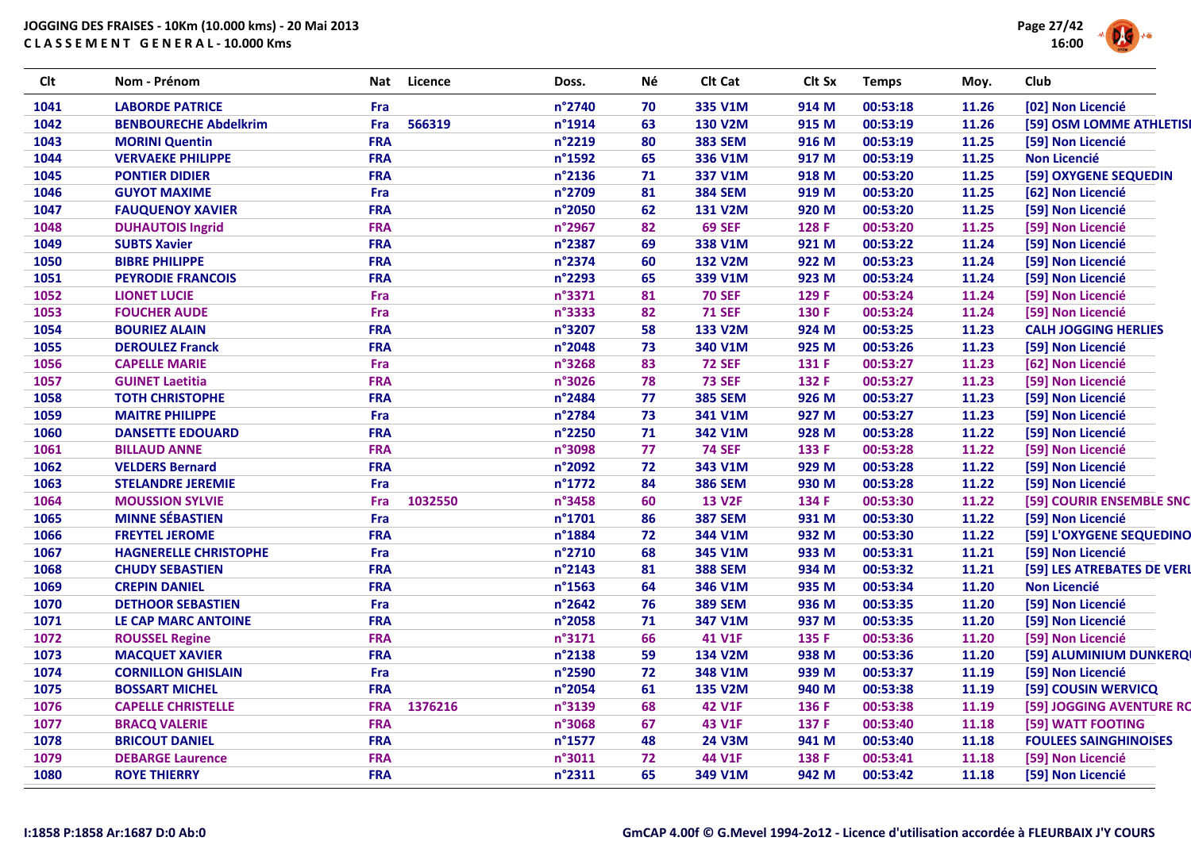JOGGING DES FRAISES - 10Km (10.000 kms) - 20 Mai 2013
CLASSEMENT GENERAL - 10.000 Kms

| Clt | Nom - Prénom | Nat | Licence | Doss. | Né | Clt Cat | Clt Sx | Temps | Moy. | Club |
|---|---|---|---|---|---|---|---|---|---|---|
| 1041 | LABORDE PATRICE | Fra | | n°2740 | 70 | 335 V1M | 914 M | 00:53:18 | 11.26 | [02] Non Licencié |
| 1042 | BENBOURECHE Abdelkrim | Fra | 566319 | n°1914 | 63 | 130 V2M | 915 M | 00:53:19 | 11.26 | [59] OSM LOMME ATHLETISI |
| 1043 | MORINI Quentin | FRA | | n°2219 | 80 | 383 SEM | 916 M | 00:53:19 | 11.25 | [59] Non Licencié |
| 1044 | VERVAEKE PHILIPPE | FRA | | n°1592 | 65 | 336 V1M | 917 M | 00:53:19 | 11.25 | Non Licencié |
| 1045 | PONTIER DIDIER | FRA | | n°2136 | 71 | 337 V1M | 918 M | 00:53:20 | 11.25 | [59] OXYGENE SEQUEDIN |
| 1046 | GUYOT MAXIME | Fra | | n°2709 | 81 | 384 SEM | 919 M | 00:53:20 | 11.25 | [62] Non Licencié |
| 1047 | FAUQUENOY XAVIER | FRA | | n°2050 | 62 | 131 V2M | 920 M | 00:53:20 | 11.25 | [59] Non Licencié |
| 1048 | DUHAUTOIS Ingrid | FRA | | n°2967 | 82 | 69 SEF | 128 F | 00:53:20 | 11.25 | [59] Non Licencié |
| 1049 | SUBTS Xavier | FRA | | n°2387 | 69 | 338 V1M | 921 M | 00:53:22 | 11.24 | [59] Non Licencié |
| 1050 | BIBRE PHILIPPE | FRA | | n°2374 | 60 | 132 V2M | 922 M | 00:53:23 | 11.24 | [59] Non Licencié |
| 1051 | PEYRODIE FRANCOIS | FRA | | n°2293 | 65 | 339 V1M | 923 M | 00:53:24 | 11.24 | [59] Non Licencié |
| 1052 | LIONET LUCIE | Fra | | n°3371 | 81 | 70 SEF | 129 F | 00:53:24 | 11.24 | [59] Non Licencié |
| 1053 | FOUCHER AUDE | Fra | | n°3333 | 82 | 71 SEF | 130 F | 00:53:24 | 11.24 | [59] Non Licencié |
| 1054 | BOURIEZ ALAIN | FRA | | n°3207 | 58 | 133 V2M | 924 M | 00:53:25 | 11.23 | CALH JOGGING HERLIES |
| 1055 | DEROULEZ Franck | FRA | | n°2048 | 73 | 340 V1M | 925 M | 00:53:26 | 11.23 | [59] Non Licencié |
| 1056 | CAPELLE MARIE | Fra | | n°3268 | 83 | 72 SEF | 131 F | 00:53:27 | 11.23 | [62] Non Licencié |
| 1057 | GUINET Laetitia | FRA | | n°3026 | 78 | 73 SEF | 132 F | 00:53:27 | 11.23 | [59] Non Licencié |
| 1058 | TOTH CHRISTOPHE | FRA | | n°2484 | 77 | 385 SEM | 926 M | 00:53:27 | 11.23 | [59] Non Licencié |
| 1059 | MAITRE PHILIPPE | Fra | | n°2784 | 73 | 341 V1M | 927 M | 00:53:27 | 11.23 | [59] Non Licencié |
| 1060 | DANSETTE EDOUARD | FRA | | n°2250 | 71 | 342 V1M | 928 M | 00:53:28 | 11.22 | [59] Non Licencié |
| 1061 | BILLAUD ANNE | FRA | | n°3098 | 77 | 74 SEF | 133 F | 00:53:28 | 11.22 | [59] Non Licencié |
| 1062 | VELDERS Bernard | FRA | | n°2092 | 72 | 343 V1M | 929 M | 00:53:28 | 11.22 | [59] Non Licencié |
| 1063 | STELANDRE JEREMIE | Fra | | n°1772 | 84 | 386 SEM | 930 M | 00:53:28 | 11.22 | [59] Non Licencié |
| 1064 | MOUSSION SYLVIE | Fra | 1032550 | n°3458 | 60 | 13 V2F | 134 F | 00:53:30 | 11.22 | [59] COURIR ENSEMBLE SNC |
| 1065 | MINNE SÉBASTIEN | Fra | | n°1701 | 86 | 387 SEM | 931 M | 00:53:30 | 11.22 | [59] Non Licencié |
| 1066 | FREYTEL JEROME | FRA | | n°1884 | 72 | 344 V1M | 932 M | 00:53:30 | 11.22 | [59] L'OXYGENE SEQUEDINO |
| 1067 | HAGNERELLE CHRISTOPHE | Fra | | n°2710 | 68 | 345 V1M | 933 M | 00:53:31 | 11.21 | [59] Non Licencié |
| 1068 | CHUDY SEBASTIEN | FRA | | n°2143 | 81 | 388 SEM | 934 M | 00:53:32 | 11.21 | [59] LES ATREBATES DE VERI |
| 1069 | CREPIN DANIEL | FRA | | n°1563 | 64 | 346 V1M | 935 M | 00:53:34 | 11.20 | Non Licencié |
| 1070 | DETHOOR SEBASTIEN | Fra | | n°2642 | 76 | 389 SEM | 936 M | 00:53:35 | 11.20 | [59] Non Licencié |
| 1071 | LE CAP MARC ANTOINE | FRA | | n°2058 | 71 | 347 V1M | 937 M | 00:53:35 | 11.20 | [59] Non Licencié |
| 1072 | ROUSSEL Regine | FRA | | n°3171 | 66 | 41 V1F | 135 F | 00:53:36 | 11.20 | [59] Non Licencié |
| 1073 | MACQUET XAVIER | FRA | | n°2138 | 59 | 134 V2M | 938 M | 00:53:36 | 11.20 | [59] ALUMINIUM DUNKERQU |
| 1074 | CORNILLON GHISLAIN | Fra | | n°2590 | 72 | 348 V1M | 939 M | 00:53:37 | 11.19 | [59] Non Licencié |
| 1075 | BOSSART MICHEL | FRA | | n°2054 | 61 | 135 V2M | 940 M | 00:53:38 | 11.19 | [59] COUSIN WERVICQ |
| 1076 | CAPELLE CHRISTELLE | FRA | 1376216 | n°3139 | 68 | 42 V1F | 136 F | 00:53:38 | 11.19 | [59] JOGGING AVENTURE RC |
| 1077 | BRACQ VALERIE | FRA | | n°3068 | 67 | 43 V1F | 137 F | 00:53:40 | 11.18 | [59] WATT FOOTING |
| 1078 | BRICOUT DANIEL | FRA | | n°1577 | 48 | 24 V3M | 941 M | 00:53:40 | 11.18 | FOULEES SAINGHINOISES |
| 1079 | DEBARGE Laurence | FRA | | n°3011 | 72 | 44 V1F | 138 F | 00:53:41 | 11.18 | [59] Non Licencié |
| 1080 | ROYE THIERRY | FRA | | n°2311 | 65 | 349 V1M | 942 M | 00:53:42 | 11.18 | [59] Non Licencié |

I:1858 P:1858 Ar:1687 D:0 Ab:0

GmCAP 4.00f © G.Mevel 1994-2o12 - Licence d'utilisation accordée à FLEURBAIX J'Y COURS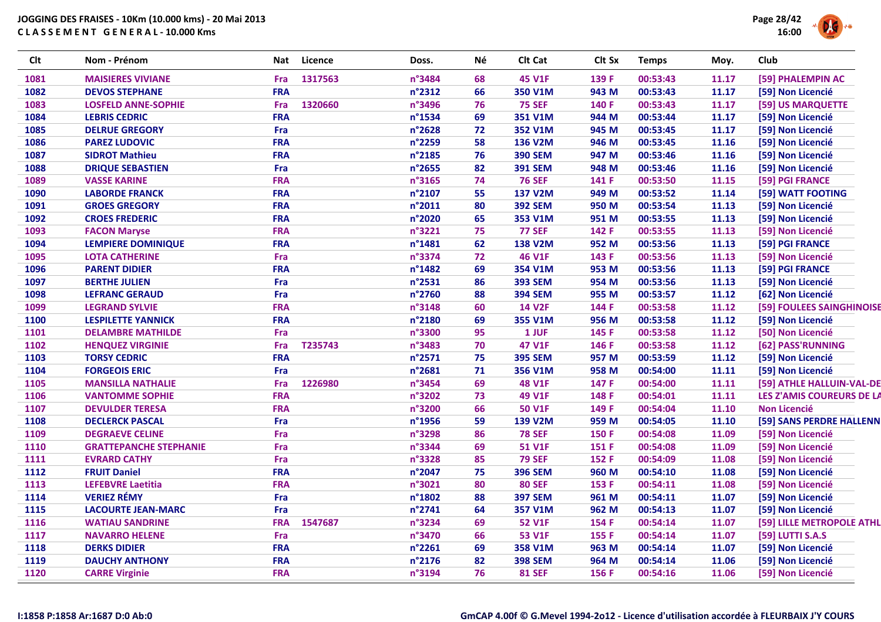**JOGGING DES FRAISES - 10Km (10.000 kms) - 20 Mai 2013**
**C L A S S E M E N T   G E N E R A L - 10.000 Kms**

| Clt | Nom - Prénom | Nat | Licence | Doss. | Né | Clt Cat | Clt Sx | Temps | Moy. | Club |
|---|---|---|---|---|---|---|---|---|---|---|
| 1081 | MAISIERES VIVIANE | Fra | 1317563 | n°3484 | 68 | 45 V1F | 139 F | 00:53:43 | 11.17 | [59] PHALEMPIN AC |
| 1082 | DEVOS STEPHANE | FRA | | n°2312 | 66 | 350 V1M | 943 M | 00:53:43 | 11.17 | [59] Non Licencié |
| 1083 | LOSFELD ANNE-SOPHIE | Fra | 1320660 | n°3496 | 76 | 75 SEF | 140 F | 00:53:43 | 11.17 | [59] US MARQUETTE |
| 1084 | LEBRIS CEDRIC | FRA | | n°1534 | 69 | 351 V1M | 944 M | 00:53:44 | 11.17 | [59] Non Licencié |
| 1085 | DELRUE GREGORY | Fra | | n°2628 | 72 | 352 V1M | 945 M | 00:53:45 | 11.17 | [59] Non Licencié |
| 1086 | PAREZ LUDOVIC | FRA | | n°2259 | 58 | 136 V2M | 946 M | 00:53:45 | 11.16 | [59] Non Licencié |
| 1087 | SIDROT Mathieu | FRA | | n°2185 | 76 | 390 SEM | 947 M | 00:53:46 | 11.16 | [59] Non Licencié |
| 1088 | DRIQUE SEBASTIEN | Fra | | n°2655 | 82 | 391 SEM | 948 M | 00:53:46 | 11.16 | [59] Non Licencié |
| 1089 | VASSE KARINE | FRA | | n°3165 | 74 | 76 SEF | 141 F | 00:53:50 | 11.15 | [59] PGI FRANCE |
| 1090 | LABORDE FRANCK | FRA | | n°2107 | 55 | 137 V2M | 949 M | 00:53:52 | 11.14 | [59] WATT FOOTING |
| 1091 | GROES GREGORY | FRA | | n°2011 | 80 | 392 SEM | 950 M | 00:53:54 | 11.13 | [59] Non Licencié |
| 1092 | CROES FREDERIC | FRA | | n°2020 | 65 | 353 V1M | 951 M | 00:53:55 | 11.13 | [59] Non Licencié |
| 1093 | FACON Maryse | FRA | | n°3221 | 75 | 77 SEF | 142 F | 00:53:55 | 11.13 | [59] Non Licencié |
| 1094 | LEMPIERE DOMINIQUE | FRA | | n°1481 | 62 | 138 V2M | 952 M | 00:53:56 | 11.13 | [59] PGI FRANCE |
| 1095 | LOTA CATHERINE | Fra | | n°3374 | 72 | 46 V1F | 143 F | 00:53:56 | 11.13 | [59] Non Licencié |
| 1096 | PARENT DIDIER | FRA | | n°1482 | 69 | 354 V1M | 953 M | 00:53:56 | 11.13 | [59] PGI FRANCE |
| 1097 | BERTHE JULIEN | Fra | | n°2531 | 86 | 393 SEM | 954 M | 00:53:56 | 11.13 | [59] Non Licencié |
| 1098 | LEFRANC GERAUD | Fra | | n°2760 | 88 | 394 SEM | 955 M | 00:53:57 | 11.12 | [62] Non Licencié |
| 1099 | LEGRAND SYLVIE | FRA | | n°3148 | 60 | 14 V2F | 144 F | 00:53:58 | 11.12 | [59] FOULEES SAINGHINOISE |
| 1100 | LESPILETTE YANNICK | FRA | | n°2180 | 69 | 355 V1M | 956 M | 00:53:58 | 11.12 | [59] Non Licencié |
| 1101 | DELAMBRE MATHILDE | Fra | | n°3300 | 95 | 1 JUF | 145 F | 00:53:58 | 11.12 | [50] Non Licencié |
| 1102 | HENQUEZ VIRGINIE | Fra | T235743 | n°3483 | 70 | 47 V1F | 146 F | 00:53:58 | 11.12 | [62] PASS'RUNNING |
| 1103 | TORSY CEDRIC | FRA | | n°2571 | 75 | 395 SEM | 957 M | 00:53:59 | 11.12 | [59] Non Licencié |
| 1104 | FORGEOIS ERIC | Fra | | n°2681 | 71 | 356 V1M | 958 M | 00:54:00 | 11.11 | [59] Non Licencié |
| 1105 | MANSILLA NATHALIE | Fra | 1226980 | n°3454 | 69 | 48 V1F | 147 F | 00:54:00 | 11.11 | [59] ATHLE HALLUIN-VAL-DE |
| 1106 | VANTOMME SOPHIE | FRA | | n°3202 | 73 | 49 V1F | 148 F | 00:54:01 | 11.11 | LES Z'AMIS COUREURS DE LA |
| 1107 | DEVULDER TERESA | FRA | | n°3200 | 66 | 50 V1F | 149 F | 00:54:04 | 11.10 | Non Licencié |
| 1108 | DECLERCK PASCAL | Fra | | n°1956 | 59 | 139 V2M | 959 M | 00:54:05 | 11.10 | [59] SANS PERDRE HALLENN |
| 1109 | DEGRAEVE CELINE | Fra | | n°3298 | 86 | 78 SEF | 150 F | 00:54:08 | 11.09 | [59] Non Licencié |
| 1110 | GRATTEPANCHE STEPHANIE | Fra | | n°3344 | 69 | 51 V1F | 151 F | 00:54:08 | 11.09 | [59] Non Licencié |
| 1111 | EVRARD CATHY | Fra | | n°3328 | 85 | 79 SEF | 152 F | 00:54:09 | 11.08 | [59] Non Licencié |
| 1112 | FRUIT Daniel | FRA | | n°2047 | 75 | 396 SEM | 960 M | 00:54:10 | 11.08 | [59] Non Licencié |
| 1113 | LEFEBVRE Laetitia | FRA | | n°3021 | 80 | 80 SEF | 153 F | 00:54:11 | 11.08 | [59] Non Licencié |
| 1114 | VERIEZ RÉMY | Fra | | n°1802 | 88 | 397 SEM | 961 M | 00:54:11 | 11.07 | [59] Non Licencié |
| 1115 | LACOURTE JEAN-MARC | Fra | | n°2741 | 64 | 357 V1M | 962 M | 00:54:13 | 11.07 | [59] Non Licencié |
| 1116 | WATIAU SANDRINE | FRA | 1547687 | n°3234 | 69 | 52 V1F | 154 F | 00:54:14 | 11.07 | [59] LILLE METROPOLE ATHL |
| 1117 | NAVARRO HELENE | Fra | | n°3470 | 66 | 53 V1F | 155 F | 00:54:14 | 11.07 | [59] LUTTI S.A.S |
| 1118 | DERKS DIDIER | FRA | | n°2261 | 69 | 358 V1M | 963 M | 00:54:14 | 11.07 | [59] Non Licencié |
| 1119 | DAUCHY ANTHONY | FRA | | n°2176 | 82 | 398 SEM | 964 M | 00:54:14 | 11.06 | [59] Non Licencié |
| 1120 | CARRE Virginie | FRA | | n°3194 | 76 | 81 SEF | 156 F | 00:54:16 | 11.06 | [59] Non Licencié |

I:1858 P:1858 Ar:1687 D:0 Ab:0

GmCAP 4.00f © G.Mevel 1994-2o12 - Licence d'utilisation accordée à FLEURBAIX J'Y COURS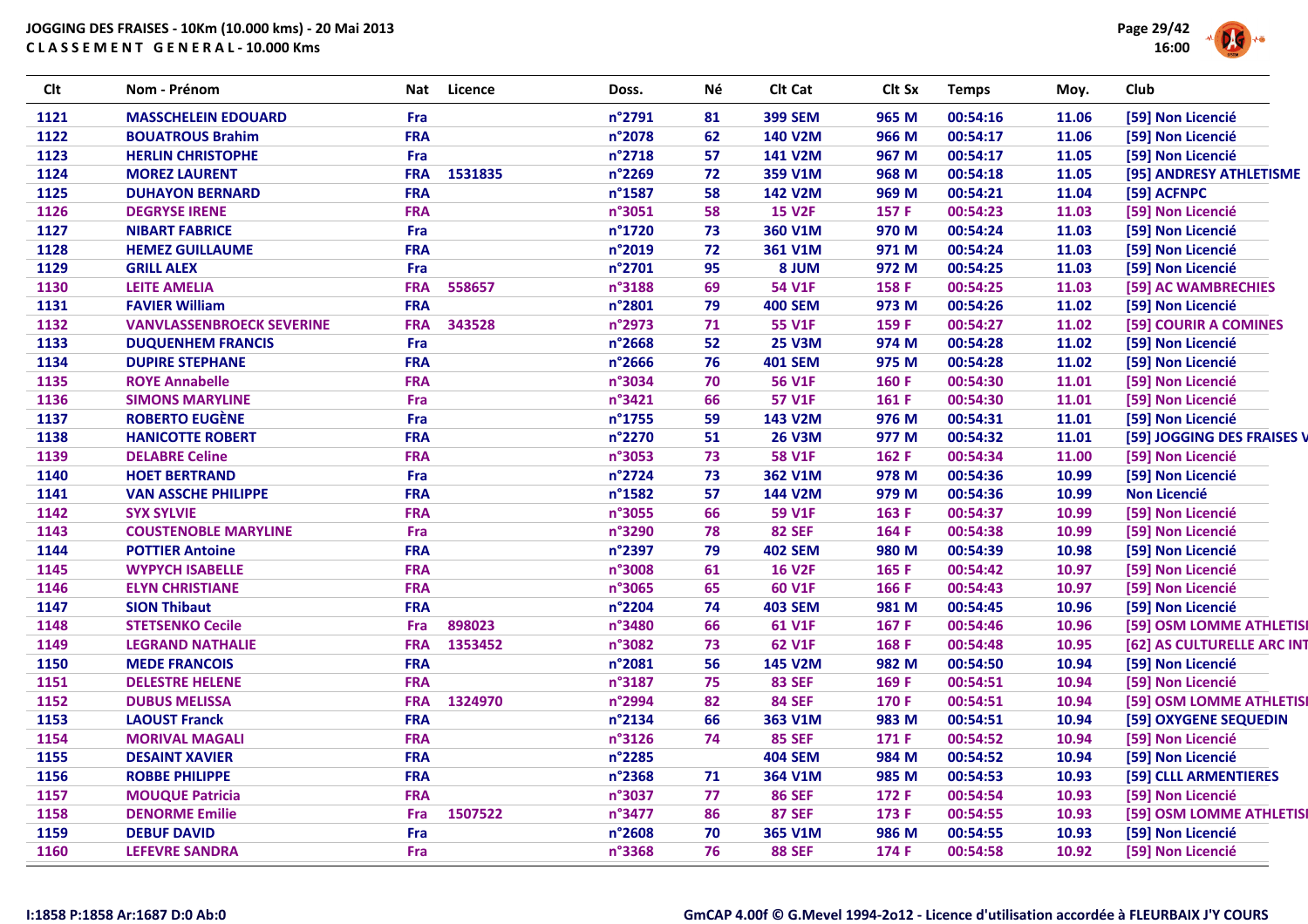# JOGGING DES FRAISES - 10Km (10.000 kms) - 20 Mai 2013

## C L A S S E M E N T G E N E R A L - 10.000 Kms

| Clt | Nom - Prénom | Nat | Licence | Doss. | Né | Clt Cat | Clt Sx | Temps | Moy. | Club |
|---|---|---|---|---|---|---|---|---|---|---|
| 1121 | MASSCHELEIN EDOUARD | Fra | | n°2791 | 81 | 399 SEM | 965 M | 00:54:16 | 11.06 | [59] Non Licencié |
| 1122 | BOUATROUS Brahim | FRA | | n°2078 | 62 | 140 V2M | 966 M | 00:54:17 | 11.06 | [59] Non Licencié |
| 1123 | HERLIN CHRISTOPHE | Fra | | n°2718 | 57 | 141 V2M | 967 M | 00:54:17 | 11.05 | [59] Non Licencié |
| 1124 | MOREZ LAURENT | FRA | 1531835 | n°2269 | 72 | 359 V1M | 968 M | 00:54:18 | 11.05 | [95] ANDRESY ATHLETISME |
| 1125 | DUHAYON BERNARD | FRA | | n°1587 | 58 | 142 V2M | 969 M | 00:54:21 | 11.04 | [59] ACFNPC |
| 1126 | DEGRYSE IRENE | FRA | | n°3051 | 58 | 15 V2F | 157 F | 00:54:23 | 11.03 | [59] Non Licencié |
| 1127 | NIBART FABRICE | Fra | | n°1720 | 73 | 360 V1M | 970 M | 00:54:24 | 11.03 | [59] Non Licencié |
| 1128 | HEMEZ GUILLAUME | FRA | | n°2019 | 72 | 361 V1M | 971 M | 00:54:24 | 11.03 | [59] Non Licencié |
| 1129 | GRILL ALEX | Fra | | n°2701 | 95 | 8 JUM | 972 M | 00:54:25 | 11.03 | [59] Non Licencié |
| 1130 | LEITE AMELIA | FRA | 558657 | n°3188 | 69 | 54 V1F | 158 F | 00:54:25 | 11.03 | [59] AC WAMBRECHIES |
| 1131 | FAVIER William | FRA | | n°2801 | 79 | 400 SEM | 973 M | 00:54:26 | 11.02 | [59] Non Licencié |
| 1132 | VANVLASSENBROECK SEVERINE | FRA | 343528 | n°2973 | 71 | 55 V1F | 159 F | 00:54:27 | 11.02 | [59] COURIR A COMINES |
| 1133 | DUQUENHEM FRANCIS | Fra | | n°2668 | 52 | 25 V3M | 974 M | 00:54:28 | 11.02 | [59] Non Licencié |
| 1134 | DUPIRE STEPHANE | FRA | | n°2666 | 76 | 401 SEM | 975 M | 00:54:28 | 11.02 | [59] Non Licencié |
| 1135 | ROYE Annabelle | FRA | | n°3034 | 70 | 56 V1F | 160 F | 00:54:30 | 11.01 | [59] Non Licencié |
| 1136 | SIMONS MARYLINE | Fra | | n°3421 | 66 | 57 V1F | 161 F | 00:54:30 | 11.01 | [59] Non Licencié |
| 1137 | ROBERTO EUGÈNE | Fra | | n°1755 | 59 | 143 V2M | 976 M | 00:54:31 | 11.01 | [59] Non Licencié |
| 1138 | HANICOTTE ROBERT | FRA | | n°2270 | 51 | 26 V3M | 977 M | 00:54:32 | 11.01 | [59] JOGGING DES FRAISES V |
| 1139 | DELABRE Celine | FRA | | n°3053 | 73 | 58 V1F | 162 F | 00:54:34 | 11.00 | [59] Non Licencié |
| 1140 | HOET BERTRAND | Fra | | n°2724 | 73 | 362 V1M | 978 M | 00:54:36 | 10.99 | [59] Non Licencié |
| 1141 | VAN ASSCHE PHILIPPE | FRA | | n°1582 | 57 | 144 V2M | 979 M | 00:54:36 | 10.99 | Non Licencié |
| 1142 | SYX SYLVIE | FRA | | n°3055 | 66 | 59 V1F | 163 F | 00:54:37 | 10.99 | [59] Non Licencié |
| 1143 | COUSTENOBLE MARYLINE | Fra | | n°3290 | 78 | 82 SEF | 164 F | 00:54:38 | 10.99 | [59] Non Licencié |
| 1144 | POTTIER Antoine | FRA | | n°2397 | 79 | 402 SEM | 980 M | 00:54:39 | 10.98 | [59] Non Licencié |
| 1145 | WYPYCH ISABELLE | FRA | | n°3008 | 61 | 16 V2F | 165 F | 00:54:42 | 10.97 | [59] Non Licencié |
| 1146 | ELYN CHRISTIANE | FRA | | n°3065 | 65 | 60 V1F | 166 F | 00:54:43 | 10.97 | [59] Non Licencié |
| 1147 | SION Thibaut | FRA | | n°2204 | 74 | 403 SEM | 981 M | 00:54:45 | 10.96 | [59] Non Licencié |
| 1148 | STETSENKO Cecile | Fra | 898023 | n°3480 | 66 | 61 V1F | 167 F | 00:54:46 | 10.96 | [59] OSM LOMME ATHLETISI |
| 1149 | LEGRAND NATHALIE | FRA | 1353452 | n°3082 | 73 | 62 V1F | 168 F | 00:54:48 | 10.95 | [62] AS CULTURELLE ARC INT |
| 1150 | MEDE FRANCOIS | FRA | | n°2081 | 56 | 145 V2M | 982 M | 00:54:50 | 10.94 | [59] Non Licencié |
| 1151 | DELESTRE HELENE | FRA | | n°3187 | 75 | 83 SEF | 169 F | 00:54:51 | 10.94 | [59] Non Licencié |
| 1152 | DUBUS MELISSA | FRA | 1324970 | n°2994 | 82 | 84 SEF | 170 F | 00:54:51 | 10.94 | [59] OSM LOMME ATHLETISI |
| 1153 | LAOUST Franck | FRA | | n°2134 | 66 | 363 V1M | 983 M | 00:54:51 | 10.94 | [59] OXYGENE SEQUEDIN |
| 1154 | MORIVAL MAGALI | FRA | | n°3126 | 74 | 85 SEF | 171 F | 00:54:52 | 10.94 | [59] Non Licencié |
| 1155 | DESAINT XAVIER | FRA | | n°2285 | | 404 SEM | 984 M | 00:54:52 | 10.94 | [59] Non Licencié |
| 1156 | ROBBE PHILIPPE | FRA | | n°2368 | 71 | 364 V1M | 985 M | 00:54:53 | 10.93 | [59] CLLL ARMENTIERES |
| 1157 | MOUQUE Patricia | FRA | | n°3037 | 77 | 86 SEF | 172 F | 00:54:54 | 10.93 | [59] Non Licencié |
| 1158 | DENORME Emilie | Fra | 1507522 | n°3477 | 86 | 87 SEF | 173 F | 00:54:55 | 10.93 | [59] OSM LOMME ATHLETISI |
| 1159 | DEBUF DAVID | Fra | | n°2608 | 70 | 365 V1M | 986 M | 00:54:55 | 10.93 | [59] Non Licencié |
| 1160 | LEFEVRE SANDRA | Fra | | n°3368 | 76 | 88 SEF | 174 F | 00:54:58 | 10.92 | [59] Non Licencié |

I:1858 P:1858 Ar:1687 D:0 Ab:0

GmCAP 4.00f © G.Mevel 1994-2o12 - Licence d'utilisation accordée à FLEURBAIX J'Y COURS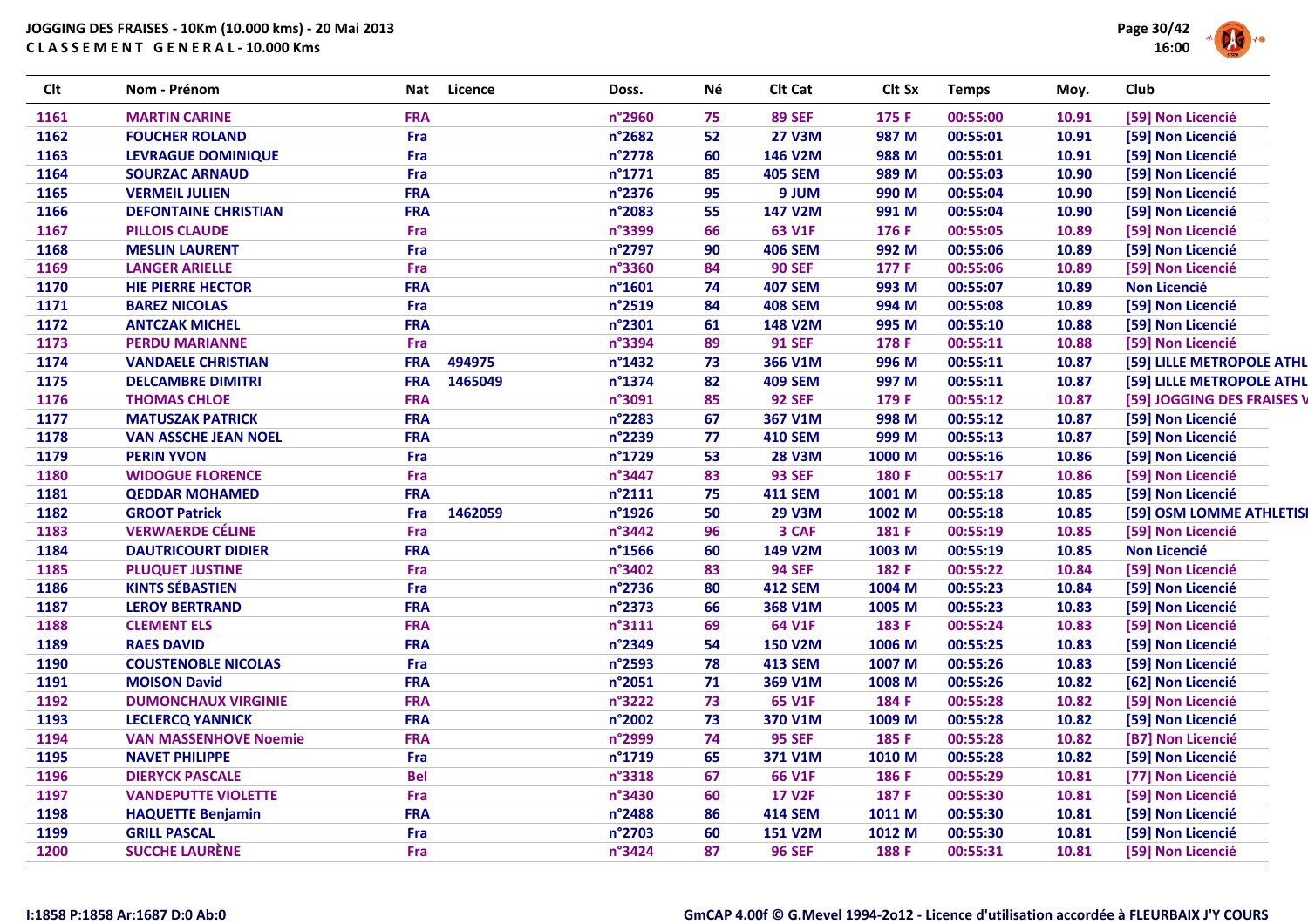**JOGGING DES FRAISES - 10Km (10.000 kms) - 20 Mai 2013**

**C L A S S E M E N T   G E N E R A L - 10.000 Kms**

| Clt | Nom - Prénom | Nat | Licence | Doss. | Né | Clt Cat | Clt Sx | Temps | Moy. | Club |
|---|---|---|---|---|---|---|---|---|---|---|
| 1161 | MARTIN CARINE | FRA | | n°2960 | 75 | 89 SEF | 175 F | 00:55:00 | 10.91 | [59] Non Licencié |
| 1162 | FOUCHER ROLAND | Fra | | n°2682 | 52 | 27 V3M | 987 M | 00:55:01 | 10.91 | [59] Non Licencié |
| 1163 | LEVRAGUE DOMINIQUE | Fra | | n°2778 | 60 | 146 V2M | 988 M | 00:55:01 | 10.91 | [59] Non Licencié |
| 1164 | SOURZAC ARNAUD | Fra | | n°1771 | 85 | 405 SEM | 989 M | 00:55:03 | 10.90 | [59] Non Licencié |
| 1165 | VERMEIL JULIEN | FRA | | n°2376 | 95 | 9 JUM | 990 M | 00:55:04 | 10.90 | [59] Non Licencié |
| 1166 | DEFONTAINE CHRISTIAN | FRA | | n°2083 | 55 | 147 V2M | 991 M | 00:55:04 | 10.90 | [59] Non Licencié |
| 1167 | PILLOIS CLAUDE | Fra | | n°3399 | 66 | 63 V1F | 176 F | 00:55:05 | 10.89 | [59] Non Licencié |
| 1168 | MESLIN LAURENT | Fra | | n°2797 | 90 | 406 SEM | 992 M | 00:55:06 | 10.89 | [59] Non Licencié |
| 1169 | LANGER ARIELLE | Fra | | n°3360 | 84 | 90 SEF | 177 F | 00:55:06 | 10.89 | [59] Non Licencié |
| 1170 | HIE PIERRE HECTOR | FRA | | n°1601 | 74 | 407 SEM | 993 M | 00:55:07 | 10.89 | Non Licencié |
| 1171 | BAREZ NICOLAS | Fra | | n°2519 | 84 | 408 SEM | 994 M | 00:55:08 | 10.89 | [59] Non Licencié |
| 1172 | ANTCZAK MICHEL | FRA | | n°2301 | 61 | 148 V2M | 995 M | 00:55:10 | 10.88 | [59] Non Licencié |
| 1173 | PERDU MARIANNE | Fra | | n°3394 | 89 | 91 SEF | 178 F | 00:55:11 | 10.88 | [59] Non Licencié |
| 1174 | VANDAELE CHRISTIAN | FRA | 494975 | n°1432 | 73 | 366 V1M | 996 M | 00:55:11 | 10.87 | [59] LILLE METROPOLE ATHL |
| 1175 | DELCAMBRE DIMITRI | FRA | 1465049 | n°1374 | 82 | 409 SEM | 997 M | 00:55:11 | 10.87 | [59] LILLE METROPOLE ATHL |
| 1176 | THOMAS CHLOE | FRA | | n°3091 | 85 | 92 SEF | 179 F | 00:55:12 | 10.87 | [59] JOGGING DES FRAISES V |
| 1177 | MATUSZAK PATRICK | FRA | | n°2283 | 67 | 367 V1M | 998 M | 00:55:12 | 10.87 | [59] Non Licencié |
| 1178 | VAN ASSCHE JEAN NOEL | FRA | | n°2239 | 77 | 410 SEM | 999 M | 00:55:13 | 10.87 | [59] Non Licencié |
| 1179 | PERIN YVON | Fra | | n°1729 | 53 | 28 V3M | 1000 M | 00:55:16 | 10.86 | [59] Non Licencié |
| 1180 | WIDOGUE FLORENCE | Fra | | n°3447 | 83 | 93 SEF | 180 F | 00:55:17 | 10.86 | [59] Non Licencié |
| 1181 | QEDDAR MOHAMED | FRA | | n°2111 | 75 | 411 SEM | 1001 M | 00:55:18 | 10.85 | [59] Non Licencié |
| 1182 | GROOT Patrick | Fra | 1462059 | n°1926 | 50 | 29 V3M | 1002 M | 00:55:18 | 10.85 | [59] OSM LOMME ATHLETISI |
| 1183 | VERWAERDE CÉLINE | Fra | | n°3442 | 96 | 3 CAF | 181 F | 00:55:19 | 10.85 | [59] Non Licencié |
| 1184 | DAUTRICOURT DIDIER | FRA | | n°1566 | 60 | 149 V2M | 1003 M | 00:55:19 | 10.85 | Non Licencié |
| 1185 | PLUQUET JUSTINE | Fra | | n°3402 | 83 | 94 SEF | 182 F | 00:55:22 | 10.84 | [59] Non Licencié |
| 1186 | KINTS SÉBASTIEN | Fra | | n°2736 | 80 | 412 SEM | 1004 M | 00:55:23 | 10.84 | [59] Non Licencié |
| 1187 | LEROY BERTRAND | FRA | | n°2373 | 66 | 368 V1M | 1005 M | 00:55:23 | 10.83 | [59] Non Licencié |
| 1188 | CLEMENT ELS | FRA | | n°3111 | 69 | 64 V1F | 183 F | 00:55:24 | 10.83 | [59] Non Licencié |
| 1189 | RAES DAVID | FRA | | n°2349 | 54 | 150 V2M | 1006 M | 00:55:25 | 10.83 | [59] Non Licencié |
| 1190 | COUSTENOBLE NICOLAS | Fra | | n°2593 | 78 | 413 SEM | 1007 M | 00:55:26 | 10.83 | [59] Non Licencié |
| 1191 | MOISON David | FRA | | n°2051 | 71 | 369 V1M | 1008 M | 00:55:26 | 10.82 | [62] Non Licencié |
| 1192 | DUMONCHAUX VIRGINIE | FRA | | n°3222 | 73 | 65 V1F | 184 F | 00:55:28 | 10.82 | [59] Non Licencié |
| 1193 | LECLERCQ YANNICK | FRA | | n°2002 | 73 | 370 V1M | 1009 M | 00:55:28 | 10.82 | [59] Non Licencié |
| 1194 | VAN MASSENHOVE Noemie | FRA | | n°2999 | 74 | 95 SEF | 185 F | 00:55:28 | 10.82 | [B7] Non Licencié |
| 1195 | NAVET PHILIPPE | Fra | | n°1719 | 65 | 371 V1M | 1010 M | 00:55:28 | 10.82 | [59] Non Licencié |
| 1196 | DIERYCK PASCALE | Bel | | n°3318 | 67 | 66 V1F | 186 F | 00:55:29 | 10.81 | [77] Non Licencié |
| 1197 | VANDEPUTTE VIOLETTE | Fra | | n°3430 | 60 | 17 V2F | 187 F | 00:55:30 | 10.81 | [59] Non Licencié |
| 1198 | HAQUETTE Benjamin | FRA | | n°2488 | 86 | 414 SEM | 1011 M | 00:55:30 | 10.81 | [59] Non Licencié |
| 1199 | GRILL PASCAL | Fra | | n°2703 | 60 | 151 V2M | 1012 M | 00:55:30 | 10.81 | [59] Non Licencié |
| 1200 | SUCCHE LAURÈNE | Fra | | n°3424 | 87 | 96 SEF | 188 F | 00:55:31 | 10.81 | [59] Non Licencié |

I:1858 P:1858 Ar:1687 D:0 Ab:0

GmCAP 4.00f © G.Mevel 1994-2o12 - Licence d'utilisation accordée à FLEURBAIX J'Y COURS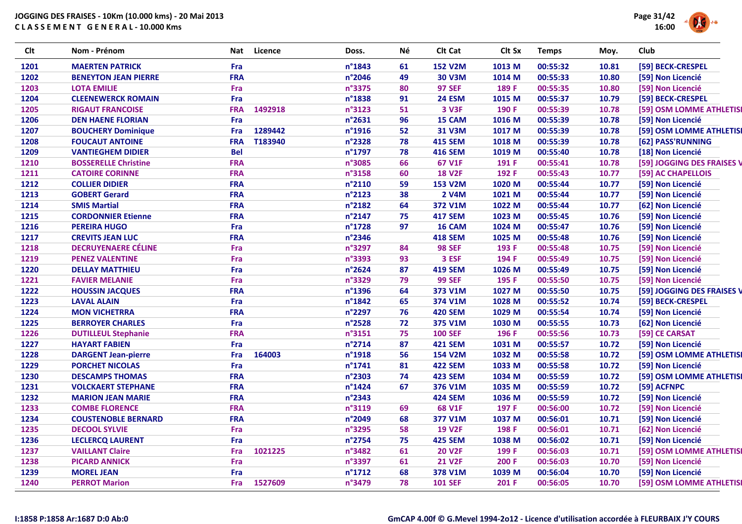JOGGING DES FRAISES - 10Km (10.000 kms) - 20 Mai 2013

CLASSEMENT GENERAL - 10.000 Kms

| Clt | Nom - Prénom | Nat | Licence | Doss. | Né | Clt Cat | Clt Sx | Temps | Moy. | Club |
|---|---|---|---|---|---|---|---|---|---|---|
| 1201 | MAERTEN PATRICK | Fra | | n°1843 | 61 | 152 V2M | 1013 M | 00:55:32 | 10.81 | [59] BECK-CRESPEL |
| 1202 | BENEYTON JEAN PIERRE | FRA | | n°2046 | 49 | 30 V3M | 1014 M | 00:55:33 | 10.80 | [59] Non Licencié |
| 1203 | LOTA EMILIE | Fra | | n°3375 | 80 | 97 SEF | 189 F | 00:55:35 | 10.80 | [59] Non Licencié |
| 1204 | CLEENEWERCK ROMAIN | Fra | | n°1838 | 91 | 24 ESM | 1015 M | 00:55:37 | 10.79 | [59] BECK-CRESPEL |
| 1205 | RIGAUT FRANCOISE | FRA | 1492918 | n°3123 | 51 | 3 V3F | 190 F | 00:55:39 | 10.78 | [59] OSM LOMME ATHLETISI |
| 1206 | DEN HAENE FLORIAN | Fra | | n°2631 | 96 | 15 CAM | 1016 M | 00:55:39 | 10.78 | [59] Non Licencié |
| 1207 | BOUCHERY Dominique | Fra | 1289442 | n°1916 | 52 | 31 V3M | 1017 M | 00:55:39 | 10.78 | [59] OSM LOMME ATHLETISI |
| 1208 | FOUCAUT ANTOINE | FRA | T183940 | n°2328 | 78 | 415 SEM | 1018 M | 00:55:39 | 10.78 | [62] PASS'RUNNING |
| 1209 | VANTIEGHEM DIDIER | Bel | | n°1797 | 78 | 416 SEM | 1019 M | 00:55:40 | 10.78 | [18] Non Licencié |
| 1210 | BOSSERELLE Christine | FRA | | n°3085 | 66 | 67 V1F | 191 F | 00:55:41 | 10.78 | [59] JOGGING DES FRAISES V |
| 1211 | CATOIRE CORINNE | FRA | | n°3158 | 60 | 18 V2F | 192 F | 00:55:43 | 10.77 | [59] AC CHAPELLOIS |
| 1212 | COLLIER DIDIER | FRA | | n°2110 | 59 | 153 V2M | 1020 M | 00:55:44 | 10.77 | [59] Non Licencié |
| 1213 | GOBERT Gerard | FRA | | n°2123 | 38 | 2 V4M | 1021 M | 00:55:44 | 10.77 | [59] Non Licencié |
| 1214 | SMIS Martial | FRA | | n°2182 | 64 | 372 V1M | 1022 M | 00:55:44 | 10.77 | [62] Non Licencié |
| 1215 | CORDONNIER Etienne | FRA | | n°2147 | 75 | 417 SEM | 1023 M | 00:55:45 | 10.76 | [59] Non Licencié |
| 1216 | PEREIRA HUGO | Fra | | n°1728 | 97 | 16 CAM | 1024 M | 00:55:47 | 10.76 | [59] Non Licencié |
| 1217 | CREVITS JEAN LUC | FRA | | n°2346 | | 418 SEM | 1025 M | 00:55:48 | 10.76 | [59] Non Licencié |
| 1218 | DECRUYENAERE CÉLINE | Fra | | n°3297 | 84 | 98 SEF | 193 F | 00:55:48 | 10.75 | [59] Non Licencié |
| 1219 | PENEZ VALENTINE | Fra | | n°3393 | 93 | 3 ESF | 194 F | 00:55:49 | 10.75 | [59] Non Licencié |
| 1220 | DELLAY MATTHIEU | Fra | | n°2624 | 87 | 419 SEM | 1026 M | 00:55:49 | 10.75 | [59] Non Licencié |
| 1221 | FAVIER MELANIE | Fra | | n°3329 | 79 | 99 SEF | 195 F | 00:55:50 | 10.75 | [59] Non Licencié |
| 1222 | HOUSSIN JACQUES | FRA | | n°1396 | 64 | 373 V1M | 1027 M | 00:55:50 | 10.75 | [59] JOGGING DES FRAISES V |
| 1223 | LAVAL ALAIN | Fra | | n°1842 | 65 | 374 V1M | 1028 M | 00:55:52 | 10.74 | [59] BECK-CRESPEL |
| 1224 | MON VICHETRRA | FRA | | n°2297 | 76 | 420 SEM | 1029 M | 00:55:54 | 10.74 | [59] Non Licencié |
| 1225 | BERROYER CHARLES | Fra | | n°2528 | 72 | 375 V1M | 1030 M | 00:55:55 | 10.73 | [62] Non Licencié |
| 1226 | DUTILLEUL Stephanie | FRA | | n°3151 | 75 | 100 SEF | 196 F | 00:55:56 | 10.73 | [59] CE CARSAT |
| 1227 | HAYART FABIEN | Fra | | n°2714 | 87 | 421 SEM | 1031 M | 00:55:57 | 10.72 | [59] Non Licencié |
| 1228 | DARGENT Jean-pierre | Fra | 164003 | n°1918 | 56 | 154 V2M | 1032 M | 00:55:58 | 10.72 | [59] OSM LOMME ATHLETISI |
| 1229 | PORCHET NICOLAS | Fra | | n°1741 | 81 | 422 SEM | 1033 M | 00:55:58 | 10.72 | [59] Non Licencié |
| 1230 | DESCAMPS THOMAS | FRA | | n°2303 | 74 | 423 SEM | 1034 M | 00:55:59 | 10.72 | [59] OSM LOMME ATHLETISI |
| 1231 | VOLCKAERT STEPHANE | FRA | | n°1424 | 67 | 376 V1M | 1035 M | 00:55:59 | 10.72 | [59] ACFNPC |
| 1232 | MARION JEAN MARIE | FRA | | n°2343 | | 424 SEM | 1036 M | 00:55:59 | 10.72 | [59] Non Licencié |
| 1233 | COMBE FLORENCE | FRA | | n°3119 | 69 | 68 V1F | 197 F | 00:56:00 | 10.72 | [59] Non Licencié |
| 1234 | COUSTENOBLE BERNARD | FRA | | n°2049 | 68 | 377 V1M | 1037 M | 00:56:01 | 10.71 | [59] Non Licencié |
| 1235 | DECOOL SYLVIE | Fra | | n°3295 | 58 | 19 V2F | 198 F | 00:56:01 | 10.71 | [62] Non Licencié |
| 1236 | LECLERCQ LAURENT | Fra | | n°2754 | 75 | 425 SEM | 1038 M | 00:56:02 | 10.71 | [59] Non Licencié |
| 1237 | VAILLANT Claire | Fra | 1021225 | n°3482 | 61 | 20 V2F | 199 F | 00:56:03 | 10.71 | [59] OSM LOMME ATHLETISI |
| 1238 | PICARD ANNICK | Fra | | n°3397 | 61 | 21 V2F | 200 F | 00:56:03 | 10.70 | [59] Non Licencié |
| 1239 | MOREL JEAN | Fra | | n°1712 | 68 | 378 V1M | 1039 M | 00:56:04 | 10.70 | [59] Non Licencié |
| 1240 | PERROT Marion | Fra | 1527609 | n°3479 | 78 | 101 SEF | 201 F | 00:56:05 | 10.70 | [59] OSM LOMME ATHLETISI |

I:1858 P:1858 Ar:1687 D:0 Ab:0

GmCAP 4.00f © G.Mevel 1994-2o12 - Licence d'utilisation accordée à FLEURBAIX J'Y COURS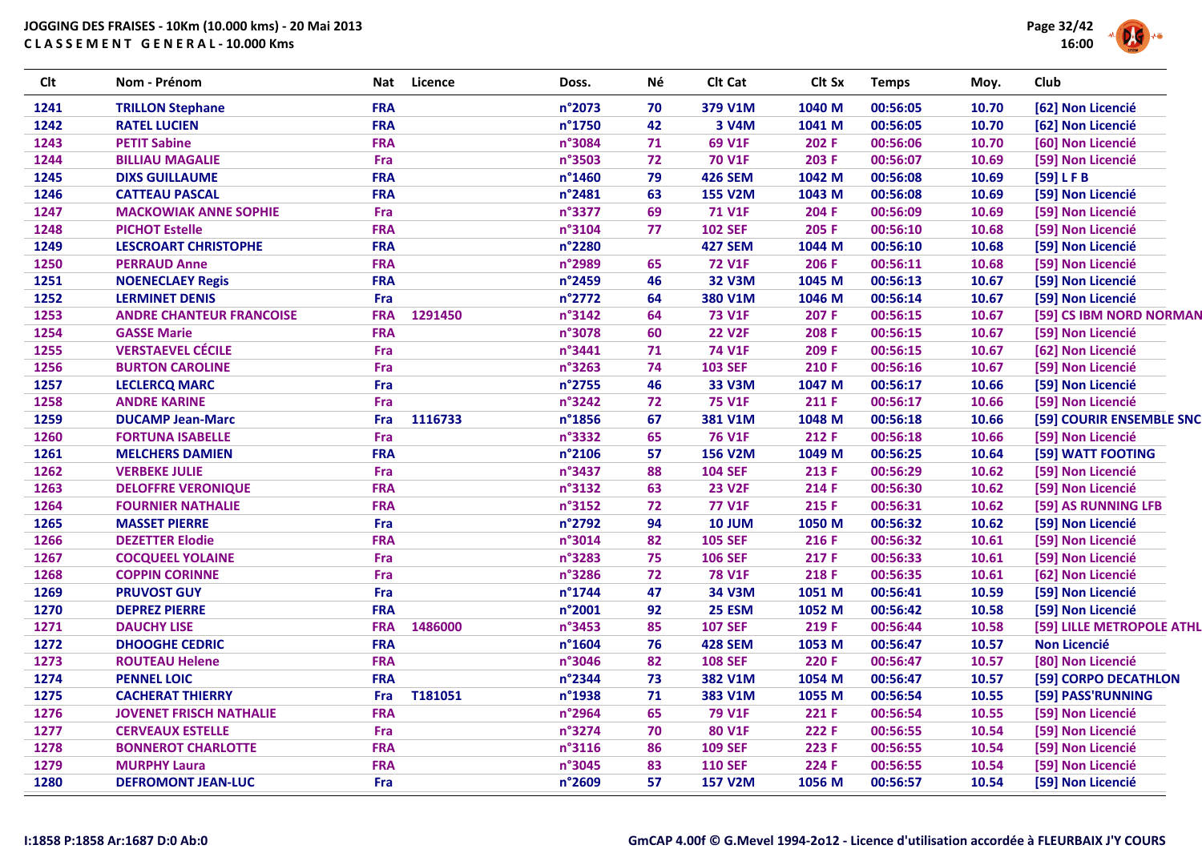**JOGGING DES FRAISES - 10Km (10.000 kms) - 20 Mai 2013**
**C L A S S E M E N T  G E N E R A L - 10.000 Kms**

| Clt | Nom - Prénom | Nat | Licence | Doss. | Né | Clt Cat | Clt Sx | Temps | Moy. | Club |
|---|---|---|---|---|---|---|---|---|---|---|
| 1241 | TRILLON Stephane | FRA | | n°2073 | 70 | 379 V1M | 1040 M | 00:56:05 | 10.70 | [62] Non Licencié |
| 1242 | RATEL LUCIEN | FRA | | n°1750 | 42 | 3 V4M | 1041 M | 00:56:05 | 10.70 | [62] Non Licencié |
| 1243 | PETIT Sabine | FRA | | n°3084 | 71 | 69 V1F | 202 F | 00:56:06 | 10.70 | [60] Non Licencié |
| 1244 | BILLIAU MAGALIE | Fra | | n°3503 | 72 | 70 V1F | 203 F | 00:56:07 | 10.69 | [59] Non Licencié |
| 1245 | DIXS GUILLAUME | FRA | | n°1460 | 79 | 426 SEM | 1042 M | 00:56:08 | 10.69 | [59] L F B |
| 1246 | CATTEAU PASCAL | FRA | | n°2481 | 63 | 155 V2M | 1043 M | 00:56:08 | 10.69 | [59] Non Licencié |
| 1247 | MACKOWIAK ANNE SOPHIE | Fra | | n°3377 | 69 | 71 V1F | 204 F | 00:56:09 | 10.69 | [59] Non Licencié |
| 1248 | PICHOT Estelle | FRA | | n°3104 | 77 | 102 SEF | 205 F | 00:56:10 | 10.68 | [59] Non Licencié |
| 1249 | LESCROART CHRISTOPHE | FRA | | n°2280 | | 427 SEM | 1044 M | 00:56:10 | 10.68 | [59] Non Licencié |
| 1250 | PERRAUD Anne | FRA | | n°2989 | 65 | 72 V1F | 206 F | 00:56:11 | 10.68 | [59] Non Licencié |
| 1251 | NOENECLAEY Regis | FRA | | n°2459 | 46 | 32 V3M | 1045 M | 00:56:13 | 10.67 | [59] Non Licencié |
| 1252 | LERMINET DENIS | Fra | | n°2772 | 64 | 380 V1M | 1046 M | 00:56:14 | 10.67 | [59] Non Licencié |
| 1253 | ANDRE CHANTEUR FRANCOISE | FRA | 1291450 | n°3142 | 64 | 73 V1F | 207 F | 00:56:15 | 10.67 | [59] CS IBM NORD NORMAN |
| 1254 | GASSE Marie | FRA | | n°3078 | 60 | 22 V2F | 208 F | 00:56:15 | 10.67 | [59] Non Licencié |
| 1255 | VERSTAEVEL CÉCILE | Fra | | n°3441 | 71 | 74 V1F | 209 F | 00:56:15 | 10.67 | [62] Non Licencié |
| 1256 | BURTON CAROLINE | Fra | | n°3263 | 74 | 103 SEF | 210 F | 00:56:16 | 10.67 | [59] Non Licencié |
| 1257 | LECLERCQ MARC | Fra | | n°2755 | 46 | 33 V3M | 1047 M | 00:56:17 | 10.66 | [59] Non Licencié |
| 1258 | ANDRE KARINE | Fra | | n°3242 | 72 | 75 V1F | 211 F | 00:56:17 | 10.66 | [59] Non Licencié |
| 1259 | DUCAMP Jean-Marc | Fra | 1116733 | n°1856 | 67 | 381 V1M | 1048 M | 00:56:18 | 10.66 | [59] COURIR ENSEMBLE SNC |
| 1260 | FORTUNA ISABELLE | Fra | | n°3332 | 65 | 76 V1F | 212 F | 00:56:18 | 10.66 | [59] Non Licencié |
| 1261 | MELCHERS DAMIEN | FRA | | n°2106 | 57 | 156 V2M | 1049 M | 00:56:25 | 10.64 | [59] WATT FOOTING |
| 1262 | VERBEKE JULIE | Fra | | n°3437 | 88 | 104 SEF | 213 F | 00:56:29 | 10.62 | [59] Non Licencié |
| 1263 | DELOFFRE VERONIQUE | FRA | | n°3132 | 63 | 23 V2F | 214 F | 00:56:30 | 10.62 | [59] Non Licencié |
| 1264 | FOURNIER NATHALIE | FRA | | n°3152 | 72 | 77 V1F | 215 F | 00:56:31 | 10.62 | [59] AS RUNNING LFB |
| 1265 | MASSET PIERRE | Fra | | n°2792 | 94 | 10 JUM | 1050 M | 00:56:32 | 10.62 | [59] Non Licencié |
| 1266 | DEZETTER Elodie | FRA | | n°3014 | 82 | 105 SEF | 216 F | 00:56:32 | 10.61 | [59] Non Licencié |
| 1267 | COCQUEEL YOLAINE | Fra | | n°3283 | 75 | 106 SEF | 217 F | 00:56:33 | 10.61 | [59] Non Licencié |
| 1268 | COPPIN CORINNE | Fra | | n°3286 | 72 | 78 V1F | 218 F | 00:56:35 | 10.61 | [62] Non Licencié |
| 1269 | PRUVOST GUY | Fra | | n°1744 | 47 | 34 V3M | 1051 M | 00:56:41 | 10.59 | [59] Non Licencié |
| 1270 | DEPREZ PIERRE | FRA | | n°2001 | 92 | 25 ESM | 1052 M | 00:56:42 | 10.58 | [59] Non Licencié |
| 1271 | DAUCHY LISE | FRA | 1486000 | n°3453 | 85 | 107 SEF | 219 F | 00:56:44 | 10.58 | [59] LILLE METROPOLE ATHL |
| 1272 | DHOOGHE CEDRIC | FRA | | n°1604 | 76 | 428 SEM | 1053 M | 00:56:47 | 10.57 | Non Licencié |
| 1273 | ROUTEAU Helene | FRA | | n°3046 | 82 | 108 SEF | 220 F | 00:56:47 | 10.57 | [80] Non Licencié |
| 1274 | PENNEL LOIC | FRA | | n°2344 | 73 | 382 V1M | 1054 M | 00:56:47 | 10.57 | [59] CORPO DECATHLON |
| 1275 | CACHERAT THIERRY | Fra | T181051 | n°1938 | 71 | 383 V1M | 1055 M | 00:56:54 | 10.55 | [59] PASS'RUNNING |
| 1276 | JOVENET FRISCH NATHALIE | FRA | | n°2964 | 65 | 79 V1F | 221 F | 00:56:54 | 10.55 | [59] Non Licencié |
| 1277 | CERVEAUX ESTELLE | Fra | | n°3274 | 70 | 80 V1F | 222 F | 00:56:55 | 10.54 | [59] Non Licencié |
| 1278 | BONNEROT CHARLOTTE | FRA | | n°3116 | 86 | 109 SEF | 223 F | 00:56:55 | 10.54 | [59] Non Licencié |
| 1279 | MURPHY Laura | FRA | | n°3045 | 83 | 110 SEF | 224 F | 00:56:55 | 10.54 | [59] Non Licencié |
| 1280 | DEFROMONT JEAN-LUC | Fra | | n°2609 | 57 | 157 V2M | 1056 M | 00:56:57 | 10.54 | [59] Non Licencié |

I:1858 P:1858 Ar:1687 D:0 Ab:0

GmCAP 4.00f © G.Mevel 1994-2o12 - Licence d'utilisation accordée à FLEURBAIX J'Y COURS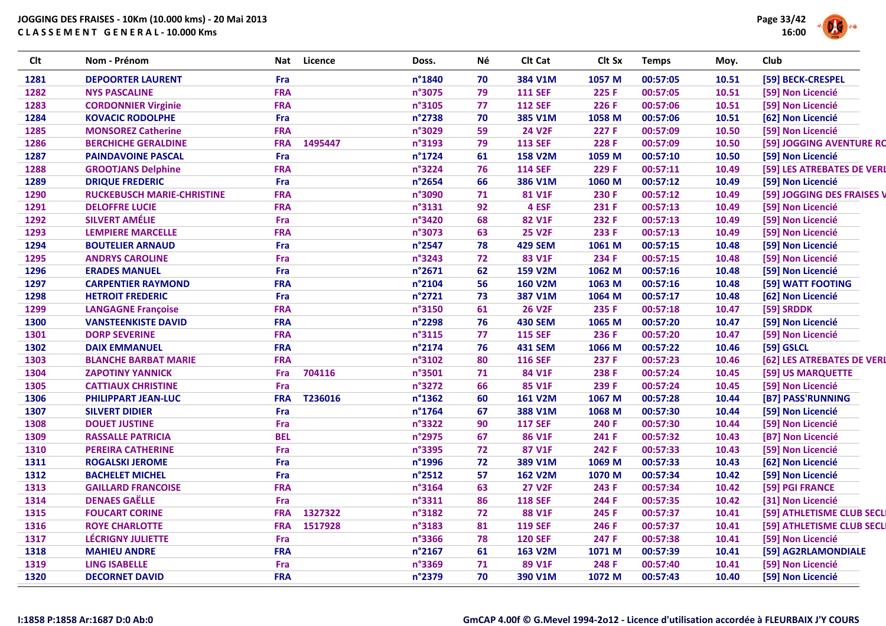JOGGING DES FRAISES - 10Km (10.000 kms) - 20 Mai 2013

CLASSEMENT GENERAL - 10.000 Kms

| Clt | Nom - Prénom | Nat | Licence | Doss. | Né | Clt Cat | Clt Sx | Temps | Moy. | Club |
|---|---|---|---|---|---|---|---|---|---|---|
| 1281 | DEPOORTER LAURENT | Fra | | n°1840 | 70 | 384 V1M | 1057 M | 00:57:05 | 10.51 | [59] BECK-CRESPEL |
| 1282 | NYS PASCALINE | FRA | | n°3075 | 79 | 111 SEF | 225 F | 00:57:05 | 10.51 | [59] Non Licencié |
| 1283 | CORDONNIER Virginie | FRA | | n°3105 | 77 | 112 SEF | 226 F | 00:57:06 | 10.51 | [59] Non Licencié |
| 1284 | KOVACIC RODOLPHE | Fra | | n°2738 | 70 | 385 V1M | 1058 M | 00:57:06 | 10.51 | [62] Non Licencié |
| 1285 | MONSOREZ Catherine | FRA | | n°3029 | 59 | 24 V2F | 227 F | 00:57:09 | 10.50 | [59] Non Licencié |
| 1286 | BERCHICHE GERALDINE | FRA | 1495447 | n°3193 | 79 | 113 SEF | 228 F | 00:57:09 | 10.50 | [59] JOGGING AVENTURE RC |
| 1287 | PAINDAVOINE PASCAL | Fra | | n°1724 | 61 | 158 V2M | 1059 M | 00:57:10 | 10.50 | [59] Non Licencié |
| 1288 | GROOTJANS Delphine | FRA | | n°3224 | 76 | 114 SEF | 229 F | 00:57:11 | 10.49 | [59] LES ATREBATES DE VERI |
| 1289 | DRIQUE FREDERIC | Fra | | n°2654 | 66 | 386 V1M | 1060 M | 00:57:12 | 10.49 | [59] Non Licencié |
| 1290 | RUCKEBUSCH MARIE-CHRISTINE | FRA | | n°3090 | 71 | 81 V1F | 230 F | 00:57:12 | 10.49 | [59] JOGGING DES FRAISES V |
| 1291 | DELOFFRE LUCIE | FRA | | n°3131 | 92 | 4 ESF | 231 F | 00:57:13 | 10.49 | [59] Non Licencié |
| 1292 | SILVERT AMÉLIE | Fra | | n°3420 | 68 | 82 V1F | 232 F | 00:57:13 | 10.49 | [59] Non Licencié |
| 1293 | LEMPIERE MARCELLE | FRA | | n°3073 | 63 | 25 V2F | 233 F | 00:57:13 | 10.49 | [59] Non Licencié |
| 1294 | BOUTELIER ARNAUD | Fra | | n°2547 | 78 | 429 SEM | 1061 M | 00:57:15 | 10.48 | [59] Non Licencié |
| 1295 | ANDRYS CAROLINE | Fra | | n°3243 | 72 | 83 V1F | 234 F | 00:57:15 | 10.48 | [59] Non Licencié |
| 1296 | ERADES MANUEL | Fra | | n°2671 | 62 | 159 V2M | 1062 M | 00:57:16 | 10.48 | [59] Non Licencié |
| 1297 | CARPENTIER RAYMOND | FRA | | n°2104 | 56 | 160 V2M | 1063 M | 00:57:16 | 10.48 | [59] WATT FOOTING |
| 1298 | HETROIT FREDERIC | Fra | | n°2721 | 73 | 387 V1M | 1064 M | 00:57:17 | 10.48 | [62] Non Licencié |
| 1299 | LANGAGNE Françoise | FRA | | n°3150 | 61 | 26 V2F | 235 F | 00:57:18 | 10.47 | [59] SRDDK |
| 1300 | VANSTEENKISTE DAVID | FRA | | n°2298 | 76 | 430 SEM | 1065 M | 00:57:20 | 10.47 | [59] Non Licencié |
| 1301 | DORP SEVERINE | FRA | | n°3115 | 77 | 115 SEF | 236 F | 00:57:20 | 10.47 | [59] Non Licencié |
| 1302 | DAIX EMMANUEL | FRA | | n°2174 | 76 | 431 SEM | 1066 M | 00:57:22 | 10.46 | [59] GSLCL |
| 1303 | BLANCHE BARBAT MARIE | FRA | | n°3102 | 80 | 116 SEF | 237 F | 00:57:23 | 10.46 | [62] LES ATREBATES DE VERI |
| 1304 | ZAPOTINY YANNICK | Fra | 704116 | n°3501 | 71 | 84 V1F | 238 F | 00:57:24 | 10.45 | [59] US MARQUETTE |
| 1305 | CATTIAUX CHRISTINE | Fra | | n°3272 | 66 | 85 V1F | 239 F | 00:57:24 | 10.45 | [59] Non Licencié |
| 1306 | PHILIPPART JEAN-LUC | FRA | T236016 | n°1362 | 60 | 161 V2M | 1067 M | 00:57:28 | 10.44 | [B7] PASS'RUNNING |
| 1307 | SILVERT DIDIER | Fra | | n°1764 | 67 | 388 V1M | 1068 M | 00:57:30 | 10.44 | [59] Non Licencié |
| 1308 | DOUET JUSTINE | Fra | | n°3322 | 90 | 117 SEF | 240 F | 00:57:30 | 10.44 | [59] Non Licencié |
| 1309 | RASSALLE PATRICIA | BEL | | n°2975 | 67 | 86 V1F | 241 F | 00:57:32 | 10.43 | [B7] Non Licencié |
| 1310 | PEREIRA CATHERINE | Fra | | n°3395 | 72 | 87 V1F | 242 F | 00:57:33 | 10.43 | [59] Non Licencié |
| 1311 | ROGALSKI JEROME | Fra | | n°1996 | 72 | 389 V1M | 1069 M | 00:57:33 | 10.43 | [62] Non Licencié |
| 1312 | BACHELET MICHEL | Fra | | n°2512 | 57 | 162 V2M | 1070 M | 00:57:34 | 10.42 | [59] Non Licencié |
| 1313 | GAILLARD FRANCOISE | FRA | | n°3164 | 63 | 27 V2F | 243 F | 00:57:34 | 10.42 | [59] PGI FRANCE |
| 1314 | DENAES GAËLLE | Fra | | n°3311 | 86 | 118 SEF | 244 F | 00:57:35 | 10.42 | [31] Non Licencié |
| 1315 | FOUCART CORINE | FRA | 1327322 | n°3182 | 72 | 88 V1F | 245 F | 00:57:37 | 10.41 | [59] ATHLETISME CLUB SECLI |
| 1316 | ROYE CHARLOTTE | FRA | 1517928 | n°3183 | 81 | 119 SEF | 246 F | 00:57:37 | 10.41 | [59] ATHLETISME CLUB SECLI |
| 1317 | LÉCRIGNY JULIETTE | Fra | | n°3366 | 78 | 120 SEF | 247 F | 00:57:38 | 10.41 | [59] Non Licencié |
| 1318 | MAHIEU ANDRE | FRA | | n°2167 | 61 | 163 V2M | 1071 M | 00:57:39 | 10.41 | [59] AG2RLAMONDIALE |
| 1319 | LING ISABELLE | Fra | | n°3369 | 71 | 89 V1F | 248 F | 00:57:40 | 10.41 | [59] Non Licencié |
| 1320 | DECORNET DAVID | FRA | | n°2379 | 70 | 390 V1M | 1072 M | 00:57:43 | 10.40 | [59] Non Licencié |

I:1858 P:1858 Ar:1687 D:0 Ab:0

GmCAP 4.00f © G.Mevel 1994-2o12 - Licence d'utilisation accordée à FLEURBAIX J'Y COURS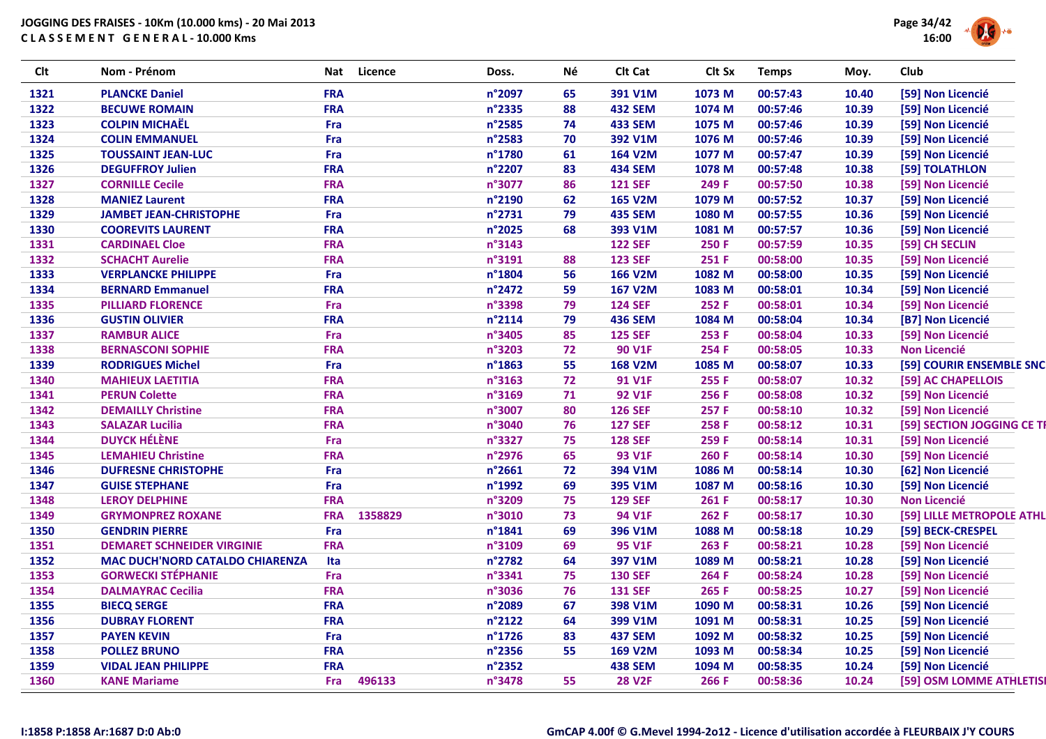**JOGGING DES FRAISES - 10Km (10.000 kms) - 20 Mai 2013**
**C L A S S E M E N T   G E N E R A L - 10.000 Kms**

| Clt | Nom - Prénom | Nat | Licence | Doss. | Né | Clt Cat | Clt Sx | Temps | Moy. | Club |
|---|---|---|---|---|---|---|---|---|---|---|
| 1321 | PLANCKE Daniel | FRA | | n°2097 | 65 | 391 V1M | 1073 M | 00:57:43 | 10.40 | [59] Non Licencié |
| 1322 | BECUWE ROMAIN | FRA | | n°2335 | 88 | 432 SEM | 1074 M | 00:57:46 | 10.39 | [59] Non Licencié |
| 1323 | COLPIN MICHAËL | Fra | | n°2585 | 74 | 433 SEM | 1075 M | 00:57:46 | 10.39 | [59] Non Licencié |
| 1324 | COLIN EMMANUEL | Fra | | n°2583 | 70 | 392 V1M | 1076 M | 00:57:46 | 10.39 | [59] Non Licencié |
| 1325 | TOUSSAINT JEAN-LUC | Fra | | n°1780 | 61 | 164 V2M | 1077 M | 00:57:47 | 10.39 | [59] Non Licencié |
| 1326 | DEGUFFROY Julien | FRA | | n°2207 | 83 | 434 SEM | 1078 M | 00:57:48 | 10.38 | [59] TOLATHLON |
| 1327 | CORNILLE Cecile | FRA | | n°3077 | 86 | 121 SEF | 249 F | 00:57:50 | 10.38 | [59] Non Licencié |
| 1328 | MANIEZ Laurent | FRA | | n°2190 | 62 | 165 V2M | 1079 M | 00:57:52 | 10.37 | [59] Non Licencié |
| 1329 | JAMBET JEAN-CHRISTOPHE | Fra | | n°2731 | 79 | 435 SEM | 1080 M | 00:57:55 | 10.36 | [59] Non Licencié |
| 1330 | COOREVITS LAURENT | FRA | | n°2025 | 68 | 393 V1M | 1081 M | 00:57:57 | 10.36 | [59] Non Licencié |
| 1331 | CARDINAEL Cloe | FRA | | n°3143 | | 122 SEF | 250 F | 00:57:59 | 10.35 | [59] CH SECLIN |
| 1332 | SCHACHT Aurelie | FRA | | n°3191 | 88 | 123 SEF | 251 F | 00:58:00 | 10.35 | [59] Non Licencié |
| 1333 | VERPLANCKE PHILIPPE | Fra | | n°1804 | 56 | 166 V2M | 1082 M | 00:58:00 | 10.35 | [59] Non Licencié |
| 1334 | BERNARD Emmanuel | FRA | | n°2472 | 59 | 167 V2M | 1083 M | 00:58:01 | 10.34 | [59] Non Licencié |
| 1335 | PILLIARD FLORENCE | Fra | | n°3398 | 79 | 124 SEF | 252 F | 00:58:01 | 10.34 | [59] Non Licencié |
| 1336 | GUSTIN OLIVIER | FRA | | n°2114 | 79 | 436 SEM | 1084 M | 00:58:04 | 10.34 | [B7] Non Licencié |
| 1337 | RAMBUR ALICE | Fra | | n°3405 | 85 | 125 SEF | 253 F | 00:58:04 | 10.33 | [59] Non Licencié |
| 1338 | BERNASCONI SOPHIE | FRA | | n°3203 | 72 | 90 V1F | 254 F | 00:58:05 | 10.33 | Non Licencié |
| 1339 | RODRIGUES Michel | Fra | | n°1863 | 55 | 168 V2M | 1085 M | 00:58:07 | 10.33 | [59] COURIR ENSEMBLE SNC |
| 1340 | MAHIEUX LAETITIA | FRA | | n°3163 | 72 | 91 V1F | 255 F | 00:58:07 | 10.32 | [59] AC CHAPELLOIS |
| 1341 | PERUN Colette | FRA | | n°3169 | 71 | 92 V1F | 256 F | 00:58:08 | 10.32 | [59] Non Licencié |
| 1342 | DEMAILLY Christine | FRA | | n°3007 | 80 | 126 SEF | 257 F | 00:58:10 | 10.32 | [59] Non Licencié |
| 1343 | SALAZAR Lucilia | FRA | | n°3040 | 76 | 127 SEF | 258 F | 00:58:12 | 10.31 | [59] SECTION JOGGING CE TI |
| 1344 | DUYCK HÉLÈNE | Fra | | n°3327 | 75 | 128 SEF | 259 F | 00:58:14 | 10.31 | [59] Non Licencié |
| 1345 | LEMAHIEU Christine | FRA | | n°2976 | 65 | 93 V1F | 260 F | 00:58:14 | 10.30 | [59] Non Licencié |
| 1346 | DUFRESNE CHRISTOPHE | Fra | | n°2661 | 72 | 394 V1M | 1086 M | 00:58:14 | 10.30 | [62] Non Licencié |
| 1347 | GUISE STEPHANE | Fra | | n°1992 | 69 | 395 V1M | 1087 M | 00:58:16 | 10.30 | [59] Non Licencié |
| 1348 | LEROY DELPHINE | FRA | | n°3209 | 75 | 129 SEF | 261 F | 00:58:17 | 10.30 | Non Licencié |
| 1349 | GRYMONPREZ ROXANE | FRA | 1358829 | n°3010 | 73 | 94 V1F | 262 F | 00:58:17 | 10.30 | [59] LILLE METROPOLE ATHL |
| 1350 | GENDRIN PIERRE | Fra | | n°1841 | 69 | 396 V1M | 1088 M | 00:58:18 | 10.29 | [59] BECK-CRESPEL |
| 1351 | DEMARET SCHNEIDER VIRGINIE | FRA | | n°3109 | 69 | 95 V1F | 263 F | 00:58:21 | 10.28 | [59] Non Licencié |
| 1352 | MAC DUCH'NORD CATALDO CHIARENZA | Ita | | n°2782 | 64 | 397 V1M | 1089 M | 00:58:21 | 10.28 | [59] Non Licencié |
| 1353 | GORWECKI STÉPHANIE | Fra | | n°3341 | 75 | 130 SEF | 264 F | 00:58:24 | 10.28 | [59] Non Licencié |
| 1354 | DALMAYRAC Cecilia | FRA | | n°3036 | 76 | 131 SEF | 265 F | 00:58:25 | 10.27 | [59] Non Licencié |
| 1355 | BIECQ SERGE | FRA | | n°2089 | 67 | 398 V1M | 1090 M | 00:58:31 | 10.26 | [59] Non Licencié |
| 1356 | DUBRAY FLORENT | FRA | | n°2122 | 64 | 399 V1M | 1091 M | 00:58:31 | 10.25 | [59] Non Licencié |
| 1357 | PAYEN KEVIN | Fra | | n°1726 | 83 | 437 SEM | 1092 M | 00:58:32 | 10.25 | [59] Non Licencié |
| 1358 | POLLEZ BRUNO | FRA | | n°2356 | 55 | 169 V2M | 1093 M | 00:58:34 | 10.25 | [59] Non Licencié |
| 1359 | VIDAL JEAN PHILIPPE | FRA | | n°2352 | | 438 SEM | 1094 M | 00:58:35 | 10.24 | [59] Non Licencié |
| 1360 | KANE Mariame | Fra | 496133 | n°3478 | 55 | 28 V2F | 266 F | 00:58:36 | 10.24 | [59] OSM LOMME ATHLETISI |

I:1858 P:1858 Ar:1687 D:0 Ab:0

GmCAP 4.00f © G.Mevel 1994-2o12 - Licence d'utilisation accordée à FLEURBAIX J'Y COURS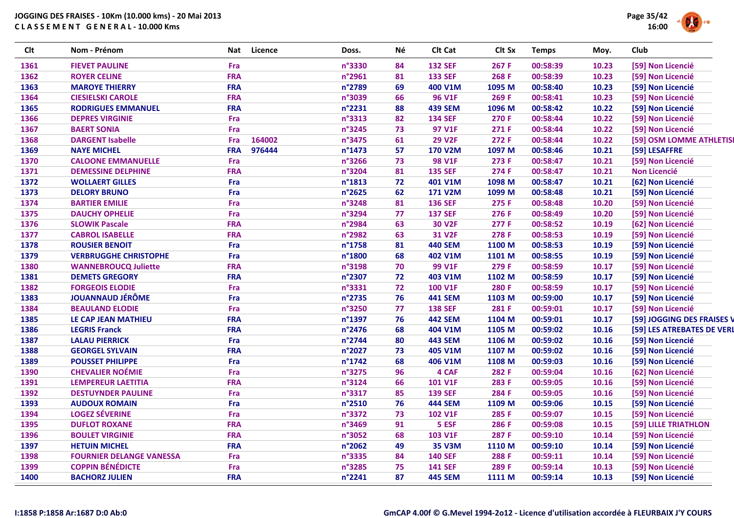JOGGING DES FRAISES - 10Km (10.000 kms) - 20 Mai 2013
C L A S S E M E N T   G E N E R A L - 10.000 Kms

| Clt | Nom - Prénom | Nat | Licence | Doss. | Né | Clt Cat | Clt Sx | Temps | Moy. | Club |
|---|---|---|---|---|---|---|---|---|---|---|
| 1361 | FIEVET PAULINE | Fra | | n°3330 | 84 | 132 SEF | 267 F | 00:58:39 | 10.23 | [59] Non Licencié |
| 1362 | ROYER CELINE | FRA | | n°2961 | 81 | 133 SEF | 268 F | 00:58:39 | 10.23 | [59] Non Licencié |
| 1363 | MAROYE THIERRY | FRA | | n°2789 | 69 | 400 V1M | 1095 M | 00:58:40 | 10.23 | [59] Non Licencié |
| 1364 | CIESIELSKI CAROLE | FRA | | n°3039 | 66 | 96 V1F | 269 F | 00:58:41 | 10.23 | [59] Non Licencié |
| 1365 | RODRIGUES EMMANUEL | FRA | | n°2231 | 88 | 439 SEM | 1096 M | 00:58:42 | 10.22 | [59] Non Licencié |
| 1366 | DEPRES VIRGINIE | Fra | | n°3313 | 82 | 134 SEF | 270 F | 00:58:44 | 10.22 | [59] Non Licencié |
| 1367 | BAERT SONIA | Fra | | n°3245 | 73 | 97 V1F | 271 F | 00:58:44 | 10.22 | [59] Non Licencié |
| 1368 | DARGENT Isabelle | Fra | 164002 | n°3475 | 61 | 29 V2F | 272 F | 00:58:44 | 10.22 | [59] OSM LOMME ATHLETISI |
| 1369 | NAYE MICHEL | FRA | 976444 | n°1473 | 57 | 170 V2M | 1097 M | 00:58:46 | 10.21 | [59] LESAFFRE |
| 1370 | CALOONE EMMANUELLE | Fra | | n°3266 | 73 | 98 V1F | 273 F | 00:58:47 | 10.21 | [59] Non Licencié |
| 1371 | DEMESSINE DELPHINE | FRA | | n°3204 | 81 | 135 SEF | 274 F | 00:58:47 | 10.21 | Non Licencié |
| 1372 | WOLLAERT GILLES | Fra | | n°1813 | 72 | 401 V1M | 1098 M | 00:58:47 | 10.21 | [62] Non Licencié |
| 1373 | DELORY BRUNO | Fra | | n°2625 | 62 | 171 V2M | 1099 M | 00:58:48 | 10.21 | [59] Non Licencié |
| 1374 | BARTIER EMILIE | Fra | | n°3248 | 81 | 136 SEF | 275 F | 00:58:48 | 10.20 | [59] Non Licencié |
| 1375 | DAUCHY OPHELIE | Fra | | n°3294 | 77 | 137 SEF | 276 F | 00:58:49 | 10.20 | [59] Non Licencié |
| 1376 | SLOWIK Pascale | FRA | | n°2984 | 63 | 30 V2F | 277 F | 00:58:52 | 10.19 | [62] Non Licencié |
| 1377 | CABROL ISABELLE | FRA | | n°2982 | 63 | 31 V2F | 278 F | 00:58:53 | 10.19 | [59] Non Licencié |
| 1378 | ROUSIER BENOIT | Fra | | n°1758 | 81 | 440 SEM | 1100 M | 00:58:53 | 10.19 | [59] Non Licencié |
| 1379 | VERBRUGGHE CHRISTOPHE | Fra | | n°1800 | 68 | 402 V1M | 1101 M | 00:58:55 | 10.19 | [59] Non Licencié |
| 1380 | WANNEBROUCQ Juliette | FRA | | n°3198 | 70 | 99 V1F | 279 F | 00:58:59 | 10.17 | [59] Non Licencié |
| 1381 | DEMETS GREGORY | FRA | | n°2307 | 72 | 403 V1M | 1102 M | 00:58:59 | 10.17 | [59] Non Licencié |
| 1382 | FORGEOIS ELODIE | Fra | | n°3331 | 72 | 100 V1F | 280 F | 00:58:59 | 10.17 | [59] Non Licencié |
| 1383 | JOUANNAUD JÉRÔME | Fra | | n°2735 | 76 | 441 SEM | 1103 M | 00:59:00 | 10.17 | [59] Non Licencié |
| 1384 | BEAULAND ELODIE | Fra | | n°3250 | 77 | 138 SEF | 281 F | 00:59:01 | 10.17 | [59] Non Licencié |
| 1385 | LE CAP JEAN MATHIEU | FRA | | n°1397 | 76 | 442 SEM | 1104 M | 00:59:01 | 10.17 | [59] JOGGING DES FRAISES V |
| 1386 | LEGRIS Franck | FRA | | n°2476 | 68 | 404 V1M | 1105 M | 00:59:02 | 10.16 | [59] LES ATREBATES DE VERL |
| 1387 | LALAU PIERRICK | Fra | | n°2744 | 80 | 443 SEM | 1106 M | 00:59:02 | 10.16 | [59] Non Licencié |
| 1388 | GEORGEL SYLVAIN | FRA | | n°2027 | 73 | 405 V1M | 1107 M | 00:59:02 | 10.16 | [59] Non Licencié |
| 1389 | POUSSET PHILIPPE | Fra | | n°1742 | 68 | 406 V1M | 1108 M | 00:59:03 | 10.16 | [59] Non Licencié |
| 1390 | CHEVALIER NOÉMIE | Fra | | n°3275 | 96 | 4 CAF | 282 F | 00:59:04 | 10.16 | [62] Non Licencié |
| 1391 | LEMPEREUR LAETITIA | FRA | | n°3124 | 66 | 101 V1F | 283 F | 00:59:05 | 10.16 | [59] Non Licencié |
| 1392 | DESTUYNDER PAULINE | Fra | | n°3317 | 85 | 139 SEF | 284 F | 00:59:05 | 10.16 | [59] Non Licencié |
| 1393 | AUDOUX ROMAIN | Fra | | n°2510 | 76 | 444 SEM | 1109 M | 00:59:06 | 10.15 | [59] Non Licencié |
| 1394 | LOGEZ SÉVERINE | Fra | | n°3372 | 73 | 102 V1F | 285 F | 00:59:07 | 10.15 | [59] Non Licencié |
| 1395 | DUFLOT ROXANE | FRA | | n°3469 | 91 | 5 ESF | 286 F | 00:59:08 | 10.15 | [59] LILLE TRIATHLON |
| 1396 | BOULET VIRGINIE | FRA | | n°3052 | 68 | 103 V1F | 287 F | 00:59:10 | 10.14 | [59] Non Licencié |
| 1397 | HETUIN MICHEL | FRA | | n°2062 | 49 | 35 V3M | 1110 M | 00:59:10 | 10.14 | [59] Non Licencié |
| 1398 | FOURNIER DELANGE VANESSA | Fra | | n°3335 | 84 | 140 SEF | 288 F | 00:59:11 | 10.14 | [59] Non Licencié |
| 1399 | COPPIN BÉNÉDICTE | Fra | | n°3285 | 75 | 141 SEF | 289 F | 00:59:14 | 10.13 | [59] Non Licencié |
| 1400 | BACHORZ JULIEN | FRA | | n°2241 | 87 | 445 SEM | 1111 M | 00:59:14 | 10.13 | [59] Non Licencié |

I:1858 P:1858 Ar:1687 D:0 Ab:0

GmCAP 4.00f © G.Mevel 1994-2o12 - Licence d'utilisation accordée à FLEURBAIX J'Y COURS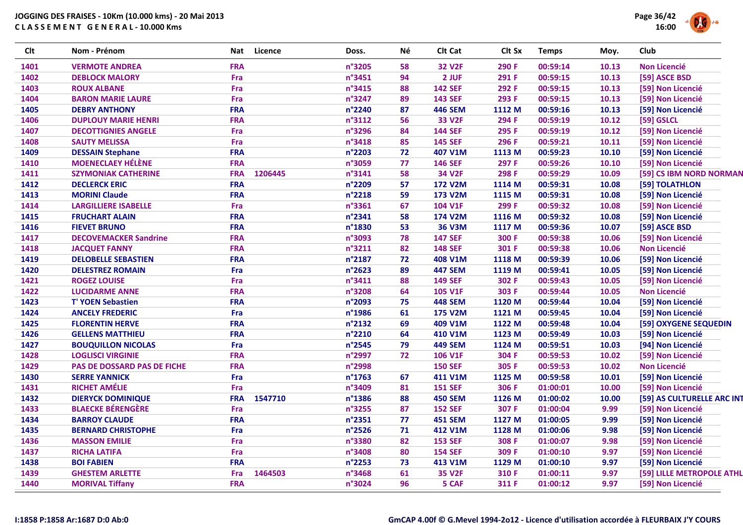JOGGING DES FRAISES - 10Km (10.000 kms) - 20 Mai 2013
CLASSEMENT GENERAL - 10.000 Kms

| Clt | Nom - Prénom | Nat | Licence | Doss. | Né | Clt Cat | Clt Sx | Temps | Moy. | Club |
|---|---|---|---|---|---|---|---|---|---|---|
| 1401 | VERMOTE ANDREA | FRA | | n°3205 | 58 | 32 V2F | 290 F | 00:59:14 | 10.13 | Non Licencié |
| 1402 | DEBLOCK MALORY | Fra | | n°3451 | 94 | 2 JUF | 291 F | 00:59:15 | 10.13 | [59] ASCE BSD |
| 1403 | ROUX ALBANE | Fra | | n°3415 | 88 | 142 SEF | 292 F | 00:59:15 | 10.13 | [59] Non Licencié |
| 1404 | BARON MARIE LAURE | Fra | | n°3247 | 89 | 143 SEF | 293 F | 00:59:15 | 10.13 | [59] Non Licencié |
| 1405 | DEBRY ANTHONY | FRA | | n°2240 | 87 | 446 SEM | 1112 M | 00:59:16 | 10.13 | [59] Non Licencié |
| 1406 | DUPLOUY MARIE HENRI | FRA | | n°3112 | 56 | 33 V2F | 294 F | 00:59:19 | 10.12 | [59] GSLCL |
| 1407 | DECOTTIGNIES ANGELE | Fra | | n°3296 | 84 | 144 SEF | 295 F | 00:59:19 | 10.12 | [59] Non Licencié |
| 1408 | SAUTY MELISSA | Fra | | n°3418 | 85 | 145 SEF | 296 F | 00:59:21 | 10.11 | [59] Non Licencié |
| 1409 | DESSAIN Stephane | FRA | | n°2203 | 72 | 407 V1M | 1113 M | 00:59:23 | 10.10 | [59] Non Licencié |
| 1410 | MOENECLAEY HÉLÈNE | FRA | | n°3059 | 77 | 146 SEF | 297 F | 00:59:26 | 10.10 | [59] Non Licencié |
| 1411 | SZYMONIAK CATHERINE | FRA | 1206445 | n°3141 | 58 | 34 V2F | 298 F | 00:59:29 | 10.09 | [59] CS IBM NORD NORMAN |
| 1412 | DECLERCK ERIC | FRA | | n°2209 | 57 | 172 V2M | 1114 M | 00:59:31 | 10.08 | [59] TOLATHLON |
| 1413 | MORINI Claude | FRA | | n°2218 | 59 | 173 V2M | 1115 M | 00:59:31 | 10.08 | [59] Non Licencié |
| 1414 | LARGILLIERE ISABELLE | Fra | | n°3361 | 67 | 104 V1F | 299 F | 00:59:32 | 10.08 | [59] Non Licencié |
| 1415 | FRUCHART ALAIN | FRA | | n°2341 | 58 | 174 V2M | 1116 M | 00:59:32 | 10.08 | [59] Non Licencié |
| 1416 | FIEVET BRUNO | FRA | | n°1830 | 53 | 36 V3M | 1117 M | 00:59:36 | 10.07 | [59] ASCE BSD |
| 1417 | DECOVEMACKER Sandrine | FRA | | n°3093 | 78 | 147 SEF | 300 F | 00:59:38 | 10.06 | [59] Non Licencié |
| 1418 | JACQUET FANNY | FRA | | n°3211 | 82 | 148 SEF | 301 F | 00:59:38 | 10.06 | Non Licencié |
| 1419 | DELOBELLE SEBASTIEN | FRA | | n°2187 | 72 | 408 V1M | 1118 M | 00:59:39 | 10.06 | [59] Non Licencié |
| 1420 | DELESTREZ ROMAIN | Fra | | n°2623 | 89 | 447 SEM | 1119 M | 00:59:41 | 10.05 | [59] Non Licencié |
| 1421 | ROGEZ LOUISE | Fra | | n°3411 | 88 | 149 SEF | 302 F | 00:59:43 | 10.05 | [59] Non Licencié |
| 1422 | LUCIDARME ANNE | FRA | | n°3208 | 64 | 105 V1F | 303 F | 00:59:44 | 10.05 | Non Licencié |
| 1423 | T' YOEN Sebastien | FRA | | n°2093 | 75 | 448 SEM | 1120 M | 00:59:44 | 10.04 | [59] Non Licencié |
| 1424 | ANCELY FREDERIC | Fra | | n°1986 | 61 | 175 V2M | 1121 M | 00:59:45 | 10.04 | [59] Non Licencié |
| 1425 | FLORENTIN HERVE | FRA | | n°2132 | 69 | 409 V1M | 1122 M | 00:59:48 | 10.04 | [59] OXYGENE SEQUEDIN |
| 1426 | GELLENS MATTHIEU | FRA | | n°2210 | 64 | 410 V1M | 1123 M | 00:59:49 | 10.03 | [59] Non Licencié |
| 1427 | BOUQUILLON NICOLAS | Fra | | n°2545 | 79 | 449 SEM | 1124 M | 00:59:51 | 10.03 | [94] Non Licencié |
| 1428 | LOGLISCI VIRGINIE | FRA | | n°2997 | 72 | 106 V1F | 304 F | 00:59:53 | 10.02 | [59] Non Licencié |
| 1429 | PAS DE DOSSARD PAS DE FICHE | FRA | | n°2998 | | 150 SEF | 305 F | 00:59:53 | 10.02 | Non Licencié |
| 1430 | SERRE YANNICK | Fra | | n°1763 | 67 | 411 V1M | 1125 M | 00:59:58 | 10.01 | [59] Non Licencié |
| 1431 | RICHET AMÉLIE | Fra | | n°3409 | 81 | 151 SEF | 306 F | 01:00:01 | 10.00 | [59] Non Licencié |
| 1432 | DIERYCK DOMINIQUE | FRA | 1547710 | n°1386 | 88 | 450 SEM | 1126 M | 01:00:02 | 10.00 | [59] AS CULTURELLE ARC INT |
| 1433 | BLAECKE BÉRENGÈRE | Fra | | n°3255 | 87 | 152 SEF | 307 F | 01:00:04 | 9.99 | [59] Non Licencié |
| 1434 | BARROY CLAUDE | FRA | | n°2351 | 77 | 451 SEM | 1127 M | 01:00:05 | 9.99 | [59] Non Licencié |
| 1435 | BERNARD CHRISTOPHE | Fra | | n°2526 | 71 | 412 V1M | 1128 M | 01:00:06 | 9.98 | [59] Non Licencié |
| 1436 | MASSON EMILIE | Fra | | n°3380 | 82 | 153 SEF | 308 F | 01:00:07 | 9.98 | [59] Non Licencié |
| 1437 | RICHA LATIFA | Fra | | n°3408 | 80 | 154 SEF | 309 F | 01:00:10 | 9.97 | [59] Non Licencié |
| 1438 | BOI FABIEN | FRA | | n°2253 | 73 | 413 V1M | 1129 M | 01:00:10 | 9.97 | [59] Non Licencié |
| 1439 | GHESTEM ARLETTE | Fra | 1464503 | n°3468 | 61 | 35 V2F | 310 F | 01:00:11 | 9.97 | [59] LILLE METROPOLE ATHL |
| 1440 | MORIVAL Tiffany | FRA | | n°3024 | 96 | 5 CAF | 311 F | 01:00:12 | 9.97 | [59] Non Licencié |

I:1858 P:1858 Ar:1687 D:0 Ab:0

GmCAP 4.00f © G.Mevel 1994-2o12 - Licence d'utilisation accordée à FLEURBAIX J'Y COURS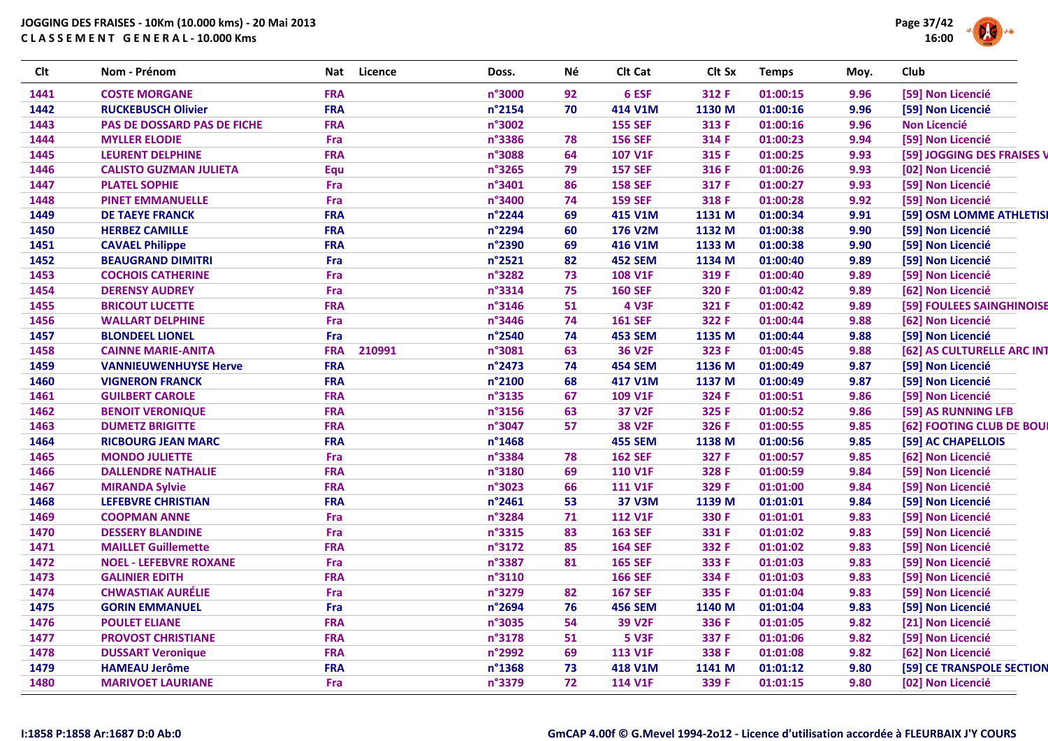JOGGING DES FRAISES - 10Km (10.000 kms) - 20 Mai 2013
C L A S S E M E N T G E N E R A L - 10.000 Kms

| Clt | Nom - Prénom | Nat | Licence | Doss. | Né | Clt Cat | Clt Sx | Temps | Moy. | Club |
|---|---|---|---|---|---|---|---|---|---|---|
| 1441 | COSTE MORGANE | FRA | | n°3000 | 92 | 6 ESF | 312 F | 01:00:15 | 9.96 | [59] Non Licencié |
| 1442 | RUCKEBUSCH Olivier | FRA | | n°2154 | 70 | 414 V1M | 1130 M | 01:00:16 | 9.96 | [59] Non Licencié |
| 1443 | PAS DE DOSSARD PAS DE FICHE | FRA | | n°3002 | | 155 SEF | 313 F | 01:00:16 | 9.96 | Non Licencié |
| 1444 | MYLLER ELODIE | Fra | | n°3386 | 78 | 156 SEF | 314 F | 01:00:23 | 9.94 | [59] Non Licencié |
| 1445 | LEURENT DELPHINE | FRA | | n°3088 | 64 | 107 V1F | 315 F | 01:00:25 | 9.93 | [59] JOGGING DES FRAISES V |
| 1446 | CALISTO GUZMAN JULIETA | Equ | | n°3265 | 79 | 157 SEF | 316 F | 01:00:26 | 9.93 | [02] Non Licencié |
| 1447 | PLATEL SOPHIE | Fra | | n°3401 | 86 | 158 SEF | 317 F | 01:00:27 | 9.93 | [59] Non Licencié |
| 1448 | PINET EMMANUELLE | Fra | | n°3400 | 74 | 159 SEF | 318 F | 01:00:28 | 9.92 | [59] Non Licencié |
| 1449 | DE TAEYE FRANCK | FRA | | n°2244 | 69 | 415 V1M | 1131 M | 01:00:34 | 9.91 | [59] OSM LOMME ATHLETISI |
| 1450 | HERBEZ CAMILLE | FRA | | n°2294 | 60 | 176 V2M | 1132 M | 01:00:38 | 9.90 | [59] Non Licencié |
| 1451 | CAVAEL Philippe | FRA | | n°2390 | 69 | 416 V1M | 1133 M | 01:00:38 | 9.90 | [59] Non Licencié |
| 1452 | BEAUGRAND DIMITRI | Fra | | n°2521 | 82 | 452 SEM | 1134 M | 01:00:40 | 9.89 | [59] Non Licencié |
| 1453 | COCHOIS CATHERINE | Fra | | n°3282 | 73 | 108 V1F | 319 F | 01:00:40 | 9.89 | [59] Non Licencié |
| 1454 | DERENSY AUDREY | Fra | | n°3314 | 75 | 160 SEF | 320 F | 01:00:42 | 9.89 | [62] Non Licencié |
| 1455 | BRICOUT LUCETTE | FRA | | n°3146 | 51 | 4 V3F | 321 F | 01:00:42 | 9.89 | [59] FOULEES SAINGHINOISE |
| 1456 | WALLART DELPHINE | Fra | | n°3446 | 74 | 161 SEF | 322 F | 01:00:44 | 9.88 | [62] Non Licencié |
| 1457 | BLONDEEL LIONEL | Fra | | n°2540 | 74 | 453 SEM | 1135 M | 01:00:44 | 9.88 | [59] Non Licencié |
| 1458 | CAINNE MARIE-ANITA | FRA | 210991 | n°3081 | 63 | 36 V2F | 323 F | 01:00:45 | 9.88 | [62] AS CULTURELLE ARC INT |
| 1459 | VANNIEUWENHUYSE Herve | FRA | | n°2473 | 74 | 454 SEM | 1136 M | 01:00:49 | 9.87 | [59] Non Licencié |
| 1460 | VIGNERON FRANCK | FRA | | n°2100 | 68 | 417 V1M | 1137 M | 01:00:49 | 9.87 | [59] Non Licencié |
| 1461 | GUILBERT CAROLE | FRA | | n°3135 | 67 | 109 V1F | 324 F | 01:00:51 | 9.86 | [59] Non Licencié |
| 1462 | BENOIT VERONIQUE | FRA | | n°3156 | 63 | 37 V2F | 325 F | 01:00:52 | 9.86 | [59] AS RUNNING LFB |
| 1463 | DUMETZ BRIGITTE | FRA | | n°3047 | 57 | 38 V2F | 326 F | 01:00:55 | 9.85 | [62] FOOTING CLUB DE BOUI |
| 1464 | RICBOURG JEAN MARC | FRA | | n°1468 | | 455 SEM | 1138 M | 01:00:56 | 9.85 | [59] AC CHAPELLOIS |
| 1465 | MONDO JULIETTE | Fra | | n°3384 | 78 | 162 SEF | 327 F | 01:00:57 | 9.85 | [62] Non Licencié |
| 1466 | DALLENDRE NATHALIE | FRA | | n°3180 | 69 | 110 V1F | 328 F | 01:00:59 | 9.84 | [59] Non Licencié |
| 1467 | MIRANDA Sylvie | FRA | | n°3023 | 66 | 111 V1F | 329 F | 01:01:00 | 9.84 | [59] Non Licencié |
| 1468 | LEFEBVRE CHRISTIAN | FRA | | n°2461 | 53 | 37 V3M | 1139 M | 01:01:01 | 9.84 | [59] Non Licencié |
| 1469 | COOPMAN ANNE | Fra | | n°3284 | 71 | 112 V1F | 330 F | 01:01:01 | 9.83 | [59] Non Licencié |
| 1470 | DESSERY BLANDINE | Fra | | n°3315 | 83 | 163 SEF | 331 F | 01:01:02 | 9.83 | [59] Non Licencié |
| 1471 | MAILLET Guillemette | FRA | | n°3172 | 85 | 164 SEF | 332 F | 01:01:02 | 9.83 | [59] Non Licencié |
| 1472 | NOEL - LEFEBVRE ROXANE | Fra | | n°3387 | 81 | 165 SEF | 333 F | 01:01:03 | 9.83 | [59] Non Licencié |
| 1473 | GALINIER EDITH | FRA | | n°3110 | | 166 SEF | 334 F | 01:01:03 | 9.83 | [59] Non Licencié |
| 1474 | CHWASTIAK AURÉLIE | Fra | | n°3279 | 82 | 167 SEF | 335 F | 01:01:04 | 9.83 | [59] Non Licencié |
| 1475 | GORIN EMMANUEL | Fra | | n°2694 | 76 | 456 SEM | 1140 M | 01:01:04 | 9.83 | [59] Non Licencié |
| 1476 | POULET ELIANE | FRA | | n°3035 | 54 | 39 V2F | 336 F | 01:01:05 | 9.82 | [21] Non Licencié |
| 1477 | PROVOST CHRISTIANE | FRA | | n°3178 | 51 | 5 V3F | 337 F | 01:01:06 | 9.82 | [59] Non Licencié |
| 1478 | DUSSART Veronique | FRA | | n°2992 | 69 | 113 V1F | 338 F | 01:01:08 | 9.82 | [62] Non Licencié |
| 1479 | HAMEAU Jerôme | FRA | | n°1368 | 73 | 418 V1M | 1141 M | 01:01:12 | 9.80 | [59] CE TRANSPOLE SECTION |
| 1480 | MARIVOET LAURIANE | Fra | | n°3379 | 72 | 114 V1F | 339 F | 01:01:15 | 9.80 | [02] Non Licencié |

I:1858 P:1858 Ar:1687 D:0 Ab:0

GmCAP 4.00f © G.Mevel 1994-2o12 - Licence d'utilisation accordée à FLEURBAIX J'Y COURS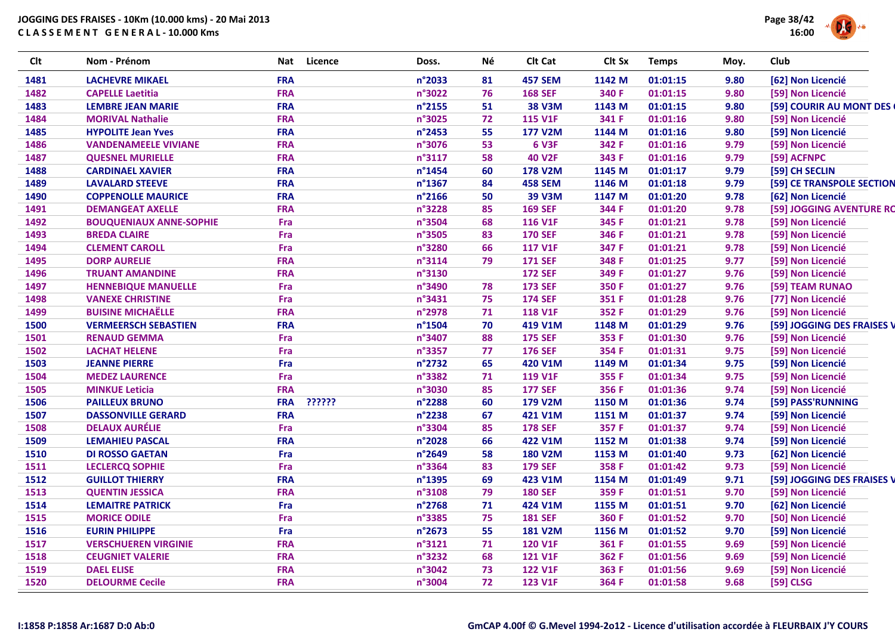**JOGGING DES FRAISES - 10Km (10.000 kms) - 20 Mai 2013**
**C L A S S E M E N T   G E N E R A L - 10.000 Kms**

| Clt | Nom - Prénom | Nat | Licence | Doss. | Né | Clt Cat | Clt Sx | Temps | Moy. | Club |
|---|---|---|---|---|---|---|---|---|---|---|
| 1481 | LACHEVRE MIKAEL | FRA | | n°2033 | 81 | 457 SEM | 1142 M | 01:01:15 | 9.80 | [62] Non Licencié |
| 1482 | CAPELLE Laetitia | FRA | | n°3022 | 76 | 168 SEF | 340 F | 01:01:15 | 9.80 | [59] Non Licencié |
| 1483 | LEMBRE JEAN MARIE | FRA | | n°2155 | 51 | 38 V3M | 1143 M | 01:01:15 | 9.80 | [59] COURIR AU MONT DES |
| 1484 | MORIVAL Nathalie | FRA | | n°3025 | 72 | 115 V1F | 341 F | 01:01:16 | 9.80 | [59] Non Licencié |
| 1485 | HYPOLITE Jean Yves | FRA | | n°2453 | 55 | 177 V2M | 1144 M | 01:01:16 | 9.80 | [59] Non Licencié |
| 1486 | VANDENAMEELE VIVIANE | FRA | | n°3076 | 53 | 6 V3F | 342 F | 01:01:16 | 9.79 | [59] Non Licencié |
| 1487 | QUESNEL MURIELLE | FRA | | n°3117 | 58 | 40 V2F | 343 F | 01:01:16 | 9.79 | [59] ACFNPC |
| 1488 | CARDINAEL XAVIER | FRA | | n°1454 | 60 | 178 V2M | 1145 M | 01:01:17 | 9.79 | [59] CH SECLIN |
| 1489 | LAVALARD STEEVE | FRA | | n°1367 | 84 | 458 SEM | 1146 M | 01:01:18 | 9.79 | [59] CE TRANSPOLE SECTION |
| 1490 | COPPENOLLE MAURICE | FRA | | n°2166 | 50 | 39 V3M | 1147 M | 01:01:20 | 9.78 | [62] Non Licencié |
| 1491 | DEMANGEAT AXELLE | FRA | | n°3228 | 85 | 169 SEF | 344 F | 01:01:20 | 9.78 | [59] JOGGING AVENTURE RO |
| 1492 | BOUQUENIAUX ANNE-SOPHIE | Fra | | n°3504 | 68 | 116 V1F | 345 F | 01:01:21 | 9.78 | [59] Non Licencié |
| 1493 | BREDA CLAIRE | Fra | | n°3505 | 83 | 170 SEF | 346 F | 01:01:21 | 9.78 | [59] Non Licencié |
| 1494 | CLEMENT CAROLL | Fra | | n°3280 | 66 | 117 V1F | 347 F | 01:01:21 | 9.78 | [59] Non Licencié |
| 1495 | DORP AURELIE | FRA | | n°3114 | 79 | 171 SEF | 348 F | 01:01:25 | 9.77 | [59] Non Licencié |
| 1496 | TRUANT AMANDINE | FRA | | n°3130 | | 172 SEF | 349 F | 01:01:27 | 9.76 | [59] Non Licencié |
| 1497 | HENNEBIQUE MANUELLE | Fra | | n°3490 | 78 | 173 SEF | 350 F | 01:01:27 | 9.76 | [59] TEAM RUNAO |
| 1498 | VANEXE CHRISTINE | Fra | | n°3431 | 75 | 174 SEF | 351 F | 01:01:28 | 9.76 | [77] Non Licencié |
| 1499 | BUISINE MICHAËLLE | FRA | | n°2978 | 71 | 118 V1F | 352 F | 01:01:29 | 9.76 | [59] Non Licencié |
| 1500 | VERMEERSCH SEBASTIEN | FRA | | n°1504 | 70 | 419 V1M | 1148 M | 01:01:29 | 9.76 | [59] JOGGING DES FRAISES V |
| 1501 | RENAUD GEMMA | Fra | | n°3407 | 88 | 175 SEF | 353 F | 01:01:30 | 9.76 | [59] Non Licencié |
| 1502 | LACHAT HELENE | Fra | | n°3357 | 77 | 176 SEF | 354 F | 01:01:31 | 9.75 | [59] Non Licencié |
| 1503 | JEANNE PIERRE | Fra | | n°2732 | 65 | 420 V1M | 1149 M | 01:01:34 | 9.75 | [59] Non Licencié |
| 1504 | MEDEZ LAURENCE | Fra | | n°3382 | 71 | 119 V1F | 355 F | 01:01:34 | 9.75 | [59] Non Licencié |
| 1505 | MINKUE Leticia | FRA | | n°3030 | 85 | 177 SEF | 356 F | 01:01:36 | 9.74 | [59] Non Licencié |
| 1506 | PAILLEUX BRUNO | FRA | ?????? | n°2288 | 60 | 179 V2M | 1150 M | 01:01:36 | 9.74 | [59] PASS'RUNNING |
| 1507 | DASSONVILLE GERARD | FRA | | n°2238 | 67 | 421 V1M | 1151 M | 01:01:37 | 9.74 | [59] Non Licencié |
| 1508 | DELAUX AURÉLIE | Fra | | n°3304 | 85 | 178 SEF | 357 F | 01:01:37 | 9.74 | [59] Non Licencié |
| 1509 | LEMAHIEU PASCAL | FRA | | n°2028 | 66 | 422 V1M | 1152 M | 01:01:38 | 9.74 | [59] Non Licencié |
| 1510 | DI ROSSO GAETAN | Fra | | n°2649 | 58 | 180 V2M | 1153 M | 01:01:40 | 9.73 | [62] Non Licencié |
| 1511 | LECLERCQ SOPHIE | Fra | | n°3364 | 83 | 179 SEF | 358 F | 01:01:42 | 9.73 | [59] Non Licencié |
| 1512 | GUILLOT THIERRY | FRA | | n°1395 | 69 | 423 V1M | 1154 M | 01:01:49 | 9.71 | [59] JOGGING DES FRAISES V |
| 1513 | QUENTIN JESSICA | FRA | | n°3108 | 79 | 180 SEF | 359 F | 01:01:51 | 9.70 | [59] Non Licencié |
| 1514 | LEMAITRE PATRICK | Fra | | n°2768 | 71 | 424 V1M | 1155 M | 01:01:51 | 9.70 | [62] Non Licencié |
| 1515 | MORICE ODILE | Fra | | n°3385 | 75 | 181 SEF | 360 F | 01:01:52 | 9.70 | [50] Non Licencié |
| 1516 | EURIN PHILIPPE | Fra | | n°2673 | 55 | 181 V2M | 1156 M | 01:01:52 | 9.70 | [59] Non Licencié |
| 1517 | VERSCHUEREN VIRGINIE | FRA | | n°3121 | 71 | 120 V1F | 361 F | 01:01:55 | 9.69 | [59] Non Licencié |
| 1518 | CEUGNIET VALERIE | FRA | | n°3232 | 68 | 121 V1F | 362 F | 01:01:56 | 9.69 | [59] Non Licencié |
| 1519 | DAEL ELISE | FRA | | n°3042 | 73 | 122 V1F | 363 F | 01:01:56 | 9.69 | [59] Non Licencié |
| 1520 | DELOURME Cecile | FRA | | n°3004 | 72 | 123 V1F | 364 F | 01:01:58 | 9.68 | [59] CLSG |

I:1858 P:1858 Ar:1687 D:0 Ab:0

GmCAP 4.00f © G.Mevel 1994-2o12 - Licence d'utilisation accordée à FLEURBAIX J'Y COURS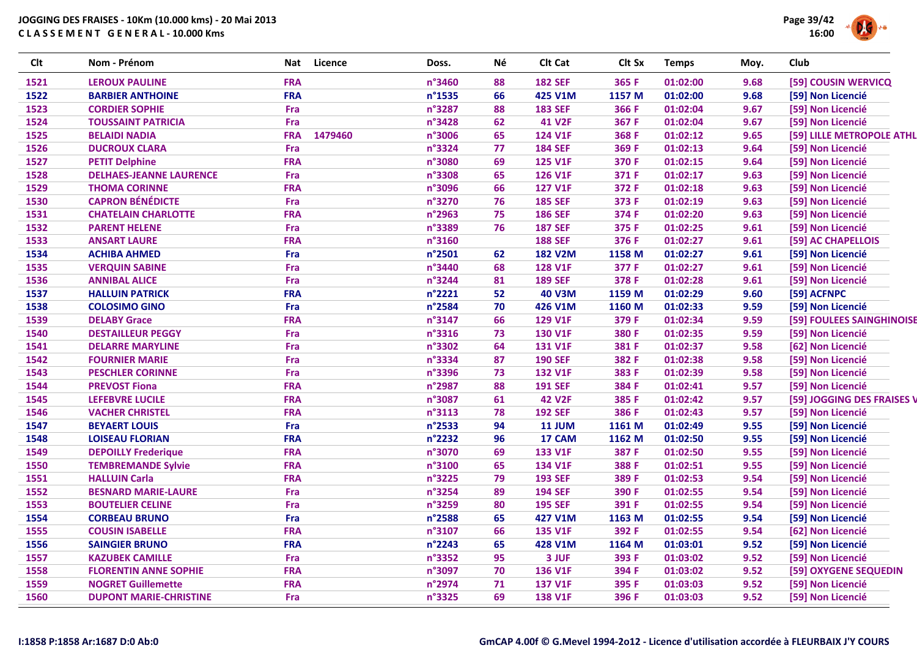JOGGING DES FRAISES - 10Km (10.000 kms) - 20 Mai 2013

C L A S S E M E N T  G E N E R A L - 10.000 Kms

| Clt | Nom - Prénom | Nat | Licence | Doss. | Né | Clt Cat | Clt Sx | Temps | Moy. | Club |
|---|---|---|---|---|---|---|---|---|---|---|
| 1521 | LEROUX PAULINE | FRA | | n°3460 | 88 | 182 SEF | 365 F | 01:02:00 | 9.68 | [59] COUSIN WERVICQ |
| 1522 | BARBIER ANTHOINE | FRA | | n°1535 | 66 | 425 V1M | 1157 M | 01:02:00 | 9.68 | [59] Non Licencié |
| 1523 | CORDIER SOPHIE | Fra | | n°3287 | 88 | 183 SEF | 366 F | 01:02:04 | 9.67 | [59] Non Licencié |
| 1524 | TOUSSAINT PATRICIA | Fra | | n°3428 | 62 | 41 V2F | 367 F | 01:02:04 | 9.67 | [59] Non Licencié |
| 1525 | BELAIDI NADIA | FRA | 1479460 | n°3006 | 65 | 124 V1F | 368 F | 01:02:12 | 9.65 | [59] LILLE METROPOLE ATHL |
| 1526 | DUCROUX CLARA | Fra | | n°3324 | 77 | 184 SEF | 369 F | 01:02:13 | 9.64 | [59] Non Licencié |
| 1527 | PETIT Delphine | FRA | | n°3080 | 69 | 125 V1F | 370 F | 01:02:15 | 9.64 | [59] Non Licencié |
| 1528 | DELHAES-JEANNE LAURENCE | Fra | | n°3308 | 65 | 126 V1F | 371 F | 01:02:17 | 9.63 | [59] Non Licencié |
| 1529 | THOMA CORINNE | FRA | | n°3096 | 66 | 127 V1F | 372 F | 01:02:18 | 9.63 | [59] Non Licencié |
| 1530 | CAPRON BÉNÉDICTE | Fra | | n°3270 | 76 | 185 SEF | 373 F | 01:02:19 | 9.63 | [59] Non Licencié |
| 1531 | CHATELAIN CHARLOTTE | FRA | | n°2963 | 75 | 186 SEF | 374 F | 01:02:20 | 9.63 | [59] Non Licencié |
| 1532 | PARENT HELENE | Fra | | n°3389 | 76 | 187 SEF | 375 F | 01:02:25 | 9.61 | [59] Non Licencié |
| 1533 | ANSART LAURE | FRA | | n°3160 | | 188 SEF | 376 F | 01:02:27 | 9.61 | [59] AC CHAPELLOIS |
| 1534 | ACHIBA AHMED | Fra | | n°2501 | 62 | 182 V2M | 1158 M | 01:02:27 | 9.61 | [59] Non Licencié |
| 1535 | VERQUIN SABINE | Fra | | n°3440 | 68 | 128 V1F | 377 F | 01:02:27 | 9.61 | [59] Non Licencié |
| 1536 | ANNIBAL ALICE | Fra | | n°3244 | 81 | 189 SEF | 378 F | 01:02:28 | 9.61 | [59] Non Licencié |
| 1537 | HALLUIN PATRICK | FRA | | n°2221 | 52 | 40 V3M | 1159 M | 01:02:29 | 9.60 | [59] ACFNPC |
| 1538 | COLOSIMO GINO | Fra | | n°2584 | 70 | 426 V1M | 1160 M | 01:02:33 | 9.59 | [59] Non Licencié |
| 1539 | DELABY Grace | FRA | | n°3147 | 66 | 129 V1F | 379 F | 01:02:34 | 9.59 | [59] FOULEES SAINGHINOISE |
| 1540 | DESTAILLEUR PEGGY | Fra | | n°3316 | 73 | 130 V1F | 380 F | 01:02:35 | 9.59 | [59] Non Licencié |
| 1541 | DELARRE MARYLINE | Fra | | n°3302 | 64 | 131 V1F | 381 F | 01:02:37 | 9.58 | [62] Non Licencié |
| 1542 | FOURNIER MARIE | Fra | | n°3334 | 87 | 190 SEF | 382 F | 01:02:38 | 9.58 | [59] Non Licencié |
| 1543 | PESCHLER CORINNE | Fra | | n°3396 | 73 | 132 V1F | 383 F | 01:02:39 | 9.58 | [59] Non Licencié |
| 1544 | PREVOST Fiona | FRA | | n°2987 | 88 | 191 SEF | 384 F | 01:02:41 | 9.57 | [59] Non Licencié |
| 1545 | LEFEBVRE LUCILE | FRA | | n°3087 | 61 | 42 V2F | 385 F | 01:02:42 | 9.57 | [59] JOGGING DES FRAISES V |
| 1546 | VACHER CHRISTEL | FRA | | n°3113 | 78 | 192 SEF | 386 F | 01:02:43 | 9.57 | [59] Non Licencié |
| 1547 | BEYAERT LOUIS | Fra | | n°2533 | 94 | 11 JUM | 1161 M | 01:02:49 | 9.55 | [59] Non Licencié |
| 1548 | LOISEAU FLORIAN | FRA | | n°2232 | 96 | 17 CAM | 1162 M | 01:02:50 | 9.55 | [59] Non Licencié |
| 1549 | DEPOILLY Frederique | FRA | | n°3070 | 69 | 133 V1F | 387 F | 01:02:50 | 9.55 | [59] Non Licencié |
| 1550 | TEMBREMANDE Sylvie | FRA | | n°3100 | 65 | 134 V1F | 388 F | 01:02:51 | 9.55 | [59] Non Licencié |
| 1551 | HALLUIN Carla | FRA | | n°3225 | 79 | 193 SEF | 389 F | 01:02:53 | 9.54 | [59] Non Licencié |
| 1552 | BESNARD MARIE-LAURE | Fra | | n°3254 | 89 | 194 SEF | 390 F | 01:02:55 | 9.54 | [59] Non Licencié |
| 1553 | BOUTELIER CELINE | Fra | | n°3259 | 80 | 195 SEF | 391 F | 01:02:55 | 9.54 | [59] Non Licencié |
| 1554 | CORBEAU BRUNO | Fra | | n°2588 | 65 | 427 V1M | 1163 M | 01:02:55 | 9.54 | [59] Non Licencié |
| 1555 | COUSIN ISABELLE | FRA | | n°3107 | 66 | 135 V1F | 392 F | 01:02:55 | 9.54 | [62] Non Licencié |
| 1556 | SAINGIER BRUNO | FRA | | n°2243 | 65 | 428 V1M | 1164 M | 01:03:01 | 9.52 | [59] Non Licencié |
| 1557 | KAZUBEK CAMILLE | Fra | | n°3352 | 95 | 3 JUF | 393 F | 01:03:02 | 9.52 | [59] Non Licencié |
| 1558 | FLORENTIN ANNE SOPHIE | FRA | | n°3097 | 70 | 136 V1F | 394 F | 01:03:02 | 9.52 | [59] OXYGENE SEQUEDIN |
| 1559 | NOGRET Guillemette | FRA | | n°2974 | 71 | 137 V1F | 395 F | 01:03:03 | 9.52 | [59] Non Licencié |
| 1560 | DUPONT MARIE-CHRISTINE | Fra | | n°3325 | 69 | 138 V1F | 396 F | 01:03:03 | 9.52 | [59] Non Licencié |

I:1858 P:1858 Ar:1687 D:0 Ab:0

GmCAP 4.00f © G.Mevel 1994-2o12 - Licence d'utilisation accordée à FLEURBAIX J'Y COURS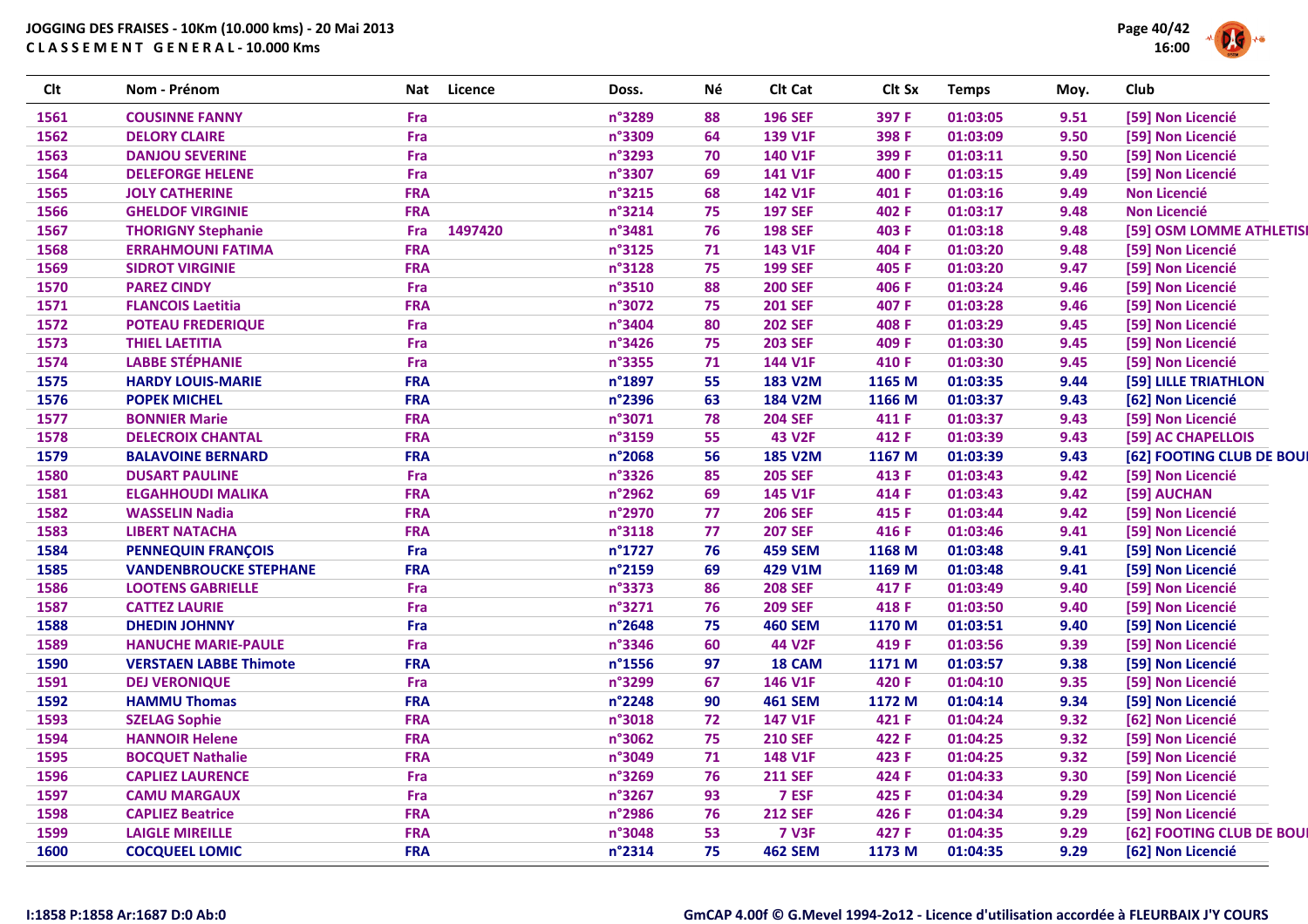**JOGGING DES FRAISES - 10Km (10.000 kms) - 20 Mai 2013**
**C L A S S E M E N T G E N E R A L - 10.000 Kms**

| Clt | Nom - Prénom | Nat | Licence | Doss. | Né | Clt Cat | Clt Sx | Temps | Moy. | Club |
|---|---|---|---|---|---|---|---|---|---|---|
| 1561 | COUSINNE FANNY | Fra | | n°3289 | 88 | 196 SEF | 397 F | 01:03:05 | 9.51 | [59] Non Licencié |
| 1562 | DELORY CLAIRE | Fra | | n°3309 | 64 | 139 V1F | 398 F | 01:03:09 | 9.50 | [59] Non Licencié |
| 1563 | DANJOU SEVERINE | Fra | | n°3293 | 70 | 140 V1F | 399 F | 01:03:11 | 9.50 | [59] Non Licencié |
| 1564 | DELEFORGE HELENE | Fra | | n°3307 | 69 | 141 V1F | 400 F | 01:03:15 | 9.49 | [59] Non Licencié |
| 1565 | JOLY CATHERINE | FRA | | n°3215 | 68 | 142 V1F | 401 F | 01:03:16 | 9.49 | Non Licencié |
| 1566 | GHELDOF VIRGINIE | FRA | | n°3214 | 75 | 197 SEF | 402 F | 01:03:17 | 9.48 | Non Licencié |
| 1567 | THORIGNY Stephanie | Fra | 1497420 | n°3481 | 76 | 198 SEF | 403 F | 01:03:18 | 9.48 | [59] OSM LOMME ATHLETISI |
| 1568 | ERRAHMOUNI FATIMA | FRA | | n°3125 | 71 | 143 V1F | 404 F | 01:03:20 | 9.48 | [59] Non Licencié |
| 1569 | SIDROT VIRGINIE | FRA | | n°3128 | 75 | 199 SEF | 405 F | 01:03:20 | 9.47 | [59] Non Licencié |
| 1570 | PAREZ CINDY | Fra | | n°3510 | 88 | 200 SEF | 406 F | 01:03:24 | 9.46 | [59] Non Licencié |
| 1571 | FLANCOIS Laetitia | FRA | | n°3072 | 75 | 201 SEF | 407 F | 01:03:28 | 9.46 | [59] Non Licencié |
| 1572 | POTEAU FREDERIQUE | Fra | | n°3404 | 80 | 202 SEF | 408 F | 01:03:29 | 9.45 | [59] Non Licencié |
| 1573 | THIEL LAETITIA | Fra | | n°3426 | 75 | 203 SEF | 409 F | 01:03:30 | 9.45 | [59] Non Licencié |
| 1574 | LABBE STÉPHANIE | Fra | | n°3355 | 71 | 144 V1F | 410 F | 01:03:30 | 9.45 | [59] Non Licencié |
| 1575 | HARDY LOUIS-MARIE | FRA | | n°1897 | 55 | 183 V2M | 1165 M | 01:03:35 | 9.44 | [59] LILLE TRIATHLON |
| 1576 | POPEK MICHEL | FRA | | n°2396 | 63 | 184 V2M | 1166 M | 01:03:37 | 9.43 | [62] Non Licencié |
| 1577 | BONNIER Marie | FRA | | n°3071 | 78 | 204 SEF | 411 F | 01:03:37 | 9.43 | [59] Non Licencié |
| 1578 | DELECROIX CHANTAL | FRA | | n°3159 | 55 | 43 V2F | 412 F | 01:03:39 | 9.43 | [59] AC CHAPELLOIS |
| 1579 | BALAVOINE BERNARD | FRA | | n°2068 | 56 | 185 V2M | 1167 M | 01:03:39 | 9.43 | [62] FOOTING CLUB DE BOUI |
| 1580 | DUSART PAULINE | Fra | | n°3326 | 85 | 205 SEF | 413 F | 01:03:43 | 9.42 | [59] Non Licencié |
| 1581 | ELGAHHOUDI MALIKA | FRA | | n°2962 | 69 | 145 V1F | 414 F | 01:03:43 | 9.42 | [59] AUCHAN |
| 1582 | WASSELIN Nadia | FRA | | n°2970 | 77 | 206 SEF | 415 F | 01:03:44 | 9.42 | [59] Non Licencié |
| 1583 | LIBERT NATACHA | FRA | | n°3118 | 77 | 207 SEF | 416 F | 01:03:46 | 9.41 | [59] Non Licencié |
| 1584 | PENNEQUIN FRANÇOIS | Fra | | n°1727 | 76 | 459 SEM | 1168 M | 01:03:48 | 9.41 | [59] Non Licencié |
| 1585 | VANDENBROUCKE STEPHANE | FRA | | n°2159 | 69 | 429 V1M | 1169 M | 01:03:48 | 9.41 | [59] Non Licencié |
| 1586 | LOOTENS GABRIELLE | Fra | | n°3373 | 86 | 208 SEF | 417 F | 01:03:49 | 9.40 | [59] Non Licencié |
| 1587 | CATTEZ LAURIE | Fra | | n°3271 | 76 | 209 SEF | 418 F | 01:03:50 | 9.40 | [59] Non Licencié |
| 1588 | DHEDIN JOHNNY | Fra | | n°2648 | 75 | 460 SEM | 1170 M | 01:03:51 | 9.40 | [59] Non Licencié |
| 1589 | HANUCHE MARIE-PAULE | Fra | | n°3346 | 60 | 44 V2F | 419 F | 01:03:56 | 9.39 | [59] Non Licencié |
| 1590 | VERSTAEN LABBE Thimote | FRA | | n°1556 | 97 | 18 CAM | 1171 M | 01:03:57 | 9.38 | [59] Non Licencié |
| 1591 | DEJ VERONIQUE | Fra | | n°3299 | 67 | 146 V1F | 420 F | 01:04:10 | 9.35 | [59] Non Licencié |
| 1592 | HAMMU Thomas | FRA | | n°2248 | 90 | 461 SEM | 1172 M | 01:04:14 | 9.34 | [59] Non Licencié |
| 1593 | SZELAG Sophie | FRA | | n°3018 | 72 | 147 V1F | 421 F | 01:04:24 | 9.32 | [62] Non Licencié |
| 1594 | HANNOIR Helene | FRA | | n°3062 | 75 | 210 SEF | 422 F | 01:04:25 | 9.32 | [59] Non Licencié |
| 1595 | BOCQUET Nathalie | FRA | | n°3049 | 71 | 148 V1F | 423 F | 01:04:25 | 9.32 | [59] Non Licencié |
| 1596 | CAPLIEZ LAURENCE | Fra | | n°3269 | 76 | 211 SEF | 424 F | 01:04:33 | 9.30 | [59] Non Licencié |
| 1597 | CAMU MARGAUX | Fra | | n°3267 | 93 | 7 ESF | 425 F | 01:04:34 | 9.29 | [59] Non Licencié |
| 1598 | CAPLIEZ Beatrice | FRA | | n°2986 | 76 | 212 SEF | 426 F | 01:04:34 | 9.29 | [59] Non Licencié |
| 1599 | LAIGLE MIREILLE | FRA | | n°3048 | 53 | 7 V3F | 427 F | 01:04:35 | 9.29 | [62] FOOTING CLUB DE BOUI |
| 1600 | COCQUEEL LOMIC | FRA | | n°2314 | 75 | 462 SEM | 1173 M | 01:04:35 | 9.29 | [62] Non Licencié |

I:1858 P:1858 Ar:1687 D:0 Ab:0

GmCAP 4.00f © G.Mevel 1994-2o12 - Licence d'utilisation accordée à FLEURBAIX J'Y COURS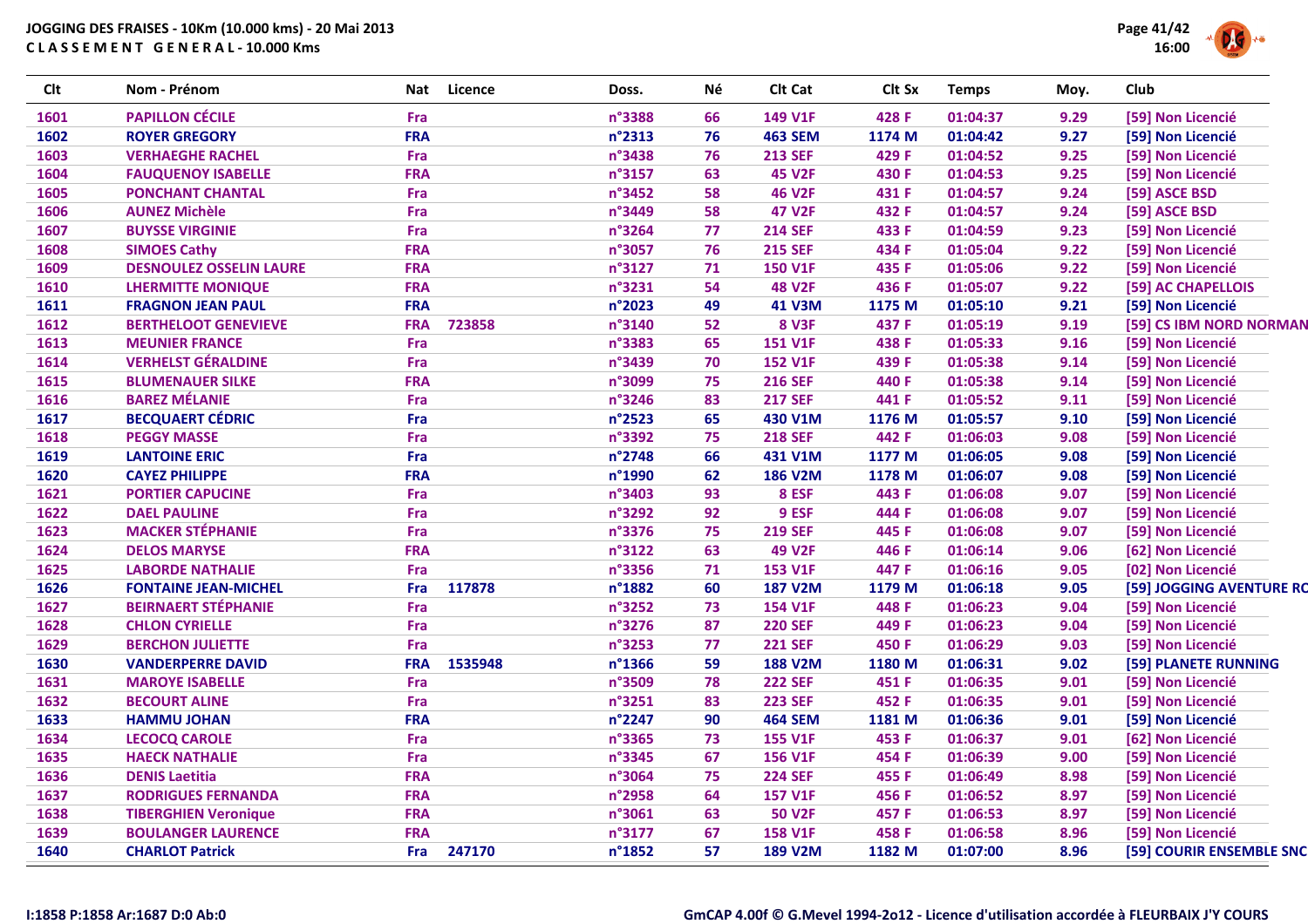JOGGING DES FRAISES - 10Km (10.000 kms) - 20 Mai 2013
C L A S S E M E N T   G E N E R A L - 10.000 Kms

| Clt | Nom - Prénom | Nat | Licence | Doss. | Né | Clt Cat | Clt Sx | Temps | Moy. | Club |
|---|---|---|---|---|---|---|---|---|---|---|
| 1601 | PAPILLON CÉCILE | Fra | | n°3388 | 66 | 149 V1F | 428 F | 01:04:37 | 9.29 | [59] Non Licencié |
| 1602 | ROYER GREGORY | FRA | | n°2313 | 76 | 463 SEM | 1174 M | 01:04:42 | 9.27 | [59] Non Licencié |
| 1603 | VERHAEGHE RACHEL | Fra | | n°3438 | 76 | 213 SEF | 429 F | 01:04:52 | 9.25 | [59] Non Licencié |
| 1604 | FAUQUENOY ISABELLE | FRA | | n°3157 | 63 | 45 V2F | 430 F | 01:04:53 | 9.25 | [59] Non Licencié |
| 1605 | PONCHANT CHANTAL | Fra | | n°3452 | 58 | 46 V2F | 431 F | 01:04:57 | 9.24 | [59] ASCE BSD |
| 1606 | AUNEZ Michèle | Fra | | n°3449 | 58 | 47 V2F | 432 F | 01:04:57 | 9.24 | [59] ASCE BSD |
| 1607 | BUYSSE VIRGINIE | Fra | | n°3264 | 77 | 214 SEF | 433 F | 01:04:59 | 9.23 | [59] Non Licencié |
| 1608 | SIMOES Cathy | FRA | | n°3057 | 76 | 215 SEF | 434 F | 01:05:04 | 9.22 | [59] Non Licencié |
| 1609 | DESNOULEZ OSSELIN LAURE | FRA | | n°3127 | 71 | 150 V1F | 435 F | 01:05:06 | 9.22 | [59] Non Licencié |
| 1610 | LHERMITTE MONIQUE | FRA | | n°3231 | 54 | 48 V2F | 436 F | 01:05:07 | 9.22 | [59] AC CHAPELLOIS |
| 1611 | FRAGNON JEAN PAUL | FRA | | n°2023 | 49 | 41 V3M | 1175 M | 01:05:10 | 9.21 | [59] Non Licencié |
| 1612 | BERTHELOOT GENEVIEVE | FRA | 723858 | n°3140 | 52 | 8 V3F | 437 F | 01:05:19 | 9.19 | [59] CS IBM NORD NORMAN |
| 1613 | MEUNIER FRANCE | Fra | | n°3383 | 65 | 151 V1F | 438 F | 01:05:33 | 9.16 | [59] Non Licencié |
| 1614 | VERHELST GÉRALDINE | Fra | | n°3439 | 70 | 152 V1F | 439 F | 01:05:38 | 9.14 | [59] Non Licencié |
| 1615 | BLUMENAUER SILKE | FRA | | n°3099 | 75 | 216 SEF | 440 F | 01:05:38 | 9.14 | [59] Non Licencié |
| 1616 | BAREZ MÉLANIE | Fra | | n°3246 | 83 | 217 SEF | 441 F | 01:05:52 | 9.11 | [59] Non Licencié |
| 1617 | BECQUAERT CÉDRIC | Fra | | n°2523 | 65 | 430 V1M | 1176 M | 01:05:57 | 9.10 | [59] Non Licencié |
| 1618 | PEGGY MASSE | Fra | | n°3392 | 75 | 218 SEF | 442 F | 01:06:03 | 9.08 | [59] Non Licencié |
| 1619 | LANTOINE ERIC | Fra | | n°2748 | 66 | 431 V1M | 1177 M | 01:06:05 | 9.08 | [59] Non Licencié |
| 1620 | CAYEZ PHILIPPE | FRA | | n°1990 | 62 | 186 V2M | 1178 M | 01:06:07 | 9.08 | [59] Non Licencié |
| 1621 | PORTIER CAPUCINE | Fra | | n°3403 | 93 | 8 ESF | 443 F | 01:06:08 | 9.07 | [59] Non Licencié |
| 1622 | DAEL PAULINE | Fra | | n°3292 | 92 | 9 ESF | 444 F | 01:06:08 | 9.07 | [59] Non Licencié |
| 1623 | MACKER STÉPHANIE | Fra | | n°3376 | 75 | 219 SEF | 445 F | 01:06:08 | 9.07 | [59] Non Licencié |
| 1624 | DELOS MARYSE | FRA | | n°3122 | 63 | 49 V2F | 446 F | 01:06:14 | 9.06 | [62] Non Licencié |
| 1625 | LABORDE NATHALIE | Fra | | n°3356 | 71 | 153 V1F | 447 F | 01:06:16 | 9.05 | [02] Non Licencié |
| 1626 | FONTAINE JEAN-MICHEL | Fra | 117878 | n°1882 | 60 | 187 V2M | 1179 M | 01:06:18 | 9.05 | [59] JOGGING AVENTURE RC |
| 1627 | BEIRNAERT STÉPHANIE | Fra | | n°3252 | 73 | 154 V1F | 448 F | 01:06:23 | 9.04 | [59] Non Licencié |
| 1628 | CHLON CYRIELLE | Fra | | n°3276 | 87 | 220 SEF | 449 F | 01:06:23 | 9.04 | [59] Non Licencié |
| 1629 | BERCHON JULIETTE | Fra | | n°3253 | 77 | 221 SEF | 450 F | 01:06:29 | 9.03 | [59] Non Licencié |
| 1630 | VANDERPERRE DAVID | FRA | 1535948 | n°1366 | 59 | 188 V2M | 1180 M | 01:06:31 | 9.02 | [59] PLANETE RUNNING |
| 1631 | MAROYE ISABELLE | Fra | | n°3509 | 78 | 222 SEF | 451 F | 01:06:35 | 9.01 | [59] Non Licencié |
| 1632 | BECOURT ALINE | Fra | | n°3251 | 83 | 223 SEF | 452 F | 01:06:35 | 9.01 | [59] Non Licencié |
| 1633 | HAMMU JOHAN | FRA | | n°2247 | 90 | 464 SEM | 1181 M | 01:06:36 | 9.01 | [59] Non Licencié |
| 1634 | LECOCQ CAROLE | Fra | | n°3365 | 73 | 155 V1F | 453 F | 01:06:37 | 9.01 | [62] Non Licencié |
| 1635 | HAECK NATHALIE | Fra | | n°3345 | 67 | 156 V1F | 454 F | 01:06:39 | 9.00 | [59] Non Licencié |
| 1636 | DENIS Laetitia | FRA | | n°3064 | 75 | 224 SEF | 455 F | 01:06:49 | 8.98 | [59] Non Licencié |
| 1637 | RODRIGUES FERNANDA | FRA | | n°2958 | 64 | 157 V1F | 456 F | 01:06:52 | 8.97 | [59] Non Licencié |
| 1638 | TIBERGHIEN Veronique | FRA | | n°3061 | 63 | 50 V2F | 457 F | 01:06:53 | 8.97 | [59] Non Licencié |
| 1639 | BOULANGER LAURENCE | FRA | | n°3177 | 67 | 158 V1F | 458 F | 01:06:58 | 8.96 | [59] Non Licencié |
| 1640 | CHARLOT Patrick | Fra | 247170 | n°1852 | 57 | 189 V2M | 1182 M | 01:07:00 | 8.96 | [59] COURIR ENSEMBLE SNC |

I:1858 P:1858 Ar:1687 D:0 Ab:0

GmCAP 4.00f © G.Mevel 1994-2o12 - Licence d'utilisation accordée à FLEURBAIX J'Y COURS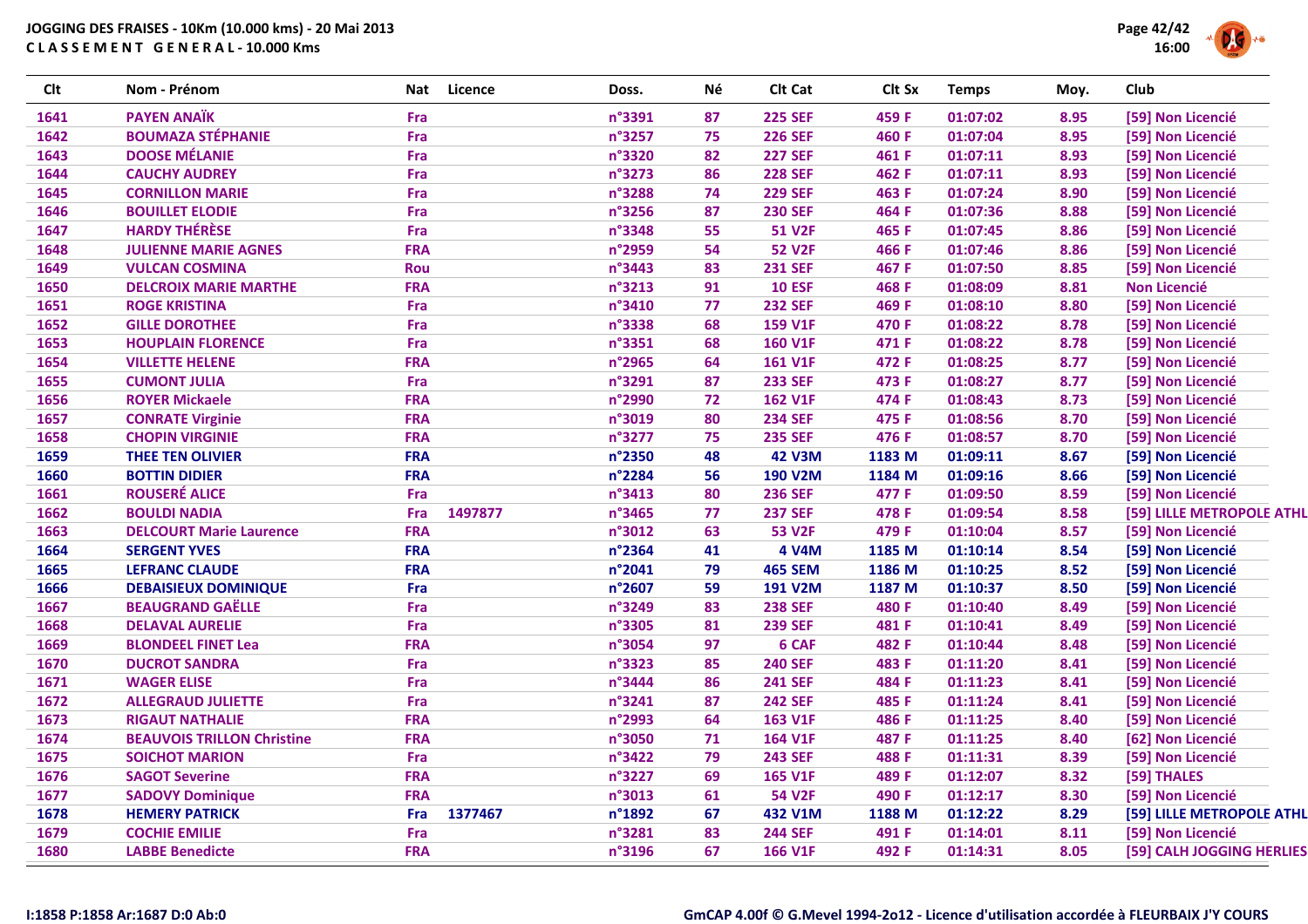JOGGING DES FRAISES - 10Km (10.000 kms) - 20 Mai 2013
C L A S S E M E N T   G E N E R A L - 10.000 Kms

| Clt | Nom - Prénom | Nat | Licence | Doss. | Né | Clt Cat | Clt Sx | Temps | Moy. | Club |
|---|---|---|---|---|---|---|---|---|---|---|
| 1641 | PAYEN ANAÏK | Fra | | n°3391 | 87 | 225 SEF | 459 F | 01:07:02 | 8.95 | [59] Non Licencié |
| 1642 | BOUMAZA STÉPHANIE | Fra | | n°3257 | 75 | 226 SEF | 460 F | 01:07:04 | 8.95 | [59] Non Licencié |
| 1643 | DOOSE MÉLANIE | Fra | | n°3320 | 82 | 227 SEF | 461 F | 01:07:11 | 8.93 | [59] Non Licencié |
| 1644 | CAUCHY AUDREY | Fra | | n°3273 | 86 | 228 SEF | 462 F | 01:07:11 | 8.93 | [59] Non Licencié |
| 1645 | CORNILLON MARIE | Fra | | n°3288 | 74 | 229 SEF | 463 F | 01:07:24 | 8.90 | [59] Non Licencié |
| 1646 | BOUILLET ELODIE | Fra | | n°3256 | 87 | 230 SEF | 464 F | 01:07:36 | 8.88 | [59] Non Licencié |
| 1647 | HARDY THÉRÈSE | Fra | | n°3348 | 55 | 51 V2F | 465 F | 01:07:45 | 8.86 | [59] Non Licencié |
| 1648 | JULIENNE MARIE AGNES | FRA | | n°2959 | 54 | 52 V2F | 466 F | 01:07:46 | 8.86 | [59] Non Licencié |
| 1649 | VULCAN COSMINA | Rou | | n°3443 | 83 | 231 SEF | 467 F | 01:07:50 | 8.85 | [59] Non Licencié |
| 1650 | DELCROIX MARIE MARTHE | FRA | | n°3213 | 91 | 10 ESF | 468 F | 01:08:09 | 8.81 | Non Licencié |
| 1651 | ROGE KRISTINA | Fra | | n°3410 | 77 | 232 SEF | 469 F | 01:08:10 | 8.80 | [59] Non Licencié |
| 1652 | GILLE DOROTHEE | Fra | | n°3338 | 68 | 159 V1F | 470 F | 01:08:22 | 8.78 | [59] Non Licencié |
| 1653 | HOUPLAIN FLORENCE | Fra | | n°3351 | 68 | 160 V1F | 471 F | 01:08:22 | 8.78 | [59] Non Licencié |
| 1654 | VILLETTE HELENE | FRA | | n°2965 | 64 | 161 V1F | 472 F | 01:08:25 | 8.77 | [59] Non Licencié |
| 1655 | CUMONT JULIA | Fra | | n°3291 | 87 | 233 SEF | 473 F | 01:08:27 | 8.77 | [59] Non Licencié |
| 1656 | ROYER Mickaele | FRA | | n°2990 | 72 | 162 V1F | 474 F | 01:08:43 | 8.73 | [59] Non Licencié |
| 1657 | CONRATE Virginie | FRA | | n°3019 | 80 | 234 SEF | 475 F | 01:08:56 | 8.70 | [59] Non Licencié |
| 1658 | CHOPIN VIRGINIE | FRA | | n°3277 | 75 | 235 SEF | 476 F | 01:08:57 | 8.70 | [59] Non Licencié |
| 1659 | THEE TEN OLIVIER | FRA | | n°2350 | 48 | 42 V3M | 1183 M | 01:09:11 | 8.67 | [59] Non Licencié |
| 1660 | BOTTIN DIDIER | FRA | | n°2284 | 56 | 190 V2M | 1184 M | 01:09:16 | 8.66 | [59] Non Licencié |
| 1661 | ROUSERÉ ALICE | Fra | | n°3413 | 80 | 236 SEF | 477 F | 01:09:50 | 8.59 | [59] Non Licencié |
| 1662 | BOULDI NADIA | Fra | 1497877 | n°3465 | 77 | 237 SEF | 478 F | 01:09:54 | 8.58 | [59] LILLE METROPOLE ATHL |
| 1663 | DELCOURT Marie Laurence | FRA | | n°3012 | 63 | 53 V2F | 479 F | 01:10:04 | 8.57 | [59] Non Licencié |
| 1664 | SERGENT YVES | FRA | | n°2364 | 41 | 4 V4M | 1185 M | 01:10:14 | 8.54 | [59] Non Licencié |
| 1665 | LEFRANC CLAUDE | FRA | | n°2041 | 79 | 465 SEM | 1186 M | 01:10:25 | 8.52 | [59] Non Licencié |
| 1666 | DEBAISIEUX DOMINIQUE | Fra | | n°2607 | 59 | 191 V2M | 1187 M | 01:10:37 | 8.50 | [59] Non Licencié |
| 1667 | BEAUGRAND GAËLLE | Fra | | n°3249 | 83 | 238 SEF | 480 F | 01:10:40 | 8.49 | [59] Non Licencié |
| 1668 | DELAVAL AURELIE | Fra | | n°3305 | 81 | 239 SEF | 481 F | 01:10:41 | 8.49 | [59] Non Licencié |
| 1669 | BLONDEEL FINET Lea | FRA | | n°3054 | 97 | 6 CAF | 482 F | 01:10:44 | 8.48 | [59] Non Licencié |
| 1670 | DUCROT SANDRA | Fra | | n°3323 | 85 | 240 SEF | 483 F | 01:11:20 | 8.41 | [59] Non Licencié |
| 1671 | WAGER ELISE | Fra | | n°3444 | 86 | 241 SEF | 484 F | 01:11:23 | 8.41 | [59] Non Licencié |
| 1672 | ALLEGRAUD JULIETTE | Fra | | n°3241 | 87 | 242 SEF | 485 F | 01:11:24 | 8.41 | [59] Non Licencié |
| 1673 | RIGAUT NATHALIE | FRA | | n°2993 | 64 | 163 V1F | 486 F | 01:11:25 | 8.40 | [59] Non Licencié |
| 1674 | BEAUVOIS TRILLON Christine | FRA | | n°3050 | 71 | 164 V1F | 487 F | 01:11:25 | 8.40 | [62] Non Licencié |
| 1675 | SOICHOT MARION | Fra | | n°3422 | 79 | 243 SEF | 488 F | 01:11:31 | 8.39 | [59] Non Licencié |
| 1676 | SAGOT Severine | FRA | | n°3227 | 69 | 165 V1F | 489 F | 01:12:07 | 8.32 | [59] THALES |
| 1677 | SADOVY Dominique | FRA | | n°3013 | 61 | 54 V2F | 490 F | 01:12:17 | 8.30 | [59] Non Licencié |
| 1678 | HEMERY PATRICK | Fra | 1377467 | n°1892 | 67 | 432 V1M | 1188 M | 01:12:22 | 8.29 | [59] LILLE METROPOLE ATHL |
| 1679 | COCHIE EMILIE | Fra | | n°3281 | 83 | 244 SEF | 491 F | 01:14:01 | 8.11 | [59] Non Licencié |
| 1680 | LABBE Benedicte | FRA | | n°3196 | 67 | 166 V1F | 492 F | 01:14:31 | 8.05 | [59] CALH JOGGING HERLIES |

I:1858 P:1858 Ar:1687 D:0 Ab:0

GmCAP 4.00f © G.Mevel 1994-2o12 - Licence d'utilisation accordée à FLEURBAIX J'Y COURS